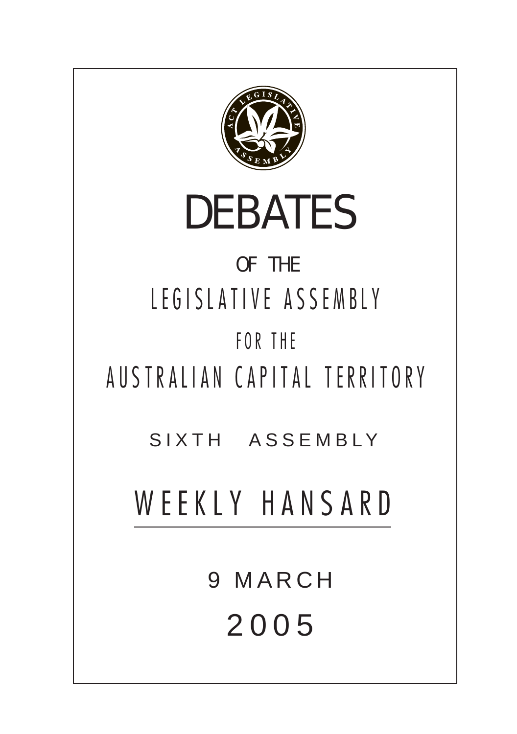# DEBATES

OF THE

LEGISLATIVE ASSEMBLY

FOR THE

AUSTRALIAN CAPITAL TERRITORY

SIXTH ASSEMBLY

## WEEKLY HANSARD

9 MARCH

2005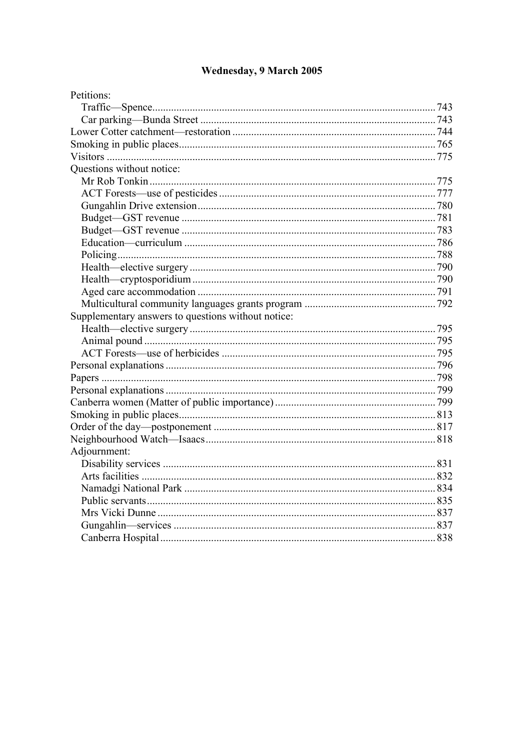**Wednesday, 9 March 2005**

Petitions:
- Traffic—Spence ... 743
- Car parking—Bunda Street ... 743

Lower Cotter catchment—restoration ... 744

Smoking in public places ... 765

Visitors ... 775

Questions without notice:
- Mr Rob Tonkin ... 775
- ACT Forests—use of pesticides ... 777
- Gungahlin Drive extension ... 780
- Budget—GST revenue ... 781
- Budget—GST revenue ... 783
- Education—curriculum ... 786
- Policing ... 788
- Health—elective surgery ... 790
- Health—cryptosporidium ... 790
- Aged care accommodation ... 791
- Multicultural community languages grants program ... 792

Supplementary answers to questions without notice:
- Health—elective surgery ... 795
- Animal pound ... 795
- ACT Forests—use of herbicides ... 795

Personal explanations ... 796

Papers ... 798

Personal explanations ... 799

Canberra women (Matter of public importance) ... 799

Smoking in public places ... 813

Order of the day—postponement ... 817

Neighbourhood Watch—Isaacs ... 818

Adjournment:
- Disability services ... 831
- Arts facilities ... 832
- Namadgi National Park ... 834
- Public servants ... 835
- Mrs Vicki Dunne ... 837
- Gungahlin—services ... 837
- Canberra Hospital ... 838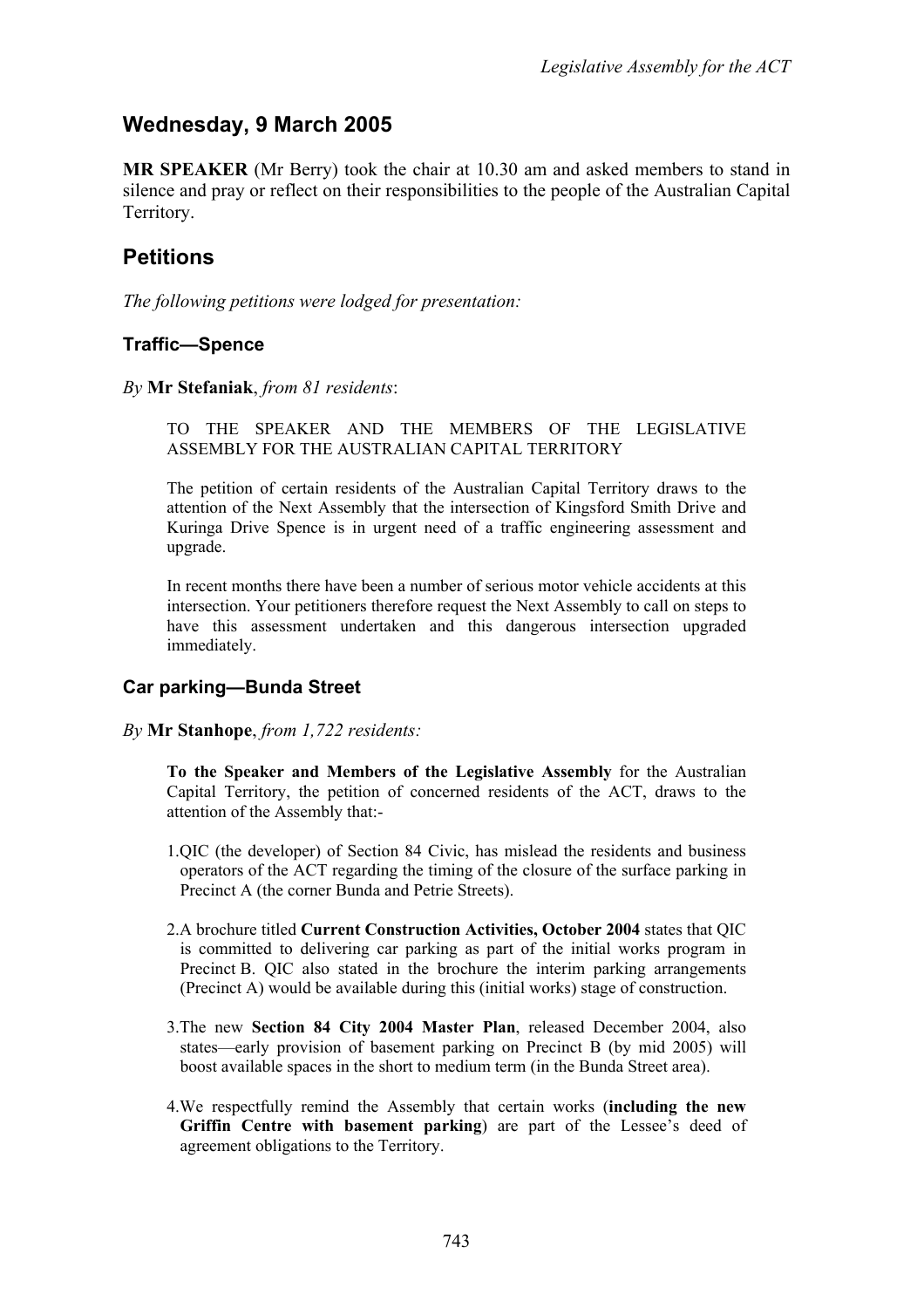## Wednesday, 9 March 2005

**MR SPEAKER** (Mr Berry) took the chair at 10.30 am and asked members to stand in silence and pray or reflect on their responsibilities to the people of the Australian Capital Territory.

## Petitions

*The following petitions were lodged for presentation:*

### Traffic—Spence

*By* **Mr Stefaniak**, *from 81 residents*:

> TO THE SPEAKER AND THE MEMBERS OF THE LEGISLATIVE ASSEMBLY FOR THE AUSTRALIAN CAPITAL TERRITORY
>
> The petition of certain residents of the Australian Capital Territory draws to the attention of the Next Assembly that the intersection of Kingsford Smith Drive and Kuringa Drive Spence is in urgent need of a traffic engineering assessment and upgrade.
>
> In recent months there have been a number of serious motor vehicle accidents at this intersection. Your petitioners therefore request the Next Assembly to call on steps to have this assessment undertaken and this dangerous intersection upgraded immediately.

### Car parking—Bunda Street

*By* **Mr Stanhope**, *from 1,722 residents:*

> **To the Speaker and Members of the Legislative Assembly** for the Australian Capital Territory, the petition of concerned residents of the ACT, draws to the attention of the Assembly that:-
>
> 1. QIC (the developer) of Section 84 Civic, has mislead the residents and business operators of the ACT regarding the timing of the closure of the surface parking in Precinct A (the corner Bunda and Petrie Streets).
> 2. A brochure titled **Current Construction Activities, October 2004** states that QIC is committed to delivering car parking as part of the initial works program in Precinct B. QIC also stated in the brochure the interim parking arrangements (Precinct A) would be available during this (initial works) stage of construction.
> 3. The new **Section 84 City 2004 Master Plan**, released December 2004, also states—early provision of basement parking on Precinct B (by mid 2005) will boost available spaces in the short to medium term (in the Bunda Street area).
> 4. We respectfully remind the Assembly that certain works (**including the new Griffin Centre with basement parking**) are part of the Lessee's deed of agreement obligations to the Territory.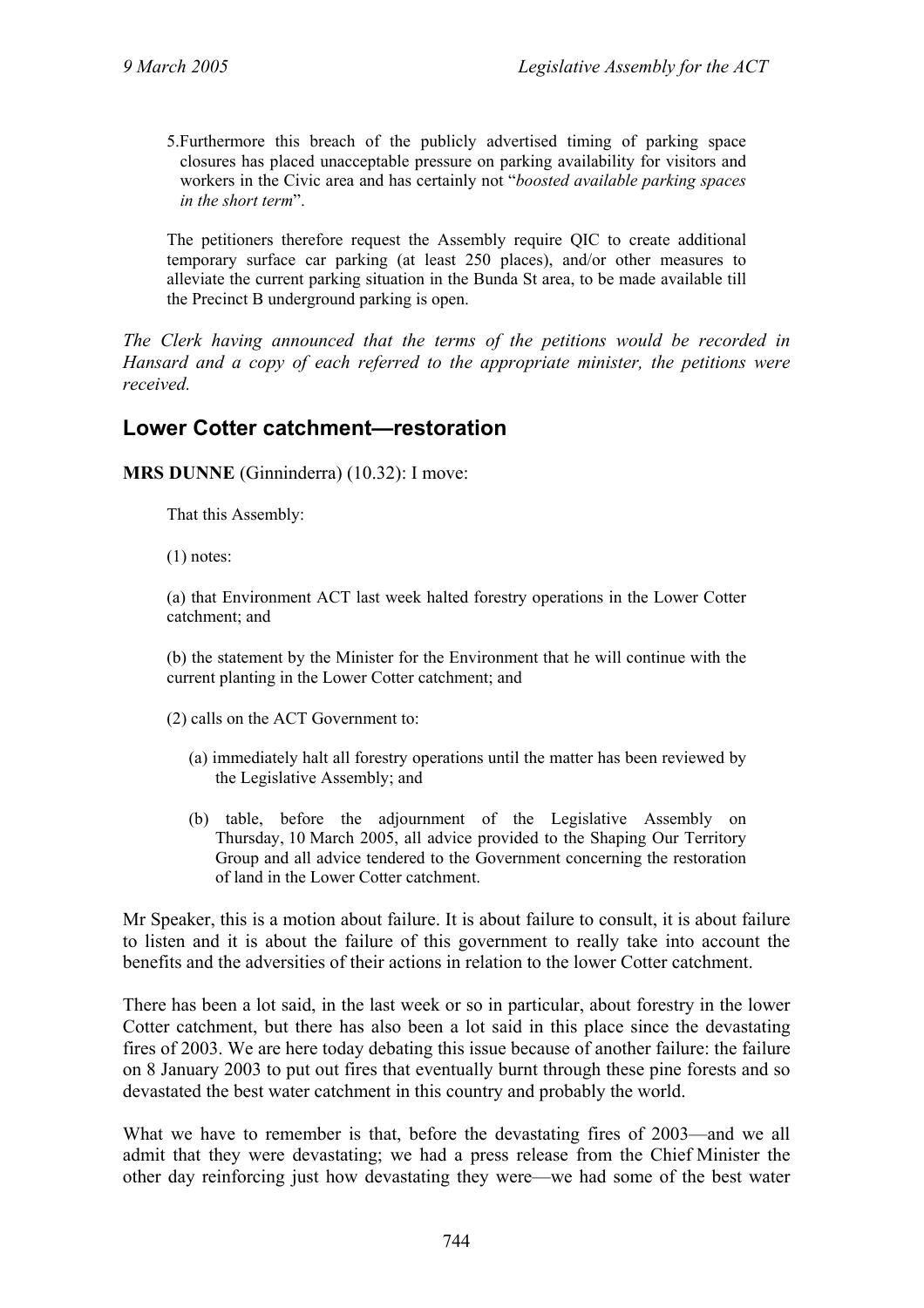5. Furthermore this breach of the publicly advertised timing of parking space closures has placed unacceptable pressure on parking availability for visitors and workers in the Civic area and has certainly not "*boosted available parking spaces in the short term*".

The petitioners therefore request the Assembly require QIC to create additional temporary surface car parking (at least 250 places), and/or other measures to alleviate the current parking situation in the Bunda St area, to be made available till the Precinct B underground parking is open.

*The Clerk having announced that the terms of the petitions would be recorded in Hansard and a copy of each referred to the appropriate minister, the petitions were received.*

## Lower Cotter catchment—restoration

**MRS DUNNE** (Ginninderra) (10.32): I move:

> That this Assembly:
>
> (1) notes:
>
> (a) that Environment ACT last week halted forestry operations in the Lower Cotter catchment; and
>
> (b) the statement by the Minister for the Environment that he will continue with the current planting in the Lower Cotter catchment; and
>
> (2) calls on the ACT Government to:
>
> (a) immediately halt all forestry operations until the matter has been reviewed by the Legislative Assembly; and
>
> (b) table, before the adjournment of the Legislative Assembly on Thursday, 10 March 2005, all advice provided to the Shaping Our Territory Group and all advice tendered to the Government concerning the restoration of land in the Lower Cotter catchment.

Mr Speaker, this is a motion about failure. It is about failure to consult, it is about failure to listen and it is about the failure of this government to really take into account the benefits and the adversities of their actions in relation to the lower Cotter catchment.

There has been a lot said, in the last week or so in particular, about forestry in the lower Cotter catchment, but there has also been a lot said in this place since the devastating fires of 2003. We are here today debating this issue because of another failure: the failure on 8 January 2003 to put out fires that eventually burnt through these pine forests and so devastated the best water catchment in this country and probably the world.

What we have to remember is that, before the devastating fires of 2003—and we all admit that they were devastating; we had a press release from the Chief Minister the other day reinforcing just how devastating they were—we had some of the best water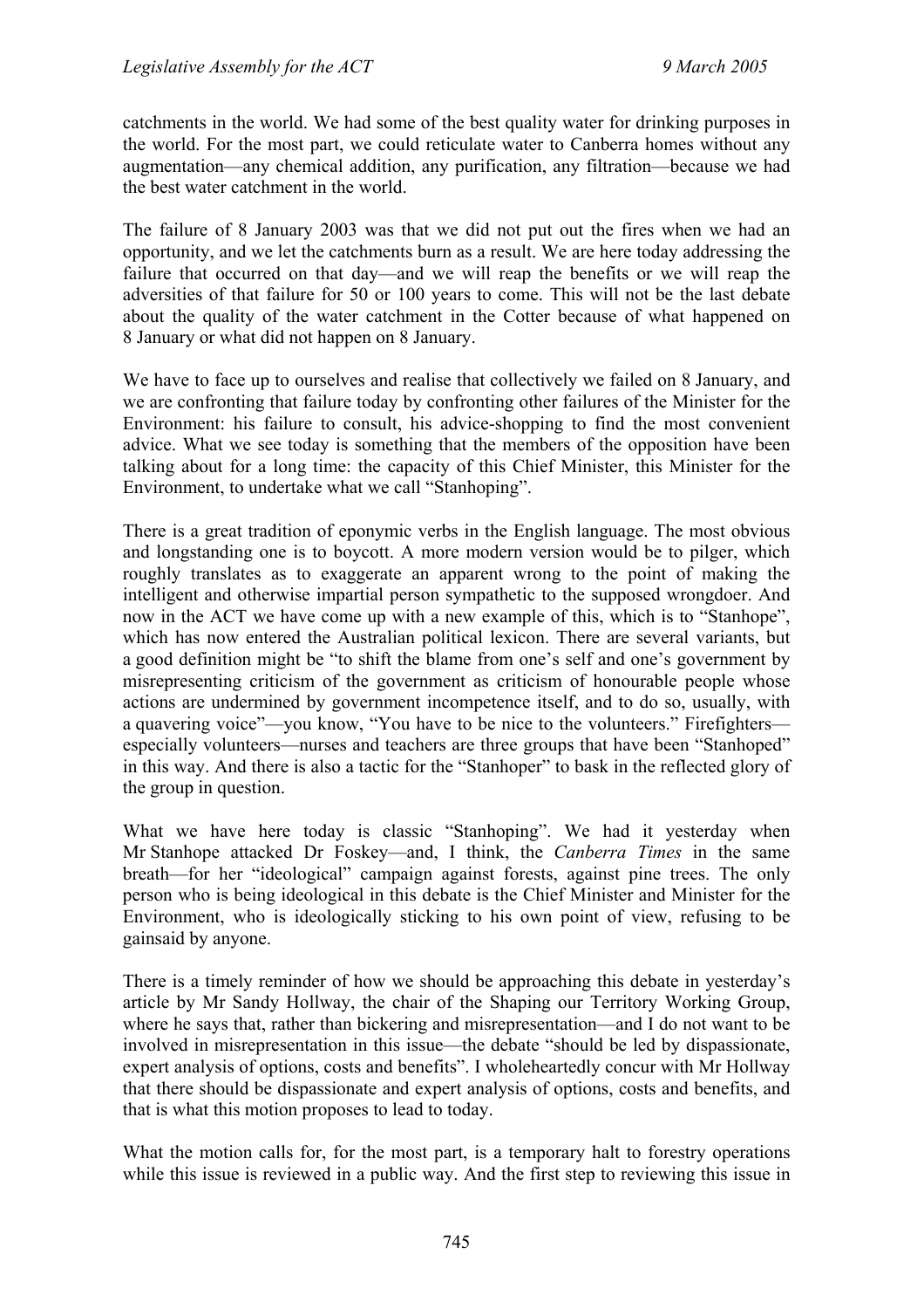catchments in the world. We had some of the best quality water for drinking purposes in the world. For the most part, we could reticulate water to Canberra homes without any augmentation—any chemical addition, any purification, any filtration—because we had the best water catchment in the world.

The failure of 8 January 2003 was that we did not put out the fires when we had an opportunity, and we let the catchments burn as a result. We are here today addressing the failure that occurred on that day—and we will reap the benefits or we will reap the adversities of that failure for 50 or 100 years to come. This will not be the last debate about the quality of the water catchment in the Cotter because of what happened on 8 January or what did not happen on 8 January.

We have to face up to ourselves and realise that collectively we failed on 8 January, and we are confronting that failure today by confronting other failures of the Minister for the Environment: his failure to consult, his advice-shopping to find the most convenient advice. What we see today is something that the members of the opposition have been talking about for a long time: the capacity of this Chief Minister, this Minister for the Environment, to undertake what we call "Stanhoping".

There is a great tradition of eponymic verbs in the English language. The most obvious and longstanding one is to boycott. A more modern version would be to pilger, which roughly translates as to exaggerate an apparent wrong to the point of making the intelligent and otherwise impartial person sympathetic to the supposed wrongdoer. And now in the ACT we have come up with a new example of this, which is to "Stanhope", which has now entered the Australian political lexicon. There are several variants, but a good definition might be "to shift the blame from one's self and one's government by misrepresenting criticism of the government as criticism of honourable people whose actions are undermined by government incompetence itself, and to do so, usually, with a quavering voice"—you know, "You have to be nice to the volunteers." Firefighters—especially volunteers—nurses and teachers are three groups that have been "Stanhoped" in this way. And there is also a tactic for the "Stanhoper" to bask in the reflected glory of the group in question.

What we have here today is classic "Stanhoping". We had it yesterday when Mr Stanhope attacked Dr Foskey—and, I think, the *Canberra Times* in the same breath—for her "ideological" campaign against forests, against pine trees. The only person who is being ideological in this debate is the Chief Minister and Minister for the Environment, who is ideologically sticking to his own point of view, refusing to be gainsaid by anyone.

There is a timely reminder of how we should be approaching this debate in yesterday's article by Mr Sandy Hollway, the chair of the Shaping our Territory Working Group, where he says that, rather than bickering and misrepresentation—and I do not want to be involved in misrepresentation in this issue—the debate "should be led by dispassionate, expert analysis of options, costs and benefits". I wholeheartedly concur with Mr Hollway that there should be dispassionate and expert analysis of options, costs and benefits, and that is what this motion proposes to lead to today.

What the motion calls for, for the most part, is a temporary halt to forestry operations while this issue is reviewed in a public way. And the first step to reviewing this issue in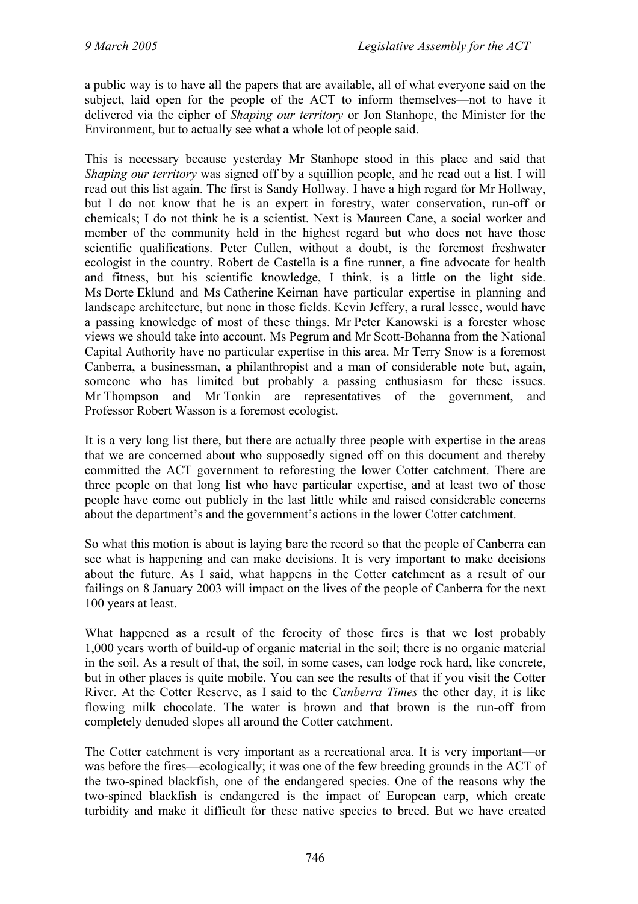a public way is to have all the papers that are available, all of what everyone said on the subject, laid open for the people of the ACT to inform themselves—not to have it delivered via the cipher of *Shaping our territory* or Jon Stanhope, the Minister for the Environment, but to actually see what a whole lot of people said.

This is necessary because yesterday Mr Stanhope stood in this place and said that *Shaping our territory* was signed off by a squillion people, and he read out a list. I will read out this list again. The first is Sandy Hollway. I have a high regard for Mr Hollway, but I do not know that he is an expert in forestry, water conservation, run-off or chemicals; I do not think he is a scientist. Next is Maureen Cane, a social worker and member of the community held in the highest regard but who does not have those scientific qualifications. Peter Cullen, without a doubt, is the foremost freshwater ecologist in the country. Robert de Castella is a fine runner, a fine advocate for health and fitness, but his scientific knowledge, I think, is a little on the light side. Ms Dorte Eklund and Ms Catherine Keirnan have particular expertise in planning and landscape architecture, but none in those fields. Kevin Jeffery, a rural lessee, would have a passing knowledge of most of these things. Mr Peter Kanowski is a forester whose views we should take into account. Ms Pegrum and Mr Scott-Bohanna from the National Capital Authority have no particular expertise in this area. Mr Terry Snow is a foremost Canberra, a businessman, a philanthropist and a man of considerable note but, again, someone who has limited but probably a passing enthusiasm for these issues. Mr Thompson and Mr Tonkin are representatives of the government, and Professor Robert Wasson is a foremost ecologist.

It is a very long list there, but there are actually three people with expertise in the areas that we are concerned about who supposedly signed off on this document and thereby committed the ACT government to reforesting the lower Cotter catchment. There are three people on that long list who have particular expertise, and at least two of those people have come out publicly in the last little while and raised considerable concerns about the department's and the government's actions in the lower Cotter catchment.

So what this motion is about is laying bare the record so that the people of Canberra can see what is happening and can make decisions. It is very important to make decisions about the future. As I said, what happens in the Cotter catchment as a result of our failings on 8 January 2003 will impact on the lives of the people of Canberra for the next 100 years at least.

What happened as a result of the ferocity of those fires is that we lost probably 1,000 years worth of build-up of organic material in the soil; there is no organic material in the soil. As a result of that, the soil, in some cases, can lodge rock hard, like concrete, but in other places is quite mobile. You can see the results of that if you visit the Cotter River. At the Cotter Reserve, as I said to the *Canberra Times* the other day, it is like flowing milk chocolate. The water is brown and that brown is the run-off from completely denuded slopes all around the Cotter catchment.

The Cotter catchment is very important as a recreational area. It is very important—or was before the fires—ecologically; it was one of the few breeding grounds in the ACT of the two-spined blackfish, one of the endangered species. One of the reasons why the two-spined blackfish is endangered is the impact of European carp, which create turbidity and make it difficult for these native species to breed. But we have created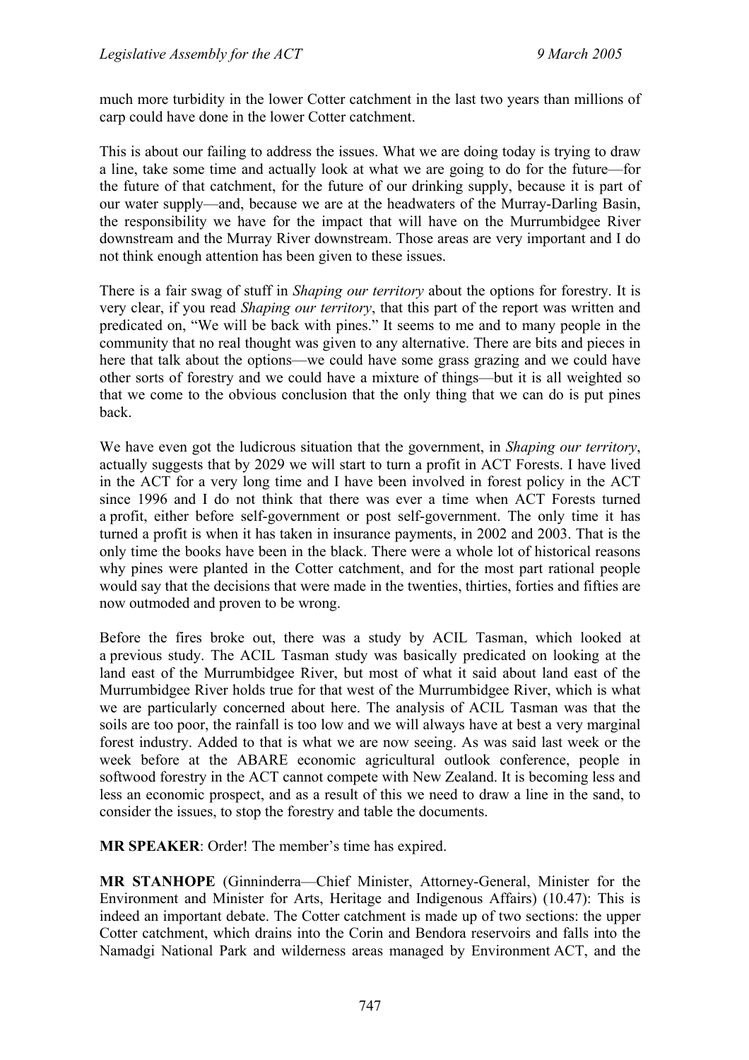much more turbidity in the lower Cotter catchment in the last two years than millions of carp could have done in the lower Cotter catchment.

This is about our failing to address the issues. What we are doing today is trying to draw a line, take some time and actually look at what we are going to do for the future—for the future of that catchment, for the future of our drinking supply, because it is part of our water supply—and, because we are at the headwaters of the Murray-Darling Basin, the responsibility we have for the impact that will have on the Murrumbidgee River downstream and the Murray River downstream. Those areas are very important and I do not think enough attention has been given to these issues.

There is a fair swag of stuff in *Shaping our territory* about the options for forestry. It is very clear, if you read *Shaping our territory*, that this part of the report was written and predicated on, "We will be back with pines." It seems to me and to many people in the community that no real thought was given to any alternative. There are bits and pieces in here that talk about the options—we could have some grass grazing and we could have other sorts of forestry and we could have a mixture of things—but it is all weighted so that we come to the obvious conclusion that the only thing that we can do is put pines back.

We have even got the ludicrous situation that the government, in *Shaping our territory*, actually suggests that by 2029 we will start to turn a profit in ACT Forests. I have lived in the ACT for a very long time and I have been involved in forest policy in the ACT since 1996 and I do not think that there was ever a time when ACT Forests turned a profit, either before self-government or post self-government. The only time it has turned a profit is when it has taken in insurance payments, in 2002 and 2003. That is the only time the books have been in the black. There were a whole lot of historical reasons why pines were planted in the Cotter catchment, and for the most part rational people would say that the decisions that were made in the twenties, thirties, forties and fifties are now outmoded and proven to be wrong.

Before the fires broke out, there was a study by ACIL Tasman, which looked at a previous study. The ACIL Tasman study was basically predicated on looking at the land east of the Murrumbidgee River, but most of what it said about land east of the Murrumbidgee River holds true for that west of the Murrumbidgee River, which is what we are particularly concerned about here. The analysis of ACIL Tasman was that the soils are too poor, the rainfall is too low and we will always have at best a very marginal forest industry. Added to that is what we are now seeing. As was said last week or the week before at the ABARE economic agricultural outlook conference, people in softwood forestry in the ACT cannot compete with New Zealand. It is becoming less and less an economic prospect, and as a result of this we need to draw a line in the sand, to consider the issues, to stop the forestry and table the documents.

**MR SPEAKER**: Order! The member's time has expired.

**MR STANHOPE** (Ginninderra—Chief Minister, Attorney-General, Minister for the Environment and Minister for Arts, Heritage and Indigenous Affairs) (10.47): This is indeed an important debate. The Cotter catchment is made up of two sections: the upper Cotter catchment, which drains into the Corin and Bendora reservoirs and falls into the Namadgi National Park and wilderness areas managed by Environment ACT, and the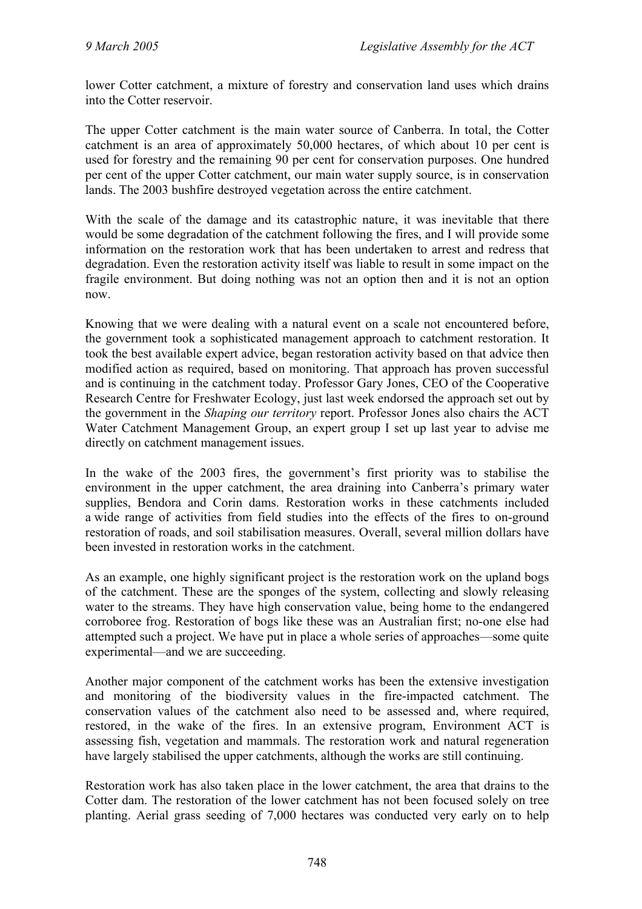lower Cotter catchment, a mixture of forestry and conservation land uses which drains into the Cotter reservoir.

The upper Cotter catchment is the main water source of Canberra. In total, the Cotter catchment is an area of approximately 50,000 hectares, of which about 10 per cent is used for forestry and the remaining 90 per cent for conservation purposes. One hundred per cent of the upper Cotter catchment, our main water supply source, is in conservation lands. The 2003 bushfire destroyed vegetation across the entire catchment.

With the scale of the damage and its catastrophic nature, it was inevitable that there would be some degradation of the catchment following the fires, and I will provide some information on the restoration work that has been undertaken to arrest and redress that degradation. Even the restoration activity itself was liable to result in some impact on the fragile environment. But doing nothing was not an option then and it is not an option now.

Knowing that we were dealing with a natural event on a scale not encountered before, the government took a sophisticated management approach to catchment restoration. It took the best available expert advice, began restoration activity based on that advice then modified action as required, based on monitoring. That approach has proven successful and is continuing in the catchment today. Professor Gary Jones, CEO of the Cooperative Research Centre for Freshwater Ecology, just last week endorsed the approach set out by the government in the *Shaping our territory* report. Professor Jones also chairs the ACT Water Catchment Management Group, an expert group I set up last year to advise me directly on catchment management issues.

In the wake of the 2003 fires, the government's first priority was to stabilise the environment in the upper catchment, the area draining into Canberra's primary water supplies, Bendora and Corin dams. Restoration works in these catchments included a wide range of activities from field studies into the effects of the fires to on-ground restoration of roads, and soil stabilisation measures. Overall, several million dollars have been invested in restoration works in the catchment.

As an example, one highly significant project is the restoration work on the upland bogs of the catchment. These are the sponges of the system, collecting and slowly releasing water to the streams. They have high conservation value, being home to the endangered corroboree frog. Restoration of bogs like these was an Australian first; no-one else had attempted such a project. We have put in place a whole series of approaches—some quite experimental—and we are succeeding.

Another major component of the catchment works has been the extensive investigation and monitoring of the biodiversity values in the fire-impacted catchment. The conservation values of the catchment also need to be assessed and, where required, restored, in the wake of the fires. In an extensive program, Environment ACT is assessing fish, vegetation and mammals. The restoration work and natural regeneration have largely stabilised the upper catchments, although the works are still continuing.

Restoration work has also taken place in the lower catchment, the area that drains to the Cotter dam. The restoration of the lower catchment has not been focused solely on tree planting. Aerial grass seeding of 7,000 hectares was conducted very early on to help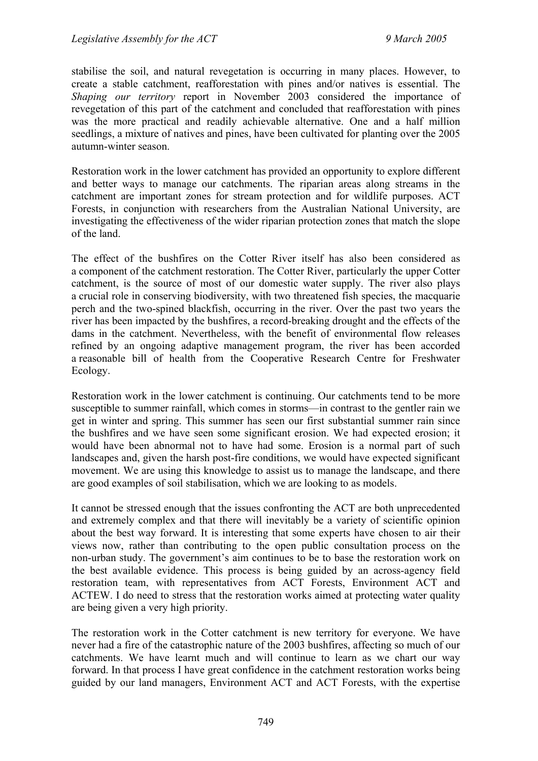stabilise the soil, and natural revegetation is occurring in many places. However, to create a stable catchment, reafforestation with pines and/or natives is essential. The *Shaping our territory* report in November 2003 considered the importance of revegetation of this part of the catchment and concluded that reafforestation with pines was the more practical and readily achievable alternative. One and a half million seedlings, a mixture of natives and pines, have been cultivated for planting over the 2005 autumn-winter season.

Restoration work in the lower catchment has provided an opportunity to explore different and better ways to manage our catchments. The riparian areas along streams in the catchment are important zones for stream protection and for wildlife purposes. ACT Forests, in conjunction with researchers from the Australian National University, are investigating the effectiveness of the wider riparian protection zones that match the slope of the land.

The effect of the bushfires on the Cotter River itself has also been considered as a component of the catchment restoration. The Cotter River, particularly the upper Cotter catchment, is the source of most of our domestic water supply. The river also plays a crucial role in conserving biodiversity, with two threatened fish species, the macquarie perch and the two-spined blackfish, occurring in the river. Over the past two years the river has been impacted by the bushfires, a record-breaking drought and the effects of the dams in the catchment. Nevertheless, with the benefit of environmental flow releases refined by an ongoing adaptive management program, the river has been accorded a reasonable bill of health from the Cooperative Research Centre for Freshwater Ecology.

Restoration work in the lower catchment is continuing. Our catchments tend to be more susceptible to summer rainfall, which comes in storms—in contrast to the gentler rain we get in winter and spring. This summer has seen our first substantial summer rain since the bushfires and we have seen some significant erosion. We had expected erosion; it would have been abnormal not to have had some. Erosion is a normal part of such landscapes and, given the harsh post-fire conditions, we would have expected significant movement. We are using this knowledge to assist us to manage the landscape, and there are good examples of soil stabilisation, which we are looking to as models.

It cannot be stressed enough that the issues confronting the ACT are both unprecedented and extremely complex and that there will inevitably be a variety of scientific opinion about the best way forward. It is interesting that some experts have chosen to air their views now, rather than contributing to the open public consultation process on the non-urban study. The government's aim continues to be to base the restoration work on the best available evidence. This process is being guided by an across-agency field restoration team, with representatives from ACT Forests, Environment ACT and ACTEW. I do need to stress that the restoration works aimed at protecting water quality are being given a very high priority.

The restoration work in the Cotter catchment is new territory for everyone. We have never had a fire of the catastrophic nature of the 2003 bushfires, affecting so much of our catchments. We have learnt much and will continue to learn as we chart our way forward. In that process I have great confidence in the catchment restoration works being guided by our land managers, Environment ACT and ACT Forests, with the expertise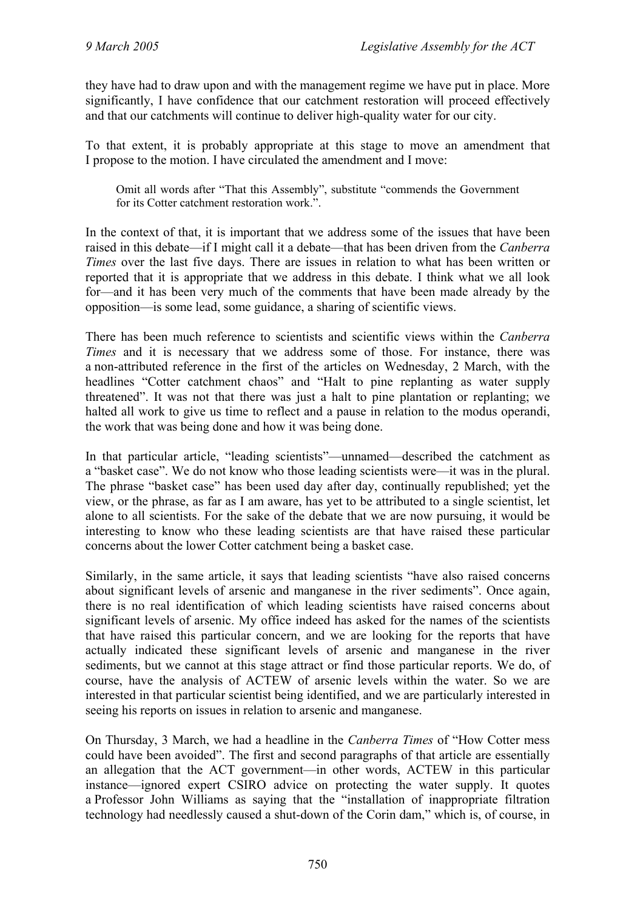they have had to draw upon and with the management regime we have put in place. More significantly, I have confidence that our catchment restoration will proceed effectively and that our catchments will continue to deliver high-quality water for our city.

To that extent, it is probably appropriate at this stage to move an amendment that I propose to the motion. I have circulated the amendment and I move:

> Omit all words after "That this Assembly", substitute "commends the Government for its Cotter catchment restoration work.".

In the context of that, it is important that we address some of the issues that have been raised in this debate—if I might call it a debate—that has been driven from the *Canberra Times* over the last five days. There are issues in relation to what has been written or reported that it is appropriate that we address in this debate. I think what we all look for—and it has been very much of the comments that have been made already by the opposition—is some lead, some guidance, a sharing of scientific views.

There has been much reference to scientists and scientific views within the *Canberra Times* and it is necessary that we address some of those. For instance, there was a non-attributed reference in the first of the articles on Wednesday, 2 March, with the headlines "Cotter catchment chaos" and "Halt to pine replanting as water supply threatened". It was not that there was just a halt to pine plantation or replanting; we halted all work to give us time to reflect and a pause in relation to the modus operandi, the work that was being done and how it was being done.

In that particular article, "leading scientists"—unnamed—described the catchment as a "basket case". We do not know who those leading scientists were—it was in the plural. The phrase "basket case" has been used day after day, continually republished; yet the view, or the phrase, as far as I am aware, has yet to be attributed to a single scientist, let alone to all scientists. For the sake of the debate that we are now pursuing, it would be interesting to know who these leading scientists are that have raised these particular concerns about the lower Cotter catchment being a basket case.

Similarly, in the same article, it says that leading scientists "have also raised concerns about significant levels of arsenic and manganese in the river sediments". Once again, there is no real identification of which leading scientists have raised concerns about significant levels of arsenic. My office indeed has asked for the names of the scientists that have raised this particular concern, and we are looking for the reports that have actually indicated these significant levels of arsenic and manganese in the river sediments, but we cannot at this stage attract or find those particular reports. We do, of course, have the analysis of ACTEW of arsenic levels within the water. So we are interested in that particular scientist being identified, and we are particularly interested in seeing his reports on issues in relation to arsenic and manganese.

On Thursday, 3 March, we had a headline in the *Canberra Times* of "How Cotter mess could have been avoided". The first and second paragraphs of that article are essentially an allegation that the ACT government—in other words, ACTEW in this particular instance—ignored expert CSIRO advice on protecting the water supply. It quotes a Professor John Williams as saying that the "installation of inappropriate filtration technology had needlessly caused a shut-down of the Corin dam," which is, of course, in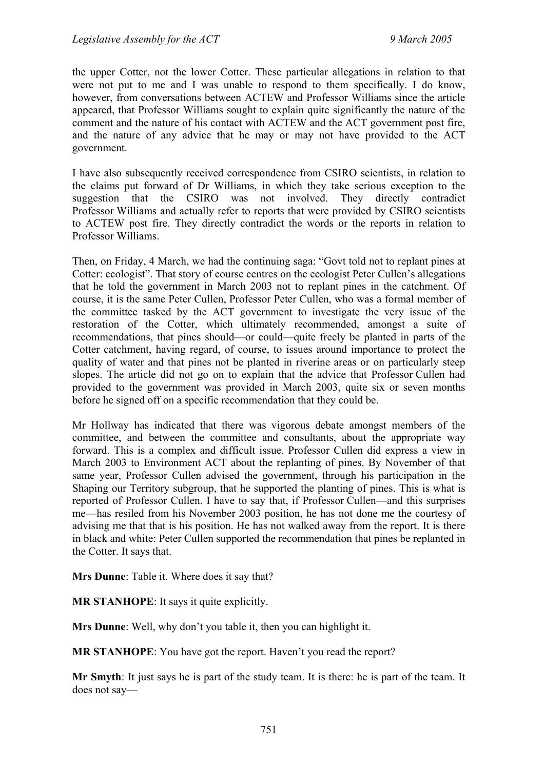the upper Cotter, not the lower Cotter. These particular allegations in relation to that were not put to me and I was unable to respond to them specifically. I do know, however, from conversations between ACTEW and Professor Williams since the article appeared, that Professor Williams sought to explain quite significantly the nature of the comment and the nature of his contact with ACTEW and the ACT government post fire, and the nature of any advice that he may or may not have provided to the ACT government.

I have also subsequently received correspondence from CSIRO scientists, in relation to the claims put forward of Dr Williams, in which they take serious exception to the suggestion that the CSIRO was not involved. They directly contradict Professor Williams and actually refer to reports that were provided by CSIRO scientists to ACTEW post fire. They directly contradict the words or the reports in relation to Professor Williams.

Then, on Friday, 4 March, we had the continuing saga: "Govt told not to replant pines at Cotter: ecologist". That story of course centres on the ecologist Peter Cullen's allegations that he told the government in March 2003 not to replant pines in the catchment. Of course, it is the same Peter Cullen, Professor Peter Cullen, who was a formal member of the committee tasked by the ACT government to investigate the very issue of the restoration of the Cotter, which ultimately recommended, amongst a suite of recommendations, that pines should—or could—quite freely be planted in parts of the Cotter catchment, having regard, of course, to issues around importance to protect the quality of water and that pines not be planted in riverine areas or on particularly steep slopes. The article did not go on to explain that the advice that Professor Cullen had provided to the government was provided in March 2003, quite six or seven months before he signed off on a specific recommendation that they could be.

Mr Hollway has indicated that there was vigorous debate amongst members of the committee, and between the committee and consultants, about the appropriate way forward. This is a complex and difficult issue. Professor Cullen did express a view in March 2003 to Environment ACT about the replanting of pines. By November of that same year, Professor Cullen advised the government, through his participation in the Shaping our Territory subgroup, that he supported the planting of pines. This is what is reported of Professor Cullen. I have to say that, if Professor Cullen—and this surprises me—has resiled from his November 2003 position, he has not done me the courtesy of advising me that that is his position. He has not walked away from the report. It is there in black and white: Peter Cullen supported the recommendation that pines be replanted in the Cotter. It says that.

**Mrs Dunne**: Table it. Where does it say that?

**MR STANHOPE**: It says it quite explicitly.

**Mrs Dunne**: Well, why don't you table it, then you can highlight it.

**MR STANHOPE**: You have got the report. Haven't you read the report?

**Mr Smyth**: It just says he is part of the study team. It is there: he is part of the team. It does not say—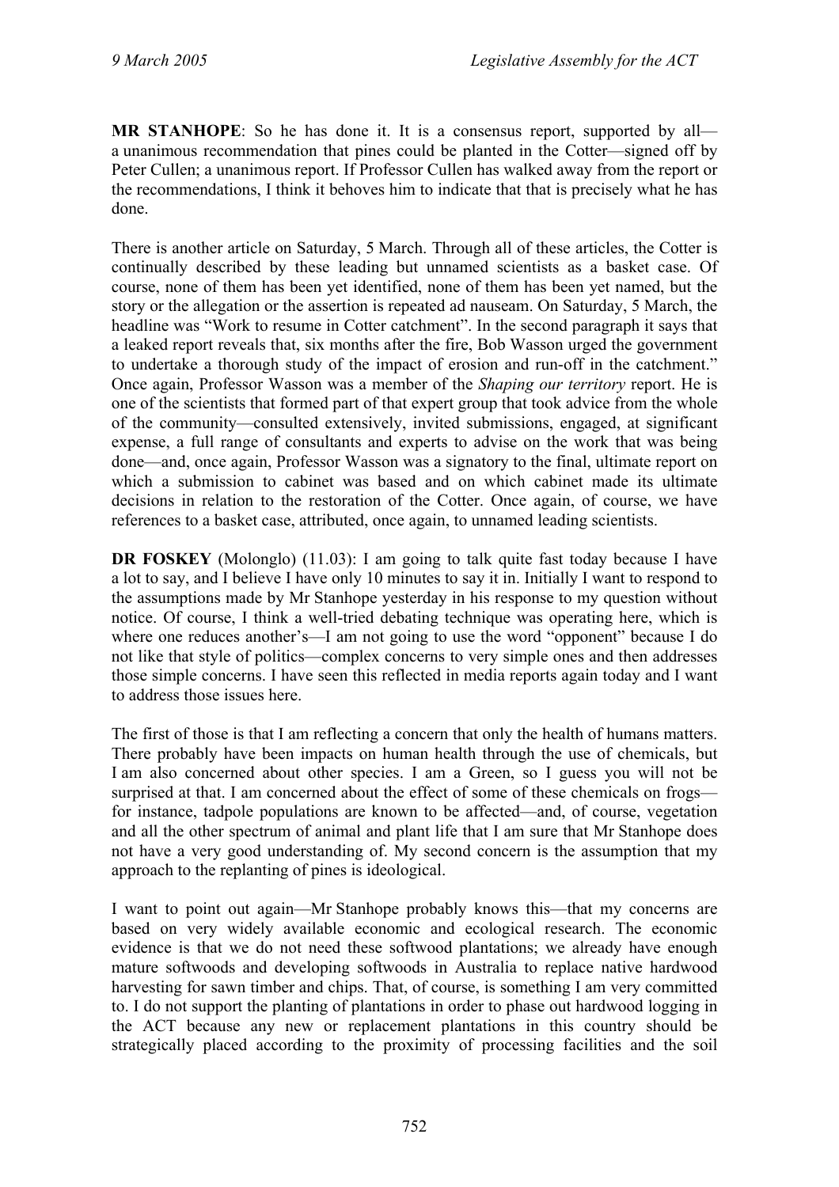**MR STANHOPE**: So he has done it. It is a consensus report, supported by all—a unanimous recommendation that pines could be planted in the Cotter—signed off by Peter Cullen; a unanimous report. If Professor Cullen has walked away from the report or the recommendations, I think it behoves him to indicate that that is precisely what he has done.

There is another article on Saturday, 5 March. Through all of these articles, the Cotter is continually described by these leading but unnamed scientists as a basket case. Of course, none of them has been yet identified, none of them has been yet named, but the story or the allegation or the assertion is repeated ad nauseam. On Saturday, 5 March, the headline was "Work to resume in Cotter catchment". In the second paragraph it says that a leaked report reveals that, six months after the fire, Bob Wasson urged the government to undertake a thorough study of the impact of erosion and run-off in the catchment." Once again, Professor Wasson was a member of the *Shaping our territory* report. He is one of the scientists that formed part of that expert group that took advice from the whole of the community—consulted extensively, invited submissions, engaged, at significant expense, a full range of consultants and experts to advise on the work that was being done—and, once again, Professor Wasson was a signatory to the final, ultimate report on which a submission to cabinet was based and on which cabinet made its ultimate decisions in relation to the restoration of the Cotter. Once again, of course, we have references to a basket case, attributed, once again, to unnamed leading scientists.

**DR FOSKEY** (Molonglo) (11.03): I am going to talk quite fast today because I have a lot to say, and I believe I have only 10 minutes to say it in. Initially I want to respond to the assumptions made by Mr Stanhope yesterday in his response to my question without notice. Of course, I think a well-tried debating technique was operating here, which is where one reduces another's—I am not going to use the word "opponent" because I do not like that style of politics—complex concerns to very simple ones and then addresses those simple concerns. I have seen this reflected in media reports again today and I want to address those issues here.

The first of those is that I am reflecting a concern that only the health of humans matters. There probably have been impacts on human health through the use of chemicals, but I am also concerned about other species. I am a Green, so I guess you will not be surprised at that. I am concerned about the effect of some of these chemicals on frogs—for instance, tadpole populations are known to be affected—and, of course, vegetation and all the other spectrum of animal and plant life that I am sure that Mr Stanhope does not have a very good understanding of. My second concern is the assumption that my approach to the replanting of pines is ideological.

I want to point out again—Mr Stanhope probably knows this—that my concerns are based on very widely available economic and ecological research. The economic evidence is that we do not need these softwood plantations; we already have enough mature softwoods and developing softwoods in Australia to replace native hardwood harvesting for sawn timber and chips. That, of course, is something I am very committed to. I do not support the planting of plantations in order to phase out hardwood logging in the ACT because any new or replacement plantations in this country should be strategically placed according to the proximity of processing facilities and the soil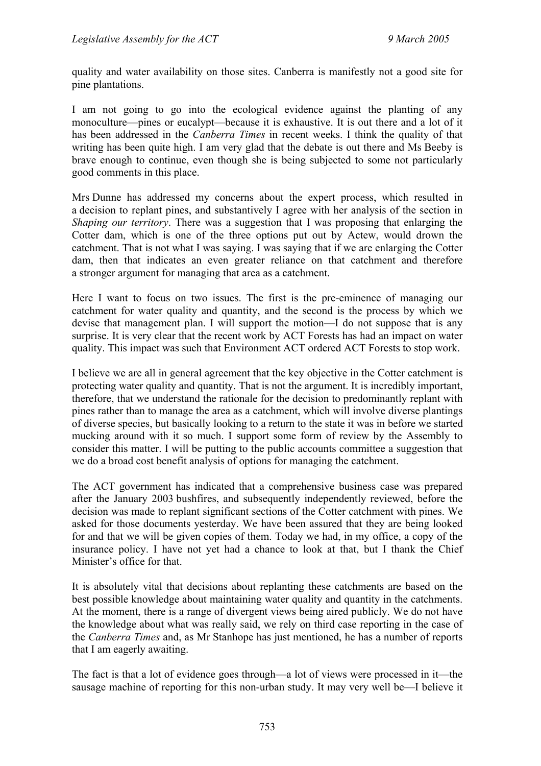quality and water availability on those sites. Canberra is manifestly not a good site for pine plantations.

I am not going to go into the ecological evidence against the planting of any monoculture—pines or eucalypt—because it is exhaustive. It is out there and a lot of it has been addressed in the *Canberra Times* in recent weeks. I think the quality of that writing has been quite high. I am very glad that the debate is out there and Ms Beeby is brave enough to continue, even though she is being subjected to some not particularly good comments in this place.

Mrs Dunne has addressed my concerns about the expert process, which resulted in a decision to replant pines, and substantively I agree with her analysis of the section in *Shaping our territory*. There was a suggestion that I was proposing that enlarging the Cotter dam, which is one of the three options put out by Actew, would drown the catchment. That is not what I was saying. I was saying that if we are enlarging the Cotter dam, then that indicates an even greater reliance on that catchment and therefore a stronger argument for managing that area as a catchment.

Here I want to focus on two issues. The first is the pre-eminence of managing our catchment for water quality and quantity, and the second is the process by which we devise that management plan. I will support the motion—I do not suppose that is any surprise. It is very clear that the recent work by ACT Forests has had an impact on water quality. This impact was such that Environment ACT ordered ACT Forests to stop work.

I believe we are all in general agreement that the key objective in the Cotter catchment is protecting water quality and quantity. That is not the argument. It is incredibly important, therefore, that we understand the rationale for the decision to predominantly replant with pines rather than to manage the area as a catchment, which will involve diverse plantings of diverse species, but basically looking to a return to the state it was in before we started mucking around with it so much. I support some form of review by the Assembly to consider this matter. I will be putting to the public accounts committee a suggestion that we do a broad cost benefit analysis of options for managing the catchment.

The ACT government has indicated that a comprehensive business case was prepared after the January 2003 bushfires, and subsequently independently reviewed, before the decision was made to replant significant sections of the Cotter catchment with pines. We asked for those documents yesterday. We have been assured that they are being looked for and that we will be given copies of them. Today we had, in my office, a copy of the insurance policy. I have not yet had a chance to look at that, but I thank the Chief Minister's office for that.

It is absolutely vital that decisions about replanting these catchments are based on the best possible knowledge about maintaining water quality and quantity in the catchments. At the moment, there is a range of divergent views being aired publicly. We do not have the knowledge about what was really said, we rely on third case reporting in the case of the *Canberra Times* and, as Mr Stanhope has just mentioned, he has a number of reports that I am eagerly awaiting.

The fact is that a lot of evidence goes through—a lot of views were processed in it—the sausage machine of reporting for this non-urban study. It may very well be—I believe it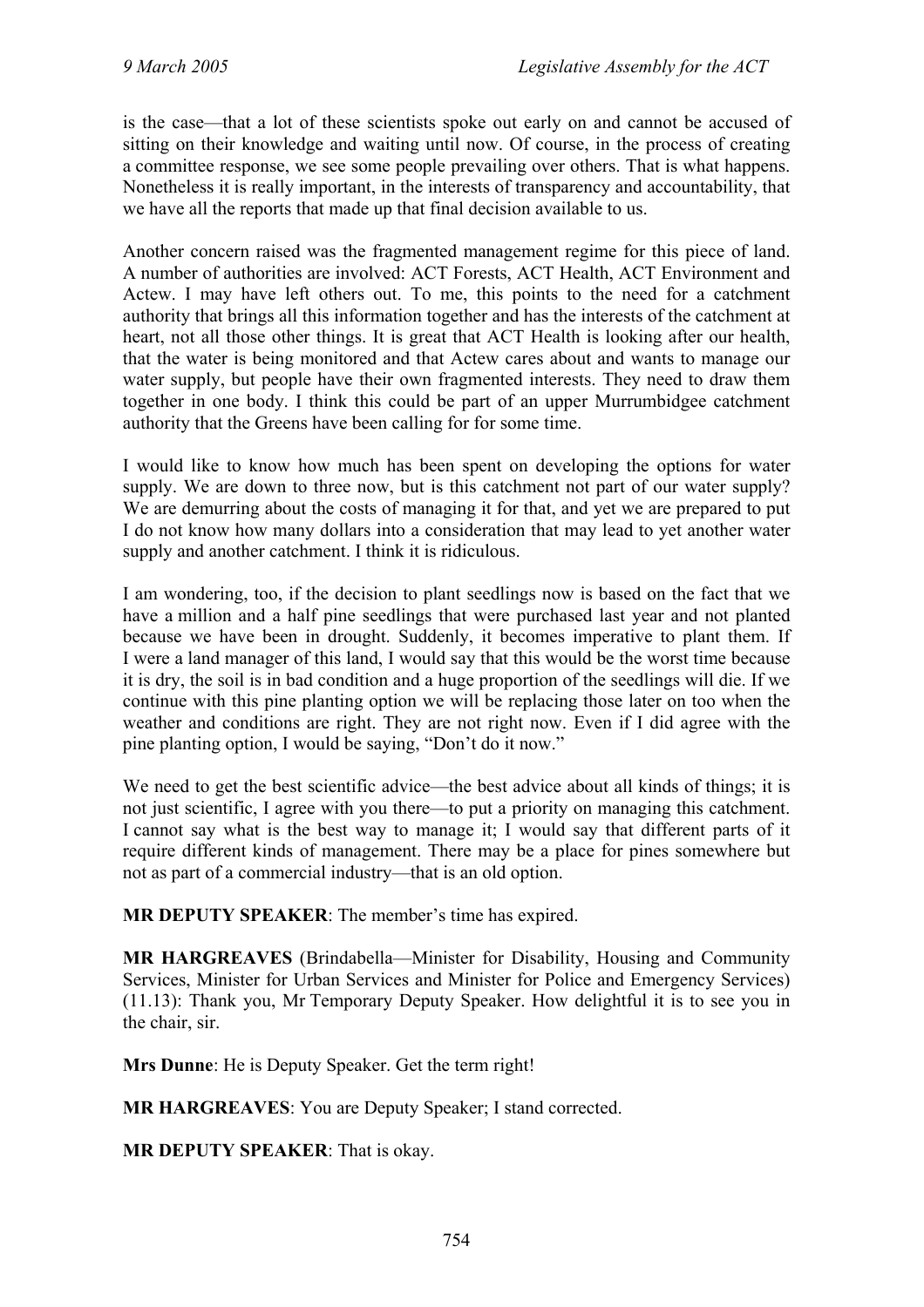is the case—that a lot of these scientists spoke out early on and cannot be accused of sitting on their knowledge and waiting until now. Of course, in the process of creating a committee response, we see some people prevailing over others. That is what happens. Nonetheless it is really important, in the interests of transparency and accountability, that we have all the reports that made up that final decision available to us.

Another concern raised was the fragmented management regime for this piece of land. A number of authorities are involved: ACT Forests, ACT Health, ACT Environment and Actew. I may have left others out. To me, this points to the need for a catchment authority that brings all this information together and has the interests of the catchment at heart, not all those other things. It is great that ACT Health is looking after our health, that the water is being monitored and that Actew cares about and wants to manage our water supply, but people have their own fragmented interests. They need to draw them together in one body. I think this could be part of an upper Murrumbidgee catchment authority that the Greens have been calling for for some time.

I would like to know how much has been spent on developing the options for water supply. We are down to three now, but is this catchment not part of our water supply? We are demurring about the costs of managing it for that, and yet we are prepared to put I do not know how many dollars into a consideration that may lead to yet another water supply and another catchment. I think it is ridiculous.

I am wondering, too, if the decision to plant seedlings now is based on the fact that we have a million and a half pine seedlings that were purchased last year and not planted because we have been in drought. Suddenly, it becomes imperative to plant them. If I were a land manager of this land, I would say that this would be the worst time because it is dry, the soil is in bad condition and a huge proportion of the seedlings will die. If we continue with this pine planting option we will be replacing those later on too when the weather and conditions are right. They are not right now. Even if I did agree with the pine planting option, I would be saying, "Don't do it now."

We need to get the best scientific advice—the best advice about all kinds of things; it is not just scientific, I agree with you there—to put a priority on managing this catchment. I cannot say what is the best way to manage it; I would say that different parts of it require different kinds of management. There may be a place for pines somewhere but not as part of a commercial industry—that is an old option.

**MR DEPUTY SPEAKER**: The member's time has expired.

**MR HARGREAVES** (Brindabella—Minister for Disability, Housing and Community Services, Minister for Urban Services and Minister for Police and Emergency Services) (11.13): Thank you, Mr Temporary Deputy Speaker. How delightful it is to see you in the chair, sir.

**Mrs Dunne**: He is Deputy Speaker. Get the term right!

**MR HARGREAVES**: You are Deputy Speaker; I stand corrected.

**MR DEPUTY SPEAKER**: That is okay.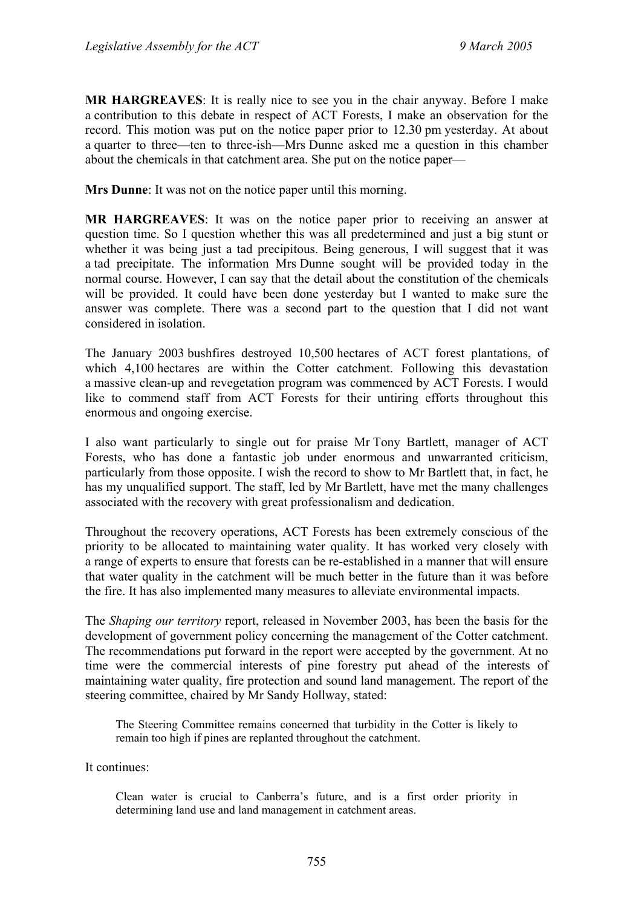**MR HARGREAVES**: It is really nice to see you in the chair anyway. Before I make a contribution to this debate in respect of ACT Forests, I make an observation for the record. This motion was put on the notice paper prior to 12.30 pm yesterday. At about a quarter to three—ten to three-ish—Mrs Dunne asked me a question in this chamber about the chemicals in that catchment area. She put on the notice paper—

**Mrs Dunne**: It was not on the notice paper until this morning.

**MR HARGREAVES**: It was on the notice paper prior to receiving an answer at question time. So I question whether this was all predetermined and just a big stunt or whether it was being just a tad precipitous. Being generous, I will suggest that it was a tad precipitate. The information Mrs Dunne sought will be provided today in the normal course. However, I can say that the detail about the constitution of the chemicals will be provided. It could have been done yesterday but I wanted to make sure the answer was complete. There was a second part to the question that I did not want considered in isolation.

The January 2003 bushfires destroyed 10,500 hectares of ACT forest plantations, of which 4,100 hectares are within the Cotter catchment. Following this devastation a massive clean-up and revegetation program was commenced by ACT Forests. I would like to commend staff from ACT Forests for their untiring efforts throughout this enormous and ongoing exercise.

I also want particularly to single out for praise Mr Tony Bartlett, manager of ACT Forests, who has done a fantastic job under enormous and unwarranted criticism, particularly from those opposite. I wish the record to show to Mr Bartlett that, in fact, he has my unqualified support. The staff, led by Mr Bartlett, have met the many challenges associated with the recovery with great professionalism and dedication.

Throughout the recovery operations, ACT Forests has been extremely conscious of the priority to be allocated to maintaining water quality. It has worked very closely with a range of experts to ensure that forests can be re-established in a manner that will ensure that water quality in the catchment will be much better in the future than it was before the fire. It has also implemented many measures to alleviate environmental impacts.

The *Shaping our territory* report, released in November 2003, has been the basis for the development of government policy concerning the management of the Cotter catchment. The recommendations put forward in the report were accepted by the government. At no time were the commercial interests of pine forestry put ahead of the interests of maintaining water quality, fire protection and sound land management. The report of the steering committee, chaired by Mr Sandy Hollway, stated:

> The Steering Committee remains concerned that turbidity in the Cotter is likely to remain too high if pines are replanted throughout the catchment.

It continues:

> Clean water is crucial to Canberra's future, and is a first order priority in determining land use and land management in catchment areas.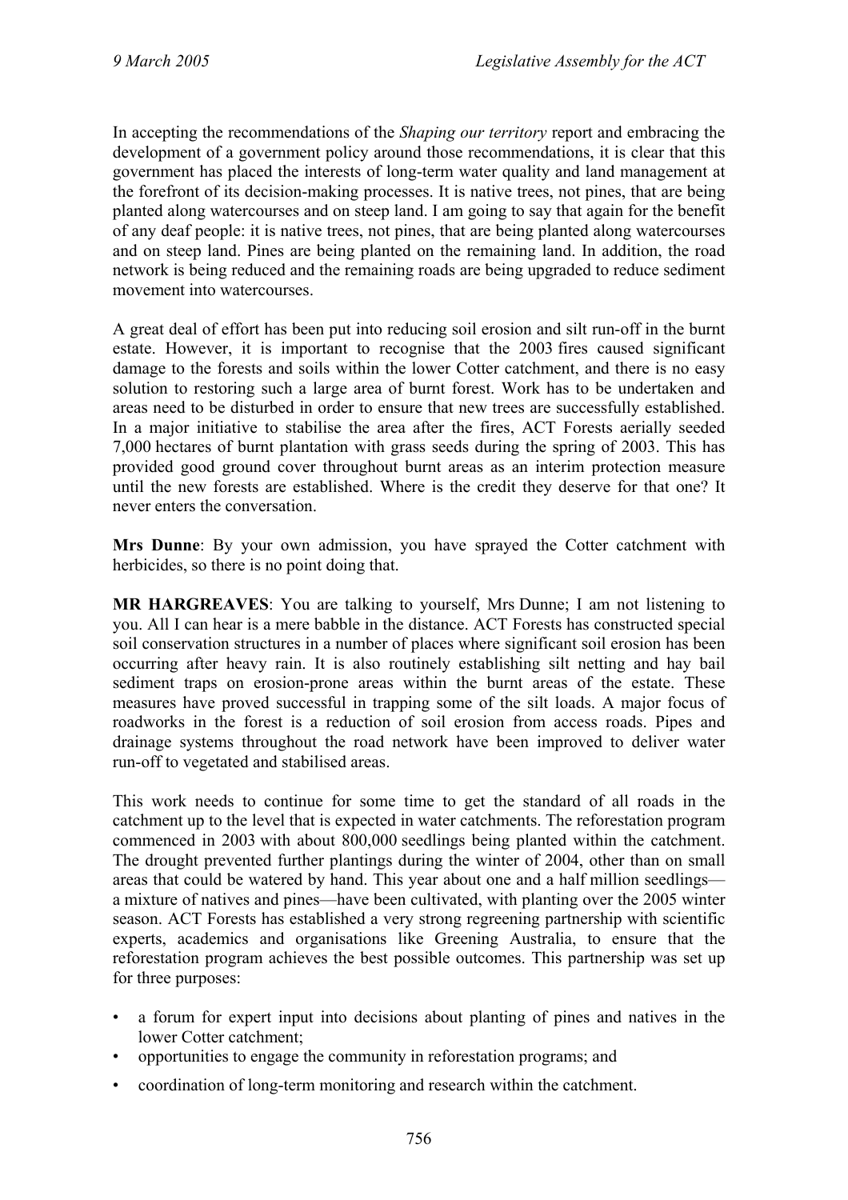In accepting the recommendations of the *Shaping our territory* report and embracing the development of a government policy around those recommendations, it is clear that this government has placed the interests of long-term water quality and land management at the forefront of its decision-making processes. It is native trees, not pines, that are being planted along watercourses and on steep land. I am going to say that again for the benefit of any deaf people: it is native trees, not pines, that are being planted along watercourses and on steep land. Pines are being planted on the remaining land. In addition, the road network is being reduced and the remaining roads are being upgraded to reduce sediment movement into watercourses.

A great deal of effort has been put into reducing soil erosion and silt run-off in the burnt estate. However, it is important to recognise that the 2003 fires caused significant damage to the forests and soils within the lower Cotter catchment, and there is no easy solution to restoring such a large area of burnt forest. Work has to be undertaken and areas need to be disturbed in order to ensure that new trees are successfully established. In a major initiative to stabilise the area after the fires, ACT Forests aerially seeded 7,000 hectares of burnt plantation with grass seeds during the spring of 2003. This has provided good ground cover throughout burnt areas as an interim protection measure until the new forests are established. Where is the credit they deserve for that one? It never enters the conversation.

**Mrs Dunne**: By your own admission, you have sprayed the Cotter catchment with herbicides, so there is no point doing that.

**MR HARGREAVES**: You are talking to yourself, Mrs Dunne; I am not listening to you. All I can hear is a mere babble in the distance. ACT Forests has constructed special soil conservation structures in a number of places where significant soil erosion has been occurring after heavy rain. It is also routinely establishing silt netting and hay bail sediment traps on erosion-prone areas within the burnt areas of the estate. These measures have proved successful in trapping some of the silt loads. A major focus of roadworks in the forest is a reduction of soil erosion from access roads. Pipes and drainage systems throughout the road network have been improved to deliver water run-off to vegetated and stabilised areas.

This work needs to continue for some time to get the standard of all roads in the catchment up to the level that is expected in water catchments. The reforestation program commenced in 2003 with about 800,000 seedlings being planted within the catchment. The drought prevented further plantings during the winter of 2004, other than on small areas that could be watered by hand. This year about one and a half million seedlings—a mixture of natives and pines—have been cultivated, with planting over the 2005 winter season. ACT Forests has established a very strong regreening partnership with scientific experts, academics and organisations like Greening Australia, to ensure that the reforestation program achieves the best possible outcomes. This partnership was set up for three purposes:

- a forum for expert input into decisions about planting of pines and natives in the lower Cotter catchment;
- opportunities to engage the community in reforestation programs; and
- coordination of long-term monitoring and research within the catchment.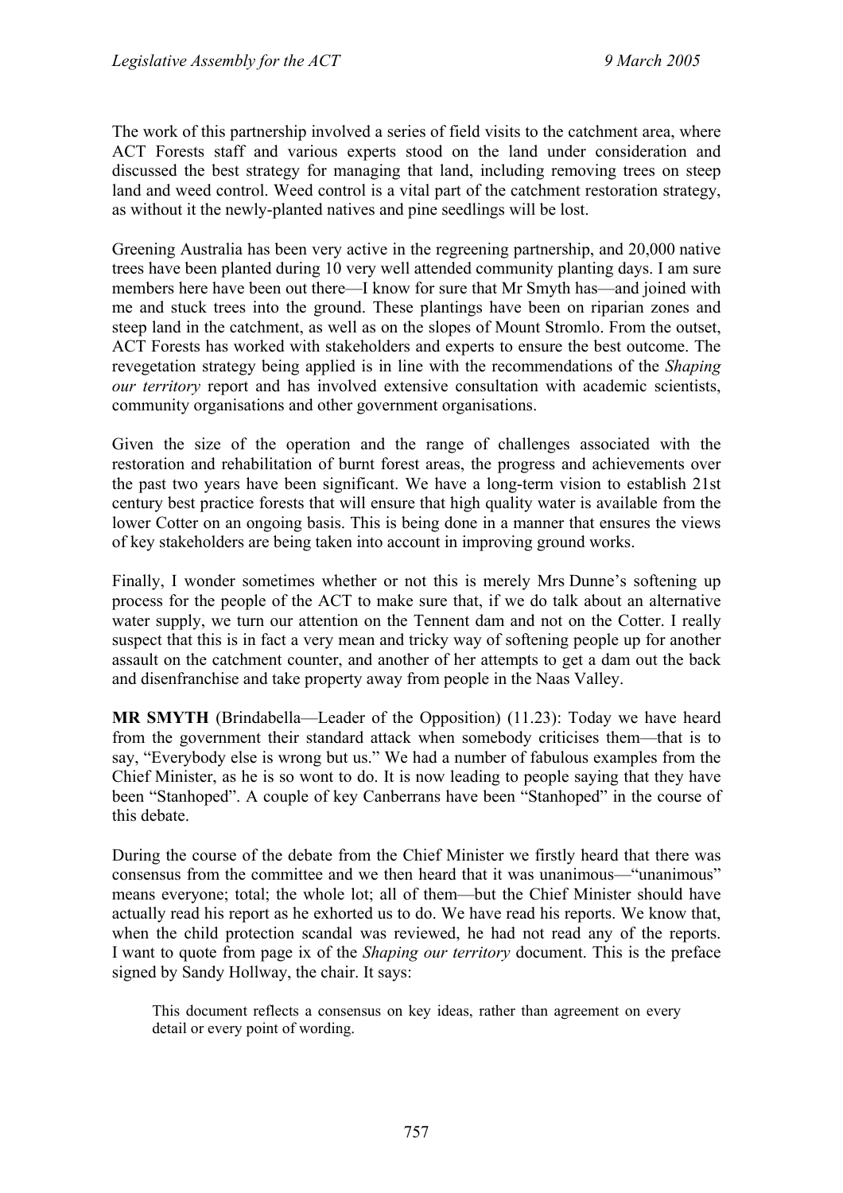The work of this partnership involved a series of field visits to the catchment area, where ACT Forests staff and various experts stood on the land under consideration and discussed the best strategy for managing that land, including removing trees on steep land and weed control. Weed control is a vital part of the catchment restoration strategy, as without it the newly-planted natives and pine seedlings will be lost.

Greening Australia has been very active in the regreening partnership, and 20,000 native trees have been planted during 10 very well attended community planting days. I am sure members here have been out there—I know for sure that Mr Smyth has—and joined with me and stuck trees into the ground. These plantings have been on riparian zones and steep land in the catchment, as well as on the slopes of Mount Stromlo. From the outset, ACT Forests has worked with stakeholders and experts to ensure the best outcome. The revegetation strategy being applied is in line with the recommendations of the *Shaping our territory* report and has involved extensive consultation with academic scientists, community organisations and other government organisations.

Given the size of the operation and the range of challenges associated with the restoration and rehabilitation of burnt forest areas, the progress and achievements over the past two years have been significant. We have a long-term vision to establish 21st century best practice forests that will ensure that high quality water is available from the lower Cotter on an ongoing basis. This is being done in a manner that ensures the views of key stakeholders are being taken into account in improving ground works.

Finally, I wonder sometimes whether or not this is merely Mrs Dunne's softening up process for the people of the ACT to make sure that, if we do talk about an alternative water supply, we turn our attention on the Tennent dam and not on the Cotter. I really suspect that this is in fact a very mean and tricky way of softening people up for another assault on the catchment counter, and another of her attempts to get a dam out the back and disenfranchise and take property away from people in the Naas Valley.

**MR SMYTH** (Brindabella—Leader of the Opposition) (11.23): Today we have heard from the government their standard attack when somebody criticises them—that is to say, "Everybody else is wrong but us." We had a number of fabulous examples from the Chief Minister, as he is so wont to do. It is now leading to people saying that they have been "Stanhoped". A couple of key Canberrans have been "Stanhoped" in the course of this debate.

During the course of the debate from the Chief Minister we firstly heard that there was consensus from the committee and we then heard that it was unanimous—"unanimous" means everyone; total; the whole lot; all of them—but the Chief Minister should have actually read his report as he exhorted us to do. We have read his reports. We know that, when the child protection scandal was reviewed, he had not read any of the reports. I want to quote from page ix of the *Shaping our territory* document. This is the preface signed by Sandy Hollway, the chair. It says:

> This document reflects a consensus on key ideas, rather than agreement on every detail or every point of wording.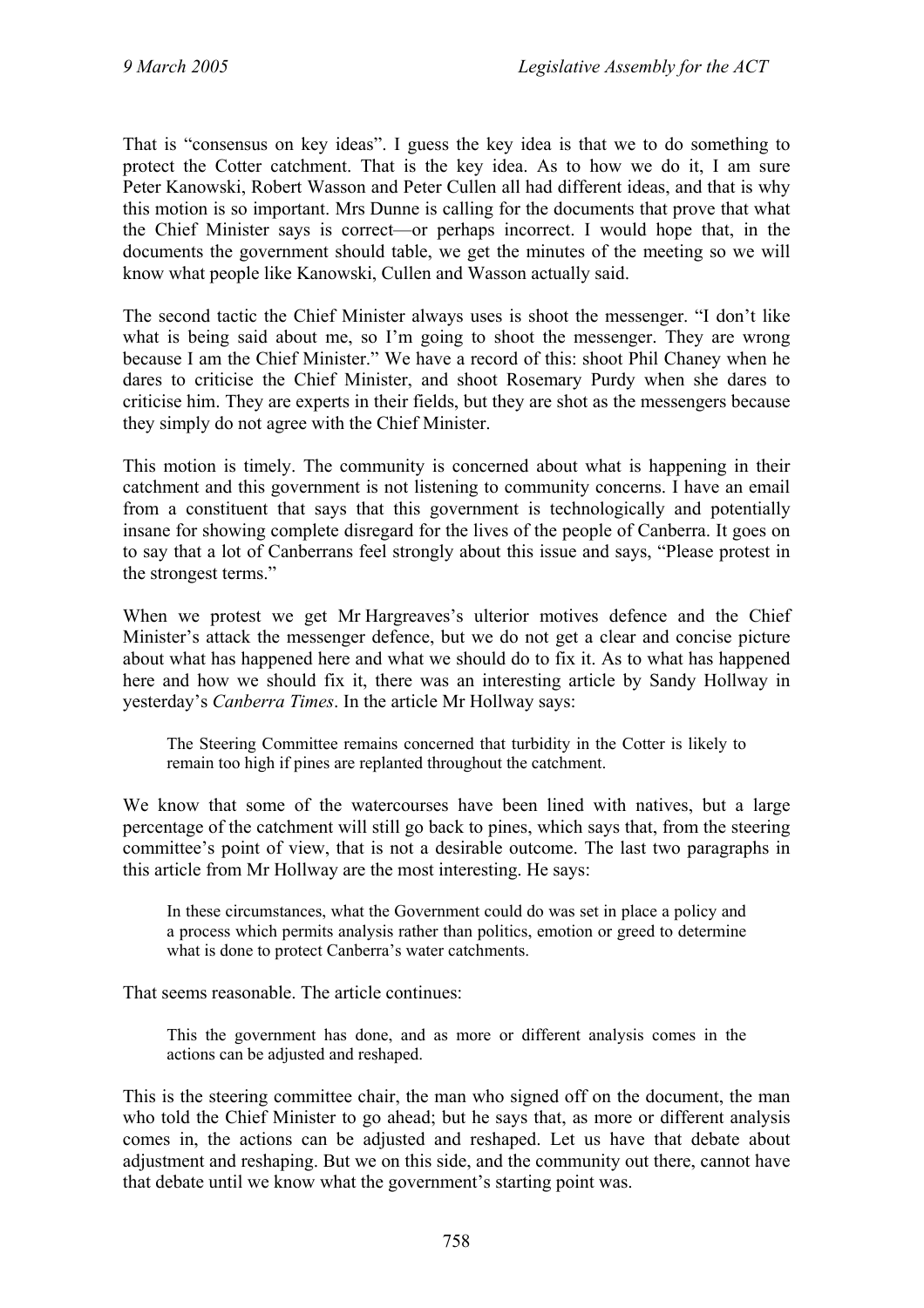That is "consensus on key ideas". I guess the key idea is that we to do something to protect the Cotter catchment. That is the key idea. As to how we do it, I am sure Peter Kanowski, Robert Wasson and Peter Cullen all had different ideas, and that is why this motion is so important. Mrs Dunne is calling for the documents that prove that what the Chief Minister says is correct—or perhaps incorrect. I would hope that, in the documents the government should table, we get the minutes of the meeting so we will know what people like Kanowski, Cullen and Wasson actually said.

The second tactic the Chief Minister always uses is shoot the messenger. "I don't like what is being said about me, so I'm going to shoot the messenger. They are wrong because I am the Chief Minister." We have a record of this: shoot Phil Chaney when he dares to criticise the Chief Minister, and shoot Rosemary Purdy when she dares to criticise him. They are experts in their fields, but they are shot as the messengers because they simply do not agree with the Chief Minister.

This motion is timely. The community is concerned about what is happening in their catchment and this government is not listening to community concerns. I have an email from a constituent that says that this government is technologically and potentially insane for showing complete disregard for the lives of the people of Canberra. It goes on to say that a lot of Canberrans feel strongly about this issue and says, "Please protest in the strongest terms."

When we protest we get Mr Hargreaves's ulterior motives defence and the Chief Minister's attack the messenger defence, but we do not get a clear and concise picture about what has happened here and what we should do to fix it. As to what has happened here and how we should fix it, there was an interesting article by Sandy Hollway in yesterday's *Canberra Times*. In the article Mr Hollway says:

> The Steering Committee remains concerned that turbidity in the Cotter is likely to remain too high if pines are replanted throughout the catchment.

We know that some of the watercourses have been lined with natives, but a large percentage of the catchment will still go back to pines, which says that, from the steering committee's point of view, that is not a desirable outcome. The last two paragraphs in this article from Mr Hollway are the most interesting. He says:

> In these circumstances, what the Government could do was set in place a policy and a process which permits analysis rather than politics, emotion or greed to determine what is done to protect Canberra's water catchments.

That seems reasonable. The article continues:

> This the government has done, and as more or different analysis comes in the actions can be adjusted and reshaped.

This is the steering committee chair, the man who signed off on the document, the man who told the Chief Minister to go ahead; but he says that, as more or different analysis comes in, the actions can be adjusted and reshaped. Let us have that debate about adjustment and reshaping. But we on this side, and the community out there, cannot have that debate until we know what the government's starting point was.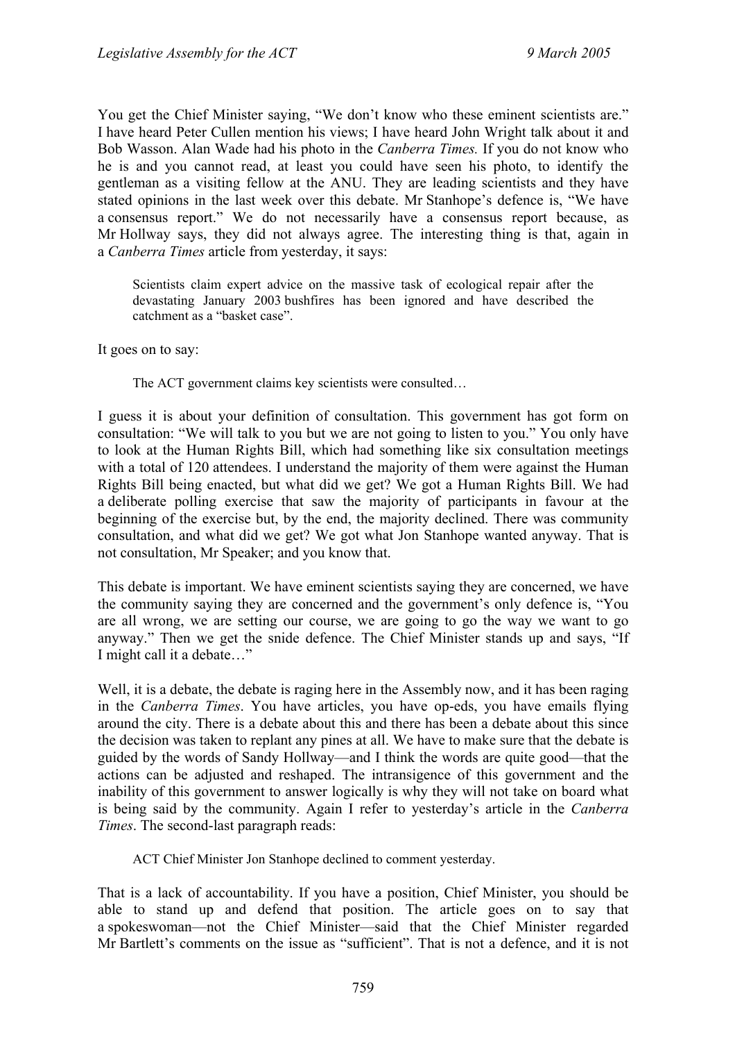You get the Chief Minister saying, "We don't know who these eminent scientists are." I have heard Peter Cullen mention his views; I have heard John Wright talk about it and Bob Wasson. Alan Wade had his photo in the *Canberra Times.* If you do not know who he is and you cannot read, at least you could have seen his photo, to identify the gentleman as a visiting fellow at the ANU. They are leading scientists and they have stated opinions in the last week over this debate. Mr Stanhope's defence is, "We have a consensus report." We do not necessarily have a consensus report because, as Mr Hollway says, they did not always agree. The interesting thing is that, again in a *Canberra Times* article from yesterday, it says:

> Scientists claim expert advice on the massive task of ecological repair after the devastating January 2003 bushfires has been ignored and have described the catchment as a "basket case".

It goes on to say:

> The ACT government claims key scientists were consulted…

I guess it is about your definition of consultation. This government has got form on consultation: "We will talk to you but we are not going to listen to you." You only have to look at the Human Rights Bill, which had something like six consultation meetings with a total of 120 attendees. I understand the majority of them were against the Human Rights Bill being enacted, but what did we get? We got a Human Rights Bill. We had a deliberate polling exercise that saw the majority of participants in favour at the beginning of the exercise but, by the end, the majority declined. There was community consultation, and what did we get? We got what Jon Stanhope wanted anyway. That is not consultation, Mr Speaker; and you know that.

This debate is important. We have eminent scientists saying they are concerned, we have the community saying they are concerned and the government's only defence is, "You are all wrong, we are setting our course, we are going to go the way we want to go anyway." Then we get the snide defence. The Chief Minister stands up and says, "If I might call it a debate…"

Well, it is a debate, the debate is raging here in the Assembly now, and it has been raging in the *Canberra Times*. You have articles, you have op-eds, you have emails flying around the city. There is a debate about this and there has been a debate about this since the decision was taken to replant any pines at all. We have to make sure that the debate is guided by the words of Sandy Hollway—and I think the words are quite good—that the actions can be adjusted and reshaped. The intransigence of this government and the inability of this government to answer logically is why they will not take on board what is being said by the community. Again I refer to yesterday's article in the *Canberra Times*. The second-last paragraph reads:

> ACT Chief Minister Jon Stanhope declined to comment yesterday.

That is a lack of accountability. If you have a position, Chief Minister, you should be able to stand up and defend that position. The article goes on to say that a spokeswoman—not the Chief Minister—said that the Chief Minister regarded Mr Bartlett's comments on the issue as "sufficient". That is not a defence, and it is not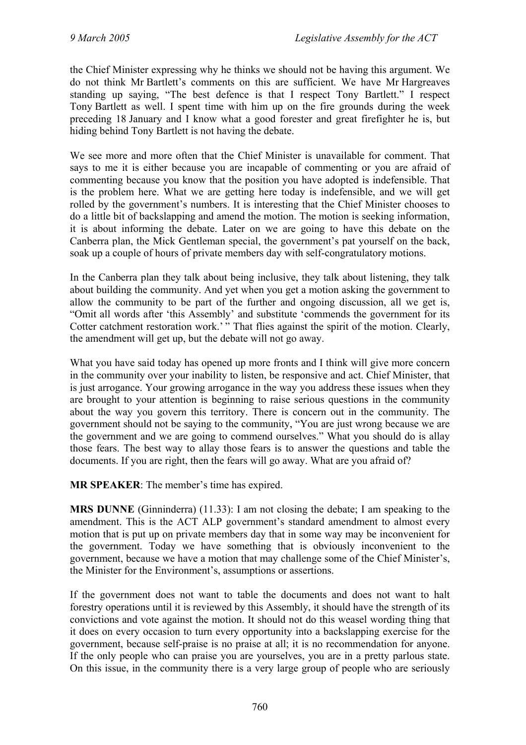the Chief Minister expressing why he thinks we should not be having this argument. We do not think Mr Bartlett's comments on this are sufficient. We have Mr Hargreaves standing up saying, "The best defence is that I respect Tony Bartlett." I respect Tony Bartlett as well. I spent time with him up on the fire grounds during the week preceding 18 January and I know what a good forester and great firefighter he is, but hiding behind Tony Bartlett is not having the debate.

We see more and more often that the Chief Minister is unavailable for comment. That says to me it is either because you are incapable of commenting or you are afraid of commenting because you know that the position you have adopted is indefensible. That is the problem here. What we are getting here today is indefensible, and we will get rolled by the government's numbers. It is interesting that the Chief Minister chooses to do a little bit of backslapping and amend the motion. The motion is seeking information, it is about informing the debate. Later on we are going to have this debate on the Canberra plan, the Mick Gentleman special, the government's pat yourself on the back, soak up a couple of hours of private members day with self-congratulatory motions.

In the Canberra plan they talk about being inclusive, they talk about listening, they talk about building the community. And yet when you get a motion asking the government to allow the community to be part of the further and ongoing discussion, all we get is, "Omit all words after 'this Assembly' and substitute 'commends the government for its Cotter catchment restoration work.' " That flies against the spirit of the motion. Clearly, the amendment will get up, but the debate will not go away.

What you have said today has opened up more fronts and I think will give more concern in the community over your inability to listen, be responsive and act. Chief Minister, that is just arrogance. Your growing arrogance in the way you address these issues when they are brought to your attention is beginning to raise serious questions in the community about the way you govern this territory. There is concern out in the community. The government should not be saying to the community, "You are just wrong because we are the government and we are going to commend ourselves." What you should do is allay those fears. The best way to allay those fears is to answer the questions and table the documents. If you are right, then the fears will go away. What are you afraid of?

**MR SPEAKER**: The member's time has expired.

**MRS DUNNE** (Ginninderra) (11.33): I am not closing the debate; I am speaking to the amendment. This is the ACT ALP government's standard amendment to almost every motion that is put up on private members day that in some way may be inconvenient for the government. Today we have something that is obviously inconvenient to the government, because we have a motion that may challenge some of the Chief Minister's, the Minister for the Environment's, assumptions or assertions.

If the government does not want to table the documents and does not want to halt forestry operations until it is reviewed by this Assembly, it should have the strength of its convictions and vote against the motion. It should not do this weasel wording thing that it does on every occasion to turn every opportunity into a backslapping exercise for the government, because self-praise is no praise at all; it is no recommendation for anyone. If the only people who can praise you are yourselves, you are in a pretty parlous state. On this issue, in the community there is a very large group of people who are seriously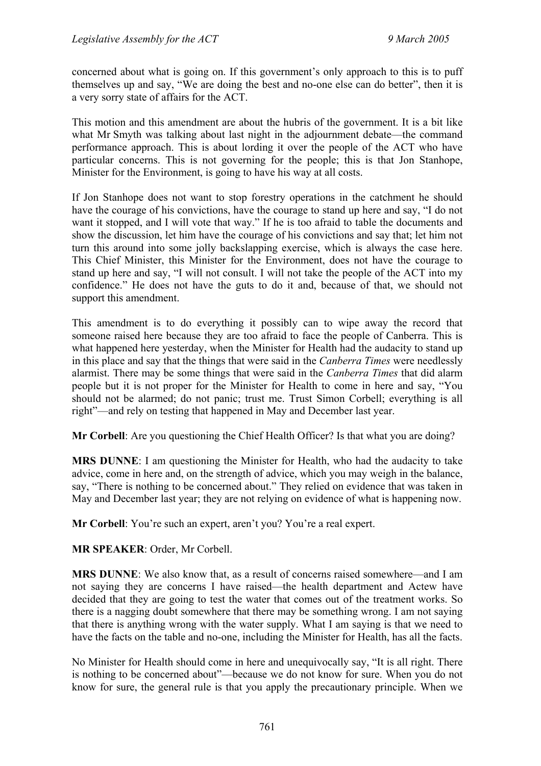concerned about what is going on. If this government's only approach to this is to puff themselves up and say, "We are doing the best and no-one else can do better", then it is a very sorry state of affairs for the ACT.

This motion and this amendment are about the hubris of the government. It is a bit like what Mr Smyth was talking about last night in the adjournment debate—the command performance approach. This is about lording it over the people of the ACT who have particular concerns. This is not governing for the people; this is that Jon Stanhope, Minister for the Environment, is going to have his way at all costs.

If Jon Stanhope does not want to stop forestry operations in the catchment he should have the courage of his convictions, have the courage to stand up here and say, "I do not want it stopped, and I will vote that way." If he is too afraid to table the documents and show the discussion, let him have the courage of his convictions and say that; let him not turn this around into some jolly backslapping exercise, which is always the case here. This Chief Minister, this Minister for the Environment, does not have the courage to stand up here and say, "I will not consult. I will not take the people of the ACT into my confidence." He does not have the guts to do it and, because of that, we should not support this amendment.

This amendment is to do everything it possibly can to wipe away the record that someone raised here because they are too afraid to face the people of Canberra. This is what happened here yesterday, when the Minister for Health had the audacity to stand up in this place and say that the things that were said in the *Canberra Times* were needlessly alarmist. There may be some things that were said in the *Canberra Times* that did alarm people but it is not proper for the Minister for Health to come in here and say, "You should not be alarmed; do not panic; trust me. Trust Simon Corbell; everything is all right"—and rely on testing that happened in May and December last year.

**Mr Corbell**: Are you questioning the Chief Health Officer? Is that what you are doing?

**MRS DUNNE**: I am questioning the Minister for Health, who had the audacity to take advice, come in here and, on the strength of advice, which you may weigh in the balance, say, "There is nothing to be concerned about." They relied on evidence that was taken in May and December last year; they are not relying on evidence of what is happening now.

**Mr Corbell**: You're such an expert, aren't you? You're a real expert.

**MR SPEAKER**: Order, Mr Corbell.

**MRS DUNNE**: We also know that, as a result of concerns raised somewhere—and I am not saying they are concerns I have raised—the health department and Actew have decided that they are going to test the water that comes out of the treatment works. So there is a nagging doubt somewhere that there may be something wrong. I am not saying that there is anything wrong with the water supply. What I am saying is that we need to have the facts on the table and no-one, including the Minister for Health, has all the facts.

No Minister for Health should come in here and unequivocally say, "It is all right. There is nothing to be concerned about"—because we do not know for sure. When you do not know for sure, the general rule is that you apply the precautionary principle. When we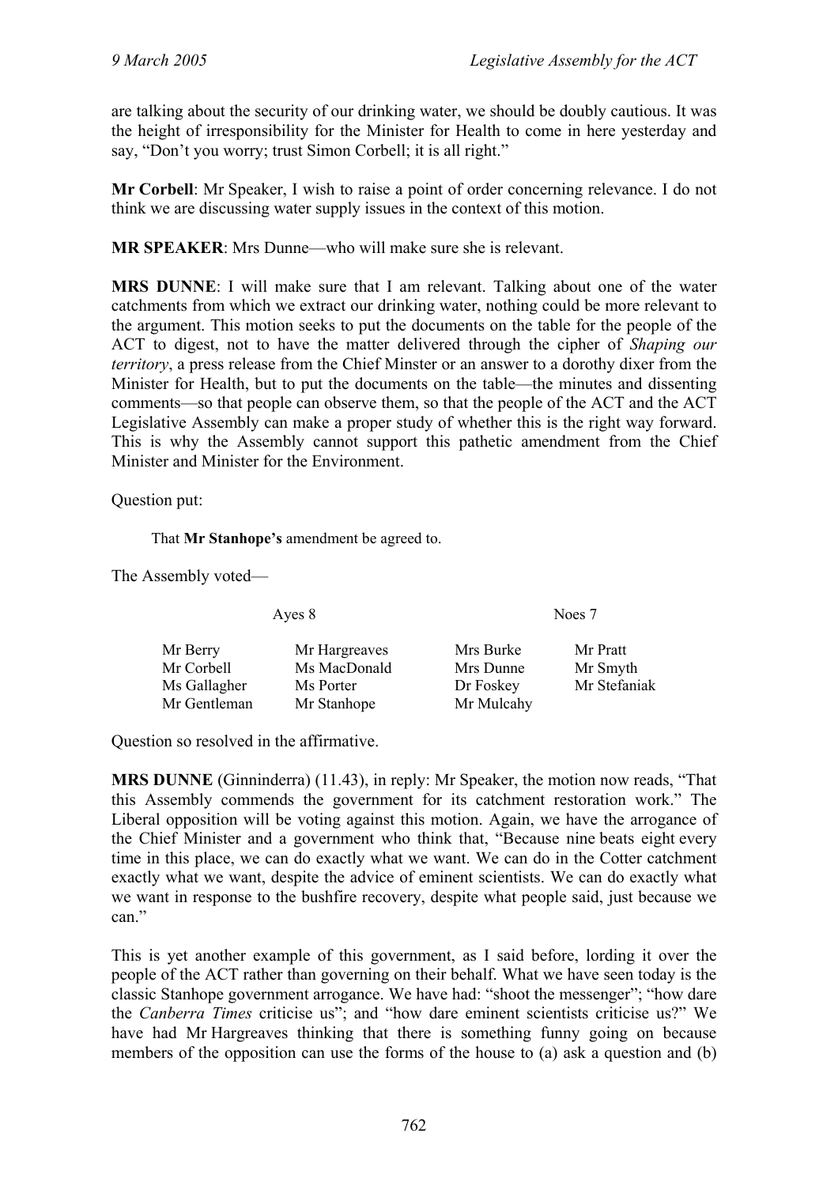are talking about the security of our drinking water, we should be doubly cautious. It was the height of irresponsibility for the Minister for Health to come in here yesterday and say, "Don't you worry; trust Simon Corbell; it is all right."

**Mr Corbell**: Mr Speaker, I wish to raise a point of order concerning relevance. I do not think we are discussing water supply issues in the context of this motion.

**MR SPEAKER**: Mrs Dunne—who will make sure she is relevant.

**MRS DUNNE**: I will make sure that I am relevant. Talking about one of the water catchments from which we extract our drinking water, nothing could be more relevant to the argument. This motion seeks to put the documents on the table for the people of the ACT to digest, not to have the matter delivered through the cipher of *Shaping our territory*, a press release from the Chief Minster or an answer to a dorothy dixer from the Minister for Health, but to put the documents on the table—the minutes and dissenting comments—so that people can observe them, so that the people of the ACT and the ACT Legislative Assembly can make a proper study of whether this is the right way forward. This is why the Assembly cannot support this pathetic amendment from the Chief Minister and Minister for the Environment.

Question put:

That **Mr Stanhope's** amendment be agreed to.

The Assembly voted—

| Ayes 8 | | Noes 7 | |
|---|---|---|---|
| Mr Berry | Mr Hargreaves | Mrs Burke | Mr Pratt |
| Mr Corbell | Ms MacDonald | Mrs Dunne | Mr Smyth |
| Ms Gallagher | Ms Porter | Dr Foskey | Mr Stefaniak |
| Mr Gentleman | Mr Stanhope | Mr Mulcahy | |

Question so resolved in the affirmative.

**MRS DUNNE** (Ginninderra) (11.43), in reply: Mr Speaker, the motion now reads, "That this Assembly commends the government for its catchment restoration work." The Liberal opposition will be voting against this motion. Again, we have the arrogance of the Chief Minister and a government who think that, "Because nine beats eight every time in this place, we can do exactly what we want. We can do in the Cotter catchment exactly what we want, despite the advice of eminent scientists. We can do exactly what we want in response to the bushfire recovery, despite what people said, just because we can."

This is yet another example of this government, as I said before, lording it over the people of the ACT rather than governing on their behalf. What we have seen today is the classic Stanhope government arrogance. We have had: "shoot the messenger"; "how dare the *Canberra Times* criticise us"; and "how dare eminent scientists criticise us?" We have had Mr Hargreaves thinking that there is something funny going on because members of the opposition can use the forms of the house to (a) ask a question and (b)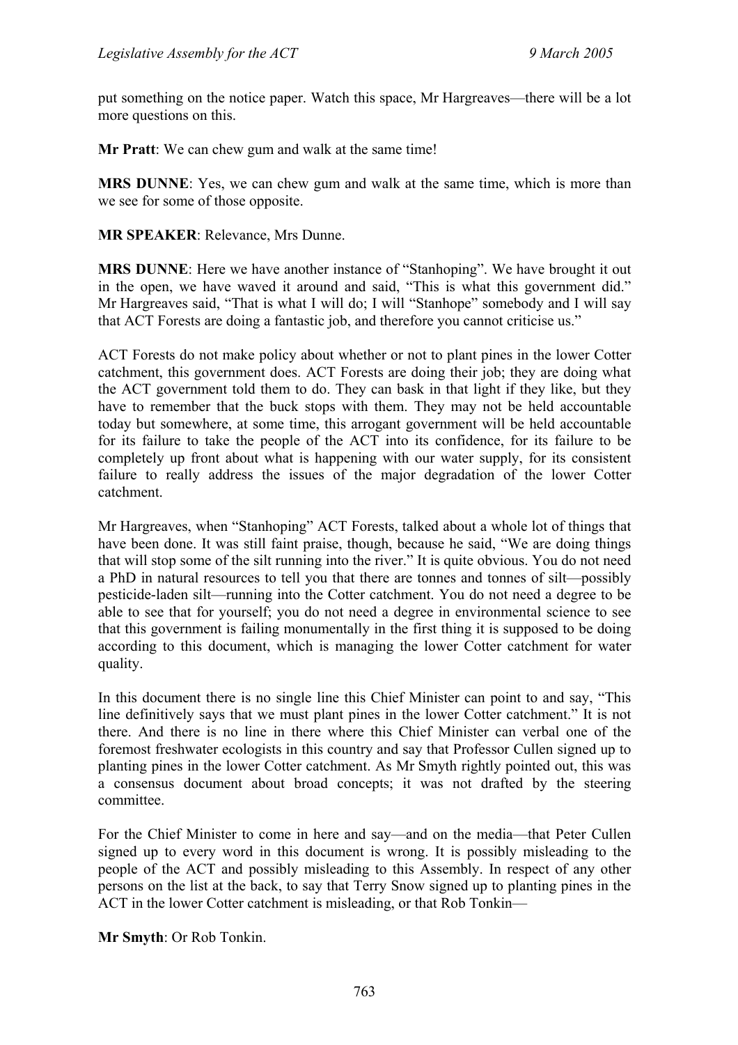put something on the notice paper. Watch this space, Mr Hargreaves—there will be a lot more questions on this.

**Mr Pratt**: We can chew gum and walk at the same time!

**MRS DUNNE**: Yes, we can chew gum and walk at the same time, which is more than we see for some of those opposite.

**MR SPEAKER**: Relevance, Mrs Dunne.

**MRS DUNNE**: Here we have another instance of "Stanhoping". We have brought it out in the open, we have waved it around and said, "This is what this government did." Mr Hargreaves said, "That is what I will do; I will "Stanhope" somebody and I will say that ACT Forests are doing a fantastic job, and therefore you cannot criticise us."

ACT Forests do not make policy about whether or not to plant pines in the lower Cotter catchment, this government does. ACT Forests are doing their job; they are doing what the ACT government told them to do. They can bask in that light if they like, but they have to remember that the buck stops with them. They may not be held accountable today but somewhere, at some time, this arrogant government will be held accountable for its failure to take the people of the ACT into its confidence, for its failure to be completely up front about what is happening with our water supply, for its consistent failure to really address the issues of the major degradation of the lower Cotter catchment.

Mr Hargreaves, when "Stanhoping" ACT Forests, talked about a whole lot of things that have been done. It was still faint praise, though, because he said, "We are doing things that will stop some of the silt running into the river." It is quite obvious. You do not need a PhD in natural resources to tell you that there are tonnes and tonnes of silt—possibly pesticide-laden silt—running into the Cotter catchment. You do not need a degree to be able to see that for yourself; you do not need a degree in environmental science to see that this government is failing monumentally in the first thing it is supposed to be doing according to this document, which is managing the lower Cotter catchment for water quality.

In this document there is no single line this Chief Minister can point to and say, "This line definitively says that we must plant pines in the lower Cotter catchment." It is not there. And there is no line in there where this Chief Minister can verbal one of the foremost freshwater ecologists in this country and say that Professor Cullen signed up to planting pines in the lower Cotter catchment. As Mr Smyth rightly pointed out, this was a consensus document about broad concepts; it was not drafted by the steering committee.

For the Chief Minister to come in here and say—and on the media—that Peter Cullen signed up to every word in this document is wrong. It is possibly misleading to the people of the ACT and possibly misleading to this Assembly. In respect of any other persons on the list at the back, to say that Terry Snow signed up to planting pines in the ACT in the lower Cotter catchment is misleading, or that Rob Tonkin—

**Mr Smyth**: Or Rob Tonkin.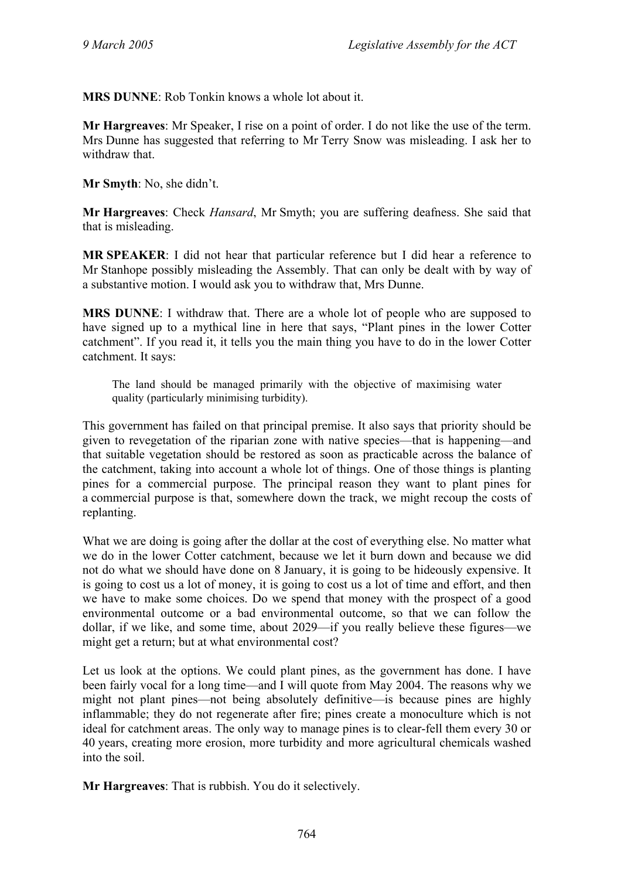**MRS DUNNE**: Rob Tonkin knows a whole lot about it.

**Mr Hargreaves**: Mr Speaker, I rise on a point of order. I do not like the use of the term. Mrs Dunne has suggested that referring to Mr Terry Snow was misleading. I ask her to withdraw that.

**Mr Smyth**: No, she didn't.

**Mr Hargreaves**: Check *Hansard*, Mr Smyth; you are suffering deafness. She said that that is misleading.

**MR SPEAKER**: I did not hear that particular reference but I did hear a reference to Mr Stanhope possibly misleading the Assembly. That can only be dealt with by way of a substantive motion. I would ask you to withdraw that, Mrs Dunne.

**MRS DUNNE**: I withdraw that. There are a whole lot of people who are supposed to have signed up to a mythical line in here that says, "Plant pines in the lower Cotter catchment". If you read it, it tells you the main thing you have to do in the lower Cotter catchment. It says:

> The land should be managed primarily with the objective of maximising water quality (particularly minimising turbidity).

This government has failed on that principal premise. It also says that priority should be given to revegetation of the riparian zone with native species—that is happening—and that suitable vegetation should be restored as soon as practicable across the balance of the catchment, taking into account a whole lot of things. One of those things is planting pines for a commercial purpose. The principal reason they want to plant pines for a commercial purpose is that, somewhere down the track, we might recoup the costs of replanting.

What we are doing is going after the dollar at the cost of everything else. No matter what we do in the lower Cotter catchment, because we let it burn down and because we did not do what we should have done on 8 January, it is going to be hideously expensive. It is going to cost us a lot of money, it is going to cost us a lot of time and effort, and then we have to make some choices. Do we spend that money with the prospect of a good environmental outcome or a bad environmental outcome, so that we can follow the dollar, if we like, and some time, about 2029—if you really believe these figures—we might get a return; but at what environmental cost?

Let us look at the options. We could plant pines, as the government has done. I have been fairly vocal for a long time—and I will quote from May 2004. The reasons why we might not plant pines—not being absolutely definitive—is because pines are highly inflammable; they do not regenerate after fire; pines create a monoculture which is not ideal for catchment areas. The only way to manage pines is to clear-fell them every 30 or 40 years, creating more erosion, more turbidity and more agricultural chemicals washed into the soil.

**Mr Hargreaves**: That is rubbish. You do it selectively.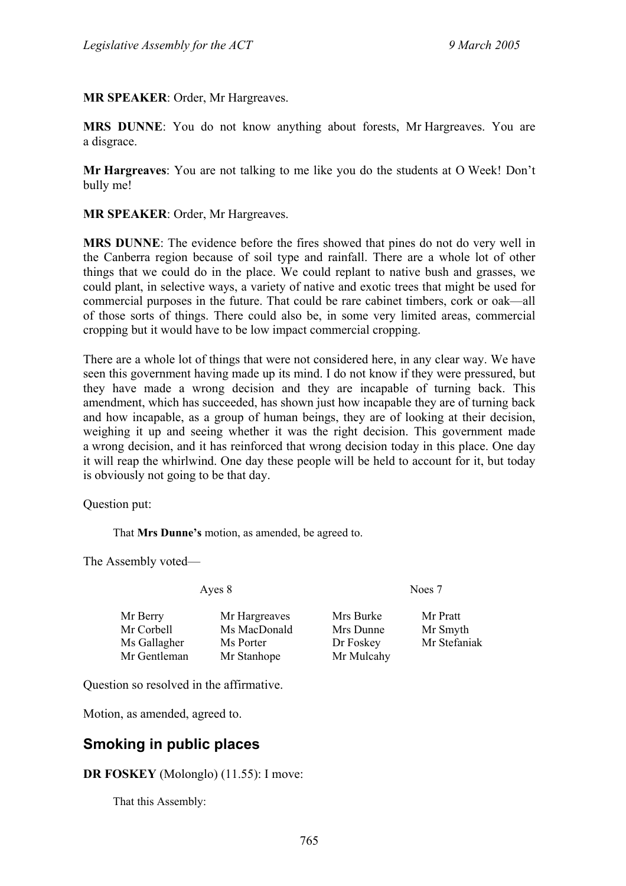**MR SPEAKER**: Order, Mr Hargreaves.

**MRS DUNNE**: You do not know anything about forests, Mr Hargreaves. You are a disgrace.

**Mr Hargreaves**: You are not talking to me like you do the students at O Week! Don't bully me!

**MR SPEAKER**: Order, Mr Hargreaves.

**MRS DUNNE**: The evidence before the fires showed that pines do not do very well in the Canberra region because of soil type and rainfall. There are a whole lot of other things that we could do in the place. We could replant to native bush and grasses, we could plant, in selective ways, a variety of native and exotic trees that might be used for commercial purposes in the future. That could be rare cabinet timbers, cork or oak—all of those sorts of things. There could also be, in some very limited areas, commercial cropping but it would have to be low impact commercial cropping.

There are a whole lot of things that were not considered here, in any clear way. We have seen this government having made up its mind. I do not know if they were pressured, but they have made a wrong decision and they are incapable of turning back. This amendment, which has succeeded, has shown just how incapable they are of turning back and how incapable, as a group of human beings, they are of looking at their decision, weighing it up and seeing whether it was the right decision. This government made a wrong decision, and it has reinforced that wrong decision today in this place. One day it will reap the whirlwind. One day these people will be held to account for it, but today is obviously not going to be that day.

Question put:

> That **Mrs Dunne's** motion, as amended, be agreed to.

The Assembly voted—

| Ayes 8 | | Noes 7 | |
|---|---|---|---|
| Mr Berry | Mr Hargreaves | Mrs Burke | Mr Pratt |
| Mr Corbell | Ms MacDonald | Mrs Dunne | Mr Smyth |
| Ms Gallagher | Ms Porter | Dr Foskey | Mr Stefaniak |
| Mr Gentleman | Mr Stanhope | Mr Mulcahy | |

Question so resolved in the affirmative.

Motion, as amended, agreed to.

## Smoking in public places

**DR FOSKEY** (Molonglo) (11.55): I move:

> That this Assembly: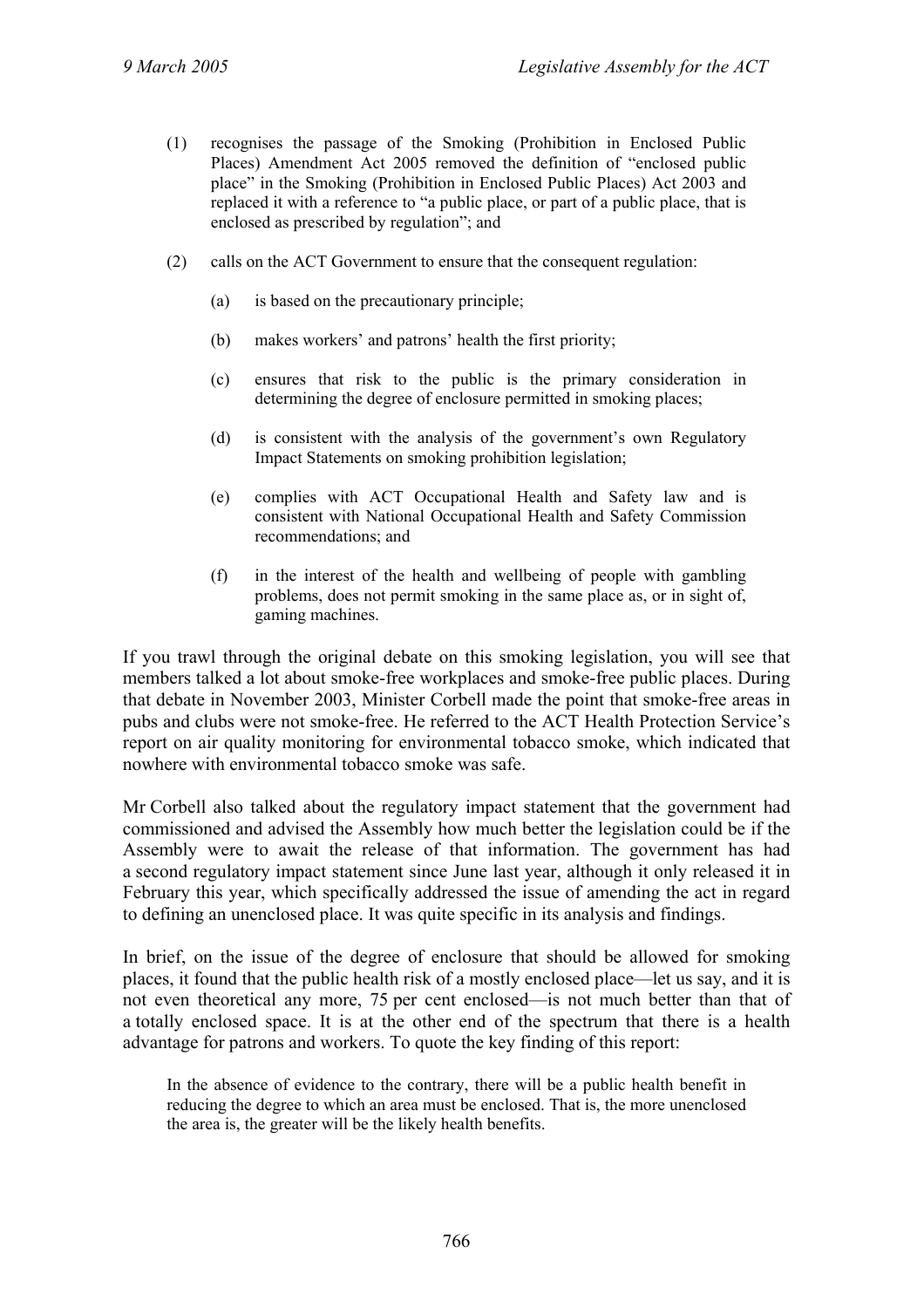(1) recognises the passage of the Smoking (Prohibition in Enclosed Public Places) Amendment Act 2005 removed the definition of "enclosed public place" in the Smoking (Prohibition in Enclosed Public Places) Act 2003 and replaced it with a reference to "a public place, or part of a public place, that is enclosed as prescribed by regulation"; and

(2) calls on the ACT Government to ensure that the consequent regulation:

  (a) is based on the precautionary principle;

  (b) makes workers' and patrons' health the first priority;

  (c) ensures that risk to the public is the primary consideration in determining the degree of enclosure permitted in smoking places;

  (d) is consistent with the analysis of the government's own Regulatory Impact Statements on smoking prohibition legislation;

  (e) complies with ACT Occupational Health and Safety law and is consistent with National Occupational Health and Safety Commission recommendations; and

  (f) in the interest of the health and wellbeing of people with gambling problems, does not permit smoking in the same place as, or in sight of, gaming machines.

If you trawl through the original debate on this smoking legislation, you will see that members talked a lot about smoke-free workplaces and smoke-free public places. During that debate in November 2003, Minister Corbell made the point that smoke-free areas in pubs and clubs were not smoke-free. He referred to the ACT Health Protection Service's report on air quality monitoring for environmental tobacco smoke, which indicated that nowhere with environmental tobacco smoke was safe.

Mr Corbell also talked about the regulatory impact statement that the government had commissioned and advised the Assembly how much better the legislation could be if the Assembly were to await the release of that information. The government has had a second regulatory impact statement since June last year, although it only released it in February this year, which specifically addressed the issue of amending the act in regard to defining an unenclosed place. It was quite specific in its analysis and findings.

In brief, on the issue of the degree of enclosure that should be allowed for smoking places, it found that the public health risk of a mostly enclosed place—let us say, and it is not even theoretical any more, 75 per cent enclosed—is not much better than that of a totally enclosed space. It is at the other end of the spectrum that there is a health advantage for patrons and workers. To quote the key finding of this report:

> In the absence of evidence to the contrary, there will be a public health benefit in reducing the degree to which an area must be enclosed. That is, the more unenclosed the area is, the greater will be the likely health benefits.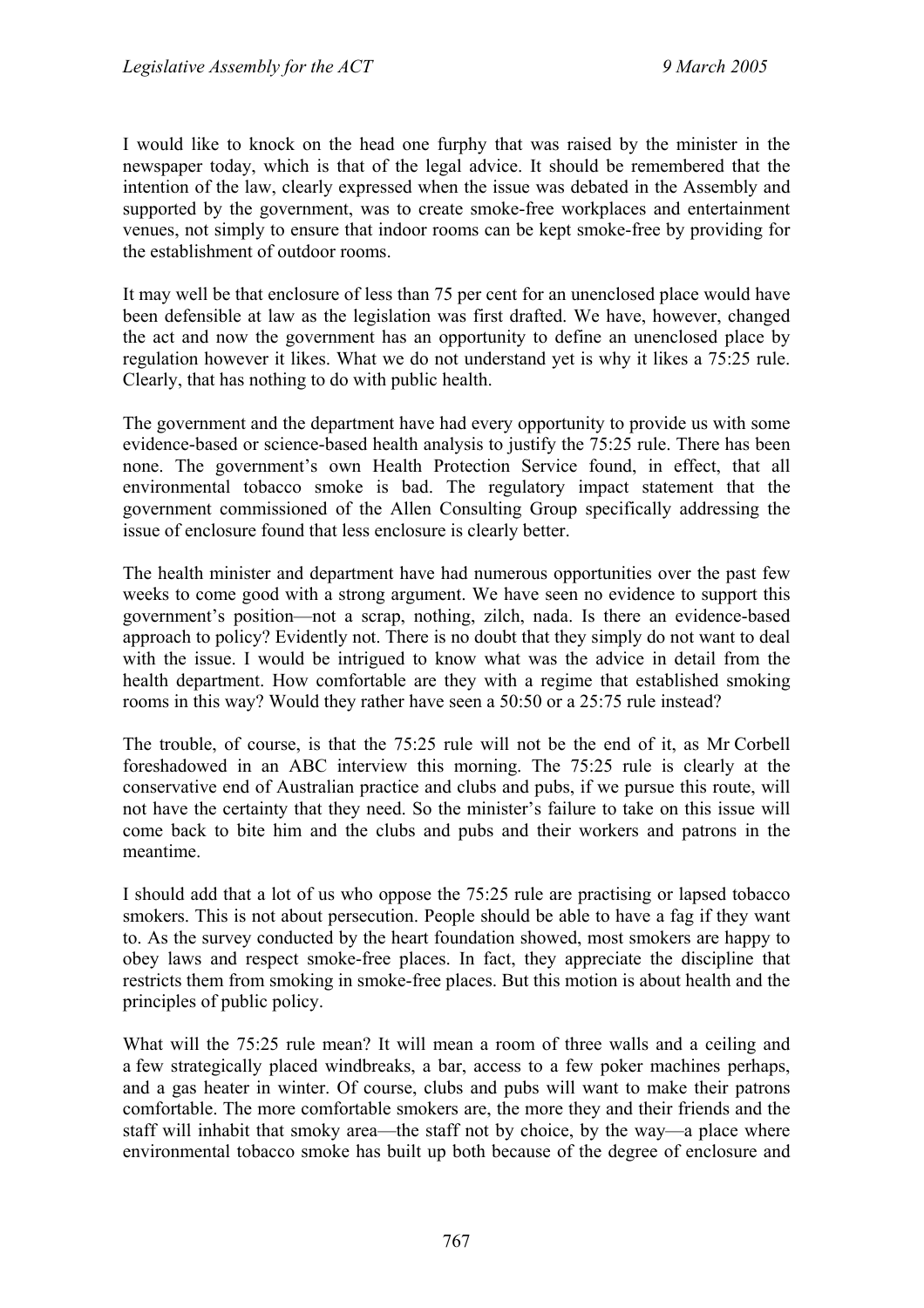I would like to knock on the head one furphy that was raised by the minister in the newspaper today, which is that of the legal advice. It should be remembered that the intention of the law, clearly expressed when the issue was debated in the Assembly and supported by the government, was to create smoke-free workplaces and entertainment venues, not simply to ensure that indoor rooms can be kept smoke-free by providing for the establishment of outdoor rooms.

It may well be that enclosure of less than 75 per cent for an unenclosed place would have been defensible at law as the legislation was first drafted. We have, however, changed the act and now the government has an opportunity to define an unenclosed place by regulation however it likes. What we do not understand yet is why it likes a 75:25 rule. Clearly, that has nothing to do with public health.

The government and the department have had every opportunity to provide us with some evidence-based or science-based health analysis to justify the 75:25 rule. There has been none. The government's own Health Protection Service found, in effect, that all environmental tobacco smoke is bad. The regulatory impact statement that the government commissioned of the Allen Consulting Group specifically addressing the issue of enclosure found that less enclosure is clearly better.

The health minister and department have had numerous opportunities over the past few weeks to come good with a strong argument. We have seen no evidence to support this government's position—not a scrap, nothing, zilch, nada. Is there an evidence-based approach to policy? Evidently not. There is no doubt that they simply do not want to deal with the issue. I would be intrigued to know what was the advice in detail from the health department. How comfortable are they with a regime that established smoking rooms in this way? Would they rather have seen a 50:50 or a 25:75 rule instead?

The trouble, of course, is that the 75:25 rule will not be the end of it, as Mr Corbell foreshadowed in an ABC interview this morning. The 75:25 rule is clearly at the conservative end of Australian practice and clubs and pubs, if we pursue this route, will not have the certainty that they need. So the minister's failure to take on this issue will come back to bite him and the clubs and pubs and their workers and patrons in the meantime.

I should add that a lot of us who oppose the 75:25 rule are practising or lapsed tobacco smokers. This is not about persecution. People should be able to have a fag if they want to. As the survey conducted by the heart foundation showed, most smokers are happy to obey laws and respect smoke-free places. In fact, they appreciate the discipline that restricts them from smoking in smoke-free places. But this motion is about health and the principles of public policy.

What will the 75:25 rule mean? It will mean a room of three walls and a ceiling and a few strategically placed windbreaks, a bar, access to a few poker machines perhaps, and a gas heater in winter. Of course, clubs and pubs will want to make their patrons comfortable. The more comfortable smokers are, the more they and their friends and the staff will inhabit that smoky area—the staff not by choice, by the way—a place where environmental tobacco smoke has built up both because of the degree of enclosure and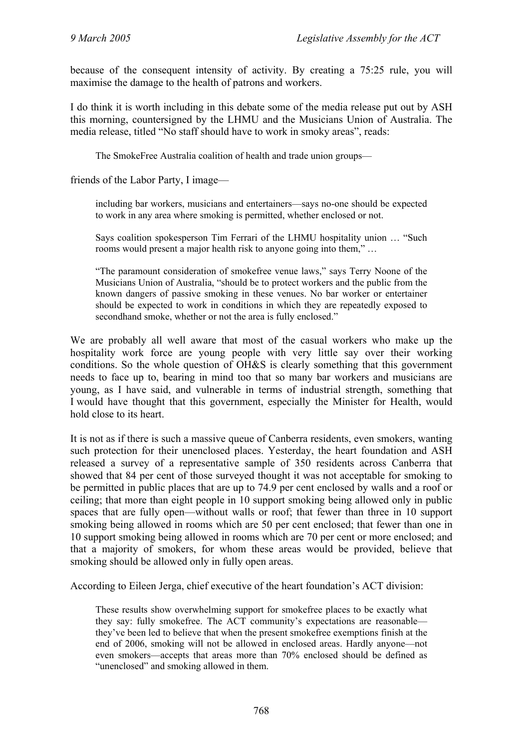because of the consequent intensity of activity. By creating a 75:25 rule, you will maximise the damage to the health of patrons and workers.

I do think it is worth including in this debate some of the media release put out by ASH this morning, countersigned by the LHMU and the Musicians Union of Australia. The media release, titled "No staff should have to work in smoky areas", reads:

> The SmokeFree Australia coalition of health and trade union groups—

friends of the Labor Party, I image—

> including bar workers, musicians and entertainers—says no-one should be expected to work in any area where smoking is permitted, whether enclosed or not.
>
> Says coalition spokesperson Tim Ferrari of the LHMU hospitality union … "Such rooms would present a major health risk to anyone going into them," …
>
> "The paramount consideration of smokefree venue laws," says Terry Noone of the Musicians Union of Australia, "should be to protect workers and the public from the known dangers of passive smoking in these venues. No bar worker or entertainer should be expected to work in conditions in which they are repeatedly exposed to secondhand smoke, whether or not the area is fully enclosed."

We are probably all well aware that most of the casual workers who make up the hospitality work force are young people with very little say over their working conditions. So the whole question of OH&S is clearly something that this government needs to face up to, bearing in mind too that so many bar workers and musicians are young, as I have said, and vulnerable in terms of industrial strength, something that I would have thought that this government, especially the Minister for Health, would hold close to its heart.

It is not as if there is such a massive queue of Canberra residents, even smokers, wanting such protection for their unenclosed places. Yesterday, the heart foundation and ASH released a survey of a representative sample of 350 residents across Canberra that showed that 84 per cent of those surveyed thought it was not acceptable for smoking to be permitted in public places that are up to 74.9 per cent enclosed by walls and a roof or ceiling; that more than eight people in 10 support smoking being allowed only in public spaces that are fully open—without walls or roof; that fewer than three in 10 support smoking being allowed in rooms which are 50 per cent enclosed; that fewer than one in 10 support smoking being allowed in rooms which are 70 per cent or more enclosed; and that a majority of smokers, for whom these areas would be provided, believe that smoking should be allowed only in fully open areas.

According to Eileen Jerga, chief executive of the heart foundation's ACT division:

> These results show overwhelming support for smokefree places to be exactly what they say: fully smokefree. The ACT community's expectations are reasonable—they've been led to believe that when the present smokefree exemptions finish at the end of 2006, smoking will not be allowed in enclosed areas. Hardly anyone—not even smokers—accepts that areas more than 70% enclosed should be defined as "unenclosed" and smoking allowed in them.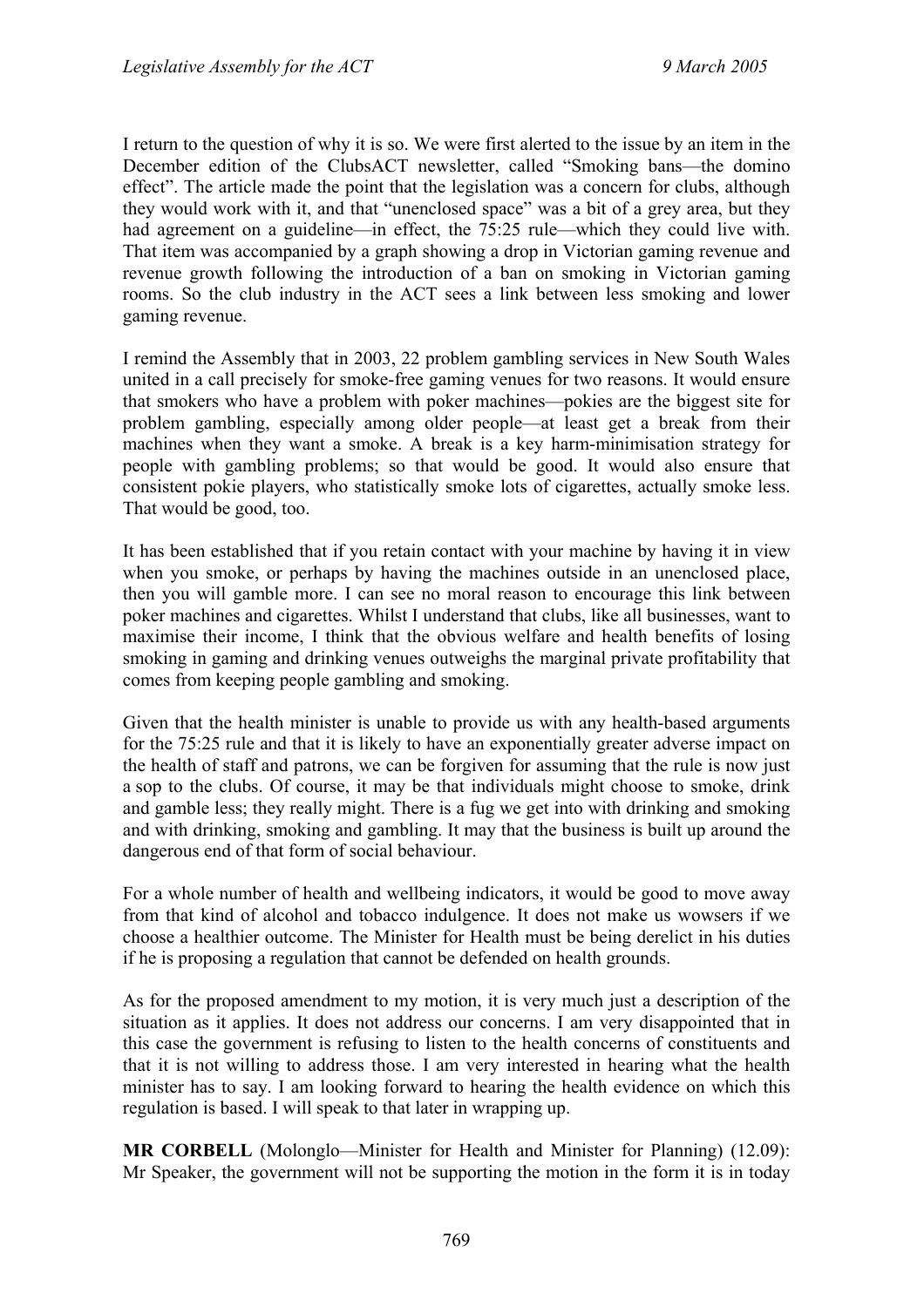I return to the question of why it is so. We were first alerted to the issue by an item in the December edition of the ClubsACT newsletter, called "Smoking bans—the domino effect". The article made the point that the legislation was a concern for clubs, although they would work with it, and that "unenclosed space" was a bit of a grey area, but they had agreement on a guideline—in effect, the 75:25 rule—which they could live with. That item was accompanied by a graph showing a drop in Victorian gaming revenue and revenue growth following the introduction of a ban on smoking in Victorian gaming rooms. So the club industry in the ACT sees a link between less smoking and lower gaming revenue.

I remind the Assembly that in 2003, 22 problem gambling services in New South Wales united in a call precisely for smoke-free gaming venues for two reasons. It would ensure that smokers who have a problem with poker machines—pokies are the biggest site for problem gambling, especially among older people—at least get a break from their machines when they want a smoke. A break is a key harm-minimisation strategy for people with gambling problems; so that would be good. It would also ensure that consistent pokie players, who statistically smoke lots of cigarettes, actually smoke less. That would be good, too.

It has been established that if you retain contact with your machine by having it in view when you smoke, or perhaps by having the machines outside in an unenclosed place, then you will gamble more. I can see no moral reason to encourage this link between poker machines and cigarettes. Whilst I understand that clubs, like all businesses, want to maximise their income, I think that the obvious welfare and health benefits of losing smoking in gaming and drinking venues outweighs the marginal private profitability that comes from keeping people gambling and smoking.

Given that the health minister is unable to provide us with any health-based arguments for the 75:25 rule and that it is likely to have an exponentially greater adverse impact on the health of staff and patrons, we can be forgiven for assuming that the rule is now just a sop to the clubs. Of course, it may be that individuals might choose to smoke, drink and gamble less; they really might. There is a fug we get into with drinking and smoking and with drinking, smoking and gambling. It may that the business is built up around the dangerous end of that form of social behaviour.

For a whole number of health and wellbeing indicators, it would be good to move away from that kind of alcohol and tobacco indulgence. It does not make us wowsers if we choose a healthier outcome. The Minister for Health must be being derelict in his duties if he is proposing a regulation that cannot be defended on health grounds.

As for the proposed amendment to my motion, it is very much just a description of the situation as it applies. It does not address our concerns. I am very disappointed that in this case the government is refusing to listen to the health concerns of constituents and that it is not willing to address those. I am very interested in hearing what the health minister has to say. I am looking forward to hearing the health evidence on which this regulation is based. I will speak to that later in wrapping up.

**MR CORBELL** (Molonglo—Minister for Health and Minister for Planning) (12.09): Mr Speaker, the government will not be supporting the motion in the form it is in today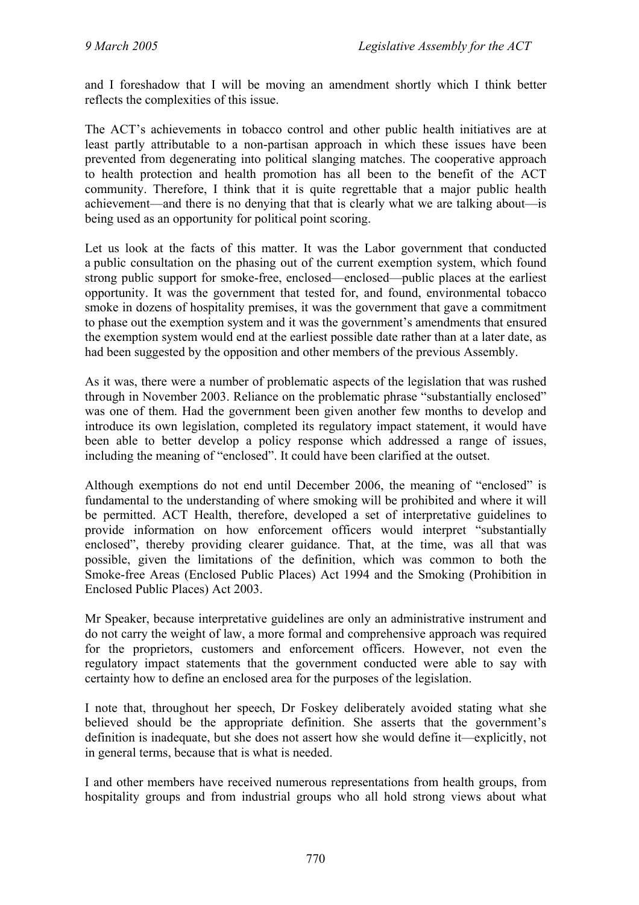and I foreshadow that I will be moving an amendment shortly which I think better reflects the complexities of this issue.

The ACT's achievements in tobacco control and other public health initiatives are at least partly attributable to a non-partisan approach in which these issues have been prevented from degenerating into political slanging matches. The cooperative approach to health protection and health promotion has all been to the benefit of the ACT community. Therefore, I think that it is quite regrettable that a major public health achievement—and there is no denying that that is clearly what we are talking about—is being used as an opportunity for political point scoring.

Let us look at the facts of this matter. It was the Labor government that conducted a public consultation on the phasing out of the current exemption system, which found strong public support for smoke-free, enclosed—enclosed—public places at the earliest opportunity. It was the government that tested for, and found, environmental tobacco smoke in dozens of hospitality premises, it was the government that gave a commitment to phase out the exemption system and it was the government's amendments that ensured the exemption system would end at the earliest possible date rather than at a later date, as had been suggested by the opposition and other members of the previous Assembly.

As it was, there were a number of problematic aspects of the legislation that was rushed through in November 2003. Reliance on the problematic phrase "substantially enclosed" was one of them. Had the government been given another few months to develop and introduce its own legislation, completed its regulatory impact statement, it would have been able to better develop a policy response which addressed a range of issues, including the meaning of "enclosed". It could have been clarified at the outset.

Although exemptions do not end until December 2006, the meaning of "enclosed" is fundamental to the understanding of where smoking will be prohibited and where it will be permitted. ACT Health, therefore, developed a set of interpretative guidelines to provide information on how enforcement officers would interpret "substantially enclosed", thereby providing clearer guidance. That, at the time, was all that was possible, given the limitations of the definition, which was common to both the Smoke-free Areas (Enclosed Public Places) Act 1994 and the Smoking (Prohibition in Enclosed Public Places) Act 2003.

Mr Speaker, because interpretative guidelines are only an administrative instrument and do not carry the weight of law, a more formal and comprehensive approach was required for the proprietors, customers and enforcement officers. However, not even the regulatory impact statements that the government conducted were able to say with certainty how to define an enclosed area for the purposes of the legislation.

I note that, throughout her speech, Dr Foskey deliberately avoided stating what she believed should be the appropriate definition. She asserts that the government's definition is inadequate, but she does not assert how she would define it—explicitly, not in general terms, because that is what is needed.

I and other members have received numerous representations from health groups, from hospitality groups and from industrial groups who all hold strong views about what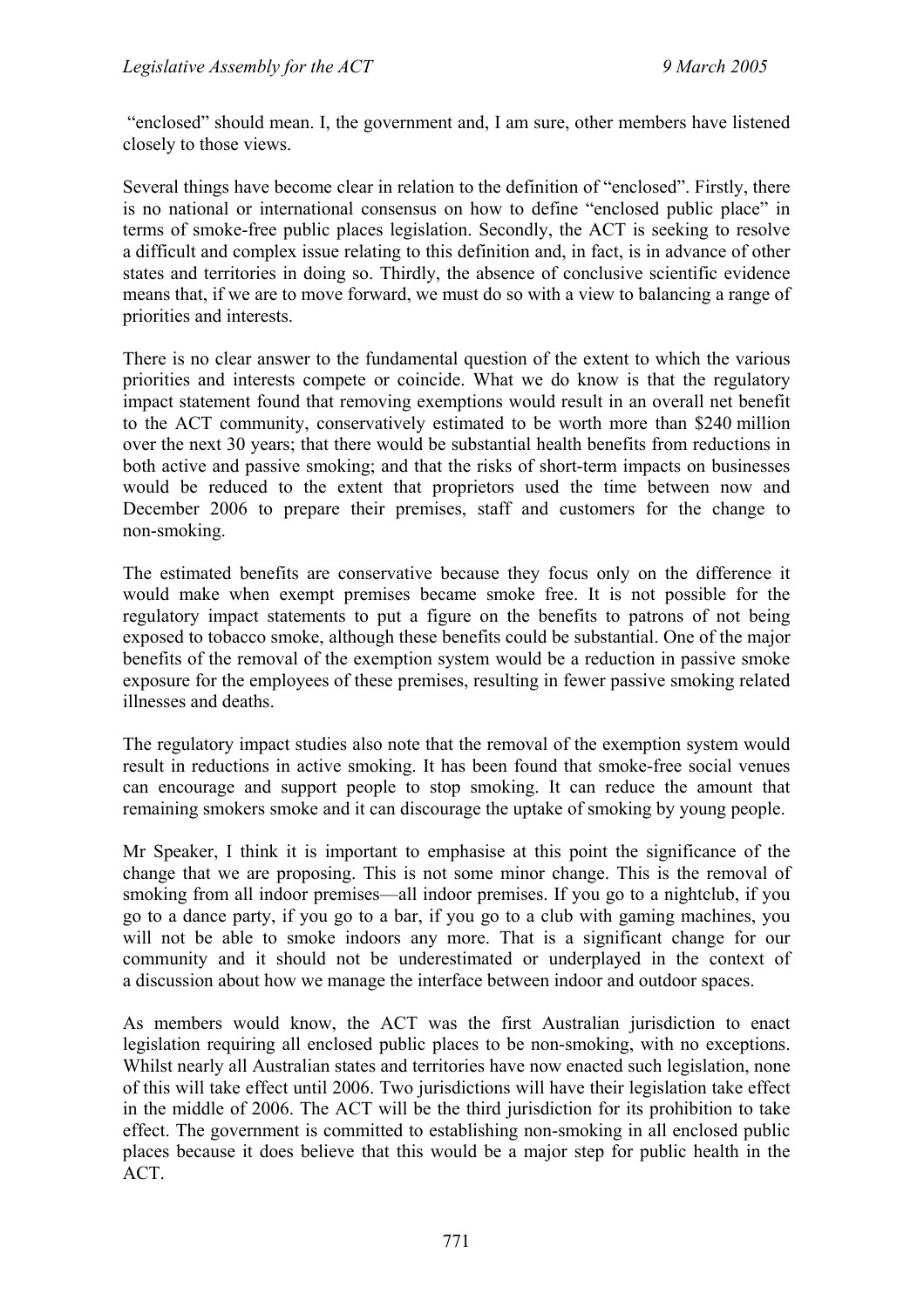"enclosed" should mean. I, the government and, I am sure, other members have listened closely to those views.

Several things have become clear in relation to the definition of "enclosed". Firstly, there is no national or international consensus on how to define "enclosed public place" in terms of smoke-free public places legislation. Secondly, the ACT is seeking to resolve a difficult and complex issue relating to this definition and, in fact, is in advance of other states and territories in doing so. Thirdly, the absence of conclusive scientific evidence means that, if we are to move forward, we must do so with a view to balancing a range of priorities and interests.

There is no clear answer to the fundamental question of the extent to which the various priorities and interests compete or coincide. What we do know is that the regulatory impact statement found that removing exemptions would result in an overall net benefit to the ACT community, conservatively estimated to be worth more than $240 million over the next 30 years; that there would be substantial health benefits from reductions in both active and passive smoking; and that the risks of short-term impacts on businesses would be reduced to the extent that proprietors used the time between now and December 2006 to prepare their premises, staff and customers for the change to non-smoking.

The estimated benefits are conservative because they focus only on the difference it would make when exempt premises became smoke free. It is not possible for the regulatory impact statements to put a figure on the benefits to patrons of not being exposed to tobacco smoke, although these benefits could be substantial. One of the major benefits of the removal of the exemption system would be a reduction in passive smoke exposure for the employees of these premises, resulting in fewer passive smoking related illnesses and deaths.

The regulatory impact studies also note that the removal of the exemption system would result in reductions in active smoking. It has been found that smoke-free social venues can encourage and support people to stop smoking. It can reduce the amount that remaining smokers smoke and it can discourage the uptake of smoking by young people.

Mr Speaker, I think it is important to emphasise at this point the significance of the change that we are proposing. This is not some minor change. This is the removal of smoking from all indoor premises—all indoor premises. If you go to a nightclub, if you go to a dance party, if you go to a bar, if you go to a club with gaming machines, you will not be able to smoke indoors any more. That is a significant change for our community and it should not be underestimated or underplayed in the context of a discussion about how we manage the interface between indoor and outdoor spaces.

As members would know, the ACT was the first Australian jurisdiction to enact legislation requiring all enclosed public places to be non-smoking, with no exceptions. Whilst nearly all Australian states and territories have now enacted such legislation, none of this will take effect until 2006. Two jurisdictions will have their legislation take effect in the middle of 2006. The ACT will be the third jurisdiction for its prohibition to take effect. The government is committed to establishing non-smoking in all enclosed public places because it does believe that this would be a major step for public health in the ACT.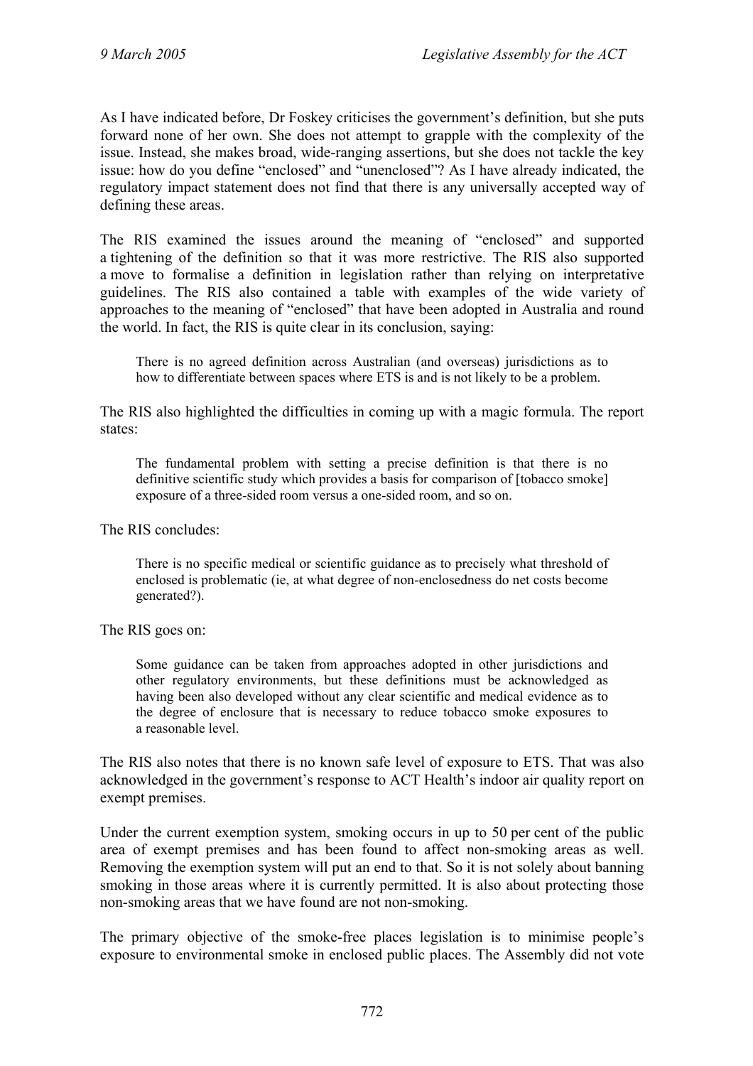As I have indicated before, Dr Foskey criticises the government's definition, but she puts forward none of her own. She does not attempt to grapple with the complexity of the issue. Instead, she makes broad, wide-ranging assertions, but she does not tackle the key issue: how do you define "enclosed" and "unenclosed"? As I have already indicated, the regulatory impact statement does not find that there is any universally accepted way of defining these areas.

The RIS examined the issues around the meaning of "enclosed" and supported a tightening of the definition so that it was more restrictive. The RIS also supported a move to formalise a definition in legislation rather than relying on interpretative guidelines. The RIS also contained a table with examples of the wide variety of approaches to the meaning of "enclosed" that have been adopted in Australia and round the world. In fact, the RIS is quite clear in its conclusion, saying:

> There is no agreed definition across Australian (and overseas) jurisdictions as to how to differentiate between spaces where ETS is and is not likely to be a problem.

The RIS also highlighted the difficulties in coming up with a magic formula. The report states:

> The fundamental problem with setting a precise definition is that there is no definitive scientific study which provides a basis for comparison of [tobacco smoke] exposure of a three-sided room versus a one-sided room, and so on.

The RIS concludes:

> There is no specific medical or scientific guidance as to precisely what threshold of enclosed is problematic (ie, at what degree of non-enclosedness do net costs become generated?).

The RIS goes on:

> Some guidance can be taken from approaches adopted in other jurisdictions and other regulatory environments, but these definitions must be acknowledged as having been also developed without any clear scientific and medical evidence as to the degree of enclosure that is necessary to reduce tobacco smoke exposures to a reasonable level.

The RIS also notes that there is no known safe level of exposure to ETS. That was also acknowledged in the government's response to ACT Health's indoor air quality report on exempt premises.

Under the current exemption system, smoking occurs in up to 50 per cent of the public area of exempt premises and has been found to affect non-smoking areas as well. Removing the exemption system will put an end to that. So it is not solely about banning smoking in those areas where it is currently permitted. It is also about protecting those non-smoking areas that we have found are not non-smoking.

The primary objective of the smoke-free places legislation is to minimise people's exposure to environmental smoke in enclosed public places. The Assembly did not vote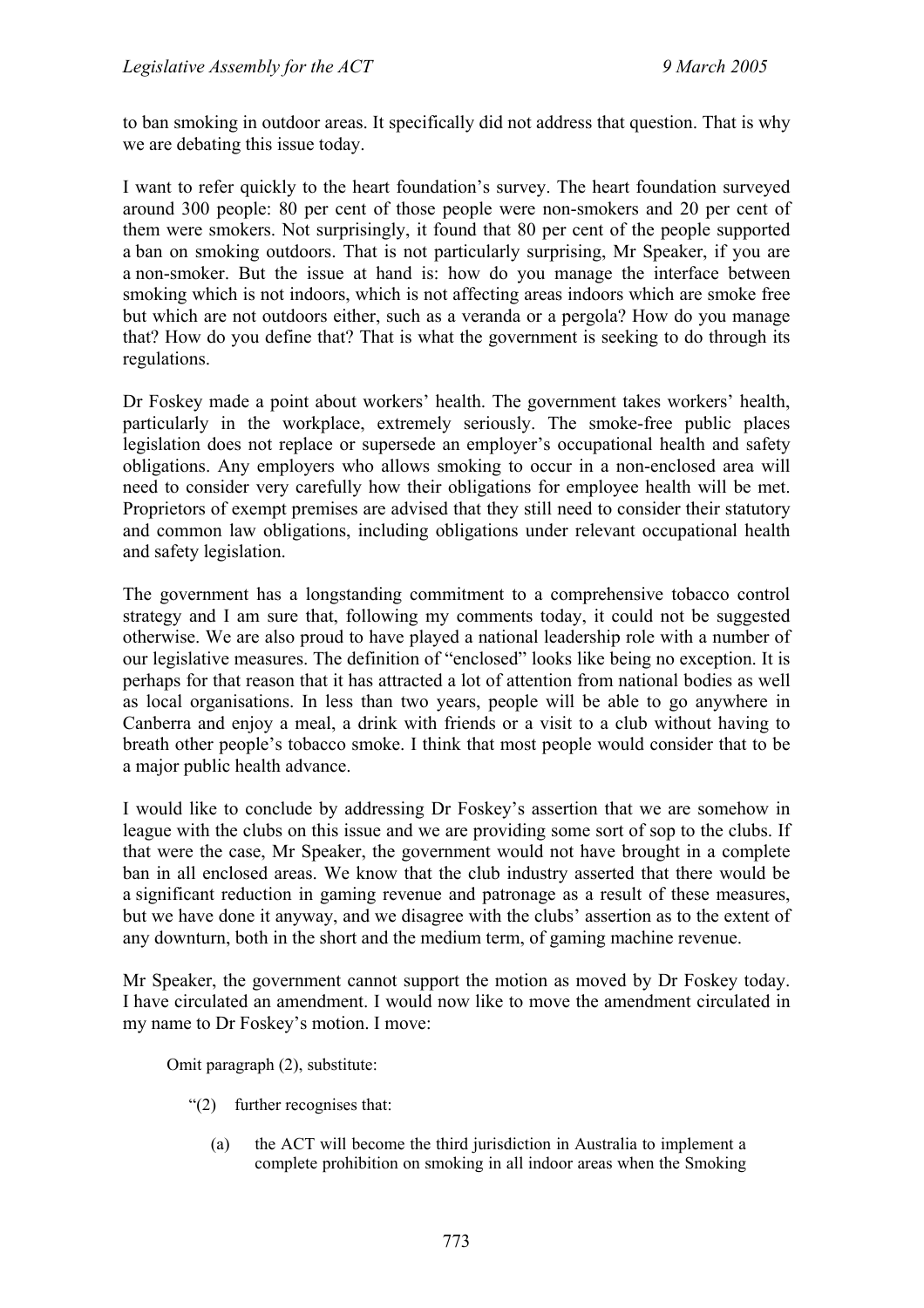to ban smoking in outdoor areas. It specifically did not address that question. That is why we are debating this issue today.

I want to refer quickly to the heart foundation's survey. The heart foundation surveyed around 300 people: 80 per cent of those people were non-smokers and 20 per cent of them were smokers. Not surprisingly, it found that 80 per cent of the people supported a ban on smoking outdoors. That is not particularly surprising, Mr Speaker, if you are a non-smoker. But the issue at hand is: how do you manage the interface between smoking which is not indoors, which is not affecting areas indoors which are smoke free but which are not outdoors either, such as a veranda or a pergola? How do you manage that? How do you define that? That is what the government is seeking to do through its regulations.

Dr Foskey made a point about workers' health. The government takes workers' health, particularly in the workplace, extremely seriously. The smoke-free public places legislation does not replace or supersede an employer's occupational health and safety obligations. Any employers who allows smoking to occur in a non-enclosed area will need to consider very carefully how their obligations for employee health will be met. Proprietors of exempt premises are advised that they still need to consider their statutory and common law obligations, including obligations under relevant occupational health and safety legislation.

The government has a longstanding commitment to a comprehensive tobacco control strategy and I am sure that, following my comments today, it could not be suggested otherwise. We are also proud to have played a national leadership role with a number of our legislative measures. The definition of "enclosed" looks like being no exception. It is perhaps for that reason that it has attracted a lot of attention from national bodies as well as local organisations. In less than two years, people will be able to go anywhere in Canberra and enjoy a meal, a drink with friends or a visit to a club without having to breath other people's tobacco smoke. I think that most people would consider that to be a major public health advance.

I would like to conclude by addressing Dr Foskey's assertion that we are somehow in league with the clubs on this issue and we are providing some sort of sop to the clubs. If that were the case, Mr Speaker, the government would not have brought in a complete ban in all enclosed areas. We know that the club industry asserted that there would be a significant reduction in gaming revenue and patronage as a result of these measures, but we have done it anyway, and we disagree with the clubs' assertion as to the extent of any downturn, both in the short and the medium term, of gaming machine revenue.

Mr Speaker, the government cannot support the motion as moved by Dr Foskey today. I have circulated an amendment. I would now like to move the amendment circulated in my name to Dr Foskey's motion. I move:

> Omit paragraph (2), substitute:
>
> "(2) further recognises that:
>
> (a) the ACT will become the third jurisdiction in Australia to implement a complete prohibition on smoking in all indoor areas when the Smoking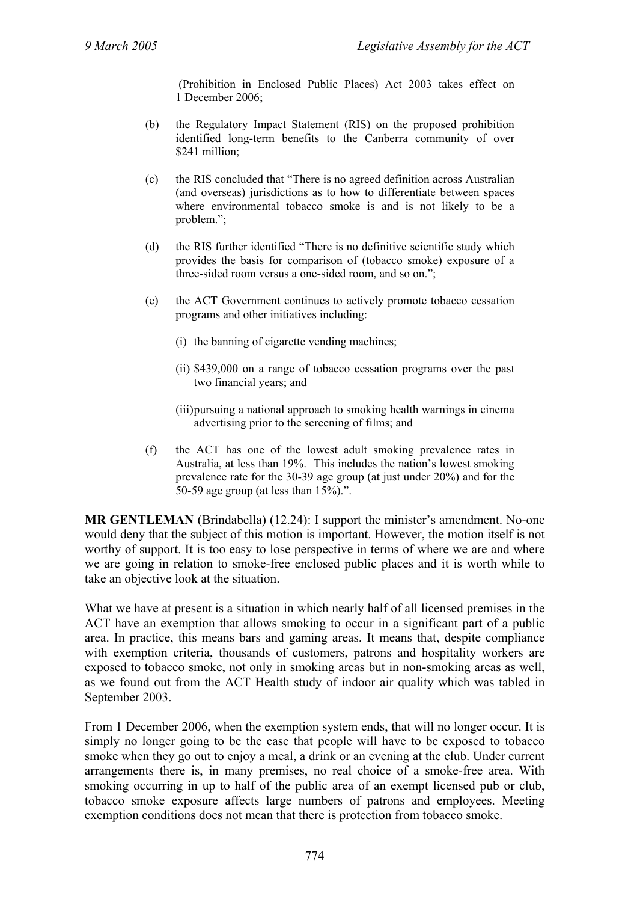(Prohibition in Enclosed Public Places) Act 2003 takes effect on 1 December 2006;

(b) the Regulatory Impact Statement (RIS) on the proposed prohibition identified long-term benefits to the Canberra community of over $241 million;

(c) the RIS concluded that "There is no agreed definition across Australian (and overseas) jurisdictions as to how to differentiate between spaces where environmental tobacco smoke is and is not likely to be a problem.";

(d) the RIS further identified "There is no definitive scientific study which provides the basis for comparison of (tobacco smoke) exposure of a three-sided room versus a one-sided room, and so on.";

(e) the ACT Government continues to actively promote tobacco cessation programs and other initiatives including:

   (i) the banning of cigarette vending machines;

   (ii) $439,000 on a range of tobacco cessation programs over the past two financial years; and

   (iii) pursuing a national approach to smoking health warnings in cinema advertising prior to the screening of films; and

(f) the ACT has one of the lowest adult smoking prevalence rates in Australia, at less than 19%. This includes the nation's lowest smoking prevalence rate for the 30-39 age group (at just under 20%) and for the 50-59 age group (at less than 15%).".

**MR GENTLEMAN** (Brindabella) (12.24): I support the minister's amendment. No-one would deny that the subject of this motion is important. However, the motion itself is not worthy of support. It is too easy to lose perspective in terms of where we are and where we are going in relation to smoke-free enclosed public places and it is worth while to take an objective look at the situation.

What we have at present is a situation in which nearly half of all licensed premises in the ACT have an exemption that allows smoking to occur in a significant part of a public area. In practice, this means bars and gaming areas. It means that, despite compliance with exemption criteria, thousands of customers, patrons and hospitality workers are exposed to tobacco smoke, not only in smoking areas but in non-smoking areas as well, as we found out from the ACT Health study of indoor air quality which was tabled in September 2003.

From 1 December 2006, when the exemption system ends, that will no longer occur. It is simply no longer going to be the case that people will have to be exposed to tobacco smoke when they go out to enjoy a meal, a drink or an evening at the club. Under current arrangements there is, in many premises, no real choice of a smoke-free area. With smoking occurring in up to half of the public area of an exempt licensed pub or club, tobacco smoke exposure affects large numbers of patrons and employees. Meeting exemption conditions does not mean that there is protection from tobacco smoke.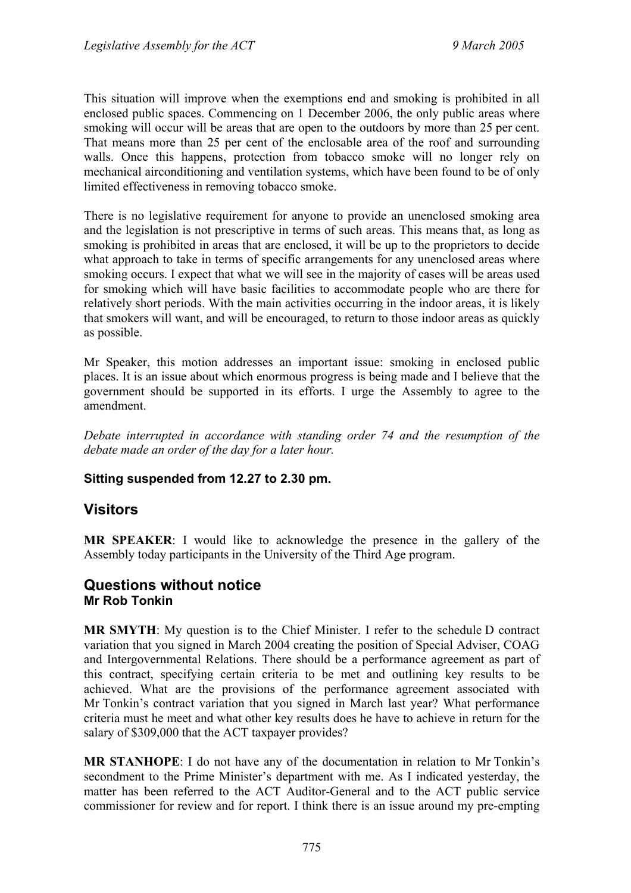This situation will improve when the exemptions end and smoking is prohibited in all enclosed public spaces. Commencing on 1 December 2006, the only public areas where smoking will occur will be areas that are open to the outdoors by more than 25 per cent. That means more than 25 per cent of the enclosable area of the roof and surrounding walls. Once this happens, protection from tobacco smoke will no longer rely on mechanical airconditioning and ventilation systems, which have been found to be of only limited effectiveness in removing tobacco smoke.

There is no legislative requirement for anyone to provide an unenclosed smoking area and the legislation is not prescriptive in terms of such areas. This means that, as long as smoking is prohibited in areas that are enclosed, it will be up to the proprietors to decide what approach to take in terms of specific arrangements for any unenclosed areas where smoking occurs. I expect that what we will see in the majority of cases will be areas used for smoking which will have basic facilities to accommodate people who are there for relatively short periods. With the main activities occurring in the indoor areas, it is likely that smokers will want, and will be encouraged, to return to those indoor areas as quickly as possible.

Mr Speaker, this motion addresses an important issue: smoking in enclosed public places. It is an issue about which enormous progress is being made and I believe that the government should be supported in its efforts. I urge the Assembly to agree to the amendment.

*Debate interrupted in accordance with standing order 74 and the resumption of the debate made an order of the day for a later hour.*

**Sitting suspended from 12.27 to 2.30 pm.**

## Visitors

**MR SPEAKER**: I would like to acknowledge the presence in the gallery of the Assembly today participants in the University of the Third Age program.

## Questions without notice

### Mr Rob Tonkin

**MR SMYTH**: My question is to the Chief Minister. I refer to the schedule D contract variation that you signed in March 2004 creating the position of Special Adviser, COAG and Intergovernmental Relations. There should be a performance agreement as part of this contract, specifying certain criteria to be met and outlining key results to be achieved. What are the provisions of the performance agreement associated with Mr Tonkin's contract variation that you signed in March last year? What performance criteria must he meet and what other key results does he have to achieve in return for the salary of $309,000 that the ACT taxpayer provides?

**MR STANHOPE**: I do not have any of the documentation in relation to Mr Tonkin's secondment to the Prime Minister's department with me. As I indicated yesterday, the matter has been referred to the ACT Auditor-General and to the ACT public service commissioner for review and for report. I think there is an issue around my pre-empting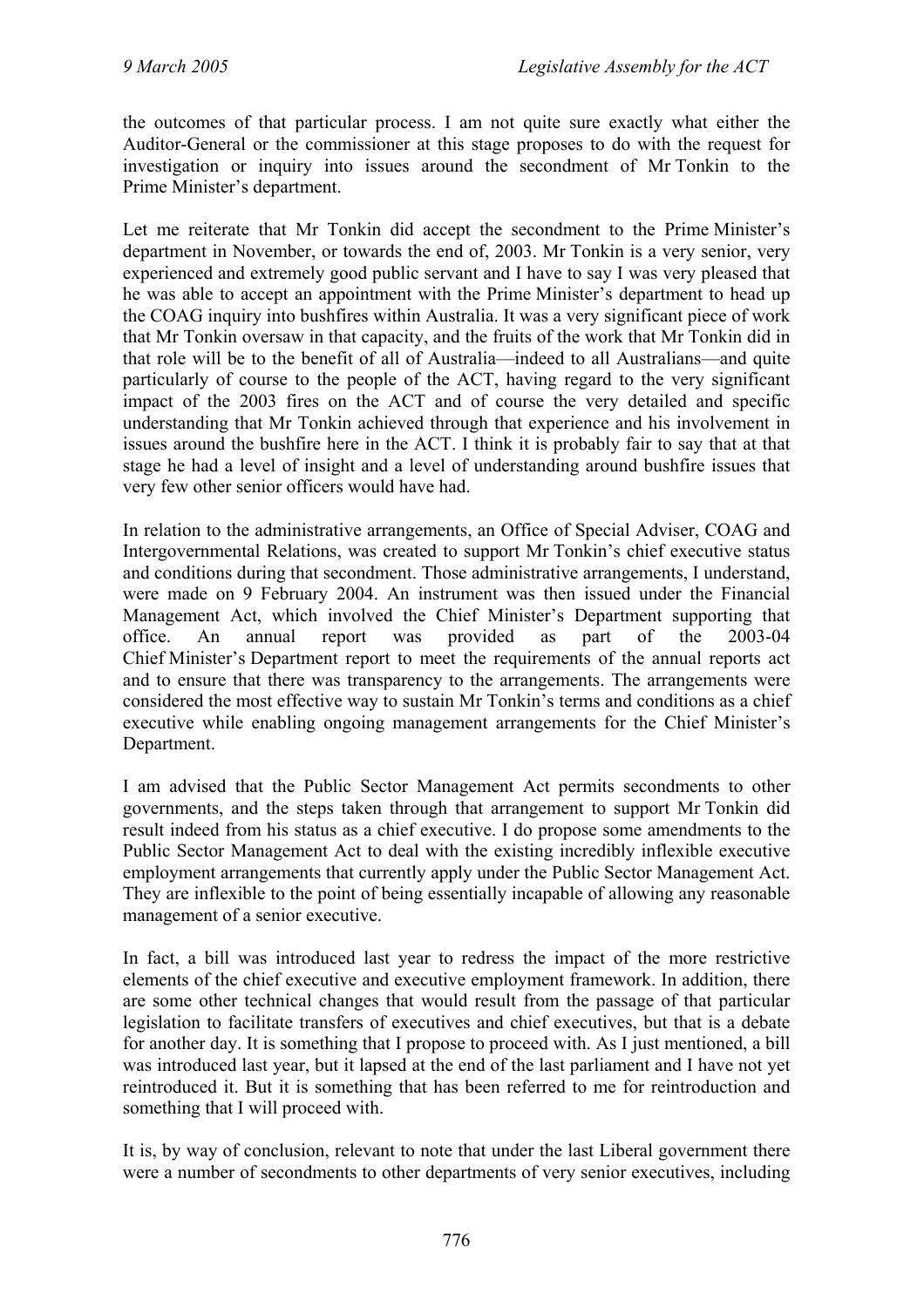the outcomes of that particular process. I am not quite sure exactly what either the Auditor-General or the commissioner at this stage proposes to do with the request for investigation or inquiry into issues around the secondment of Mr Tonkin to the Prime Minister's department.

Let me reiterate that Mr Tonkin did accept the secondment to the Prime Minister's department in November, or towards the end of, 2003. Mr Tonkin is a very senior, very experienced and extremely good public servant and I have to say I was very pleased that he was able to accept an appointment with the Prime Minister's department to head up the COAG inquiry into bushfires within Australia. It was a very significant piece of work that Mr Tonkin oversaw in that capacity, and the fruits of the work that Mr Tonkin did in that role will be to the benefit of all of Australia—indeed to all Australians—and quite particularly of course to the people of the ACT, having regard to the very significant impact of the 2003 fires on the ACT and of course the very detailed and specific understanding that Mr Tonkin achieved through that experience and his involvement in issues around the bushfire here in the ACT. I think it is probably fair to say that at that stage he had a level of insight and a level of understanding around bushfire issues that very few other senior officers would have had.

In relation to the administrative arrangements, an Office of Special Adviser, COAG and Intergovernmental Relations, was created to support Mr Tonkin's chief executive status and conditions during that secondment. Those administrative arrangements, I understand, were made on 9 February 2004. An instrument was then issued under the Financial Management Act, which involved the Chief Minister's Department supporting that office. An annual report was provided as part of the 2003-04 Chief Minister's Department report to meet the requirements of the annual reports act and to ensure that there was transparency to the arrangements. The arrangements were considered the most effective way to sustain Mr Tonkin's terms and conditions as a chief executive while enabling ongoing management arrangements for the Chief Minister's Department.

I am advised that the Public Sector Management Act permits secondments to other governments, and the steps taken through that arrangement to support Mr Tonkin did result indeed from his status as a chief executive. I do propose some amendments to the Public Sector Management Act to deal with the existing incredibly inflexible executive employment arrangements that currently apply under the Public Sector Management Act. They are inflexible to the point of being essentially incapable of allowing any reasonable management of a senior executive.

In fact, a bill was introduced last year to redress the impact of the more restrictive elements of the chief executive and executive employment framework. In addition, there are some other technical changes that would result from the passage of that particular legislation to facilitate transfers of executives and chief executives, but that is a debate for another day. It is something that I propose to proceed with. As I just mentioned, a bill was introduced last year, but it lapsed at the end of the last parliament and I have not yet reintroduced it. But it is something that has been referred to me for reintroduction and something that I will proceed with.

It is, by way of conclusion, relevant to note that under the last Liberal government there were a number of secondments to other departments of very senior executives, including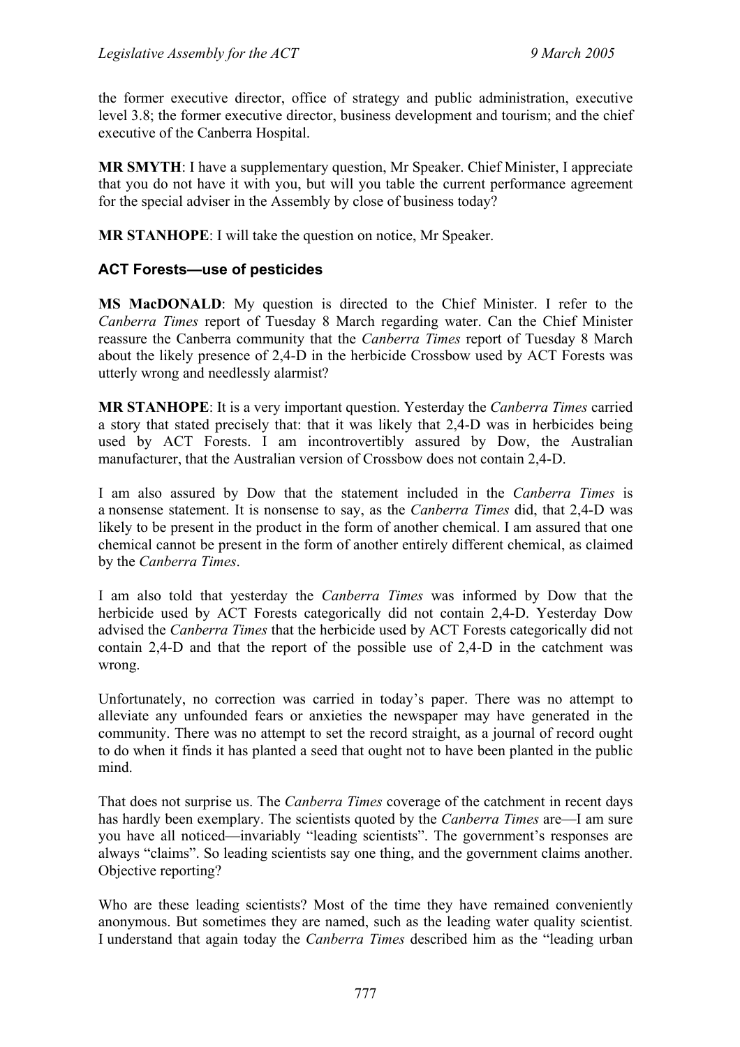the former executive director, office of strategy and public administration, executive level 3.8; the former executive director, business development and tourism; and the chief executive of the Canberra Hospital.

**MR SMYTH**: I have a supplementary question, Mr Speaker. Chief Minister, I appreciate that you do not have it with you, but will you table the current performance agreement for the special adviser in the Assembly by close of business today?

**MR STANHOPE**: I will take the question on notice, Mr Speaker.

### ACT Forests—use of pesticides

**MS MacDONALD**: My question is directed to the Chief Minister. I refer to the *Canberra Times* report of Tuesday 8 March regarding water. Can the Chief Minister reassure the Canberra community that the *Canberra Times* report of Tuesday 8 March about the likely presence of 2,4-D in the herbicide Crossbow used by ACT Forests was utterly wrong and needlessly alarmist?

**MR STANHOPE**: It is a very important question. Yesterday the *Canberra Times* carried a story that stated precisely that: that it was likely that 2,4-D was in herbicides being used by ACT Forests. I am incontrovertibly assured by Dow, the Australian manufacturer, that the Australian version of Crossbow does not contain 2,4-D.

I am also assured by Dow that the statement included in the *Canberra Times* is a nonsense statement. It is nonsense to say, as the *Canberra Times* did, that 2,4-D was likely to be present in the product in the form of another chemical. I am assured that one chemical cannot be present in the form of another entirely different chemical, as claimed by the *Canberra Times*.

I am also told that yesterday the *Canberra Times* was informed by Dow that the herbicide used by ACT Forests categorically did not contain 2,4-D. Yesterday Dow advised the *Canberra Times* that the herbicide used by ACT Forests categorically did not contain 2,4-D and that the report of the possible use of 2,4-D in the catchment was wrong.

Unfortunately, no correction was carried in today's paper. There was no attempt to alleviate any unfounded fears or anxieties the newspaper may have generated in the community. There was no attempt to set the record straight, as a journal of record ought to do when it finds it has planted a seed that ought not to have been planted in the public mind.

That does not surprise us. The *Canberra Times* coverage of the catchment in recent days has hardly been exemplary. The scientists quoted by the *Canberra Times* are—I am sure you have all noticed—invariably "leading scientists". The government's responses are always "claims". So leading scientists say one thing, and the government claims another. Objective reporting?

Who are these leading scientists? Most of the time they have remained conveniently anonymous. But sometimes they are named, such as the leading water quality scientist. I understand that again today the *Canberra Times* described him as the "leading urban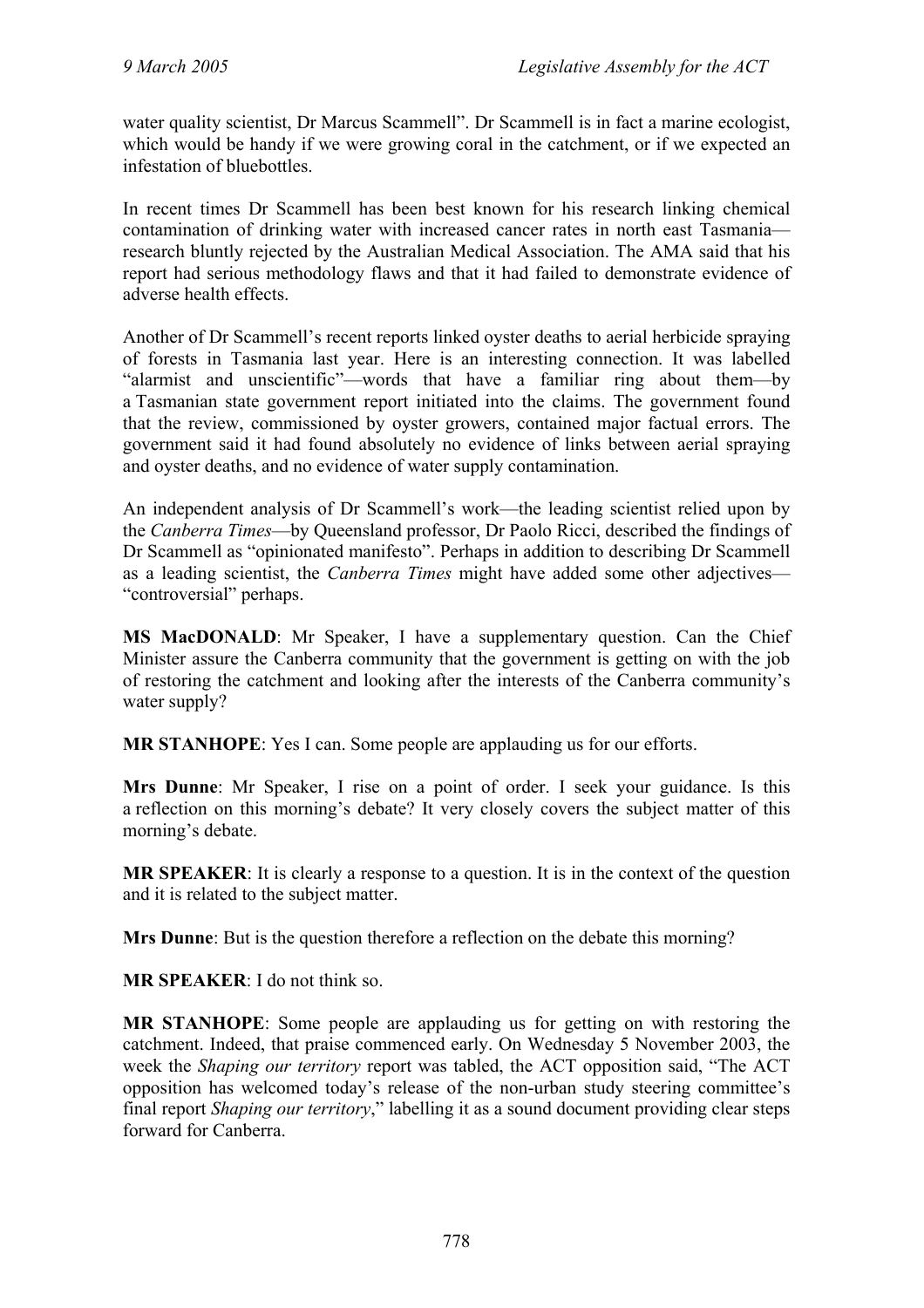water quality scientist, Dr Marcus Scammell". Dr Scammell is in fact a marine ecologist, which would be handy if we were growing coral in the catchment, or if we expected an infestation of bluebottles.

In recent times Dr Scammell has been best known for his research linking chemical contamination of drinking water with increased cancer rates in north east Tasmania—research bluntly rejected by the Australian Medical Association. The AMA said that his report had serious methodology flaws and that it had failed to demonstrate evidence of adverse health effects.

Another of Dr Scammell's recent reports linked oyster deaths to aerial herbicide spraying of forests in Tasmania last year. Here is an interesting connection. It was labelled "alarmist and unscientific"—words that have a familiar ring about them—by a Tasmanian state government report initiated into the claims. The government found that the review, commissioned by oyster growers, contained major factual errors. The government said it had found absolutely no evidence of links between aerial spraying and oyster deaths, and no evidence of water supply contamination.

An independent analysis of Dr Scammell's work—the leading scientist relied upon by the *Canberra Times*—by Queensland professor, Dr Paolo Ricci, described the findings of Dr Scammell as "opinionated manifesto". Perhaps in addition to describing Dr Scammell as a leading scientist, the *Canberra Times* might have added some other adjectives—"controversial" perhaps.

**MS MacDONALD**: Mr Speaker, I have a supplementary question. Can the Chief Minister assure the Canberra community that the government is getting on with the job of restoring the catchment and looking after the interests of the Canberra community's water supply?

**MR STANHOPE**: Yes I can. Some people are applauding us for our efforts.

**Mrs Dunne**: Mr Speaker, I rise on a point of order. I seek your guidance. Is this a reflection on this morning's debate? It very closely covers the subject matter of this morning's debate.

**MR SPEAKER**: It is clearly a response to a question. It is in the context of the question and it is related to the subject matter.

**Mrs Dunne**: But is the question therefore a reflection on the debate this morning?

**MR SPEAKER**: I do not think so.

**MR STANHOPE**: Some people are applauding us for getting on with restoring the catchment. Indeed, that praise commenced early. On Wednesday 5 November 2003, the week the *Shaping our territory* report was tabled, the ACT opposition said, "The ACT opposition has welcomed today's release of the non-urban study steering committee's final report *Shaping our territory*," labelling it as a sound document providing clear steps forward for Canberra.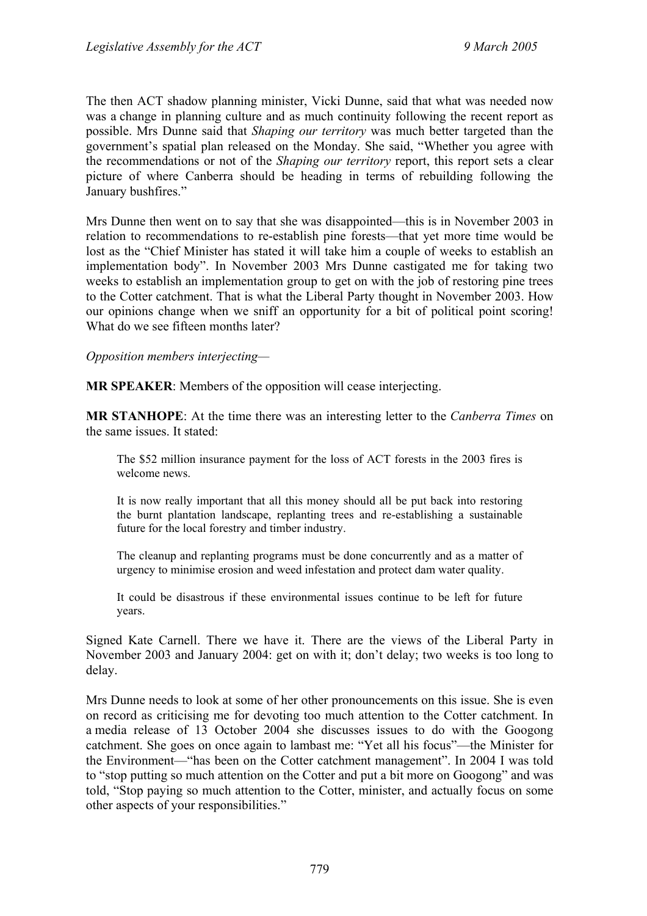The then ACT shadow planning minister, Vicki Dunne, said that what was needed now was a change in planning culture and as much continuity following the recent report as possible. Mrs Dunne said that *Shaping our territory* was much better targeted than the government's spatial plan released on the Monday. She said, "Whether you agree with the recommendations or not of the *Shaping our territory* report, this report sets a clear picture of where Canberra should be heading in terms of rebuilding following the January bushfires."

Mrs Dunne then went on to say that she was disappointed—this is in November 2003 in relation to recommendations to re-establish pine forests—that yet more time would be lost as the "Chief Minister has stated it will take him a couple of weeks to establish an implementation body". In November 2003 Mrs Dunne castigated me for taking two weeks to establish an implementation group to get on with the job of restoring pine trees to the Cotter catchment. That is what the Liberal Party thought in November 2003. How our opinions change when we sniff an opportunity for a bit of political point scoring! What do we see fifteen months later?

*Opposition members interjecting*—

**MR SPEAKER**: Members of the opposition will cease interjecting.

**MR STANHOPE**: At the time there was an interesting letter to the *Canberra Times* on the same issues. It stated:

> The $52 million insurance payment for the loss of ACT forests in the 2003 fires is welcome news.
>
> It is now really important that all this money should all be put back into restoring the burnt plantation landscape, replanting trees and re-establishing a sustainable future for the local forestry and timber industry.
>
> The cleanup and replanting programs must be done concurrently and as a matter of urgency to minimise erosion and weed infestation and protect dam water quality.
>
> It could be disastrous if these environmental issues continue to be left for future years.

Signed Kate Carnell. There we have it. There are the views of the Liberal Party in November 2003 and January 2004: get on with it; don't delay; two weeks is too long to delay.

Mrs Dunne needs to look at some of her other pronouncements on this issue. She is even on record as criticising me for devoting too much attention to the Cotter catchment. In a media release of 13 October 2004 she discusses issues to do with the Googong catchment. She goes on once again to lambast me: "Yet all his focus"—the Minister for the Environment—"has been on the Cotter catchment management". In 2004 I was told to "stop putting so much attention on the Cotter and put a bit more on Googong" and was told, "Stop paying so much attention to the Cotter, minister, and actually focus on some other aspects of your responsibilities."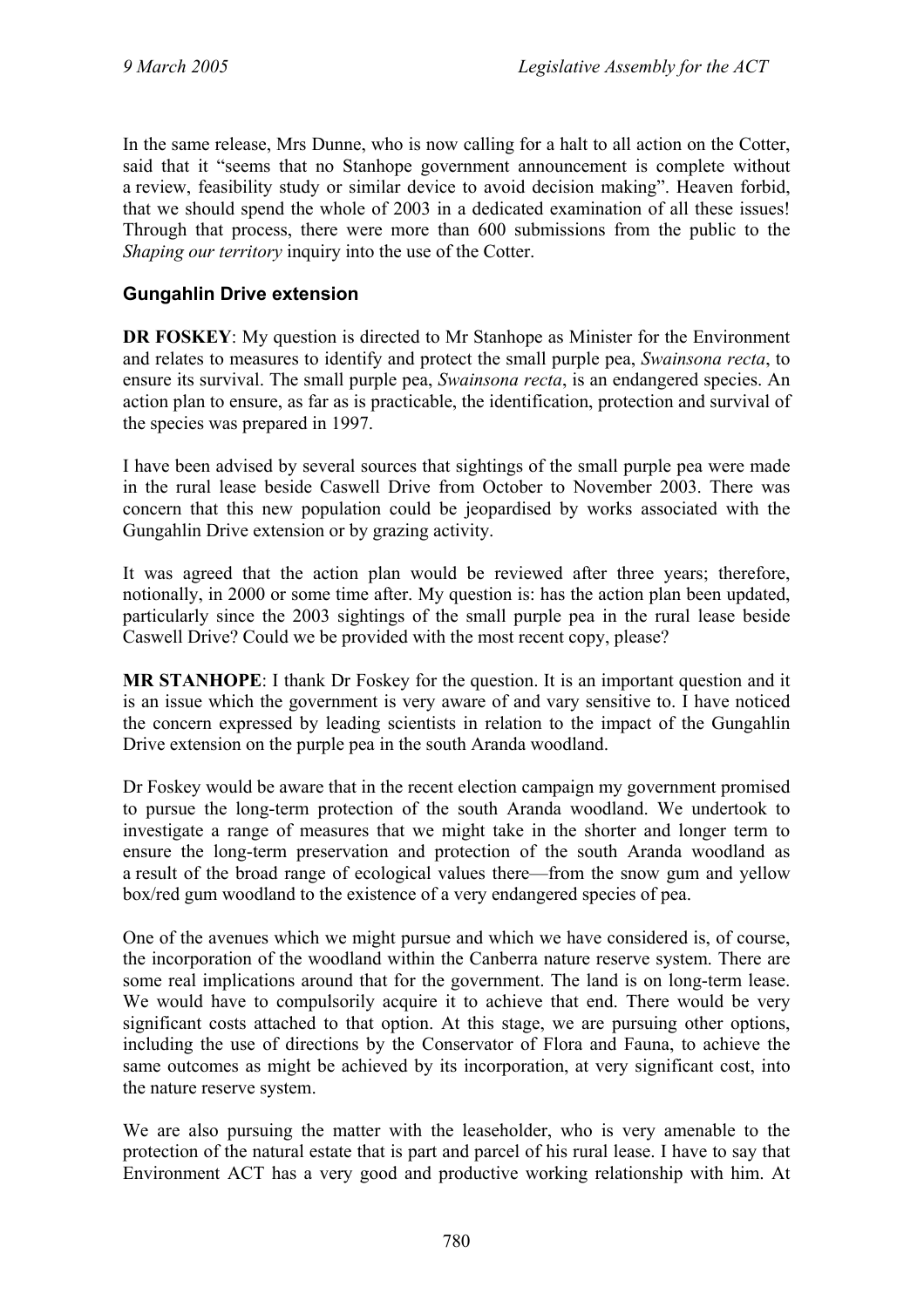In the same release, Mrs Dunne, who is now calling for a halt to all action on the Cotter, said that it "seems that no Stanhope government announcement is complete without a review, feasibility study or similar device to avoid decision making". Heaven forbid, that we should spend the whole of 2003 in a dedicated examination of all these issues! Through that process, there were more than 600 submissions from the public to the *Shaping our territory* inquiry into the use of the Cotter.

### Gungahlin Drive extension

**DR FOSKEY**: My question is directed to Mr Stanhope as Minister for the Environment and relates to measures to identify and protect the small purple pea, *Swainsona recta*, to ensure its survival. The small purple pea, *Swainsona recta*, is an endangered species. An action plan to ensure, as far as is practicable, the identification, protection and survival of the species was prepared in 1997.

I have been advised by several sources that sightings of the small purple pea were made in the rural lease beside Caswell Drive from October to November 2003. There was concern that this new population could be jeopardised by works associated with the Gungahlin Drive extension or by grazing activity.

It was agreed that the action plan would be reviewed after three years; therefore, notionally, in 2000 or some time after. My question is: has the action plan been updated, particularly since the 2003 sightings of the small purple pea in the rural lease beside Caswell Drive? Could we be provided with the most recent copy, please?

**MR STANHOPE**: I thank Dr Foskey for the question. It is an important question and it is an issue which the government is very aware of and vary sensitive to. I have noticed the concern expressed by leading scientists in relation to the impact of the Gungahlin Drive extension on the purple pea in the south Aranda woodland.

Dr Foskey would be aware that in the recent election campaign my government promised to pursue the long-term protection of the south Aranda woodland. We undertook to investigate a range of measures that we might take in the shorter and longer term to ensure the long-term preservation and protection of the south Aranda woodland as a result of the broad range of ecological values there—from the snow gum and yellow box/red gum woodland to the existence of a very endangered species of pea.

One of the avenues which we might pursue and which we have considered is, of course, the incorporation of the woodland within the Canberra nature reserve system. There are some real implications around that for the government. The land is on long-term lease. We would have to compulsorily acquire it to achieve that end. There would be very significant costs attached to that option. At this stage, we are pursuing other options, including the use of directions by the Conservator of Flora and Fauna, to achieve the same outcomes as might be achieved by its incorporation, at very significant cost, into the nature reserve system.

We are also pursuing the matter with the leaseholder, who is very amenable to the protection of the natural estate that is part and parcel of his rural lease. I have to say that Environment ACT has a very good and productive working relationship with him. At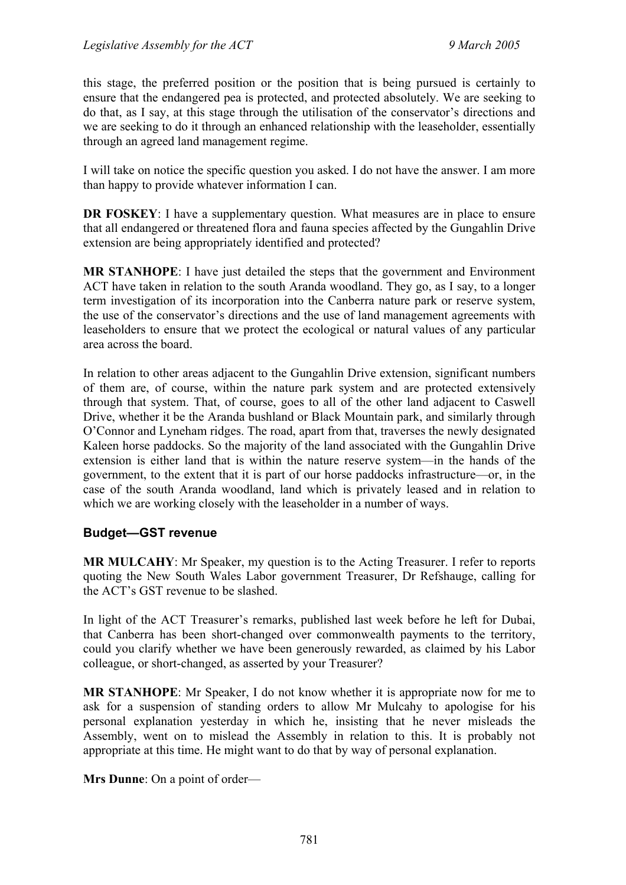this stage, the preferred position or the position that is being pursued is certainly to ensure that the endangered pea is protected, and protected absolutely. We are seeking to do that, as I say, at this stage through the utilisation of the conservator's directions and we are seeking to do it through an enhanced relationship with the leaseholder, essentially through an agreed land management regime.

I will take on notice the specific question you asked. I do not have the answer. I am more than happy to provide whatever information I can.

**DR FOSKEY**: I have a supplementary question. What measures are in place to ensure that all endangered or threatened flora and fauna species affected by the Gungahlin Drive extension are being appropriately identified and protected?

**MR STANHOPE**: I have just detailed the steps that the government and Environment ACT have taken in relation to the south Aranda woodland. They go, as I say, to a longer term investigation of its incorporation into the Canberra nature park or reserve system, the use of the conservator's directions and the use of land management agreements with leaseholders to ensure that we protect the ecological or natural values of any particular area across the board.

In relation to other areas adjacent to the Gungahlin Drive extension, significant numbers of them are, of course, within the nature park system and are protected extensively through that system. That, of course, goes to all of the other land adjacent to Caswell Drive, whether it be the Aranda bushland or Black Mountain park, and similarly through O'Connor and Lyneham ridges. The road, apart from that, traverses the newly designated Kaleen horse paddocks. So the majority of the land associated with the Gungahlin Drive extension is either land that is within the nature reserve system—in the hands of the government, to the extent that it is part of our horse paddocks infrastructure—or, in the case of the south Aranda woodland, land which is privately leased and in relation to which we are working closely with the leaseholder in a number of ways.

### Budget—GST revenue

**MR MULCAHY**: Mr Speaker, my question is to the Acting Treasurer. I refer to reports quoting the New South Wales Labor government Treasurer, Dr Refshauge, calling for the ACT's GST revenue to be slashed.

In light of the ACT Treasurer's remarks, published last week before he left for Dubai, that Canberra has been short-changed over commonwealth payments to the territory, could you clarify whether we have been generously rewarded, as claimed by his Labor colleague, or short-changed, as asserted by your Treasurer?

**MR STANHOPE**: Mr Speaker, I do not know whether it is appropriate now for me to ask for a suspension of standing orders to allow Mr Mulcahy to apologise for his personal explanation yesterday in which he, insisting that he never misleads the Assembly, went on to mislead the Assembly in relation to this. It is probably not appropriate at this time. He might want to do that by way of personal explanation.

**Mrs Dunne**: On a point of order—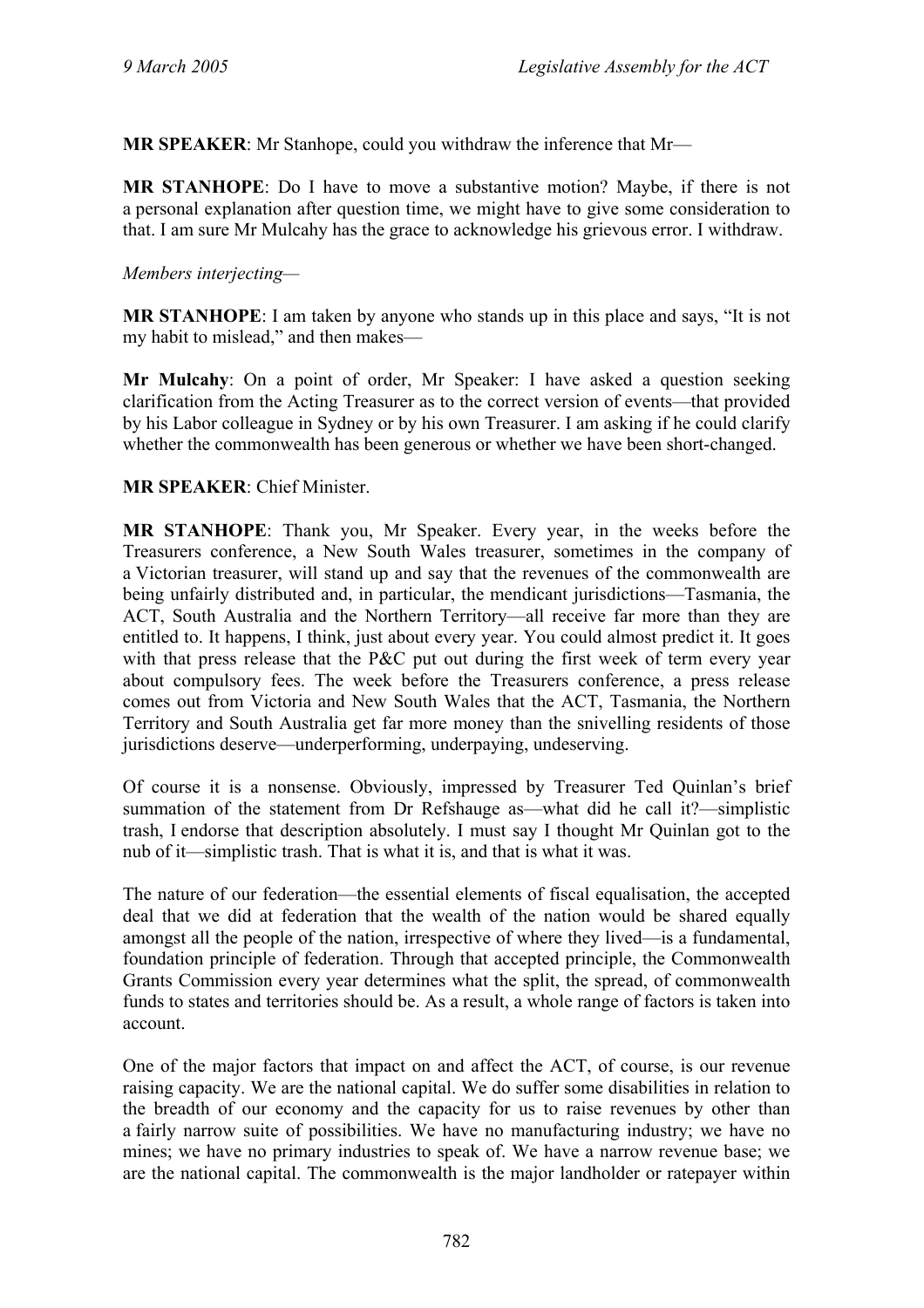**MR SPEAKER**: Mr Stanhope, could you withdraw the inference that Mr—

**MR STANHOPE**: Do I have to move a substantive motion? Maybe, if there is not a personal explanation after question time, we might have to give some consideration to that. I am sure Mr Mulcahy has the grace to acknowledge his grievous error. I withdraw.

*Members interjecting*—

**MR STANHOPE**: I am taken by anyone who stands up in this place and says, "It is not my habit to mislead," and then makes—

**Mr Mulcahy**: On a point of order, Mr Speaker: I have asked a question seeking clarification from the Acting Treasurer as to the correct version of events—that provided by his Labor colleague in Sydney or by his own Treasurer. I am asking if he could clarify whether the commonwealth has been generous or whether we have been short-changed.

**MR SPEAKER**: Chief Minister.

**MR STANHOPE**: Thank you, Mr Speaker. Every year, in the weeks before the Treasurers conference, a New South Wales treasurer, sometimes in the company of a Victorian treasurer, will stand up and say that the revenues of the commonwealth are being unfairly distributed and, in particular, the mendicant jurisdictions—Tasmania, the ACT, South Australia and the Northern Territory—all receive far more than they are entitled to. It happens, I think, just about every year. You could almost predict it. It goes with that press release that the P&C put out during the first week of term every year about compulsory fees. The week before the Treasurers conference, a press release comes out from Victoria and New South Wales that the ACT, Tasmania, the Northern Territory and South Australia get far more money than the snivelling residents of those jurisdictions deserve—underperforming, underpaying, undeserving.

Of course it is a nonsense. Obviously, impressed by Treasurer Ted Quinlan's brief summation of the statement from Dr Refshauge as—what did he call it?—simplistic trash, I endorse that description absolutely. I must say I thought Mr Quinlan got to the nub of it—simplistic trash. That is what it is, and that is what it was.

The nature of our federation—the essential elements of fiscal equalisation, the accepted deal that we did at federation that the wealth of the nation would be shared equally amongst all the people of the nation, irrespective of where they lived—is a fundamental, foundation principle of federation. Through that accepted principle, the Commonwealth Grants Commission every year determines what the split, the spread, of commonwealth funds to states and territories should be. As a result, a whole range of factors is taken into account.

One of the major factors that impact on and affect the ACT, of course, is our revenue raising capacity. We are the national capital. We do suffer some disabilities in relation to the breadth of our economy and the capacity for us to raise revenues by other than a fairly narrow suite of possibilities. We have no manufacturing industry; we have no mines; we have no primary industries to speak of. We have a narrow revenue base; we are the national capital. The commonwealth is the major landholder or ratepayer within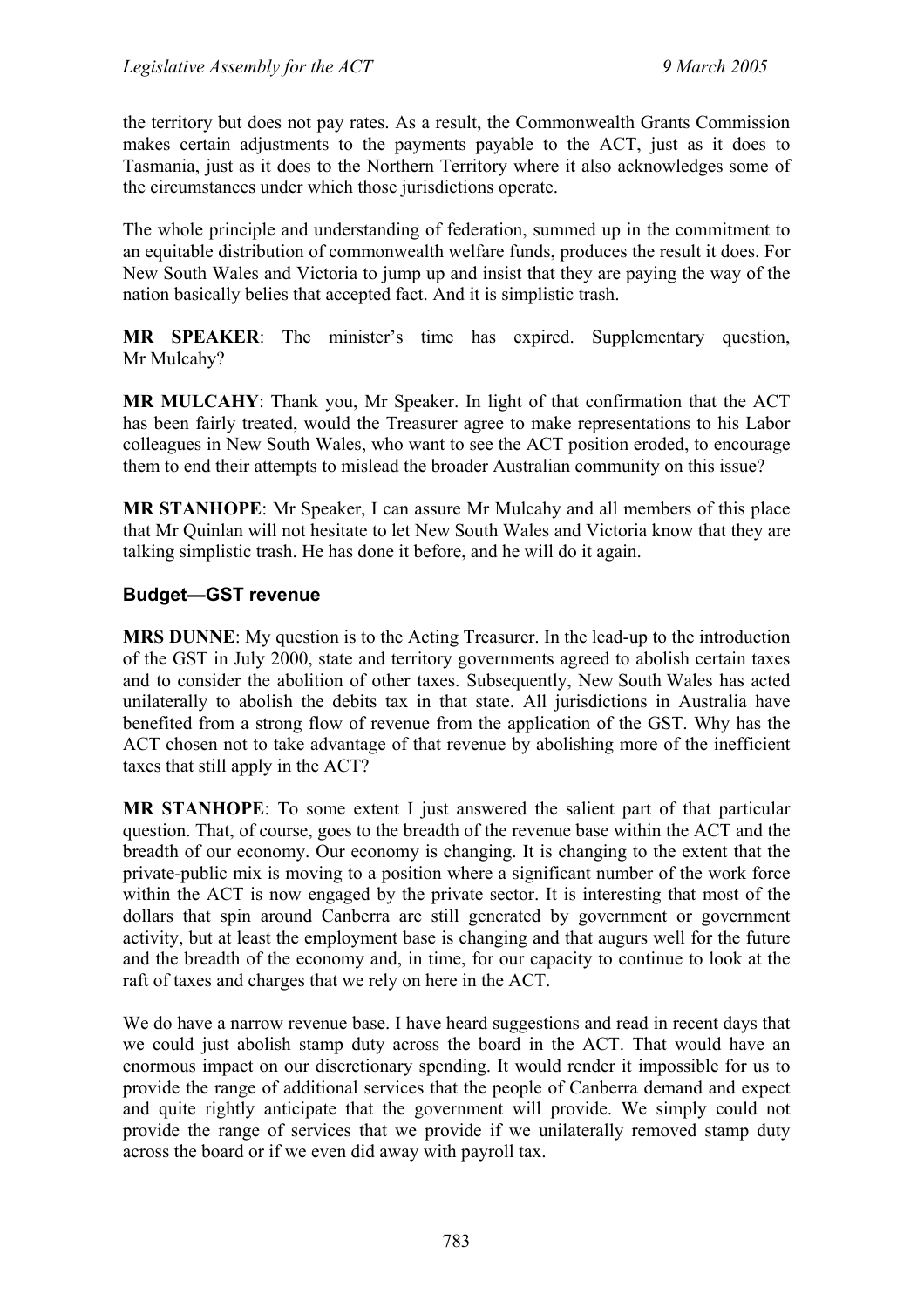the territory but does not pay rates. As a result, the Commonwealth Grants Commission makes certain adjustments to the payments payable to the ACT, just as it does to Tasmania, just as it does to the Northern Territory where it also acknowledges some of the circumstances under which those jurisdictions operate.

The whole principle and understanding of federation, summed up in the commitment to an equitable distribution of commonwealth welfare funds, produces the result it does. For New South Wales and Victoria to jump up and insist that they are paying the way of the nation basically belies that accepted fact. And it is simplistic trash.

**MR SPEAKER**: The minister's time has expired. Supplementary question, Mr Mulcahy?

**MR MULCAHY**: Thank you, Mr Speaker. In light of that confirmation that the ACT has been fairly treated, would the Treasurer agree to make representations to his Labor colleagues in New South Wales, who want to see the ACT position eroded, to encourage them to end their attempts to mislead the broader Australian community on this issue?

**MR STANHOPE**: Mr Speaker, I can assure Mr Mulcahy and all members of this place that Mr Quinlan will not hesitate to let New South Wales and Victoria know that they are talking simplistic trash. He has done it before, and he will do it again.

### Budget—GST revenue

**MRS DUNNE**: My question is to the Acting Treasurer. In the lead-up to the introduction of the GST in July 2000, state and territory governments agreed to abolish certain taxes and to consider the abolition of other taxes. Subsequently, New South Wales has acted unilaterally to abolish the debits tax in that state. All jurisdictions in Australia have benefited from a strong flow of revenue from the application of the GST. Why has the ACT chosen not to take advantage of that revenue by abolishing more of the inefficient taxes that still apply in the ACT?

**MR STANHOPE**: To some extent I just answered the salient part of that particular question. That, of course, goes to the breadth of the revenue base within the ACT and the breadth of our economy. Our economy is changing. It is changing to the extent that the private-public mix is moving to a position where a significant number of the work force within the ACT is now engaged by the private sector. It is interesting that most of the dollars that spin around Canberra are still generated by government or government activity, but at least the employment base is changing and that augurs well for the future and the breadth of the economy and, in time, for our capacity to continue to look at the raft of taxes and charges that we rely on here in the ACT.

We do have a narrow revenue base. I have heard suggestions and read in recent days that we could just abolish stamp duty across the board in the ACT. That would have an enormous impact on our discretionary spending. It would render it impossible for us to provide the range of additional services that the people of Canberra demand and expect and quite rightly anticipate that the government will provide. We simply could not provide the range of services that we provide if we unilaterally removed stamp duty across the board or if we even did away with payroll tax.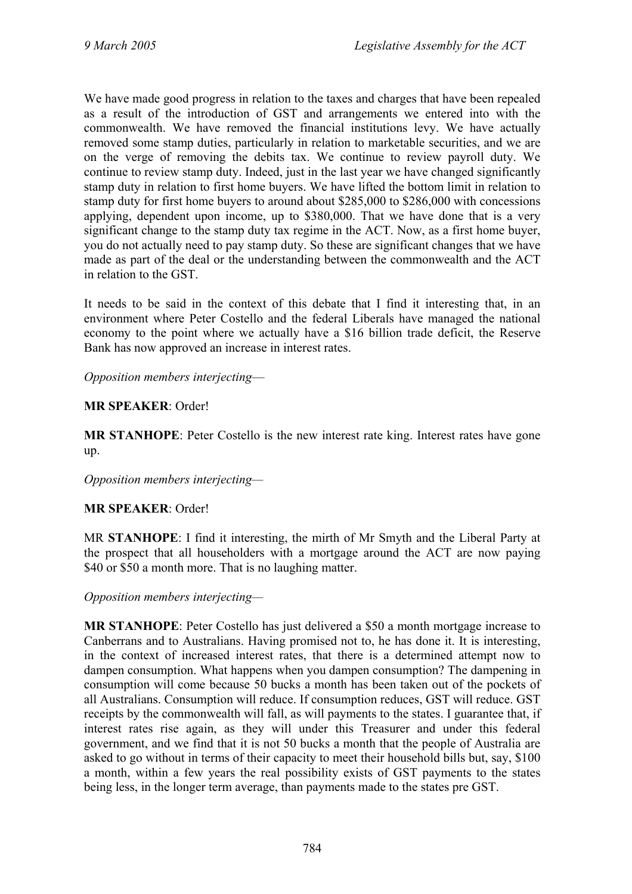We have made good progress in relation to the taxes and charges that have been repealed as a result of the introduction of GST and arrangements we entered into with the commonwealth. We have removed the financial institutions levy. We have actually removed some stamp duties, particularly in relation to marketable securities, and we are on the verge of removing the debits tax. We continue to review payroll duty. We continue to review stamp duty. Indeed, just in the last year we have changed significantly stamp duty in relation to first home buyers. We have lifted the bottom limit in relation to stamp duty for first home buyers to around about $285,000 to $286,000 with concessions applying, dependent upon income, up to $380,000. That we have done that is a very significant change to the stamp duty tax regime in the ACT. Now, as a first home buyer, you do not actually need to pay stamp duty. So these are significant changes that we have made as part of the deal or the understanding between the commonwealth and the ACT in relation to the GST.

It needs to be said in the context of this debate that I find it interesting that, in an environment where Peter Costello and the federal Liberals have managed the national economy to the point where we actually have a $16 billion trade deficit, the Reserve Bank has now approved an increase in interest rates.

*Opposition members interjecting*—

**MR SPEAKER**: Order!

**MR STANHOPE**: Peter Costello is the new interest rate king. Interest rates have gone up.

*Opposition members interjecting*—

**MR SPEAKER**: Order!

MR **STANHOPE**: I find it interesting, the mirth of Mr Smyth and the Liberal Party at the prospect that all householders with a mortgage around the ACT are now paying $40 or $50 a month more. That is no laughing matter.

*Opposition members interjecting*—

**MR STANHOPE**: Peter Costello has just delivered a $50 a month mortgage increase to Canberrans and to Australians. Having promised not to, he has done it. It is interesting, in the context of increased interest rates, that there is a determined attempt now to dampen consumption. What happens when you dampen consumption? The dampening in consumption will come because 50 bucks a month has been taken out of the pockets of all Australians. Consumption will reduce. If consumption reduces, GST will reduce. GST receipts by the commonwealth will fall, as will payments to the states. I guarantee that, if interest rates rise again, as they will under this Treasurer and under this federal government, and we find that it is not 50 bucks a month that the people of Australia are asked to go without in terms of their capacity to meet their household bills but, say, $100 a month, within a few years the real possibility exists of GST payments to the states being less, in the longer term average, than payments made to the states pre GST.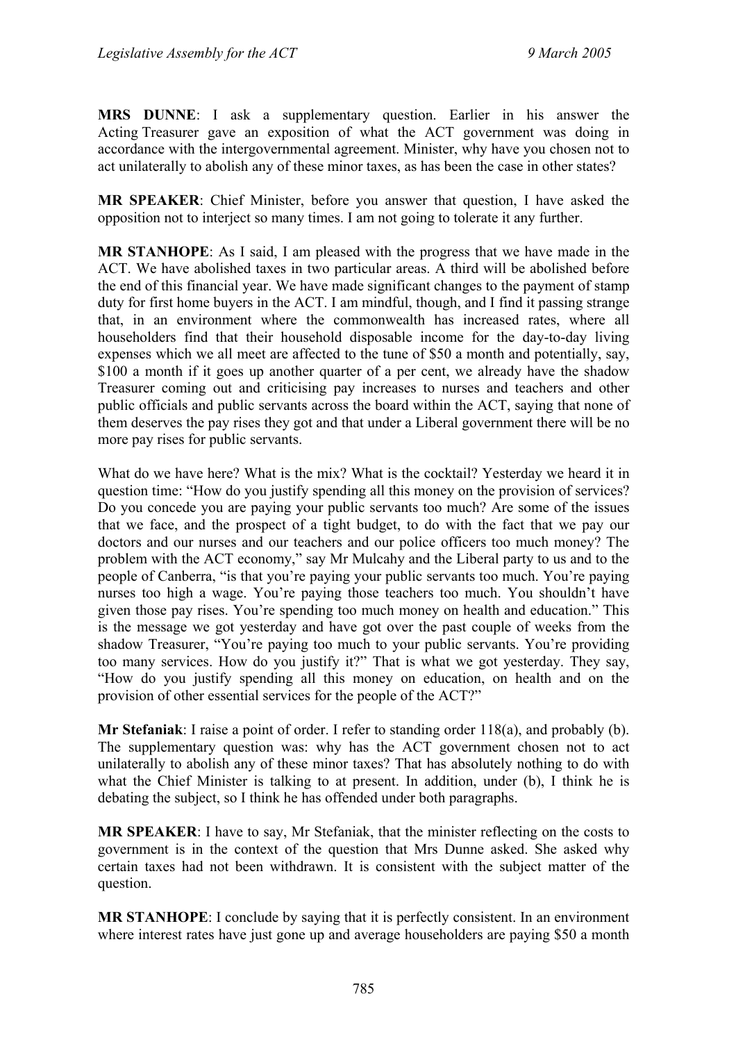**MRS DUNNE**: I ask a supplementary question. Earlier in his answer the Acting Treasurer gave an exposition of what the ACT government was doing in accordance with the intergovernmental agreement. Minister, why have you chosen not to act unilaterally to abolish any of these minor taxes, as has been the case in other states?

**MR SPEAKER**: Chief Minister, before you answer that question, I have asked the opposition not to interject so many times. I am not going to tolerate it any further.

**MR STANHOPE**: As I said, I am pleased with the progress that we have made in the ACT. We have abolished taxes in two particular areas. A third will be abolished before the end of this financial year. We have made significant changes to the payment of stamp duty for first home buyers in the ACT. I am mindful, though, and I find it passing strange that, in an environment where the commonwealth has increased rates, where all householders find that their household disposable income for the day-to-day living expenses which we all meet are affected to the tune of $50 a month and potentially, say, $100 a month if it goes up another quarter of a per cent, we already have the shadow Treasurer coming out and criticising pay increases to nurses and teachers and other public officials and public servants across the board within the ACT, saying that none of them deserves the pay rises they got and that under a Liberal government there will be no more pay rises for public servants.

What do we have here? What is the mix? What is the cocktail? Yesterday we heard it in question time: "How do you justify spending all this money on the provision of services? Do you concede you are paying your public servants too much? Are some of the issues that we face, and the prospect of a tight budget, to do with the fact that we pay our doctors and our nurses and our teachers and our police officers too much money? The problem with the ACT economy," say Mr Mulcahy and the Liberal party to us and to the people of Canberra, "is that you're paying your public servants too much. You're paying nurses too high a wage. You're paying those teachers too much. You shouldn't have given those pay rises. You're spending too much money on health and education." This is the message we got yesterday and have got over the past couple of weeks from the shadow Treasurer, "You're paying too much to your public servants. You're providing too many services. How do you justify it?" That is what we got yesterday. They say, "How do you justify spending all this money on education, on health and on the provision of other essential services for the people of the ACT?"

**Mr Stefaniak**: I raise a point of order. I refer to standing order 118(a), and probably (b). The supplementary question was: why has the ACT government chosen not to act unilaterally to abolish any of these minor taxes? That has absolutely nothing to do with what the Chief Minister is talking to at present. In addition, under (b), I think he is debating the subject, so I think he has offended under both paragraphs.

**MR SPEAKER**: I have to say, Mr Stefaniak, that the minister reflecting on the costs to government is in the context of the question that Mrs Dunne asked. She asked why certain taxes had not been withdrawn. It is consistent with the subject matter of the question.

**MR STANHOPE**: I conclude by saying that it is perfectly consistent. In an environment where interest rates have just gone up and average householders are paying $50 a month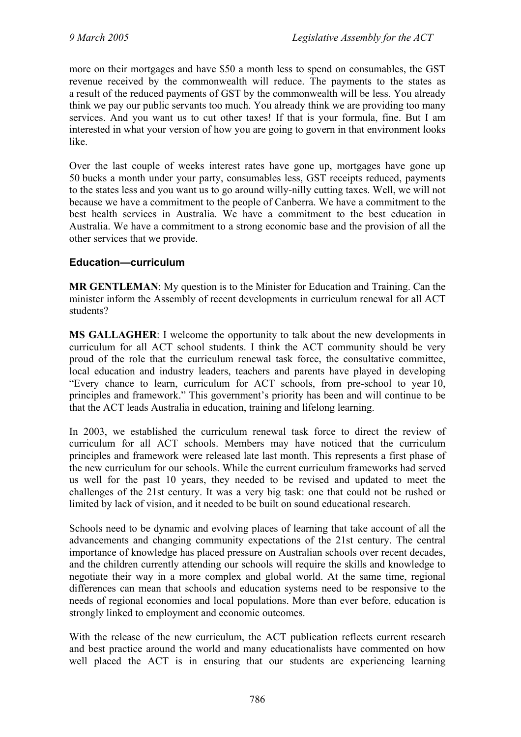more on their mortgages and have $50 a month less to spend on consumables, the GST revenue received by the commonwealth will reduce. The payments to the states as a result of the reduced payments of GST by the commonwealth will be less. You already think we pay our public servants too much. You already think we are providing too many services. And you want us to cut other taxes! If that is your formula, fine. But I am interested in what your version of how you are going to govern in that environment looks like.

Over the last couple of weeks interest rates have gone up, mortgages have gone up 50 bucks a month under your party, consumables less, GST receipts reduced, payments to the states less and you want us to go around willy-nilly cutting taxes. Well, we will not because we have a commitment to the people of Canberra. We have a commitment to the best health services in Australia. We have a commitment to the best education in Australia. We have a commitment to a strong economic base and the provision of all the other services that we provide.

### Education—curriculum

**MR GENTLEMAN**: My question is to the Minister for Education and Training. Can the minister inform the Assembly of recent developments in curriculum renewal for all ACT students?

**MS GALLAGHER**: I welcome the opportunity to talk about the new developments in curriculum for all ACT school students. I think the ACT community should be very proud of the role that the curriculum renewal task force, the consultative committee, local education and industry leaders, teachers and parents have played in developing "Every chance to learn, curriculum for ACT schools, from pre-school to year 10, principles and framework." This government's priority has been and will continue to be that the ACT leads Australia in education, training and lifelong learning.

In 2003, we established the curriculum renewal task force to direct the review of curriculum for all ACT schools. Members may have noticed that the curriculum principles and framework were released late last month. This represents a first phase of the new curriculum for our schools. While the current curriculum frameworks had served us well for the past 10 years, they needed to be revised and updated to meet the challenges of the 21st century. It was a very big task: one that could not be rushed or limited by lack of vision, and it needed to be built on sound educational research.

Schools need to be dynamic and evolving places of learning that take account of all the advancements and changing community expectations of the 21st century. The central importance of knowledge has placed pressure on Australian schools over recent decades, and the children currently attending our schools will require the skills and knowledge to negotiate their way in a more complex and global world. At the same time, regional differences can mean that schools and education systems need to be responsive to the needs of regional economies and local populations. More than ever before, education is strongly linked to employment and economic outcomes.

With the release of the new curriculum, the ACT publication reflects current research and best practice around the world and many educationalists have commented on how well placed the ACT is in ensuring that our students are experiencing learning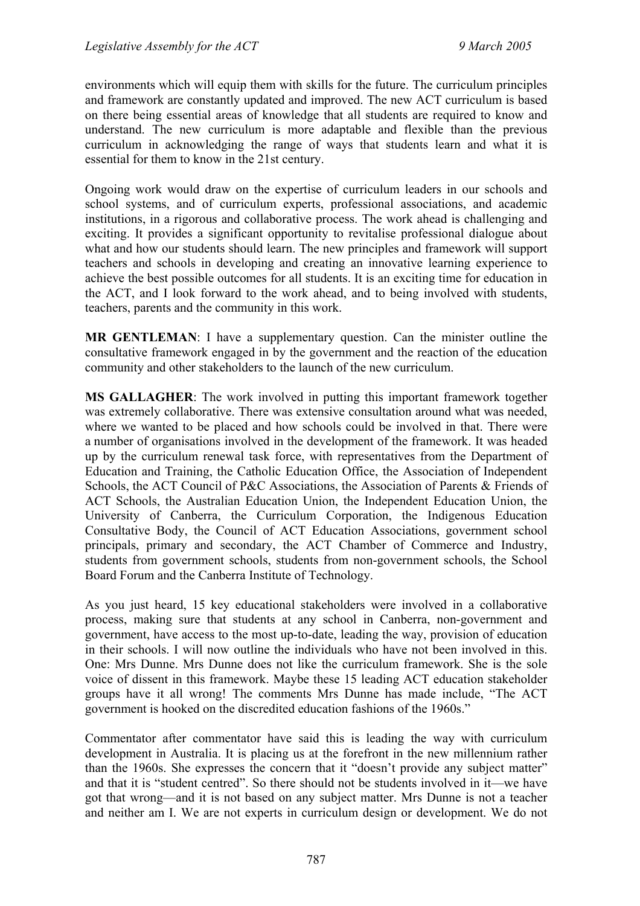environments which will equip them with skills for the future. The curriculum principles and framework are constantly updated and improved. The new ACT curriculum is based on there being essential areas of knowledge that all students are required to know and understand. The new curriculum is more adaptable and flexible than the previous curriculum in acknowledging the range of ways that students learn and what it is essential for them to know in the 21st century.

Ongoing work would draw on the expertise of curriculum leaders in our schools and school systems, and of curriculum experts, professional associations, and academic institutions, in a rigorous and collaborative process. The work ahead is challenging and exciting. It provides a significant opportunity to revitalise professional dialogue about what and how our students should learn. The new principles and framework will support teachers and schools in developing and creating an innovative learning experience to achieve the best possible outcomes for all students. It is an exciting time for education in the ACT, and I look forward to the work ahead, and to being involved with students, teachers, parents and the community in this work.

**MR GENTLEMAN**: I have a supplementary question. Can the minister outline the consultative framework engaged in by the government and the reaction of the education community and other stakeholders to the launch of the new curriculum.

**MS GALLAGHER**: The work involved in putting this important framework together was extremely collaborative. There was extensive consultation around what was needed, where we wanted to be placed and how schools could be involved in that. There were a number of organisations involved in the development of the framework. It was headed up by the curriculum renewal task force, with representatives from the Department of Education and Training, the Catholic Education Office, the Association of Independent Schools, the ACT Council of P&C Associations, the Association of Parents & Friends of ACT Schools, the Australian Education Union, the Independent Education Union, the University of Canberra, the Curriculum Corporation, the Indigenous Education Consultative Body, the Council of ACT Education Associations, government school principals, primary and secondary, the ACT Chamber of Commerce and Industry, students from government schools, students from non-government schools, the School Board Forum and the Canberra Institute of Technology.

As you just heard, 15 key educational stakeholders were involved in a collaborative process, making sure that students at any school in Canberra, non-government and government, have access to the most up-to-date, leading the way, provision of education in their schools. I will now outline the individuals who have not been involved in this. One: Mrs Dunne. Mrs Dunne does not like the curriculum framework. She is the sole voice of dissent in this framework. Maybe these 15 leading ACT education stakeholder groups have it all wrong! The comments Mrs Dunne has made include, "The ACT government is hooked on the discredited education fashions of the 1960s."

Commentator after commentator have said this is leading the way with curriculum development in Australia. It is placing us at the forefront in the new millennium rather than the 1960s. She expresses the concern that it "doesn't provide any subject matter" and that it is "student centred". So there should not be students involved in it—we have got that wrong—and it is not based on any subject matter. Mrs Dunne is not a teacher and neither am I. We are not experts in curriculum design or development. We do not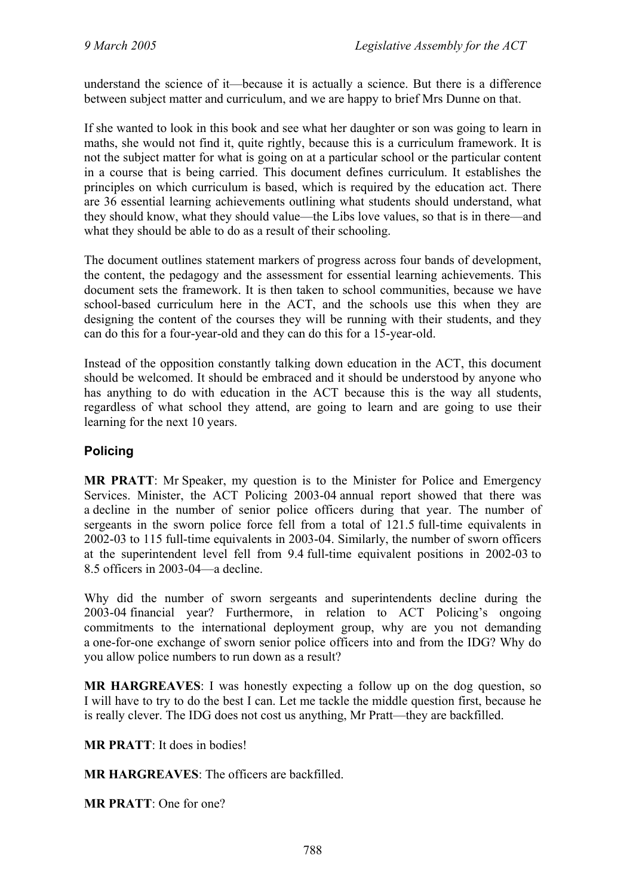understand the science of it—because it is actually a science. But there is a difference between subject matter and curriculum, and we are happy to brief Mrs Dunne on that.

If she wanted to look in this book and see what her daughter or son was going to learn in maths, she would not find it, quite rightly, because this is a curriculum framework. It is not the subject matter for what is going on at a particular school or the particular content in a course that is being carried. This document defines curriculum. It establishes the principles on which curriculum is based, which is required by the education act. There are 36 essential learning achievements outlining what students should understand, what they should know, what they should value—the Libs love values, so that is in there—and what they should be able to do as a result of their schooling.

The document outlines statement markers of progress across four bands of development, the content, the pedagogy and the assessment for essential learning achievements. This document sets the framework. It is then taken to school communities, because we have school-based curriculum here in the ACT, and the schools use this when they are designing the content of the courses they will be running with their students, and they can do this for a four-year-old and they can do this for a 15-year-old.

Instead of the opposition constantly talking down education in the ACT, this document should be welcomed. It should be embraced and it should be understood by anyone who has anything to do with education in the ACT because this is the way all students, regardless of what school they attend, are going to learn and are going to use their learning for the next 10 years.

### Policing

**MR PRATT**: Mr Speaker, my question is to the Minister for Police and Emergency Services. Minister, the ACT Policing 2003-04 annual report showed that there was a decline in the number of senior police officers during that year. The number of sergeants in the sworn police force fell from a total of 121.5 full-time equivalents in 2002-03 to 115 full-time equivalents in 2003-04. Similarly, the number of sworn officers at the superintendent level fell from 9.4 full-time equivalent positions in 2002-03 to 8.5 officers in 2003-04—a decline.

Why did the number of sworn sergeants and superintendents decline during the 2003-04 financial year? Furthermore, in relation to ACT Policing's ongoing commitments to the international deployment group, why are you not demanding a one-for-one exchange of sworn senior police officers into and from the IDG? Why do you allow police numbers to run down as a result?

**MR HARGREAVES**: I was honestly expecting a follow up on the dog question, so I will have to try to do the best I can. Let me tackle the middle question first, because he is really clever. The IDG does not cost us anything, Mr Pratt—they are backfilled.

**MR PRATT**: It does in bodies!

**MR HARGREAVES**: The officers are backfilled.

**MR PRATT**: One for one?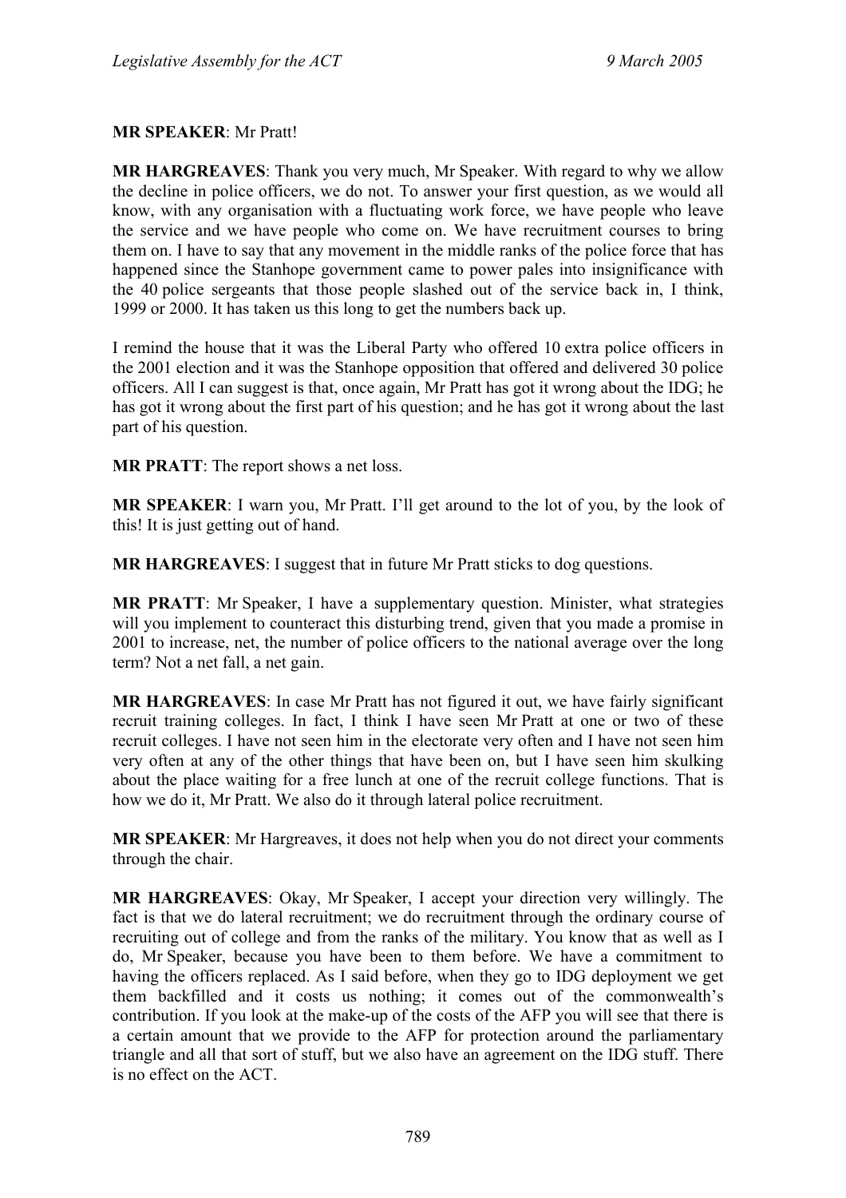**MR SPEAKER**: Mr Pratt!

**MR HARGREAVES**: Thank you very much, Mr Speaker. With regard to why we allow the decline in police officers, we do not. To answer your first question, as we would all know, with any organisation with a fluctuating work force, we have people who leave the service and we have people who come on. We have recruitment courses to bring them on. I have to say that any movement in the middle ranks of the police force that has happened since the Stanhope government came to power pales into insignificance with the 40 police sergeants that those people slashed out of the service back in, I think, 1999 or 2000. It has taken us this long to get the numbers back up.

I remind the house that it was the Liberal Party who offered 10 extra police officers in the 2001 election and it was the Stanhope opposition that offered and delivered 30 police officers. All I can suggest is that, once again, Mr Pratt has got it wrong about the IDG; he has got it wrong about the first part of his question; and he has got it wrong about the last part of his question.

**MR PRATT**: The report shows a net loss.

**MR SPEAKER**: I warn you, Mr Pratt. I'll get around to the lot of you, by the look of this! It is just getting out of hand.

**MR HARGREAVES**: I suggest that in future Mr Pratt sticks to dog questions.

**MR PRATT**: Mr Speaker, I have a supplementary question. Minister, what strategies will you implement to counteract this disturbing trend, given that you made a promise in 2001 to increase, net, the number of police officers to the national average over the long term? Not a net fall, a net gain.

**MR HARGREAVES**: In case Mr Pratt has not figured it out, we have fairly significant recruit training colleges. In fact, I think I have seen Mr Pratt at one or two of these recruit colleges. I have not seen him in the electorate very often and I have not seen him very often at any of the other things that have been on, but I have seen him skulking about the place waiting for a free lunch at one of the recruit college functions. That is how we do it, Mr Pratt. We also do it through lateral police recruitment.

**MR SPEAKER**: Mr Hargreaves, it does not help when you do not direct your comments through the chair.

**MR HARGREAVES**: Okay, Mr Speaker, I accept your direction very willingly. The fact is that we do lateral recruitment; we do recruitment through the ordinary course of recruiting out of college and from the ranks of the military. You know that as well as I do, Mr Speaker, because you have been to them before. We have a commitment to having the officers replaced. As I said before, when they go to IDG deployment we get them backfilled and it costs us nothing; it comes out of the commonwealth's contribution. If you look at the make-up of the costs of the AFP you will see that there is a certain amount that we provide to the AFP for protection around the parliamentary triangle and all that sort of stuff, but we also have an agreement on the IDG stuff. There is no effect on the ACT.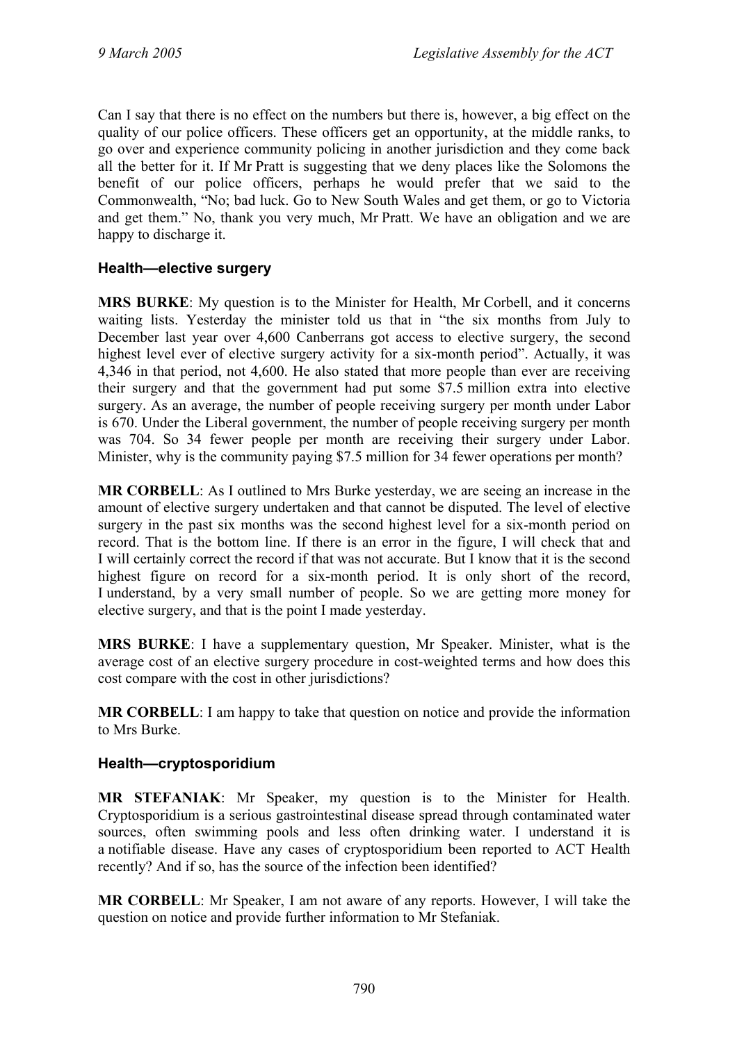Can I say that there is no effect on the numbers but there is, however, a big effect on the quality of our police officers. These officers get an opportunity, at the middle ranks, to go over and experience community policing in another jurisdiction and they come back all the better for it. If Mr Pratt is suggesting that we deny places like the Solomons the benefit of our police officers, perhaps he would prefer that we said to the Commonwealth, "No; bad luck. Go to New South Wales and get them, or go to Victoria and get them." No, thank you very much, Mr Pratt. We have an obligation and we are happy to discharge it.

### Health—elective surgery

**MRS BURKE**: My question is to the Minister for Health, Mr Corbell, and it concerns waiting lists. Yesterday the minister told us that in "the six months from July to December last year over 4,600 Canberrans got access to elective surgery, the second highest level ever of elective surgery activity for a six-month period". Actually, it was 4,346 in that period, not 4,600. He also stated that more people than ever are receiving their surgery and that the government had put some $7.5 million extra into elective surgery. As an average, the number of people receiving surgery per month under Labor is 670. Under the Liberal government, the number of people receiving surgery per month was 704. So 34 fewer people per month are receiving their surgery under Labor. Minister, why is the community paying $7.5 million for 34 fewer operations per month?

**MR CORBELL**: As I outlined to Mrs Burke yesterday, we are seeing an increase in the amount of elective surgery undertaken and that cannot be disputed. The level of elective surgery in the past six months was the second highest level for a six-month period on record. That is the bottom line. If there is an error in the figure, I will check that and I will certainly correct the record if that was not accurate. But I know that it is the second highest figure on record for a six-month period. It is only short of the record, I understand, by a very small number of people. So we are getting more money for elective surgery, and that is the point I made yesterday.

**MRS BURKE**: I have a supplementary question, Mr Speaker. Minister, what is the average cost of an elective surgery procedure in cost-weighted terms and how does this cost compare with the cost in other jurisdictions?

**MR CORBELL**: I am happy to take that question on notice and provide the information to Mrs Burke.

### Health—cryptosporidium

**MR STEFANIAK**: Mr Speaker, my question is to the Minister for Health. Cryptosporidium is a serious gastrointestinal disease spread through contaminated water sources, often swimming pools and less often drinking water. I understand it is a notifiable disease. Have any cases of cryptosporidium been reported to ACT Health recently? And if so, has the source of the infection been identified?

**MR CORBELL**: Mr Speaker, I am not aware of any reports. However, I will take the question on notice and provide further information to Mr Stefaniak.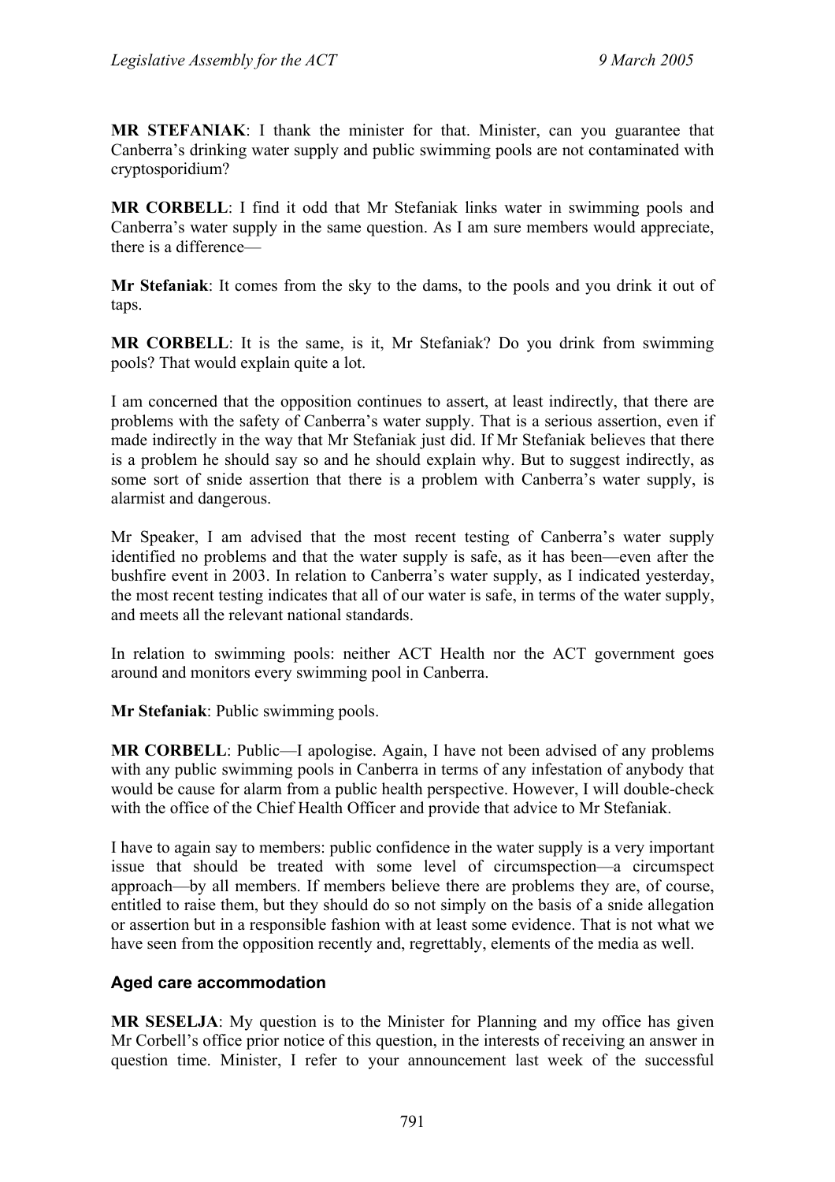**MR STEFANIAK**: I thank the minister for that. Minister, can you guarantee that Canberra's drinking water supply and public swimming pools are not contaminated with cryptosporidium?

**MR CORBELL**: I find it odd that Mr Stefaniak links water in swimming pools and Canberra's water supply in the same question. As I am sure members would appreciate, there is a difference—

**Mr Stefaniak**: It comes from the sky to the dams, to the pools and you drink it out of taps.

**MR CORBELL**: It is the same, is it, Mr Stefaniak? Do you drink from swimming pools? That would explain quite a lot.

I am concerned that the opposition continues to assert, at least indirectly, that there are problems with the safety of Canberra's water supply. That is a serious assertion, even if made indirectly in the way that Mr Stefaniak just did. If Mr Stefaniak believes that there is a problem he should say so and he should explain why. But to suggest indirectly, as some sort of snide assertion that there is a problem with Canberra's water supply, is alarmist and dangerous.

Mr Speaker, I am advised that the most recent testing of Canberra's water supply identified no problems and that the water supply is safe, as it has been—even after the bushfire event in 2003. In relation to Canberra's water supply, as I indicated yesterday, the most recent testing indicates that all of our water is safe, in terms of the water supply, and meets all the relevant national standards.

In relation to swimming pools: neither ACT Health nor the ACT government goes around and monitors every swimming pool in Canberra.

**Mr Stefaniak**: Public swimming pools.

**MR CORBELL**: Public—I apologise. Again, I have not been advised of any problems with any public swimming pools in Canberra in terms of any infestation of anybody that would be cause for alarm from a public health perspective. However, I will double-check with the office of the Chief Health Officer and provide that advice to Mr Stefaniak.

I have to again say to members: public confidence in the water supply is a very important issue that should be treated with some level of circumspection—a circumspect approach—by all members. If members believe there are problems they are, of course, entitled to raise them, but they should do so not simply on the basis of a snide allegation or assertion but in a responsible fashion with at least some evidence. That is not what we have seen from the opposition recently and, regrettably, elements of the media as well.

### Aged care accommodation

**MR SESELJA**: My question is to the Minister for Planning and my office has given Mr Corbell's office prior notice of this question, in the interests of receiving an answer in question time. Minister, I refer to your announcement last week of the successful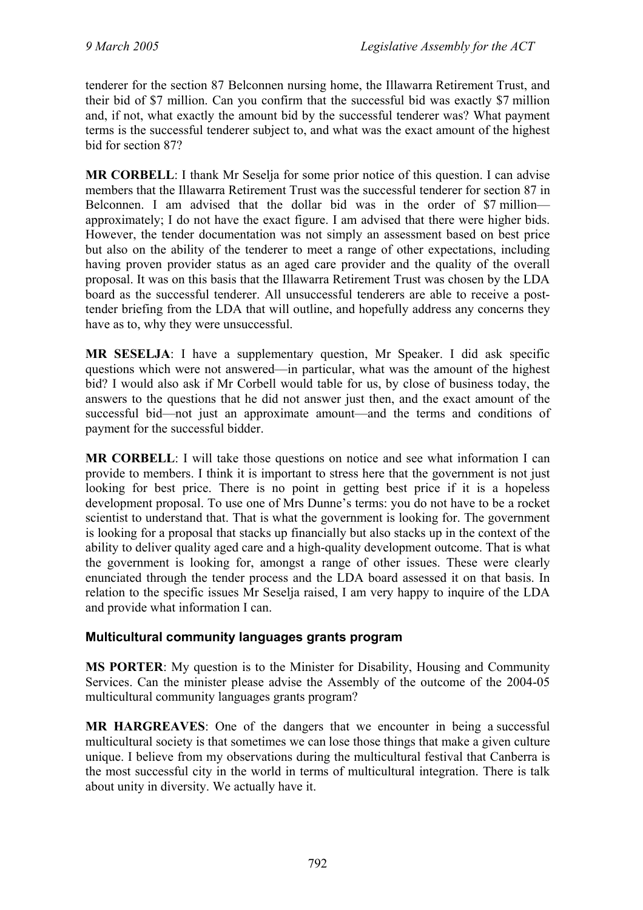tenderer for the section 87 Belconnen nursing home, the Illawarra Retirement Trust, and their bid of $7 million. Can you confirm that the successful bid was exactly $7 million and, if not, what exactly the amount bid by the successful tenderer was? What payment terms is the successful tenderer subject to, and what was the exact amount of the highest bid for section 87?

**MR CORBELL**: I thank Mr Seselja for some prior notice of this question. I can advise members that the Illawarra Retirement Trust was the successful tenderer for section 87 in Belconnen. I am advised that the dollar bid was in the order of $7 million—approximately; I do not have the exact figure. I am advised that there were higher bids. However, the tender documentation was not simply an assessment based on best price but also on the ability of the tenderer to meet a range of other expectations, including having proven provider status as an aged care provider and the quality of the overall proposal. It was on this basis that the Illawarra Retirement Trust was chosen by the LDA board as the successful tenderer. All unsuccessful tenderers are able to receive a post-tender briefing from the LDA that will outline, and hopefully address any concerns they have as to, why they were unsuccessful.

**MR SESELJA**: I have a supplementary question, Mr Speaker. I did ask specific questions which were not answered—in particular, what was the amount of the highest bid? I would also ask if Mr Corbell would table for us, by close of business today, the answers to the questions that he did not answer just then, and the exact amount of the successful bid—not just an approximate amount—and the terms and conditions of payment for the successful bidder.

**MR CORBELL**: I will take those questions on notice and see what information I can provide to members. I think it is important to stress here that the government is not just looking for best price. There is no point in getting best price if it is a hopeless development proposal. To use one of Mrs Dunne's terms: you do not have to be a rocket scientist to understand that. That is what the government is looking for. The government is looking for a proposal that stacks up financially but also stacks up in the context of the ability to deliver quality aged care and a high-quality development outcome. That is what the government is looking for, amongst a range of other issues. These were clearly enunciated through the tender process and the LDA board assessed it on that basis. In relation to the specific issues Mr Seselja raised, I am very happy to inquire of the LDA and provide what information I can.

### Multicultural community languages grants program

**MS PORTER**: My question is to the Minister for Disability, Housing and Community Services. Can the minister please advise the Assembly of the outcome of the 2004-05 multicultural community languages grants program?

**MR HARGREAVES**: One of the dangers that we encounter in being a successful multicultural society is that sometimes we can lose those things that make a given culture unique. I believe from my observations during the multicultural festival that Canberra is the most successful city in the world in terms of multicultural integration. There is talk about unity in diversity. We actually have it.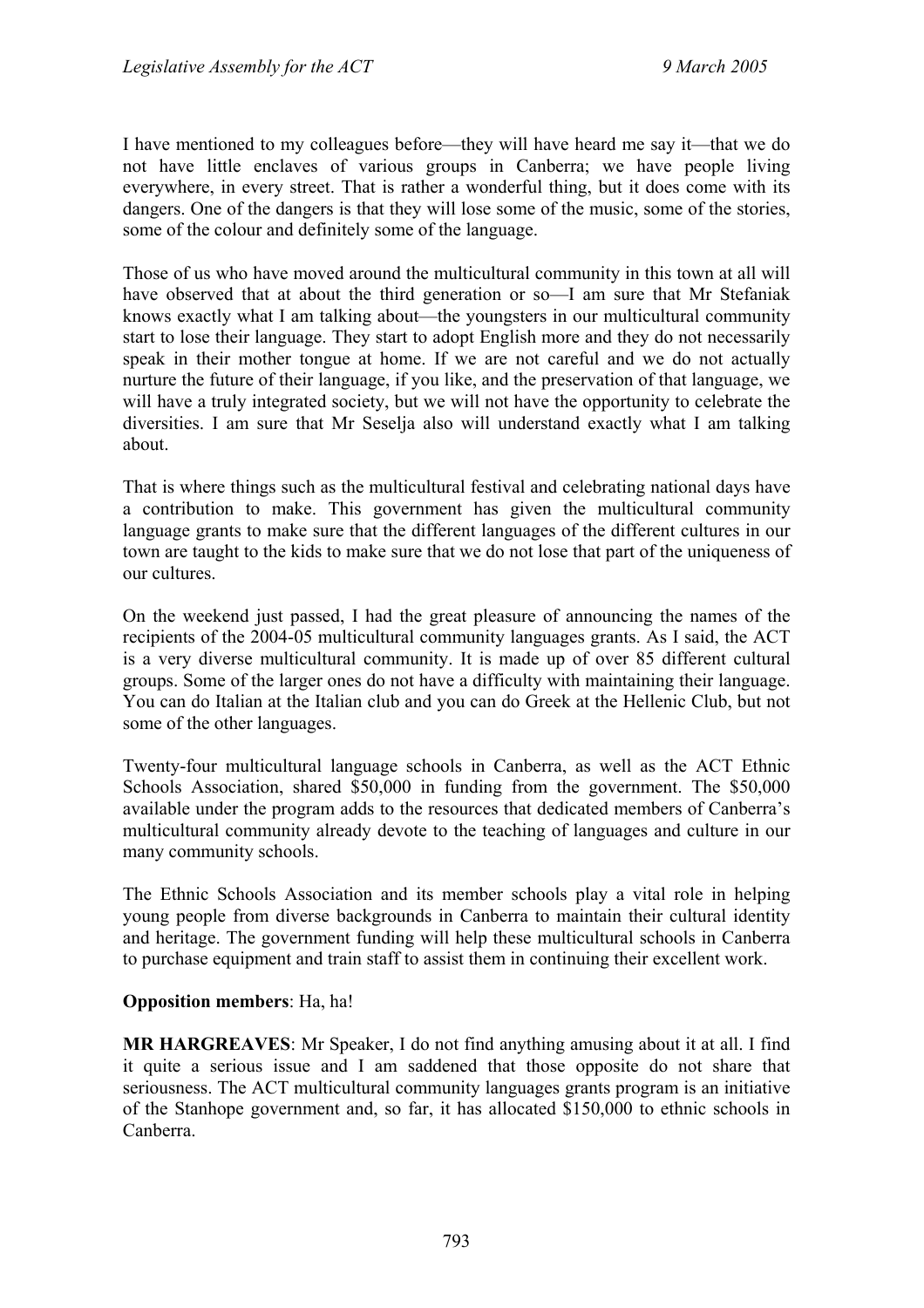I have mentioned to my colleagues before—they will have heard me say it—that we do not have little enclaves of various groups in Canberra; we have people living everywhere, in every street. That is rather a wonderful thing, but it does come with its dangers. One of the dangers is that they will lose some of the music, some of the stories, some of the colour and definitely some of the language.

Those of us who have moved around the multicultural community in this town at all will have observed that at about the third generation or so—I am sure that Mr Stefaniak knows exactly what I am talking about—the youngsters in our multicultural community start to lose their language. They start to adopt English more and they do not necessarily speak in their mother tongue at home. If we are not careful and we do not actually nurture the future of their language, if you like, and the preservation of that language, we will have a truly integrated society, but we will not have the opportunity to celebrate the diversities. I am sure that Mr Seselja also will understand exactly what I am talking about.

That is where things such as the multicultural festival and celebrating national days have a contribution to make. This government has given the multicultural community language grants to make sure that the different languages of the different cultures in our town are taught to the kids to make sure that we do not lose that part of the uniqueness of our cultures.

On the weekend just passed, I had the great pleasure of announcing the names of the recipients of the 2004-05 multicultural community languages grants. As I said, the ACT is a very diverse multicultural community. It is made up of over 85 different cultural groups. Some of the larger ones do not have a difficulty with maintaining their language. You can do Italian at the Italian club and you can do Greek at the Hellenic Club, but not some of the other languages.

Twenty-four multicultural language schools in Canberra, as well as the ACT Ethnic Schools Association, shared $50,000 in funding from the government. The $50,000 available under the program adds to the resources that dedicated members of Canberra's multicultural community already devote to the teaching of languages and culture in our many community schools.

The Ethnic Schools Association and its member schools play a vital role in helping young people from diverse backgrounds in Canberra to maintain their cultural identity and heritage. The government funding will help these multicultural schools in Canberra to purchase equipment and train staff to assist them in continuing their excellent work.

**Opposition members**: Ha, ha!

**MR HARGREAVES**: Mr Speaker, I do not find anything amusing about it at all. I find it quite a serious issue and I am saddened that those opposite do not share that seriousness. The ACT multicultural community languages grants program is an initiative of the Stanhope government and, so far, it has allocated $150,000 to ethnic schools in Canberra.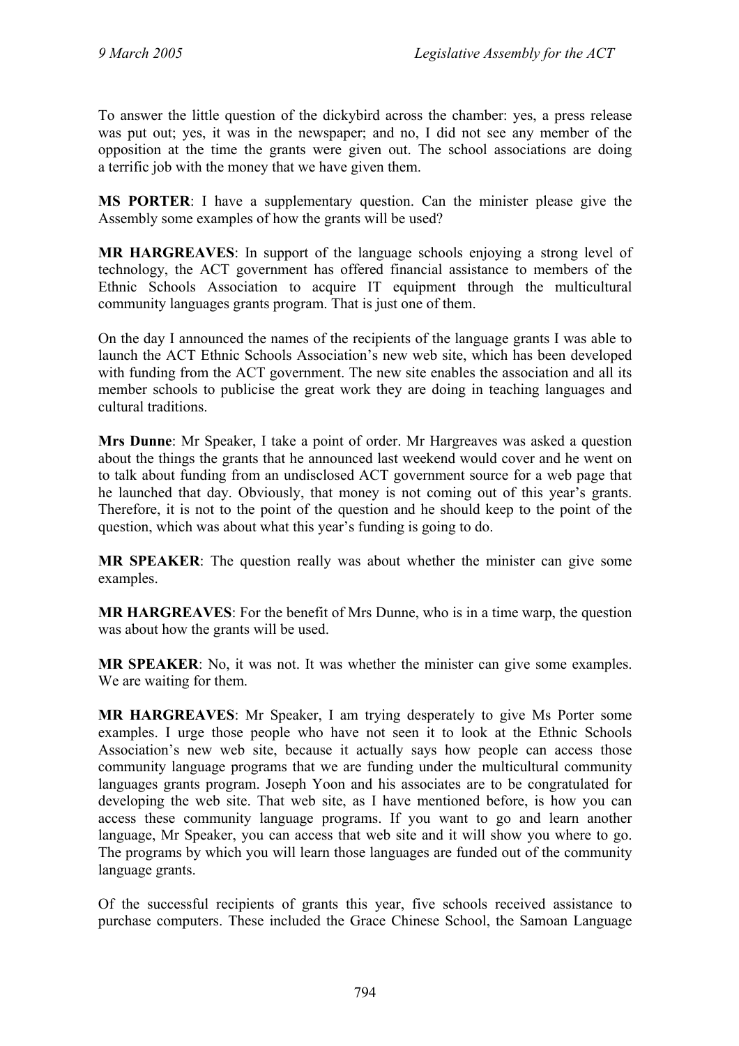To answer the little question of the dickybird across the chamber: yes, a press release was put out; yes, it was in the newspaper; and no, I did not see any member of the opposition at the time the grants were given out. The school associations are doing a terrific job with the money that we have given them.

**MS PORTER**: I have a supplementary question. Can the minister please give the Assembly some examples of how the grants will be used?

**MR HARGREAVES**: In support of the language schools enjoying a strong level of technology, the ACT government has offered financial assistance to members of the Ethnic Schools Association to acquire IT equipment through the multicultural community languages grants program. That is just one of them.

On the day I announced the names of the recipients of the language grants I was able to launch the ACT Ethnic Schools Association's new web site, which has been developed with funding from the ACT government. The new site enables the association and all its member schools to publicise the great work they are doing in teaching languages and cultural traditions.

**Mrs Dunne**: Mr Speaker, I take a point of order. Mr Hargreaves was asked a question about the things the grants that he announced last weekend would cover and he went on to talk about funding from an undisclosed ACT government source for a web page that he launched that day. Obviously, that money is not coming out of this year's grants. Therefore, it is not to the point of the question and he should keep to the point of the question, which was about what this year's funding is going to do.

**MR SPEAKER**: The question really was about whether the minister can give some examples.

**MR HARGREAVES**: For the benefit of Mrs Dunne, who is in a time warp, the question was about how the grants will be used.

**MR SPEAKER**: No, it was not. It was whether the minister can give some examples. We are waiting for them.

**MR HARGREAVES**: Mr Speaker, I am trying desperately to give Ms Porter some examples. I urge those people who have not seen it to look at the Ethnic Schools Association's new web site, because it actually says how people can access those community language programs that we are funding under the multicultural community languages grants program. Joseph Yoon and his associates are to be congratulated for developing the web site. That web site, as I have mentioned before, is how you can access these community language programs. If you want to go and learn another language, Mr Speaker, you can access that web site and it will show you where to go. The programs by which you will learn those languages are funded out of the community language grants.

Of the successful recipients of grants this year, five schools received assistance to purchase computers. These included the Grace Chinese School, the Samoan Language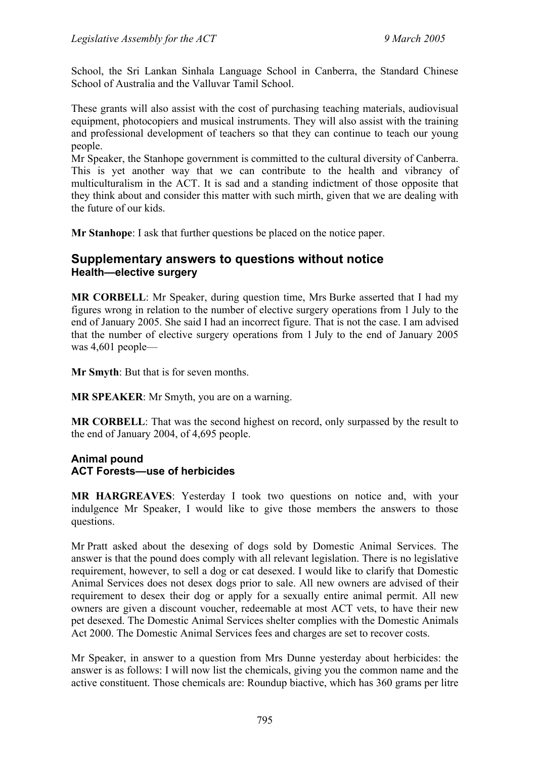School, the Sri Lankan Sinhala Language School in Canberra, the Standard Chinese School of Australia and the Valluvar Tamil School.

These grants will also assist with the cost of purchasing teaching materials, audiovisual equipment, photocopiers and musical instruments. They will also assist with the training and professional development of teachers so that they can continue to teach our young people.

Mr Speaker, the Stanhope government is committed to the cultural diversity of Canberra. This is yet another way that we can contribute to the health and vibrancy of multiculturalism in the ACT. It is sad and a standing indictment of those opposite that they think about and consider this matter with such mirth, given that we are dealing with the future of our kids.

**Mr Stanhope**: I ask that further questions be placed on the notice paper.

## Supplementary answers to questions without notice

### Health—elective surgery

**MR CORBELL**: Mr Speaker, during question time, Mrs Burke asserted that I had my figures wrong in relation to the number of elective surgery operations from 1 July to the end of January 2005. She said I had an incorrect figure. That is not the case. I am advised that the number of elective surgery operations from 1 July to the end of January 2005 was 4,601 people—

**Mr Smyth**: But that is for seven months.

**MR SPEAKER**: Mr Smyth, you are on a warning.

**MR CORBELL**: That was the second highest on record, only surpassed by the result to the end of January 2004, of 4,695 people.

### Animal pound
### ACT Forests—use of herbicides

**MR HARGREAVES**: Yesterday I took two questions on notice and, with your indulgence Mr Speaker, I would like to give those members the answers to those questions.

Mr Pratt asked about the desexing of dogs sold by Domestic Animal Services. The answer is that the pound does comply with all relevant legislation. There is no legislative requirement, however, to sell a dog or cat desexed. I would like to clarify that Domestic Animal Services does not desex dogs prior to sale. All new owners are advised of their requirement to desex their dog or apply for a sexually entire animal permit. All new owners are given a discount voucher, redeemable at most ACT vets, to have their new pet desexed. The Domestic Animal Services shelter complies with the Domestic Animals Act 2000. The Domestic Animal Services fees and charges are set to recover costs.

Mr Speaker, in answer to a question from Mrs Dunne yesterday about herbicides: the answer is as follows: I will now list the chemicals, giving you the common name and the active constituent. Those chemicals are: Roundup biactive, which has 360 grams per litre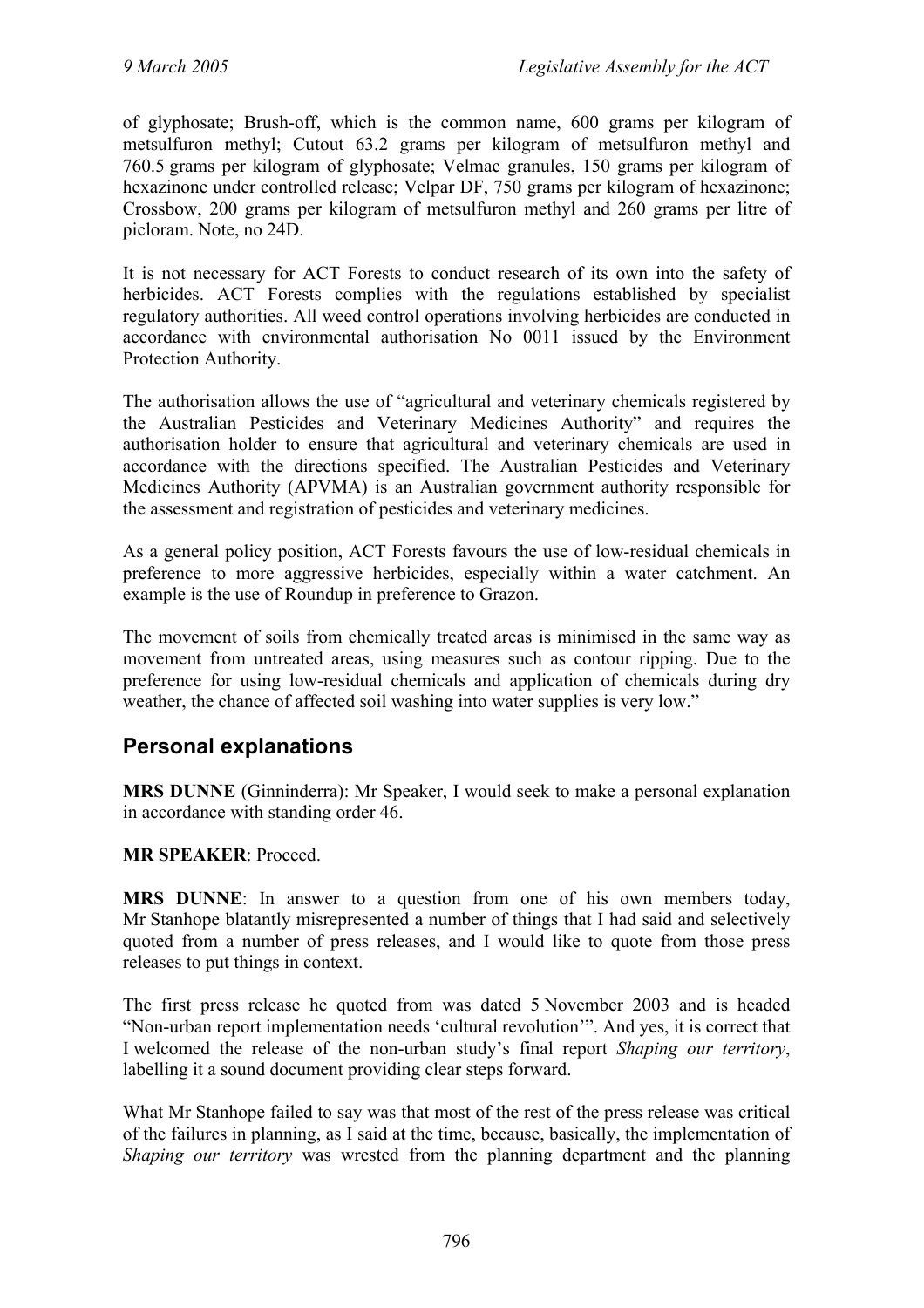of glyphosate; Brush-off, which is the common name, 600 grams per kilogram of metsulfuron methyl; Cutout 63.2 grams per kilogram of metsulfuron methyl and 760.5 grams per kilogram of glyphosate; Velmac granules, 150 grams per kilogram of hexazinone under controlled release; Velpar DF, 750 grams per kilogram of hexazinone; Crossbow, 200 grams per kilogram of metsulfuron methyl and 260 grams per litre of picloram. Note, no 24D.

It is not necessary for ACT Forests to conduct research of its own into the safety of herbicides. ACT Forests complies with the regulations established by specialist regulatory authorities. All weed control operations involving herbicides are conducted in accordance with environmental authorisation No 0011 issued by the Environment Protection Authority.

The authorisation allows the use of "agricultural and veterinary chemicals registered by the Australian Pesticides and Veterinary Medicines Authority" and requires the authorisation holder to ensure that agricultural and veterinary chemicals are used in accordance with the directions specified. The Australian Pesticides and Veterinary Medicines Authority (APVMA) is an Australian government authority responsible for the assessment and registration of pesticides and veterinary medicines.

As a general policy position, ACT Forests favours the use of low-residual chemicals in preference to more aggressive herbicides, especially within a water catchment. An example is the use of Roundup in preference to Grazon.

The movement of soils from chemically treated areas is minimised in the same way as movement from untreated areas, using measures such as contour ripping. Due to the preference for using low-residual chemicals and application of chemicals during dry weather, the chance of affected soil washing into water supplies is very low."

## Personal explanations

**MRS DUNNE** (Ginninderra): Mr Speaker, I would seek to make a personal explanation in accordance with standing order 46.

**MR SPEAKER**: Proceed.

**MRS DUNNE**: In answer to a question from one of his own members today, Mr Stanhope blatantly misrepresented a number of things that I had said and selectively quoted from a number of press releases, and I would like to quote from those press releases to put things in context.

The first press release he quoted from was dated 5 November 2003 and is headed "Non-urban report implementation needs 'cultural revolution'". And yes, it is correct that I welcomed the release of the non-urban study's final report *Shaping our territory*, labelling it a sound document providing clear steps forward.

What Mr Stanhope failed to say was that most of the rest of the press release was critical of the failures in planning, as I said at the time, because, basically, the implementation of *Shaping our territory* was wrested from the planning department and the planning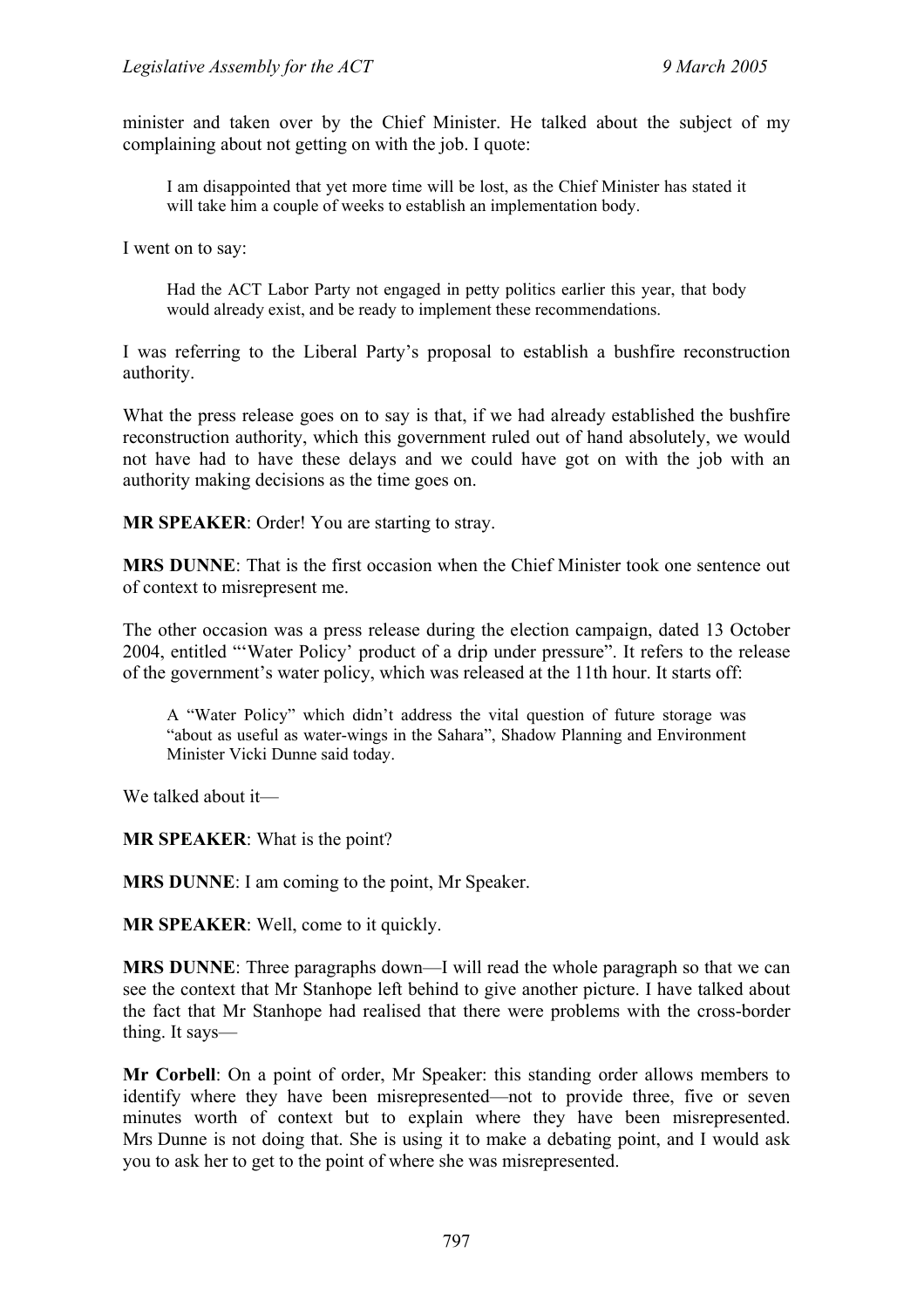minister and taken over by the Chief Minister. He talked about the subject of my complaining about not getting on with the job. I quote:

> I am disappointed that yet more time will be lost, as the Chief Minister has stated it will take him a couple of weeks to establish an implementation body.

I went on to say:

> Had the ACT Labor Party not engaged in petty politics earlier this year, that body would already exist, and be ready to implement these recommendations.

I was referring to the Liberal Party's proposal to establish a bushfire reconstruction authority.

What the press release goes on to say is that, if we had already established the bushfire reconstruction authority, which this government ruled out of hand absolutely, we would not have had to have these delays and we could have got on with the job with an authority making decisions as the time goes on.

**MR SPEAKER**: Order! You are starting to stray.

**MRS DUNNE**: That is the first occasion when the Chief Minister took one sentence out of context to misrepresent me.

The other occasion was a press release during the election campaign, dated 13 October 2004, entitled "'Water Policy' product of a drip under pressure". It refers to the release of the government's water policy, which was released at the 11th hour. It starts off:

> A "Water Policy" which didn't address the vital question of future storage was "about as useful as water-wings in the Sahara", Shadow Planning and Environment Minister Vicki Dunne said today.

We talked about it—

**MR SPEAKER**: What is the point?

**MRS DUNNE**: I am coming to the point, Mr Speaker.

**MR SPEAKER**: Well, come to it quickly.

**MRS DUNNE**: Three paragraphs down—I will read the whole paragraph so that we can see the context that Mr Stanhope left behind to give another picture. I have talked about the fact that Mr Stanhope had realised that there were problems with the cross-border thing. It says—

**Mr Corbell**: On a point of order, Mr Speaker: this standing order allows members to identify where they have been misrepresented—not to provide three, five or seven minutes worth of context but to explain where they have been misrepresented. Mrs Dunne is not doing that. She is using it to make a debating point, and I would ask you to ask her to get to the point of where she was misrepresented.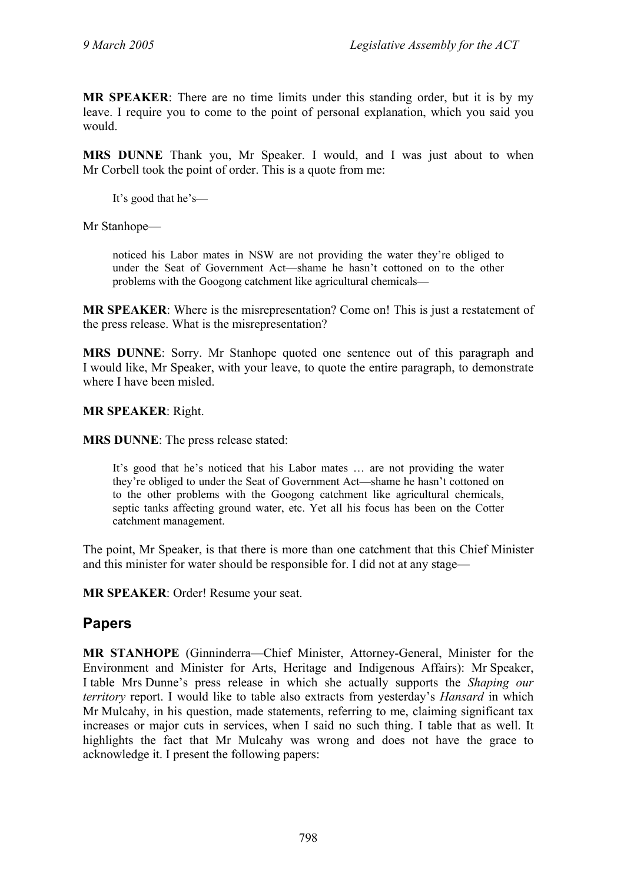**MR SPEAKER**: There are no time limits under this standing order, but it is by my leave. I require you to come to the point of personal explanation, which you said you would.

**MRS DUNNE** Thank you, Mr Speaker. I would, and I was just about to when Mr Corbell took the point of order. This is a quote from me:

> It's good that he's—

Mr Stanhope—

> noticed his Labor mates in NSW are not providing the water they're obliged to under the Seat of Government Act—shame he hasn't cottoned on to the other problems with the Googong catchment like agricultural chemicals—

**MR SPEAKER**: Where is the misrepresentation? Come on! This is just a restatement of the press release. What is the misrepresentation?

**MRS DUNNE**: Sorry. Mr Stanhope quoted one sentence out of this paragraph and I would like, Mr Speaker, with your leave, to quote the entire paragraph, to demonstrate where I have been misled.

**MR SPEAKER**: Right.

**MRS DUNNE**: The press release stated:

> It's good that he's noticed that his Labor mates … are not providing the water they're obliged to under the Seat of Government Act—shame he hasn't cottoned on to the other problems with the Googong catchment like agricultural chemicals, septic tanks affecting ground water, etc. Yet all his focus has been on the Cotter catchment management.

The point, Mr Speaker, is that there is more than one catchment that this Chief Minister and this minister for water should be responsible for. I did not at any stage—

**MR SPEAKER**: Order! Resume your seat.

## Papers

**MR STANHOPE** (Ginninderra—Chief Minister, Attorney-General, Minister for the Environment and Minister for Arts, Heritage and Indigenous Affairs): Mr Speaker, I table Mrs Dunne's press release in which she actually supports the *Shaping our territory* report. I would like to table also extracts from yesterday's *Hansard* in which Mr Mulcahy, in his question, made statements, referring to me, claiming significant tax increases or major cuts in services, when I said no such thing. I table that as well. It highlights the fact that Mr Mulcahy was wrong and does not have the grace to acknowledge it. I present the following papers: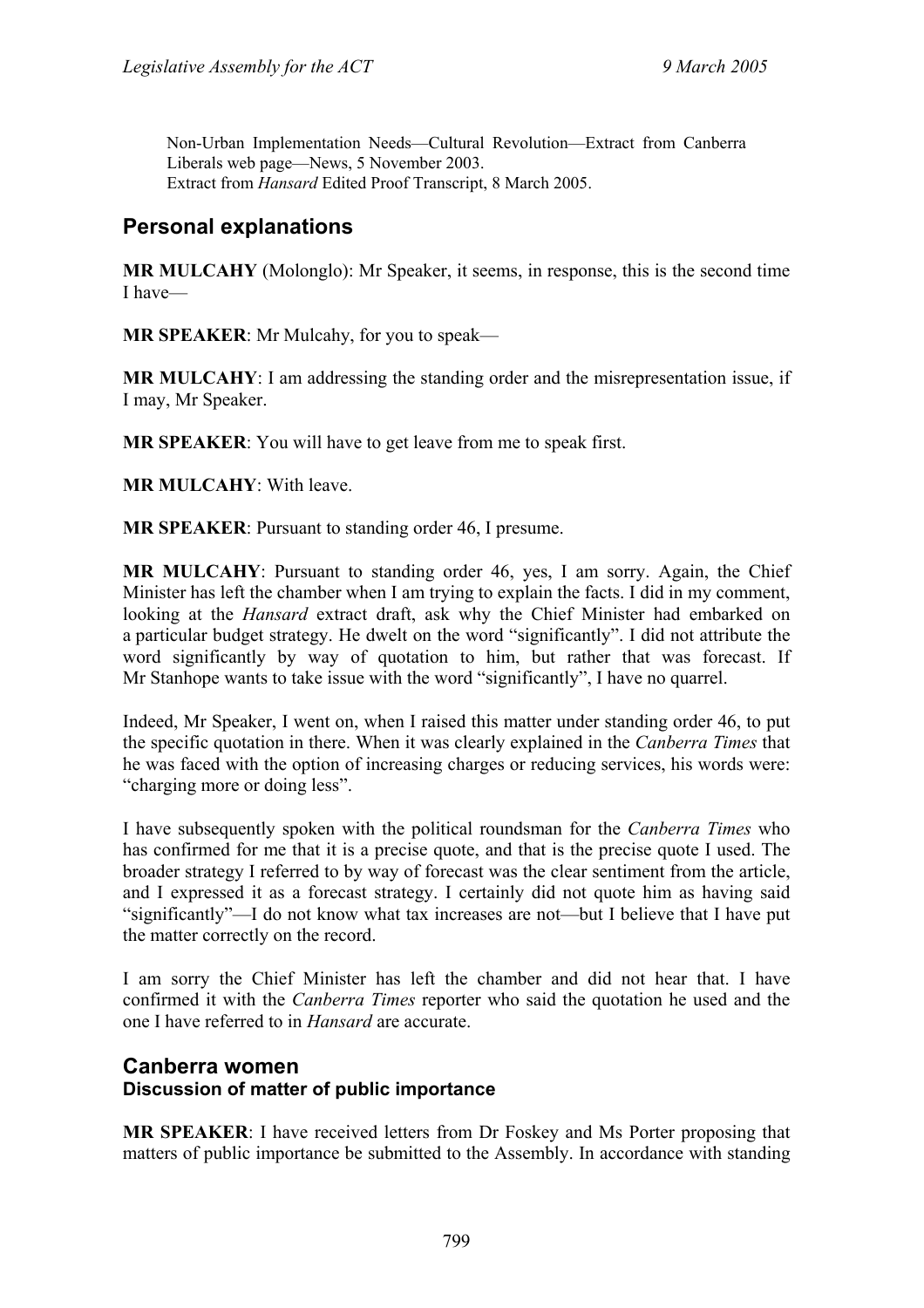Non-Urban Implementation Needs—Cultural Revolution—Extract from Canberra Liberals web page—News, 5 November 2003.
Extract from *Hansard* Edited Proof Transcript, 8 March 2005.

## Personal explanations

**MR MULCAHY** (Molonglo): Mr Speaker, it seems, in response, this is the second time I have—

**MR SPEAKER**: Mr Mulcahy, for you to speak—

**MR MULCAHY**: I am addressing the standing order and the misrepresentation issue, if I may, Mr Speaker.

**MR SPEAKER**: You will have to get leave from me to speak first.

**MR MULCAHY**: With leave.

**MR SPEAKER**: Pursuant to standing order 46, I presume.

**MR MULCAHY**: Pursuant to standing order 46, yes, I am sorry. Again, the Chief Minister has left the chamber when I am trying to explain the facts. I did in my comment, looking at the *Hansard* extract draft, ask why the Chief Minister had embarked on a particular budget strategy. He dwelt on the word "significantly". I did not attribute the word significantly by way of quotation to him, but rather that was forecast. If Mr Stanhope wants to take issue with the word "significantly", I have no quarrel.

Indeed, Mr Speaker, I went on, when I raised this matter under standing order 46, to put the specific quotation in there. When it was clearly explained in the *Canberra Times* that he was faced with the option of increasing charges or reducing services, his words were: "charging more or doing less".

I have subsequently spoken with the political roundsman for the *Canberra Times* who has confirmed for me that it is a precise quote, and that is the precise quote I used. The broader strategy I referred to by way of forecast was the clear sentiment from the article, and I expressed it as a forecast strategy. I certainly did not quote him as having said "significantly"—I do not know what tax increases are not—but I believe that I have put the matter correctly on the record.

I am sorry the Chief Minister has left the chamber and did not hear that. I have confirmed it with the *Canberra Times* reporter who said the quotation he used and the one I have referred to in *Hansard* are accurate.

## Canberra women

### Discussion of matter of public importance

**MR SPEAKER**: I have received letters from Dr Foskey and Ms Porter proposing that matters of public importance be submitted to the Assembly. In accordance with standing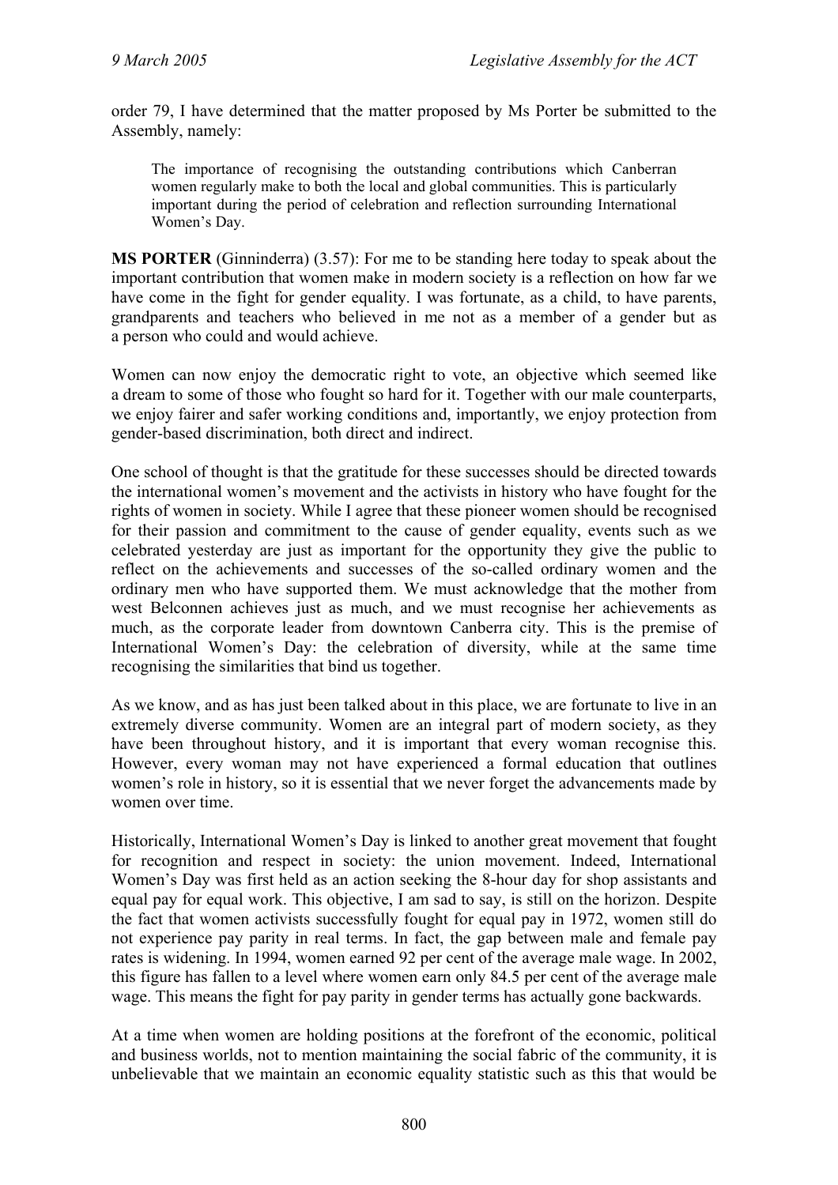order 79, I have determined that the matter proposed by Ms Porter be submitted to the Assembly, namely:

> The importance of recognising the outstanding contributions which Canberran women regularly make to both the local and global communities. This is particularly important during the period of celebration and reflection surrounding International Women's Day.

**MS PORTER** (Ginninderra) (3.57): For me to be standing here today to speak about the important contribution that women make in modern society is a reflection on how far we have come in the fight for gender equality. I was fortunate, as a child, to have parents, grandparents and teachers who believed in me not as a member of a gender but as a person who could and would achieve.

Women can now enjoy the democratic right to vote, an objective which seemed like a dream to some of those who fought so hard for it. Together with our male counterparts, we enjoy fairer and safer working conditions and, importantly, we enjoy protection from gender-based discrimination, both direct and indirect.

One school of thought is that the gratitude for these successes should be directed towards the international women's movement and the activists in history who have fought for the rights of women in society. While I agree that these pioneer women should be recognised for their passion and commitment to the cause of gender equality, events such as we celebrated yesterday are just as important for the opportunity they give the public to reflect on the achievements and successes of the so-called ordinary women and the ordinary men who have supported them. We must acknowledge that the mother from west Belconnen achieves just as much, and we must recognise her achievements as much, as the corporate leader from downtown Canberra city. This is the premise of International Women's Day: the celebration of diversity, while at the same time recognising the similarities that bind us together.

As we know, and as has just been talked about in this place, we are fortunate to live in an extremely diverse community. Women are an integral part of modern society, as they have been throughout history, and it is important that every woman recognise this. However, every woman may not have experienced a formal education that outlines women's role in history, so it is essential that we never forget the advancements made by women over time.

Historically, International Women's Day is linked to another great movement that fought for recognition and respect in society: the union movement. Indeed, International Women's Day was first held as an action seeking the 8-hour day for shop assistants and equal pay for equal work. This objective, I am sad to say, is still on the horizon. Despite the fact that women activists successfully fought for equal pay in 1972, women still do not experience pay parity in real terms. In fact, the gap between male and female pay rates is widening. In 1994, women earned 92 per cent of the average male wage. In 2002, this figure has fallen to a level where women earn only 84.5 per cent of the average male wage. This means the fight for pay parity in gender terms has actually gone backwards.

At a time when women are holding positions at the forefront of the economic, political and business worlds, not to mention maintaining the social fabric of the community, it is unbelievable that we maintain an economic equality statistic such as this that would be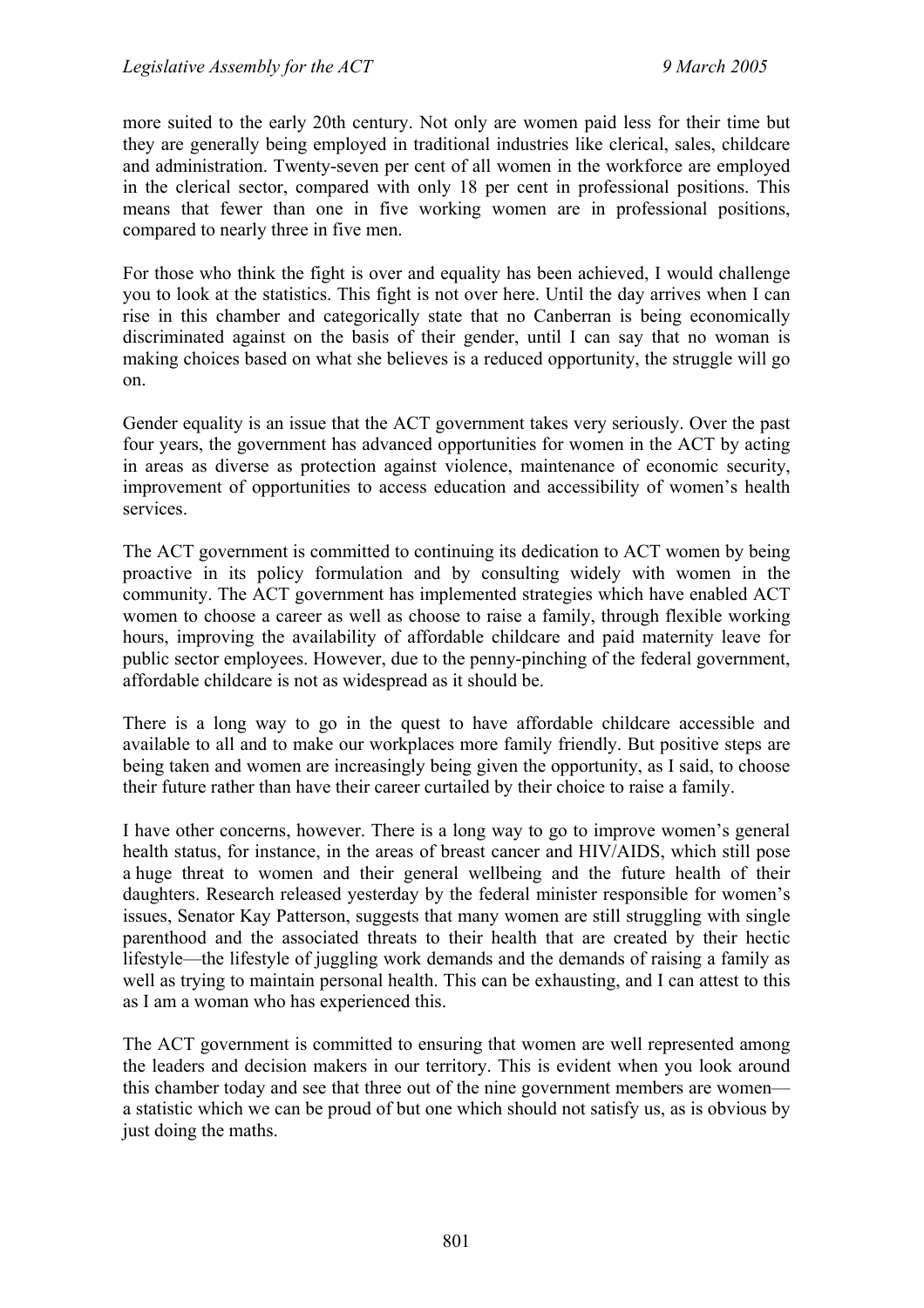more suited to the early 20th century. Not only are women paid less for their time but they are generally being employed in traditional industries like clerical, sales, childcare and administration. Twenty-seven per cent of all women in the workforce are employed in the clerical sector, compared with only 18 per cent in professional positions. This means that fewer than one in five working women are in professional positions, compared to nearly three in five men.

For those who think the fight is over and equality has been achieved, I would challenge you to look at the statistics. This fight is not over here. Until the day arrives when I can rise in this chamber and categorically state that no Canberran is being economically discriminated against on the basis of their gender, until I can say that no woman is making choices based on what she believes is a reduced opportunity, the struggle will go on.

Gender equality is an issue that the ACT government takes very seriously. Over the past four years, the government has advanced opportunities for women in the ACT by acting in areas as diverse as protection against violence, maintenance of economic security, improvement of opportunities to access education and accessibility of women's health services.

The ACT government is committed to continuing its dedication to ACT women by being proactive in its policy formulation and by consulting widely with women in the community. The ACT government has implemented strategies which have enabled ACT women to choose a career as well as choose to raise a family, through flexible working hours, improving the availability of affordable childcare and paid maternity leave for public sector employees. However, due to the penny-pinching of the federal government, affordable childcare is not as widespread as it should be.

There is a long way to go in the quest to have affordable childcare accessible and available to all and to make our workplaces more family friendly. But positive steps are being taken and women are increasingly being given the opportunity, as I said, to choose their future rather than have their career curtailed by their choice to raise a family.

I have other concerns, however. There is a long way to go to improve women's general health status, for instance, in the areas of breast cancer and HIV/AIDS, which still pose a huge threat to women and their general wellbeing and the future health of their daughters. Research released yesterday by the federal minister responsible for women's issues, Senator Kay Patterson, suggests that many women are still struggling with single parenthood and the associated threats to their health that are created by their hectic lifestyle—the lifestyle of juggling work demands and the demands of raising a family as well as trying to maintain personal health. This can be exhausting, and I can attest to this as I am a woman who has experienced this.

The ACT government is committed to ensuring that women are well represented among the leaders and decision makers in our territory. This is evident when you look around this chamber today and see that three out of the nine government members are women—a statistic which we can be proud of but one which should not satisfy us, as is obvious by just doing the maths.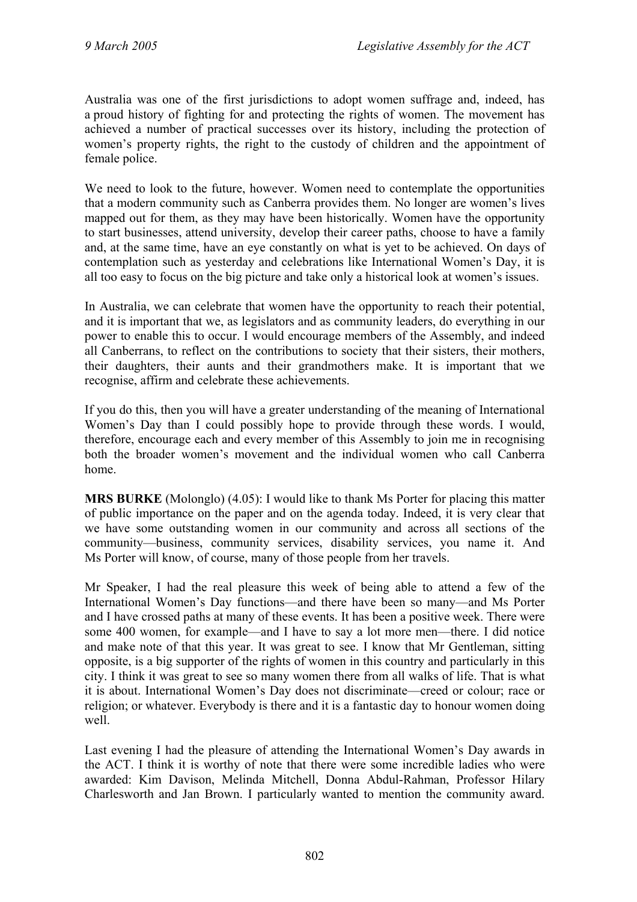Australia was one of the first jurisdictions to adopt women suffrage and, indeed, has a proud history of fighting for and protecting the rights of women. The movement has achieved a number of practical successes over its history, including the protection of women's property rights, the right to the custody of children and the appointment of female police.

We need to look to the future, however. Women need to contemplate the opportunities that a modern community such as Canberra provides them. No longer are women's lives mapped out for them, as they may have been historically. Women have the opportunity to start businesses, attend university, develop their career paths, choose to have a family and, at the same time, have an eye constantly on what is yet to be achieved. On days of contemplation such as yesterday and celebrations like International Women's Day, it is all too easy to focus on the big picture and take only a historical look at women's issues.

In Australia, we can celebrate that women have the opportunity to reach their potential, and it is important that we, as legislators and as community leaders, do everything in our power to enable this to occur. I would encourage members of the Assembly, and indeed all Canberrans, to reflect on the contributions to society that their sisters, their mothers, their daughters, their aunts and their grandmothers make. It is important that we recognise, affirm and celebrate these achievements.

If you do this, then you will have a greater understanding of the meaning of International Women's Day than I could possibly hope to provide through these words. I would, therefore, encourage each and every member of this Assembly to join me in recognising both the broader women's movement and the individual women who call Canberra home.

**MRS BURKE** (Molonglo) (4.05): I would like to thank Ms Porter for placing this matter of public importance on the paper and on the agenda today. Indeed, it is very clear that we have some outstanding women in our community and across all sections of the community—business, community services, disability services, you name it. And Ms Porter will know, of course, many of those people from her travels.

Mr Speaker, I had the real pleasure this week of being able to attend a few of the International Women's Day functions—and there have been so many—and Ms Porter and I have crossed paths at many of these events. It has been a positive week. There were some 400 women, for example—and I have to say a lot more men—there. I did notice and make note of that this year. It was great to see. I know that Mr Gentleman, sitting opposite, is a big supporter of the rights of women in this country and particularly in this city. I think it was great to see so many women there from all walks of life. That is what it is about. International Women's Day does not discriminate—creed or colour; race or religion; or whatever. Everybody is there and it is a fantastic day to honour women doing well.

Last evening I had the pleasure of attending the International Women's Day awards in the ACT. I think it is worthy of note that there were some incredible ladies who were awarded: Kim Davison, Melinda Mitchell, Donna Abdul-Rahman, Professor Hilary Charlesworth and Jan Brown. I particularly wanted to mention the community award.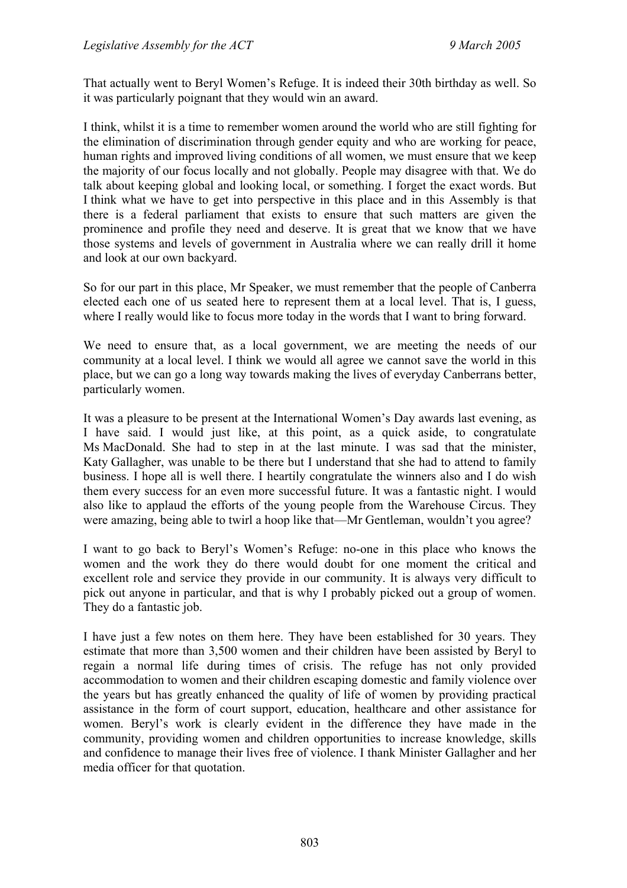That actually went to Beryl Women's Refuge. It is indeed their 30th birthday as well. So it was particularly poignant that they would win an award.

I think, whilst it is a time to remember women around the world who are still fighting for the elimination of discrimination through gender equity and who are working for peace, human rights and improved living conditions of all women, we must ensure that we keep the majority of our focus locally and not globally. People may disagree with that. We do talk about keeping global and looking local, or something. I forget the exact words. But I think what we have to get into perspective in this place and in this Assembly is that there is a federal parliament that exists to ensure that such matters are given the prominence and profile they need and deserve. It is great that we know that we have those systems and levels of government in Australia where we can really drill it home and look at our own backyard.

So for our part in this place, Mr Speaker, we must remember that the people of Canberra elected each one of us seated here to represent them at a local level. That is, I guess, where I really would like to focus more today in the words that I want to bring forward.

We need to ensure that, as a local government, we are meeting the needs of our community at a local level. I think we would all agree we cannot save the world in this place, but we can go a long way towards making the lives of everyday Canberrans better, particularly women.

It was a pleasure to be present at the International Women's Day awards last evening, as I have said. I would just like, at this point, as a quick aside, to congratulate Ms MacDonald. She had to step in at the last minute. I was sad that the minister, Katy Gallagher, was unable to be there but I understand that she had to attend to family business. I hope all is well there. I heartily congratulate the winners also and I do wish them every success for an even more successful future. It was a fantastic night. I would also like to applaud the efforts of the young people from the Warehouse Circus. They were amazing, being able to twirl a hoop like that—Mr Gentleman, wouldn't you agree?

I want to go back to Beryl's Women's Refuge: no-one in this place who knows the women and the work they do there would doubt for one moment the critical and excellent role and service they provide in our community. It is always very difficult to pick out anyone in particular, and that is why I probably picked out a group of women. They do a fantastic job.

I have just a few notes on them here. They have been established for 30 years. They estimate that more than 3,500 women and their children have been assisted by Beryl to regain a normal life during times of crisis. The refuge has not only provided accommodation to women and their children escaping domestic and family violence over the years but has greatly enhanced the quality of life of women by providing practical assistance in the form of court support, education, healthcare and other assistance for women. Beryl's work is clearly evident in the difference they have made in the community, providing women and children opportunities to increase knowledge, skills and confidence to manage their lives free of violence. I thank Minister Gallagher and her media officer for that quotation.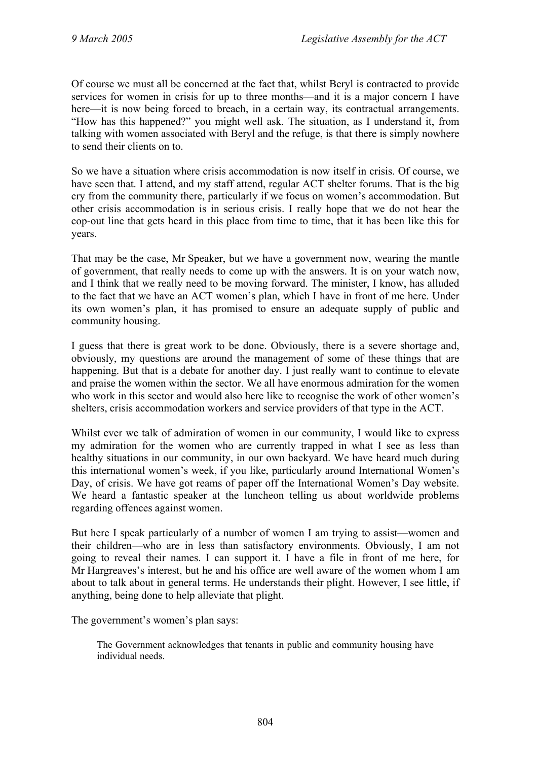Of course we must all be concerned at the fact that, whilst Beryl is contracted to provide services for women in crisis for up to three months—and it is a major concern I have here—it is now being forced to breach, in a certain way, its contractual arrangements. "How has this happened?" you might well ask. The situation, as I understand it, from talking with women associated with Beryl and the refuge, is that there is simply nowhere to send their clients on to.

So we have a situation where crisis accommodation is now itself in crisis. Of course, we have seen that. I attend, and my staff attend, regular ACT shelter forums. That is the big cry from the community there, particularly if we focus on women's accommodation. But other crisis accommodation is in serious crisis. I really hope that we do not hear the cop-out line that gets heard in this place from time to time, that it has been like this for years.

That may be the case, Mr Speaker, but we have a government now, wearing the mantle of government, that really needs to come up with the answers. It is on your watch now, and I think that we really need to be moving forward. The minister, I know, has alluded to the fact that we have an ACT women's plan, which I have in front of me here. Under its own women's plan, it has promised to ensure an adequate supply of public and community housing.

I guess that there is great work to be done. Obviously, there is a severe shortage and, obviously, my questions are around the management of some of these things that are happening. But that is a debate for another day. I just really want to continue to elevate and praise the women within the sector. We all have enormous admiration for the women who work in this sector and would also here like to recognise the work of other women's shelters, crisis accommodation workers and service providers of that type in the ACT.

Whilst ever we talk of admiration of women in our community, I would like to express my admiration for the women who are currently trapped in what I see as less than healthy situations in our community, in our own backyard. We have heard much during this international women's week, if you like, particularly around International Women's Day, of crisis. We have got reams of paper off the International Women's Day website. We heard a fantastic speaker at the luncheon telling us about worldwide problems regarding offences against women.

But here I speak particularly of a number of women I am trying to assist—women and their children—who are in less than satisfactory environments. Obviously, I am not going to reveal their names. I can support it. I have a file in front of me here, for Mr Hargreaves's interest, but he and his office are well aware of the women whom I am about to talk about in general terms. He understands their plight. However, I see little, if anything, being done to help alleviate that plight.

The government's women's plan says:

> The Government acknowledges that tenants in public and community housing have individual needs.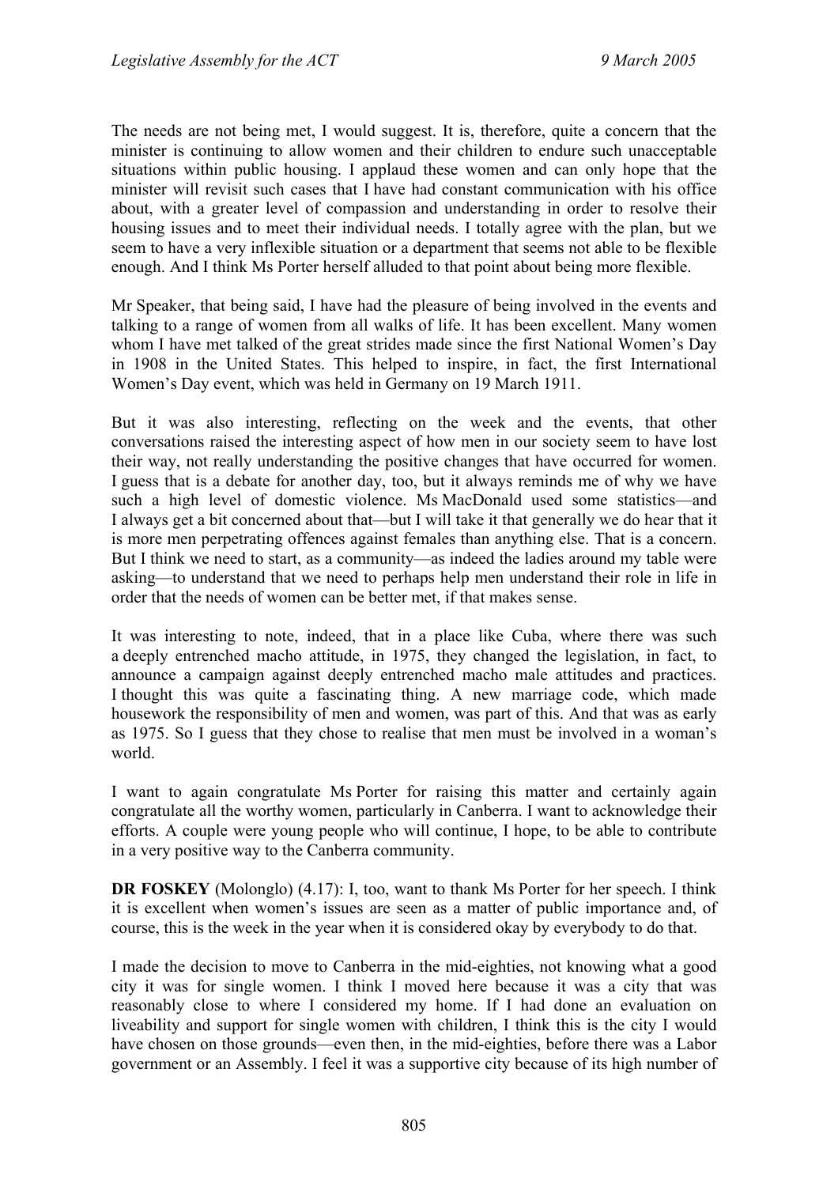The needs are not being met, I would suggest. It is, therefore, quite a concern that the minister is continuing to allow women and their children to endure such unacceptable situations within public housing. I applaud these women and can only hope that the minister will revisit such cases that I have had constant communication with his office about, with a greater level of compassion and understanding in order to resolve their housing issues and to meet their individual needs. I totally agree with the plan, but we seem to have a very inflexible situation or a department that seems not able to be flexible enough. And I think Ms Porter herself alluded to that point about being more flexible.

Mr Speaker, that being said, I have had the pleasure of being involved in the events and talking to a range of women from all walks of life. It has been excellent. Many women whom I have met talked of the great strides made since the first National Women's Day in 1908 in the United States. This helped to inspire, in fact, the first International Women's Day event, which was held in Germany on 19 March 1911.

But it was also interesting, reflecting on the week and the events, that other conversations raised the interesting aspect of how men in our society seem to have lost their way, not really understanding the positive changes that have occurred for women. I guess that is a debate for another day, too, but it always reminds me of why we have such a high level of domestic violence. Ms MacDonald used some statistics—and I always get a bit concerned about that—but I will take it that generally we do hear that it is more men perpetrating offences against females than anything else. That is a concern. But I think we need to start, as a community—as indeed the ladies around my table were asking—to understand that we need to perhaps help men understand their role in life in order that the needs of women can be better met, if that makes sense.

It was interesting to note, indeed, that in a place like Cuba, where there was such a deeply entrenched macho attitude, in 1975, they changed the legislation, in fact, to announce a campaign against deeply entrenched macho male attitudes and practices. I thought this was quite a fascinating thing. A new marriage code, which made housework the responsibility of men and women, was part of this. And that was as early as 1975. So I guess that they chose to realise that men must be involved in a woman's world.

I want to again congratulate Ms Porter for raising this matter and certainly again congratulate all the worthy women, particularly in Canberra. I want to acknowledge their efforts. A couple were young people who will continue, I hope, to be able to contribute in a very positive way to the Canberra community.

**DR FOSKEY** (Molonglo) (4.17): I, too, want to thank Ms Porter for her speech. I think it is excellent when women's issues are seen as a matter of public importance and, of course, this is the week in the year when it is considered okay by everybody to do that.

I made the decision to move to Canberra in the mid-eighties, not knowing what a good city it was for single women. I think I moved here because it was a city that was reasonably close to where I considered my home. If I had done an evaluation on liveability and support for single women with children, I think this is the city I would have chosen on those grounds—even then, in the mid-eighties, before there was a Labor government or an Assembly. I feel it was a supportive city because of its high number of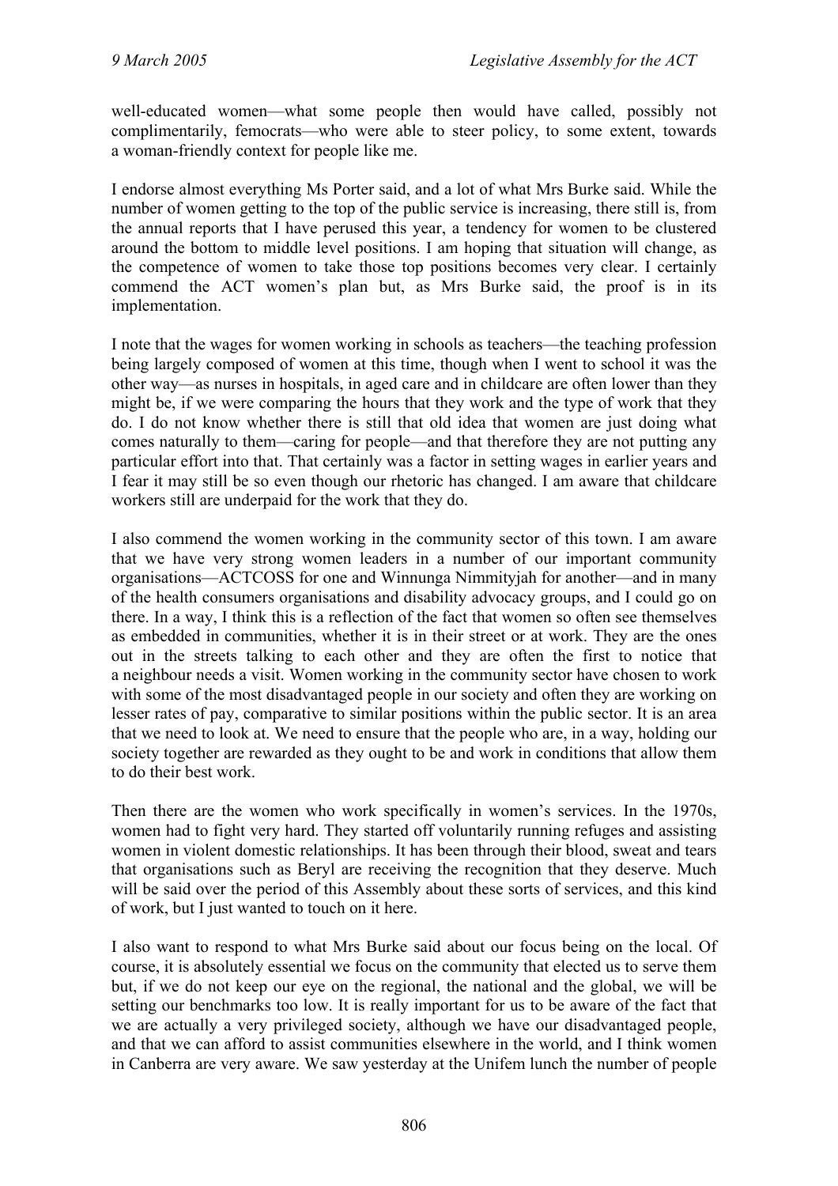well-educated women—what some people then would have called, possibly not complimentarily, femocrats—who were able to steer policy, to some extent, towards a woman-friendly context for people like me.

I endorse almost everything Ms Porter said, and a lot of what Mrs Burke said. While the number of women getting to the top of the public service is increasing, there still is, from the annual reports that I have perused this year, a tendency for women to be clustered around the bottom to middle level positions. I am hoping that situation will change, as the competence of women to take those top positions becomes very clear. I certainly commend the ACT women's plan but, as Mrs Burke said, the proof is in its implementation.

I note that the wages for women working in schools as teachers—the teaching profession being largely composed of women at this time, though when I went to school it was the other way—as nurses in hospitals, in aged care and in childcare are often lower than they might be, if we were comparing the hours that they work and the type of work that they do. I do not know whether there is still that old idea that women are just doing what comes naturally to them—caring for people—and that therefore they are not putting any particular effort into that. That certainly was a factor in setting wages in earlier years and I fear it may still be so even though our rhetoric has changed. I am aware that childcare workers still are underpaid for the work that they do.

I also commend the women working in the community sector of this town. I am aware that we have very strong women leaders in a number of our important community organisations—ACTCOSS for one and Winnunga Nimmityjah for another—and in many of the health consumers organisations and disability advocacy groups, and I could go on there. In a way, I think this is a reflection of the fact that women so often see themselves as embedded in communities, whether it is in their street or at work. They are the ones out in the streets talking to each other and they are often the first to notice that a neighbour needs a visit. Women working in the community sector have chosen to work with some of the most disadvantaged people in our society and often they are working on lesser rates of pay, comparative to similar positions within the public sector. It is an area that we need to look at. We need to ensure that the people who are, in a way, holding our society together are rewarded as they ought to be and work in conditions that allow them to do their best work.

Then there are the women who work specifically in women's services. In the 1970s, women had to fight very hard. They started off voluntarily running refuges and assisting women in violent domestic relationships. It has been through their blood, sweat and tears that organisations such as Beryl are receiving the recognition that they deserve. Much will be said over the period of this Assembly about these sorts of services, and this kind of work, but I just wanted to touch on it here.

I also want to respond to what Mrs Burke said about our focus being on the local. Of course, it is absolutely essential we focus on the community that elected us to serve them but, if we do not keep our eye on the regional, the national and the global, we will be setting our benchmarks too low. It is really important for us to be aware of the fact that we are actually a very privileged society, although we have our disadvantaged people, and that we can afford to assist communities elsewhere in the world, and I think women in Canberra are very aware. We saw yesterday at the Unifem lunch the number of people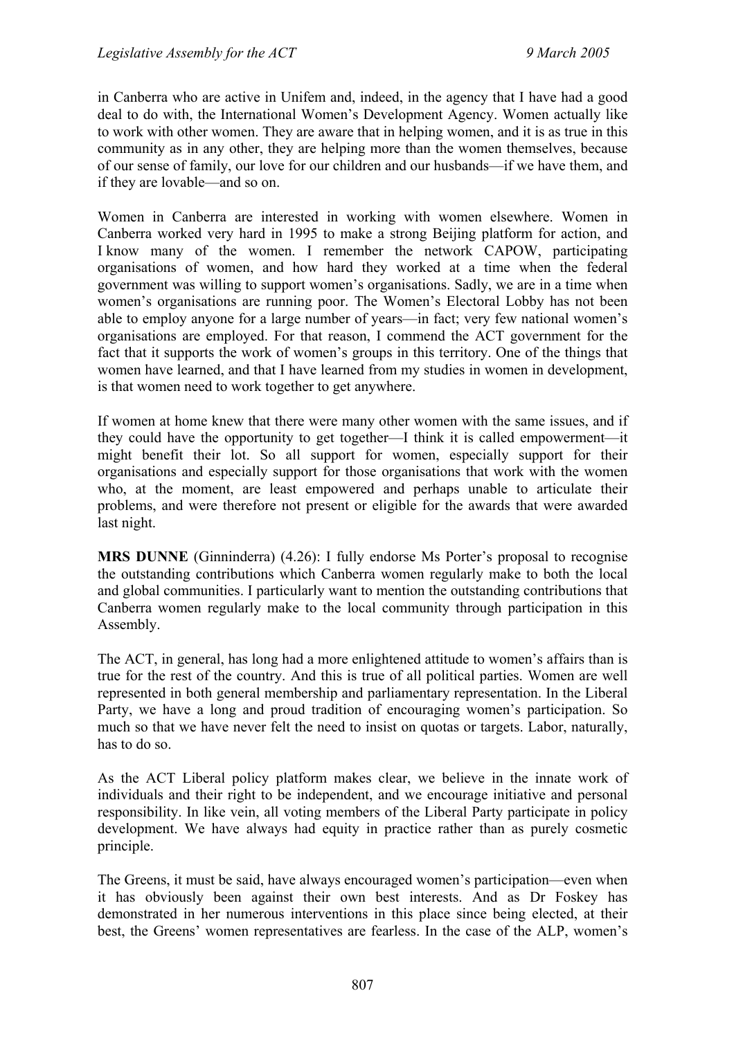in Canberra who are active in Unifem and, indeed, in the agency that I have had a good deal to do with, the International Women's Development Agency. Women actually like to work with other women. They are aware that in helping women, and it is as true in this community as in any other, they are helping more than the women themselves, because of our sense of family, our love for our children and our husbands—if we have them, and if they are lovable—and so on.

Women in Canberra are interested in working with women elsewhere. Women in Canberra worked very hard in 1995 to make a strong Beijing platform for action, and I know many of the women. I remember the network CAPOW, participating organisations of women, and how hard they worked at a time when the federal government was willing to support women's organisations. Sadly, we are in a time when women's organisations are running poor. The Women's Electoral Lobby has not been able to employ anyone for a large number of years—in fact; very few national women's organisations are employed. For that reason, I commend the ACT government for the fact that it supports the work of women's groups in this territory. One of the things that women have learned, and that I have learned from my studies in women in development, is that women need to work together to get anywhere.

If women at home knew that there were many other women with the same issues, and if they could have the opportunity to get together—I think it is called empowerment—it might benefit their lot. So all support for women, especially support for their organisations and especially support for those organisations that work with the women who, at the moment, are least empowered and perhaps unable to articulate their problems, and were therefore not present or eligible for the awards that were awarded last night.

**MRS DUNNE** (Ginninderra) (4.26): I fully endorse Ms Porter's proposal to recognise the outstanding contributions which Canberra women regularly make to both the local and global communities. I particularly want to mention the outstanding contributions that Canberra women regularly make to the local community through participation in this Assembly.

The ACT, in general, has long had a more enlightened attitude to women's affairs than is true for the rest of the country. And this is true of all political parties. Women are well represented in both general membership and parliamentary representation. In the Liberal Party, we have a long and proud tradition of encouraging women's participation. So much so that we have never felt the need to insist on quotas or targets. Labor, naturally, has to do so.

As the ACT Liberal policy platform makes clear, we believe in the innate work of individuals and their right to be independent, and we encourage initiative and personal responsibility. In like vein, all voting members of the Liberal Party participate in policy development. We have always had equity in practice rather than as purely cosmetic principle.

The Greens, it must be said, have always encouraged women's participation—even when it has obviously been against their own best interests. And as Dr Foskey has demonstrated in her numerous interventions in this place since being elected, at their best, the Greens' women representatives are fearless. In the case of the ALP, women's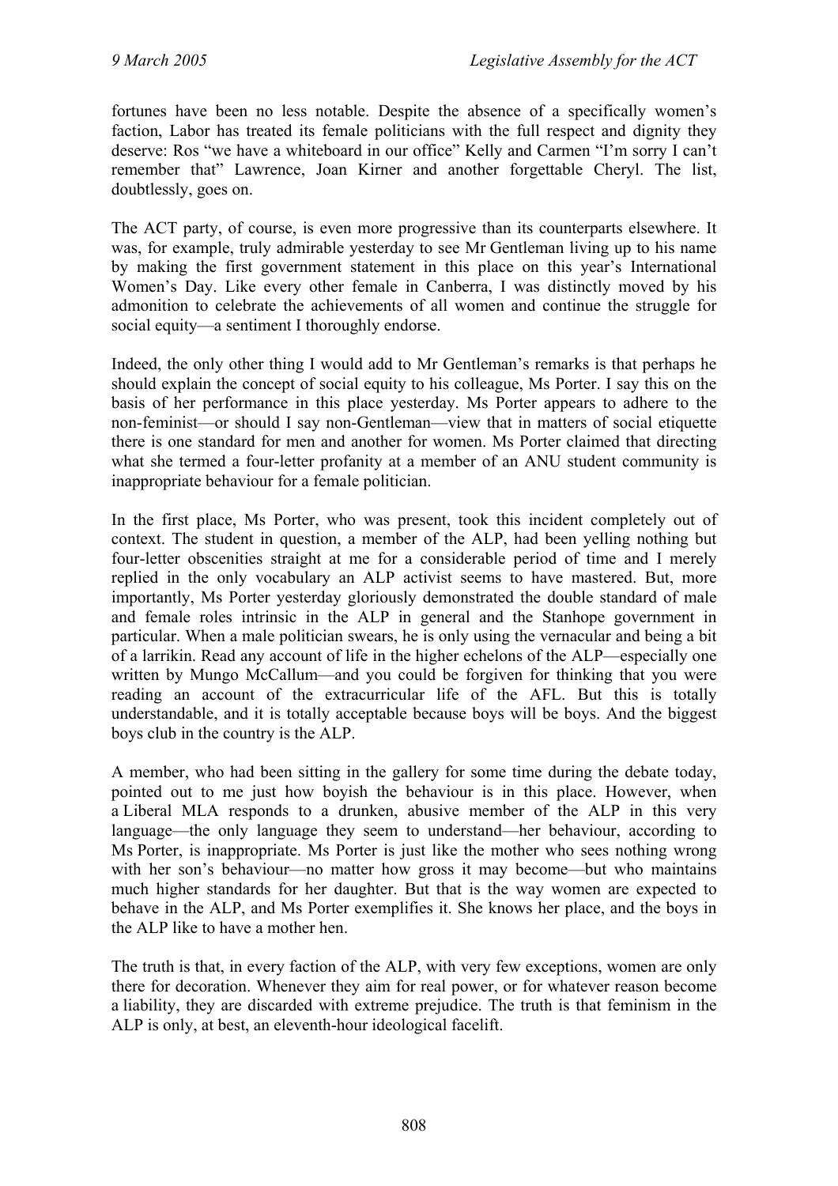fortunes have been no less notable. Despite the absence of a specifically women's faction, Labor has treated its female politicians with the full respect and dignity they deserve: Ros "we have a whiteboard in our office" Kelly and Carmen "I'm sorry I can't remember that" Lawrence, Joan Kirner and another forgettable Cheryl. The list, doubtlessly, goes on.

The ACT party, of course, is even more progressive than its counterparts elsewhere. It was, for example, truly admirable yesterday to see Mr Gentleman living up to his name by making the first government statement in this place on this year's International Women's Day. Like every other female in Canberra, I was distinctly moved by his admonition to celebrate the achievements of all women and continue the struggle for social equity—a sentiment I thoroughly endorse.

Indeed, the only other thing I would add to Mr Gentleman's remarks is that perhaps he should explain the concept of social equity to his colleague, Ms Porter. I say this on the basis of her performance in this place yesterday. Ms Porter appears to adhere to the non-feminist—or should I say non-Gentleman—view that in matters of social etiquette there is one standard for men and another for women. Ms Porter claimed that directing what she termed a four-letter profanity at a member of an ANU student community is inappropriate behaviour for a female politician.

In the first place, Ms Porter, who was present, took this incident completely out of context. The student in question, a member of the ALP, had been yelling nothing but four-letter obscenities straight at me for a considerable period of time and I merely replied in the only vocabulary an ALP activist seems to have mastered. But, more importantly, Ms Porter yesterday gloriously demonstrated the double standard of male and female roles intrinsic in the ALP in general and the Stanhope government in particular. When a male politician swears, he is only using the vernacular and being a bit of a larrikin. Read any account of life in the higher echelons of the ALP—especially one written by Mungo McCallum—and you could be forgiven for thinking that you were reading an account of the extracurricular life of the AFL. But this is totally understandable, and it is totally acceptable because boys will be boys. And the biggest boys club in the country is the ALP.

A member, who had been sitting in the gallery for some time during the debate today, pointed out to me just how boyish the behaviour is in this place. However, when a Liberal MLA responds to a drunken, abusive member of the ALP in this very language—the only language they seem to understand—her behaviour, according to Ms Porter, is inappropriate. Ms Porter is just like the mother who sees nothing wrong with her son's behaviour—no matter how gross it may become—but who maintains much higher standards for her daughter. But that is the way women are expected to behave in the ALP, and Ms Porter exemplifies it. She knows her place, and the boys in the ALP like to have a mother hen.

The truth is that, in every faction of the ALP, with very few exceptions, women are only there for decoration. Whenever they aim for real power, or for whatever reason become a liability, they are discarded with extreme prejudice. The truth is that feminism in the ALP is only, at best, an eleventh-hour ideological facelift.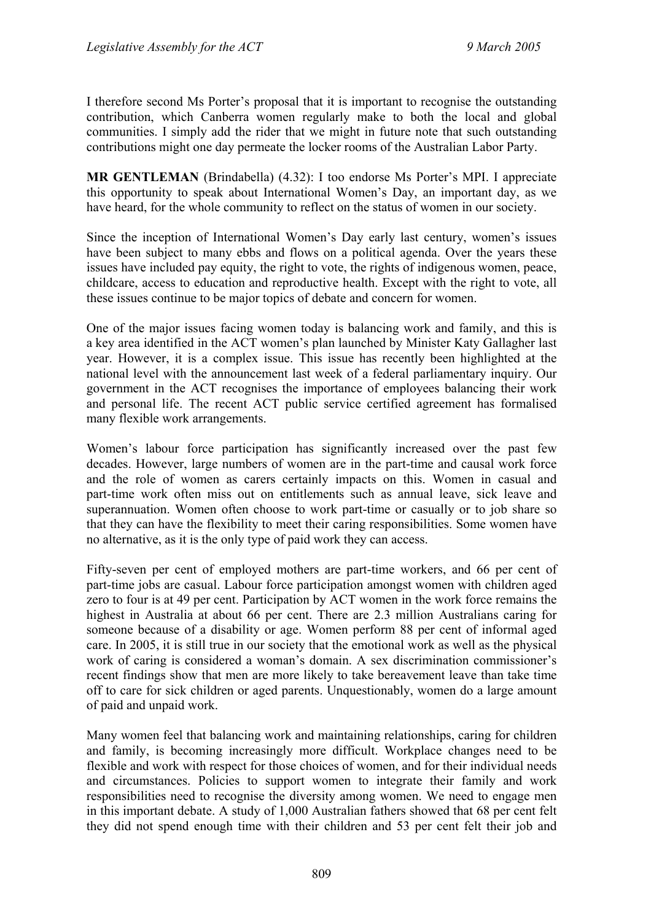I therefore second Ms Porter's proposal that it is important to recognise the outstanding contribution, which Canberra women regularly make to both the local and global communities. I simply add the rider that we might in future note that such outstanding contributions might one day permeate the locker rooms of the Australian Labor Party.

**MR GENTLEMAN** (Brindabella) (4.32): I too endorse Ms Porter's MPI. I appreciate this opportunity to speak about International Women's Day, an important day, as we have heard, for the whole community to reflect on the status of women in our society.

Since the inception of International Women's Day early last century, women's issues have been subject to many ebbs and flows on a political agenda. Over the years these issues have included pay equity, the right to vote, the rights of indigenous women, peace, childcare, access to education and reproductive health. Except with the right to vote, all these issues continue to be major topics of debate and concern for women.

One of the major issues facing women today is balancing work and family, and this is a key area identified in the ACT women's plan launched by Minister Katy Gallagher last year. However, it is a complex issue. This issue has recently been highlighted at the national level with the announcement last week of a federal parliamentary inquiry. Our government in the ACT recognises the importance of employees balancing their work and personal life. The recent ACT public service certified agreement has formalised many flexible work arrangements.

Women's labour force participation has significantly increased over the past few decades. However, large numbers of women are in the part-time and causal work force and the role of women as carers certainly impacts on this. Women in casual and part-time work often miss out on entitlements such as annual leave, sick leave and superannuation. Women often choose to work part-time or casually or to job share so that they can have the flexibility to meet their caring responsibilities. Some women have no alternative, as it is the only type of paid work they can access.

Fifty-seven per cent of employed mothers are part-time workers, and 66 per cent of part-time jobs are casual. Labour force participation amongst women with children aged zero to four is at 49 per cent. Participation by ACT women in the work force remains the highest in Australia at about 66 per cent. There are 2.3 million Australians caring for someone because of a disability or age. Women perform 88 per cent of informal aged care. In 2005, it is still true in our society that the emotional work as well as the physical work of caring is considered a woman's domain. A sex discrimination commissioner's recent findings show that men are more likely to take bereavement leave than take time off to care for sick children or aged parents. Unquestionably, women do a large amount of paid and unpaid work.

Many women feel that balancing work and maintaining relationships, caring for children and family, is becoming increasingly more difficult. Workplace changes need to be flexible and work with respect for those choices of women, and for their individual needs and circumstances. Policies to support women to integrate their family and work responsibilities need to recognise the diversity among women. We need to engage men in this important debate. A study of 1,000 Australian fathers showed that 68 per cent felt they did not spend enough time with their children and 53 per cent felt their job and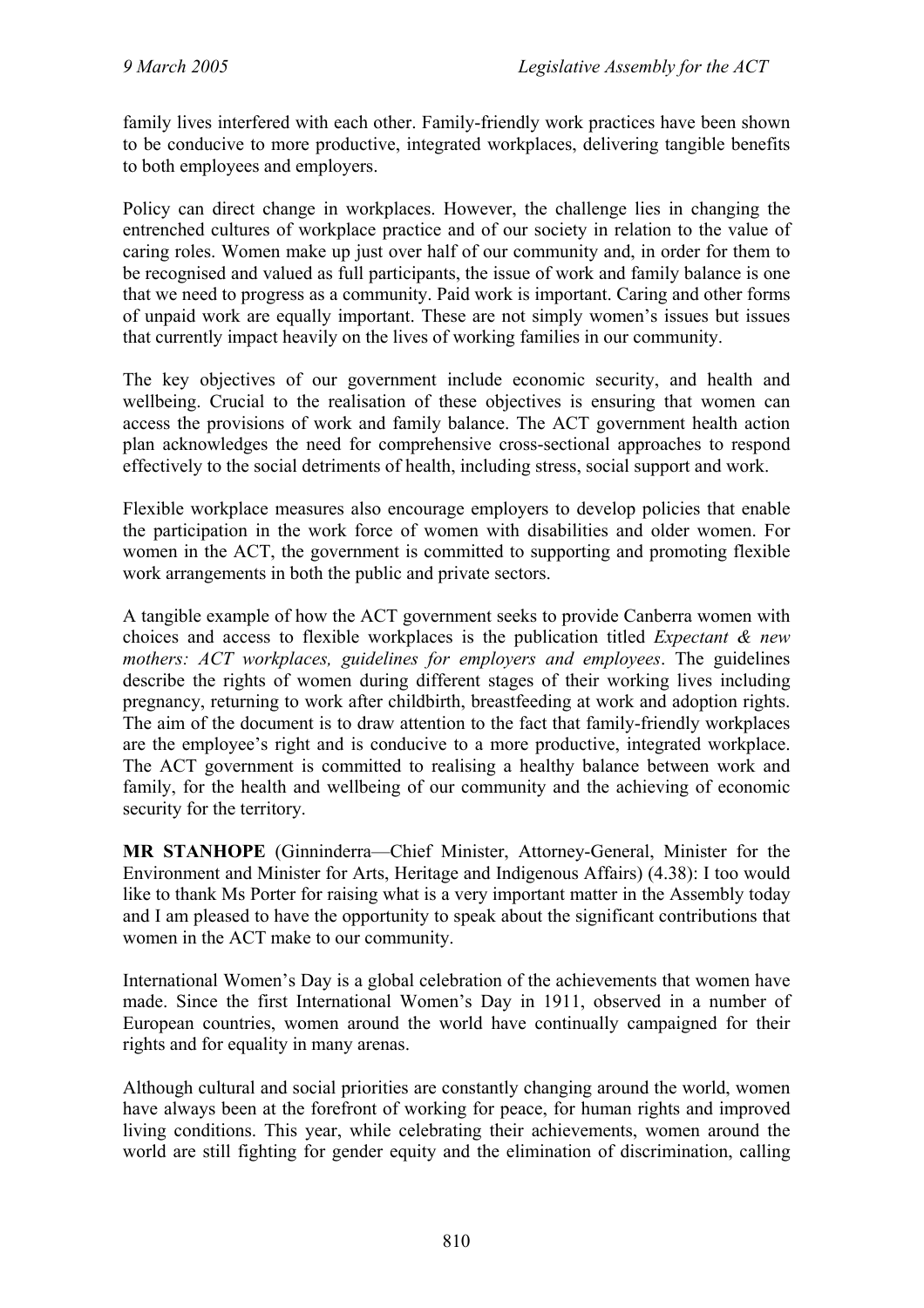family lives interfered with each other. Family-friendly work practices have been shown to be conducive to more productive, integrated workplaces, delivering tangible benefits to both employees and employers.

Policy can direct change in workplaces. However, the challenge lies in changing the entrenched cultures of workplace practice and of our society in relation to the value of caring roles. Women make up just over half of our community and, in order for them to be recognised and valued as full participants, the issue of work and family balance is one that we need to progress as a community. Paid work is important. Caring and other forms of unpaid work are equally important. These are not simply women's issues but issues that currently impact heavily on the lives of working families in our community.

The key objectives of our government include economic security, and health and wellbeing. Crucial to the realisation of these objectives is ensuring that women can access the provisions of work and family balance. The ACT government health action plan acknowledges the need for comprehensive cross-sectional approaches to respond effectively to the social detriments of health, including stress, social support and work.

Flexible workplace measures also encourage employers to develop policies that enable the participation in the work force of women with disabilities and older women. For women in the ACT, the government is committed to supporting and promoting flexible work arrangements in both the public and private sectors.

A tangible example of how the ACT government seeks to provide Canberra women with choices and access to flexible workplaces is the publication titled *Expectant & new mothers: ACT workplaces, guidelines for employers and employees*. The guidelines describe the rights of women during different stages of their working lives including pregnancy, returning to work after childbirth, breastfeeding at work and adoption rights. The aim of the document is to draw attention to the fact that family-friendly workplaces are the employee's right and is conducive to a more productive, integrated workplace. The ACT government is committed to realising a healthy balance between work and family, for the health and wellbeing of our community and the achieving of economic security for the territory.

**MR STANHOPE** (Ginninderra—Chief Minister, Attorney-General, Minister for the Environment and Minister for Arts, Heritage and Indigenous Affairs) (4.38): I too would like to thank Ms Porter for raising what is a very important matter in the Assembly today and I am pleased to have the opportunity to speak about the significant contributions that women in the ACT make to our community.

International Women's Day is a global celebration of the achievements that women have made. Since the first International Women's Day in 1911, observed in a number of European countries, women around the world have continually campaigned for their rights and for equality in many arenas.

Although cultural and social priorities are constantly changing around the world, women have always been at the forefront of working for peace, for human rights and improved living conditions. This year, while celebrating their achievements, women around the world are still fighting for gender equity and the elimination of discrimination, calling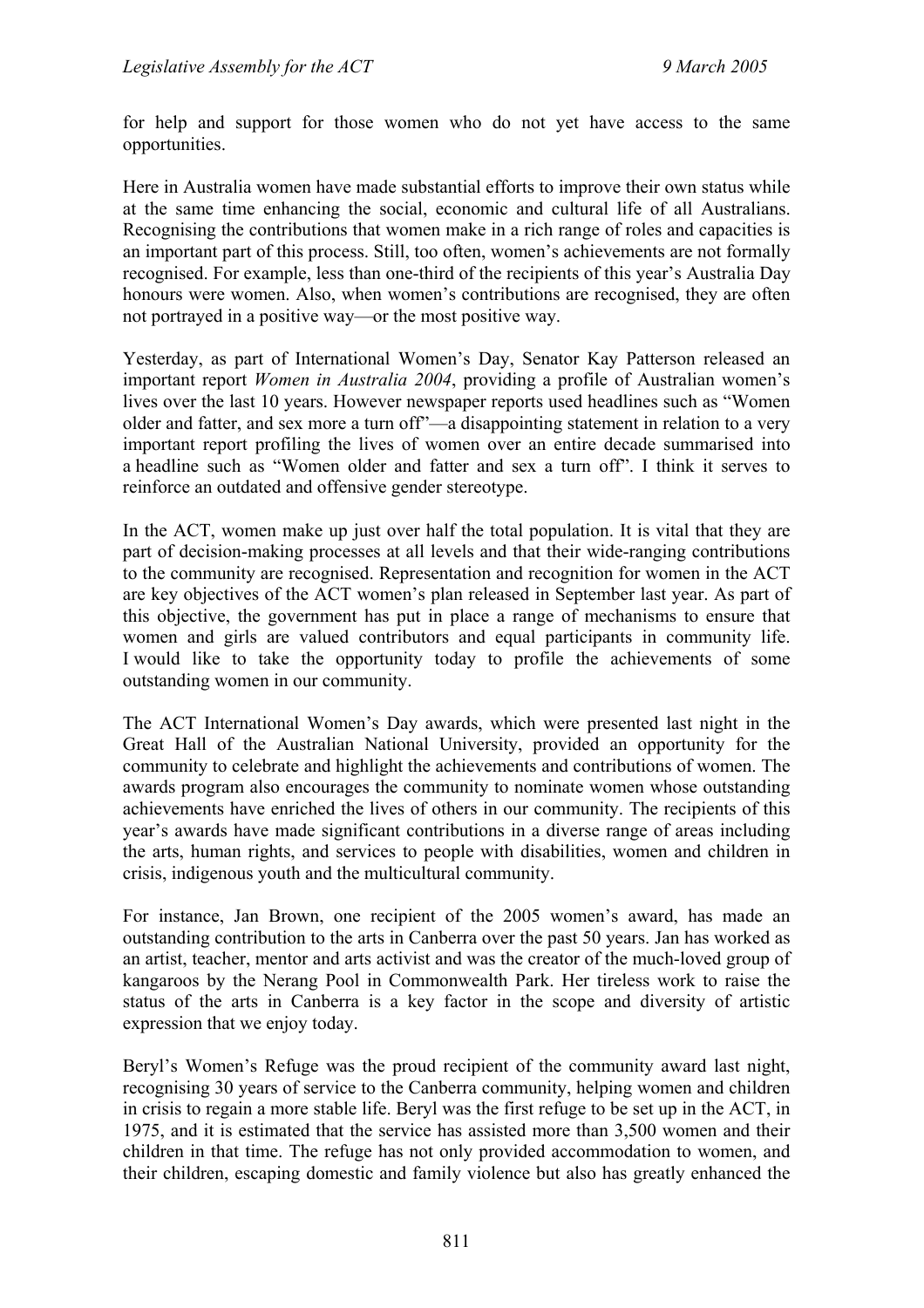for help and support for those women who do not yet have access to the same opportunities.

Here in Australia women have made substantial efforts to improve their own status while at the same time enhancing the social, economic and cultural life of all Australians. Recognising the contributions that women make in a rich range of roles and capacities is an important part of this process. Still, too often, women's achievements are not formally recognised. For example, less than one-third of the recipients of this year's Australia Day honours were women. Also, when women's contributions are recognised, they are often not portrayed in a positive way—or the most positive way.

Yesterday, as part of International Women's Day, Senator Kay Patterson released an important report *Women in Australia 2004*, providing a profile of Australian women's lives over the last 10 years. However newspaper reports used headlines such as "Women older and fatter, and sex more a turn off"—a disappointing statement in relation to a very important report profiling the lives of women over an entire decade summarised into a headline such as "Women older and fatter and sex a turn off". I think it serves to reinforce an outdated and offensive gender stereotype.

In the ACT, women make up just over half the total population. It is vital that they are part of decision-making processes at all levels and that their wide-ranging contributions to the community are recognised. Representation and recognition for women in the ACT are key objectives of the ACT women's plan released in September last year. As part of this objective, the government has put in place a range of mechanisms to ensure that women and girls are valued contributors and equal participants in community life. I would like to take the opportunity today to profile the achievements of some outstanding women in our community.

The ACT International Women's Day awards, which were presented last night in the Great Hall of the Australian National University, provided an opportunity for the community to celebrate and highlight the achievements and contributions of women. The awards program also encourages the community to nominate women whose outstanding achievements have enriched the lives of others in our community. The recipients of this year's awards have made significant contributions in a diverse range of areas including the arts, human rights, and services to people with disabilities, women and children in crisis, indigenous youth and the multicultural community.

For instance, Jan Brown, one recipient of the 2005 women's award, has made an outstanding contribution to the arts in Canberra over the past 50 years. Jan has worked as an artist, teacher, mentor and arts activist and was the creator of the much-loved group of kangaroos by the Nerang Pool in Commonwealth Park. Her tireless work to raise the status of the arts in Canberra is a key factor in the scope and diversity of artistic expression that we enjoy today.

Beryl's Women's Refuge was the proud recipient of the community award last night, recognising 30 years of service to the Canberra community, helping women and children in crisis to regain a more stable life. Beryl was the first refuge to be set up in the ACT, in 1975, and it is estimated that the service has assisted more than 3,500 women and their children in that time. The refuge has not only provided accommodation to women, and their children, escaping domestic and family violence but also has greatly enhanced the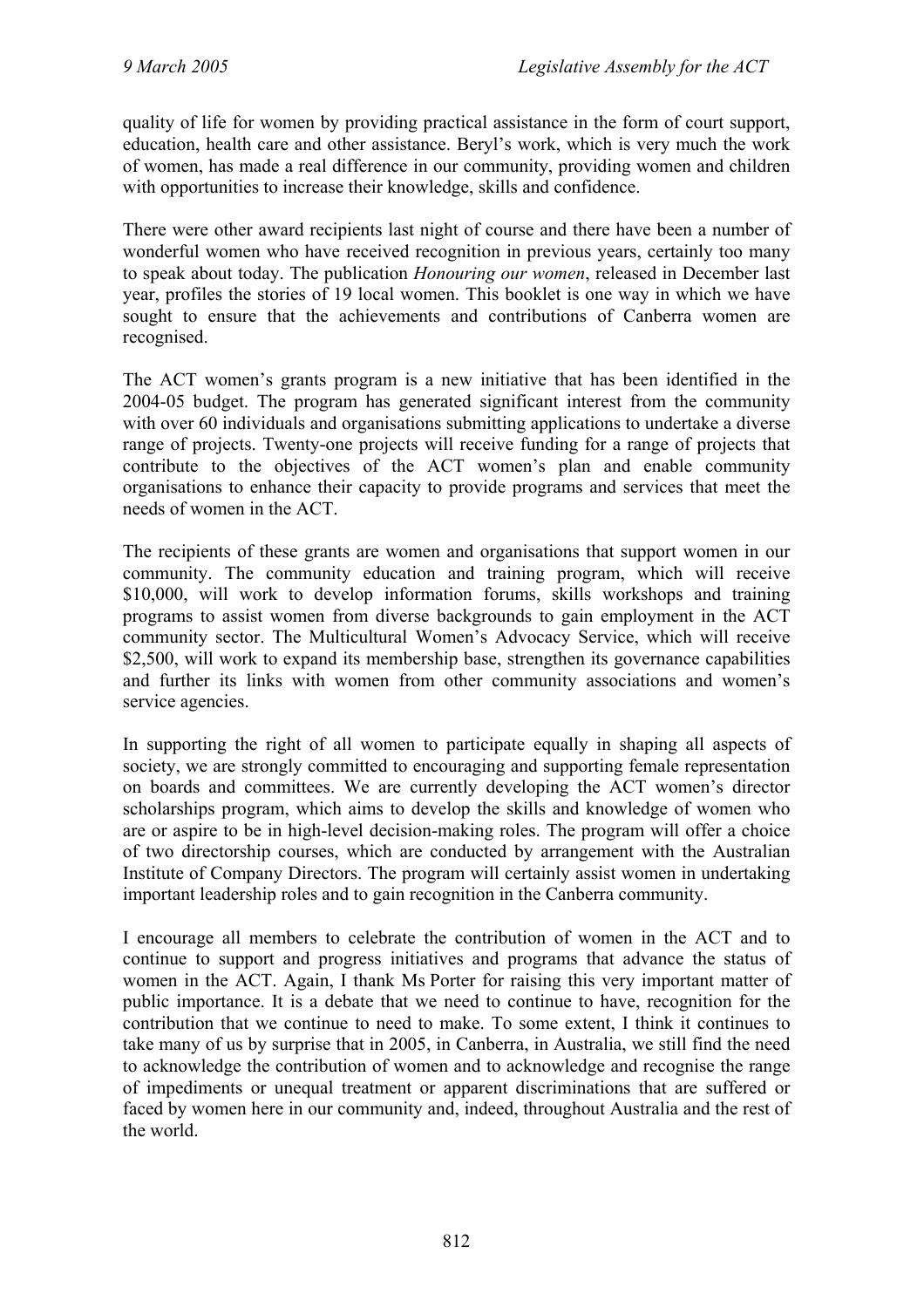quality of life for women by providing practical assistance in the form of court support, education, health care and other assistance. Beryl's work, which is very much the work of women, has made a real difference in our community, providing women and children with opportunities to increase their knowledge, skills and confidence.

There were other award recipients last night of course and there have been a number of wonderful women who have received recognition in previous years, certainly too many to speak about today. The publication *Honouring our women*, released in December last year, profiles the stories of 19 local women. This booklet is one way in which we have sought to ensure that the achievements and contributions of Canberra women are recognised.

The ACT women's grants program is a new initiative that has been identified in the 2004-05 budget. The program has generated significant interest from the community with over 60 individuals and organisations submitting applications to undertake a diverse range of projects. Twenty-one projects will receive funding for a range of projects that contribute to the objectives of the ACT women's plan and enable community organisations to enhance their capacity to provide programs and services that meet the needs of women in the ACT.

The recipients of these grants are women and organisations that support women in our community. The community education and training program, which will receive $10,000, will work to develop information forums, skills workshops and training programs to assist women from diverse backgrounds to gain employment in the ACT community sector. The Multicultural Women's Advocacy Service, which will receive $2,500, will work to expand its membership base, strengthen its governance capabilities and further its links with women from other community associations and women's service agencies.

In supporting the right of all women to participate equally in shaping all aspects of society, we are strongly committed to encouraging and supporting female representation on boards and committees. We are currently developing the ACT women's director scholarships program, which aims to develop the skills and knowledge of women who are or aspire to be in high-level decision-making roles. The program will offer a choice of two directorship courses, which are conducted by arrangement with the Australian Institute of Company Directors. The program will certainly assist women in undertaking important leadership roles and to gain recognition in the Canberra community.

I encourage all members to celebrate the contribution of women in the ACT and to continue to support and progress initiatives and programs that advance the status of women in the ACT. Again, I thank Ms Porter for raising this very important matter of public importance. It is a debate that we need to continue to have, recognition for the contribution that we continue to need to make. To some extent, I think it continues to take many of us by surprise that in 2005, in Canberra, in Australia, we still find the need to acknowledge the contribution of women and to acknowledge and recognise the range of impediments or unequal treatment or apparent discriminations that are suffered or faced by women here in our community and, indeed, throughout Australia and the rest of the world.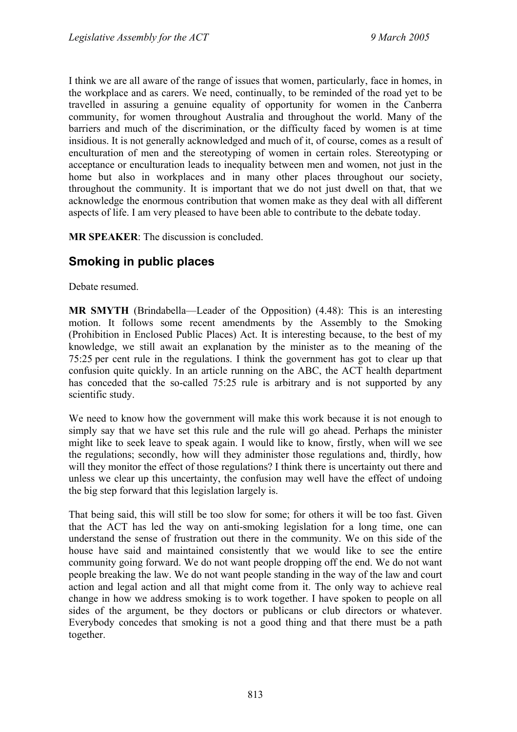I think we are all aware of the range of issues that women, particularly, face in homes, in the workplace and as carers. We need, continually, to be reminded of the road yet to be travelled in assuring a genuine equality of opportunity for women in the Canberra community, for women throughout Australia and throughout the world. Many of the barriers and much of the discrimination, or the difficulty faced by women is at time insidious. It is not generally acknowledged and much of it, of course, comes as a result of enculturation of men and the stereotyping of women in certain roles. Stereotyping or acceptance or enculturation leads to inequality between men and women, not just in the home but also in workplaces and in many other places throughout our society, throughout the community. It is important that we do not just dwell on that, that we acknowledge the enormous contribution that women make as they deal with all different aspects of life. I am very pleased to have been able to contribute to the debate today.

**MR SPEAKER**: The discussion is concluded.

## Smoking in public places

Debate resumed.

**MR SMYTH** (Brindabella—Leader of the Opposition) (4.48): This is an interesting motion. It follows some recent amendments by the Assembly to the Smoking (Prohibition in Enclosed Public Places) Act. It is interesting because, to the best of my knowledge, we still await an explanation by the minister as to the meaning of the 75:25 per cent rule in the regulations. I think the government has got to clear up that confusion quite quickly. In an article running on the ABC, the ACT health department has conceded that the so-called 75:25 rule is arbitrary and is not supported by any scientific study.

We need to know how the government will make this work because it is not enough to simply say that we have set this rule and the rule will go ahead. Perhaps the minister might like to seek leave to speak again. I would like to know, firstly, when will we see the regulations; secondly, how will they administer those regulations and, thirdly, how will they monitor the effect of those regulations? I think there is uncertainty out there and unless we clear up this uncertainty, the confusion may well have the effect of undoing the big step forward that this legislation largely is.

That being said, this will still be too slow for some; for others it will be too fast. Given that the ACT has led the way on anti-smoking legislation for a long time, one can understand the sense of frustration out there in the community. We on this side of the house have said and maintained consistently that we would like to see the entire community going forward. We do not want people dropping off the end. We do not want people breaking the law. We do not want people standing in the way of the law and court action and legal action and all that might come from it. The only way to achieve real change in how we address smoking is to work together. I have spoken to people on all sides of the argument, be they doctors or publicans or club directors or whatever. Everybody concedes that smoking is not a good thing and that there must be a path together.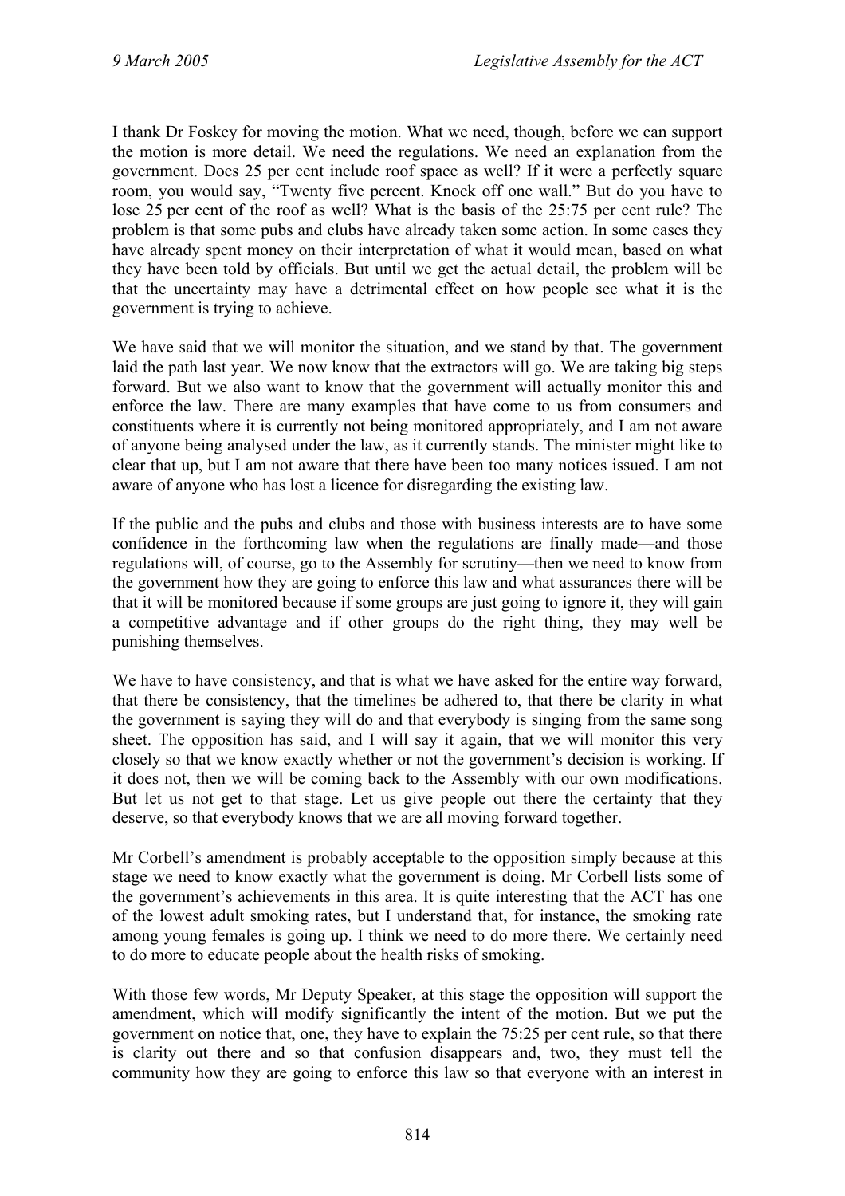I thank Dr Foskey for moving the motion. What we need, though, before we can support the motion is more detail. We need the regulations. We need an explanation from the government. Does 25 per cent include roof space as well? If it were a perfectly square room, you would say, "Twenty five percent. Knock off one wall." But do you have to lose 25 per cent of the roof as well? What is the basis of the 25:75 per cent rule? The problem is that some pubs and clubs have already taken some action. In some cases they have already spent money on their interpretation of what it would mean, based on what they have been told by officials. But until we get the actual detail, the problem will be that the uncertainty may have a detrimental effect on how people see what it is the government is trying to achieve.

We have said that we will monitor the situation, and we stand by that. The government laid the path last year. We now know that the extractors will go. We are taking big steps forward. But we also want to know that the government will actually monitor this and enforce the law. There are many examples that have come to us from consumers and constituents where it is currently not being monitored appropriately, and I am not aware of anyone being analysed under the law, as it currently stands. The minister might like to clear that up, but I am not aware that there have been too many notices issued. I am not aware of anyone who has lost a licence for disregarding the existing law.

If the public and the pubs and clubs and those with business interests are to have some confidence in the forthcoming law when the regulations are finally made—and those regulations will, of course, go to the Assembly for scrutiny—then we need to know from the government how they are going to enforce this law and what assurances there will be that it will be monitored because if some groups are just going to ignore it, they will gain a competitive advantage and if other groups do the right thing, they may well be punishing themselves.

We have to have consistency, and that is what we have asked for the entire way forward, that there be consistency, that the timelines be adhered to, that there be clarity in what the government is saying they will do and that everybody is singing from the same song sheet. The opposition has said, and I will say it again, that we will monitor this very closely so that we know exactly whether or not the government's decision is working. If it does not, then we will be coming back to the Assembly with our own modifications. But let us not get to that stage. Let us give people out there the certainty that they deserve, so that everybody knows that we are all moving forward together.

Mr Corbell's amendment is probably acceptable to the opposition simply because at this stage we need to know exactly what the government is doing. Mr Corbell lists some of the government's achievements in this area. It is quite interesting that the ACT has one of the lowest adult smoking rates, but I understand that, for instance, the smoking rate among young females is going up. I think we need to do more there. We certainly need to do more to educate people about the health risks of smoking.

With those few words, Mr Deputy Speaker, at this stage the opposition will support the amendment, which will modify significantly the intent of the motion. But we put the government on notice that, one, they have to explain the 75:25 per cent rule, so that there is clarity out there and so that confusion disappears and, two, they must tell the community how they are going to enforce this law so that everyone with an interest in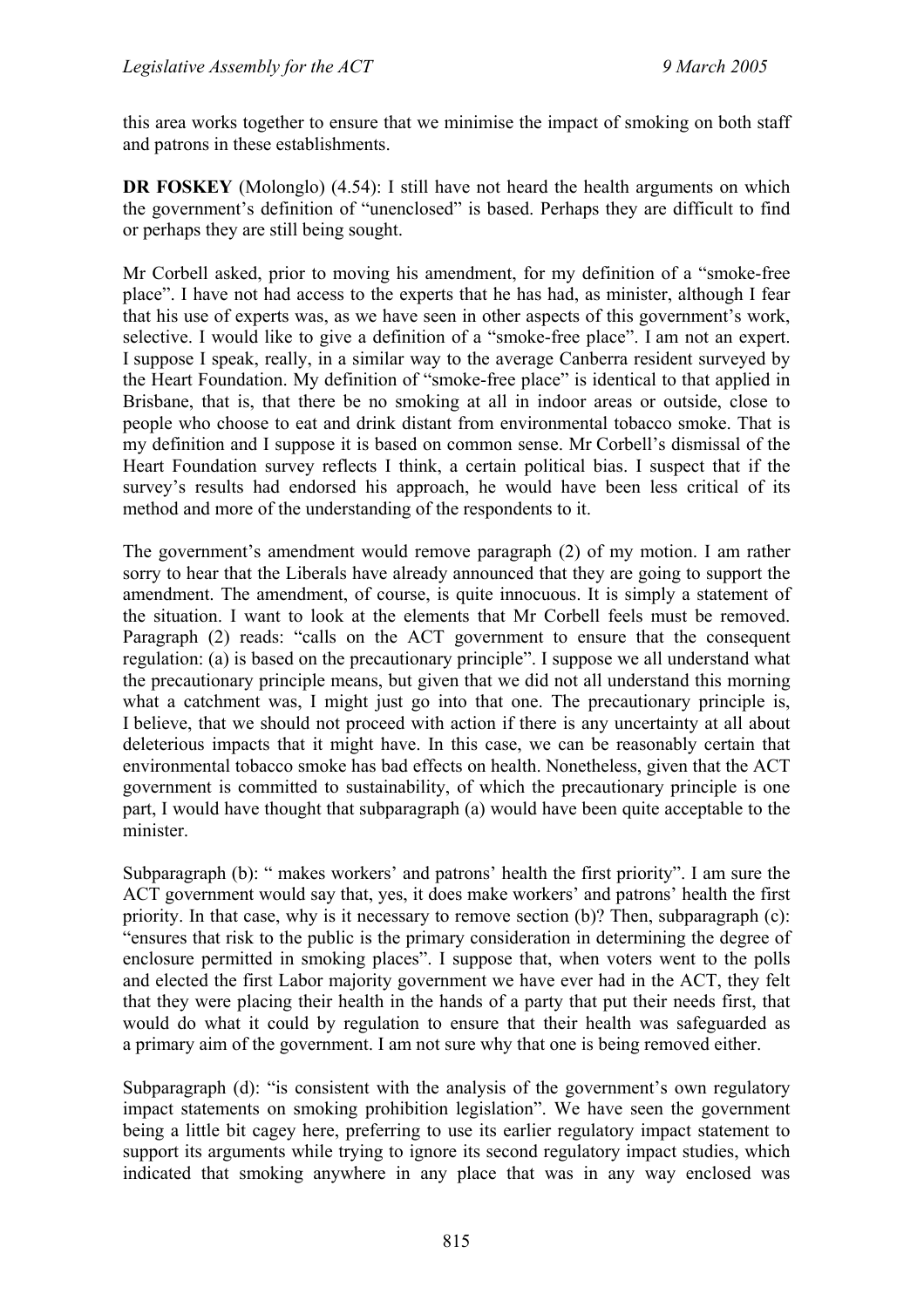this area works together to ensure that we minimise the impact of smoking on both staff and patrons in these establishments.

**DR FOSKEY** (Molonglo) (4.54): I still have not heard the health arguments on which the government's definition of "unenclosed" is based. Perhaps they are difficult to find or perhaps they are still being sought.

Mr Corbell asked, prior to moving his amendment, for my definition of a "smoke-free place". I have not had access to the experts that he has had, as minister, although I fear that his use of experts was, as we have seen in other aspects of this government's work, selective. I would like to give a definition of a "smoke-free place". I am not an expert. I suppose I speak, really, in a similar way to the average Canberra resident surveyed by the Heart Foundation. My definition of "smoke-free place" is identical to that applied in Brisbane, that is, that there be no smoking at all in indoor areas or outside, close to people who choose to eat and drink distant from environmental tobacco smoke. That is my definition and I suppose it is based on common sense. Mr Corbell's dismissal of the Heart Foundation survey reflects I think, a certain political bias. I suspect that if the survey's results had endorsed his approach, he would have been less critical of its method and more of the understanding of the respondents to it.

The government's amendment would remove paragraph (2) of my motion. I am rather sorry to hear that the Liberals have already announced that they are going to support the amendment. The amendment, of course, is quite innocuous. It is simply a statement of the situation. I want to look at the elements that Mr Corbell feels must be removed. Paragraph (2) reads: "calls on the ACT government to ensure that the consequent regulation: (a) is based on the precautionary principle". I suppose we all understand what the precautionary principle means, but given that we did not all understand this morning what a catchment was, I might just go into that one. The precautionary principle is, I believe, that we should not proceed with action if there is any uncertainty at all about deleterious impacts that it might have. In this case, we can be reasonably certain that environmental tobacco smoke has bad effects on health. Nonetheless, given that the ACT government is committed to sustainability, of which the precautionary principle is one part, I would have thought that subparagraph (a) would have been quite acceptable to the minister.

Subparagraph (b): " makes workers' and patrons' health the first priority". I am sure the ACT government would say that, yes, it does make workers' and patrons' health the first priority. In that case, why is it necessary to remove section (b)? Then, subparagraph (c): "ensures that risk to the public is the primary consideration in determining the degree of enclosure permitted in smoking places". I suppose that, when voters went to the polls and elected the first Labor majority government we have ever had in the ACT, they felt that they were placing their health in the hands of a party that put their needs first, that would do what it could by regulation to ensure that their health was safeguarded as a primary aim of the government. I am not sure why that one is being removed either.

Subparagraph (d): "is consistent with the analysis of the government's own regulatory impact statements on smoking prohibition legislation". We have seen the government being a little bit cagey here, preferring to use its earlier regulatory impact statement to support its arguments while trying to ignore its second regulatory impact studies, which indicated that smoking anywhere in any place that was in any way enclosed was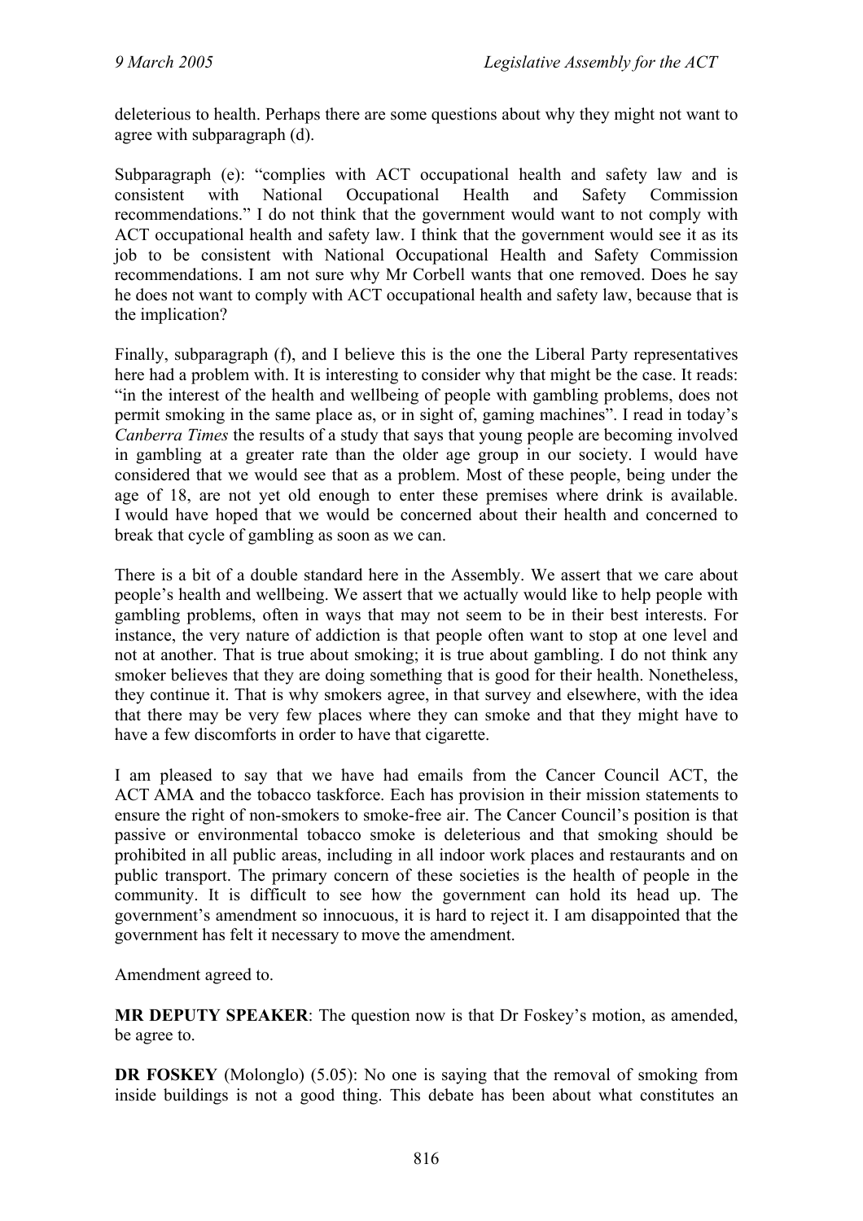deleterious to health. Perhaps there are some questions about why they might not want to agree with subparagraph (d).

Subparagraph (e): "complies with ACT occupational health and safety law and is consistent with National Occupational Health and Safety Commission recommendations." I do not think that the government would want to not comply with ACT occupational health and safety law. I think that the government would see it as its job to be consistent with National Occupational Health and Safety Commission recommendations. I am not sure why Mr Corbell wants that one removed. Does he say he does not want to comply with ACT occupational health and safety law, because that is the implication?

Finally, subparagraph (f), and I believe this is the one the Liberal Party representatives here had a problem with. It is interesting to consider why that might be the case. It reads: "in the interest of the health and wellbeing of people with gambling problems, does not permit smoking in the same place as, or in sight of, gaming machines". I read in today's *Canberra Times* the results of a study that says that young people are becoming involved in gambling at a greater rate than the older age group in our society. I would have considered that we would see that as a problem. Most of these people, being under the age of 18, are not yet old enough to enter these premises where drink is available. I would have hoped that we would be concerned about their health and concerned to break that cycle of gambling as soon as we can.

There is a bit of a double standard here in the Assembly. We assert that we care about people's health and wellbeing. We assert that we actually would like to help people with gambling problems, often in ways that may not seem to be in their best interests. For instance, the very nature of addiction is that people often want to stop at one level and not at another. That is true about smoking; it is true about gambling. I do not think any smoker believes that they are doing something that is good for their health. Nonetheless, they continue it. That is why smokers agree, in that survey and elsewhere, with the idea that there may be very few places where they can smoke and that they might have to have a few discomforts in order to have that cigarette.

I am pleased to say that we have had emails from the Cancer Council ACT, the ACT AMA and the tobacco taskforce. Each has provision in their mission statements to ensure the right of non-smokers to smoke-free air. The Cancer Council's position is that passive or environmental tobacco smoke is deleterious and that smoking should be prohibited in all public areas, including in all indoor work places and restaurants and on public transport. The primary concern of these societies is the health of people in the community. It is difficult to see how the government can hold its head up. The government's amendment so innocuous, it is hard to reject it. I am disappointed that the government has felt it necessary to move the amendment.

Amendment agreed to.

**MR DEPUTY SPEAKER**: The question now is that Dr Foskey's motion, as amended, be agree to.

**DR FOSKEY** (Molonglo) (5.05): No one is saying that the removal of smoking from inside buildings is not a good thing. This debate has been about what constitutes an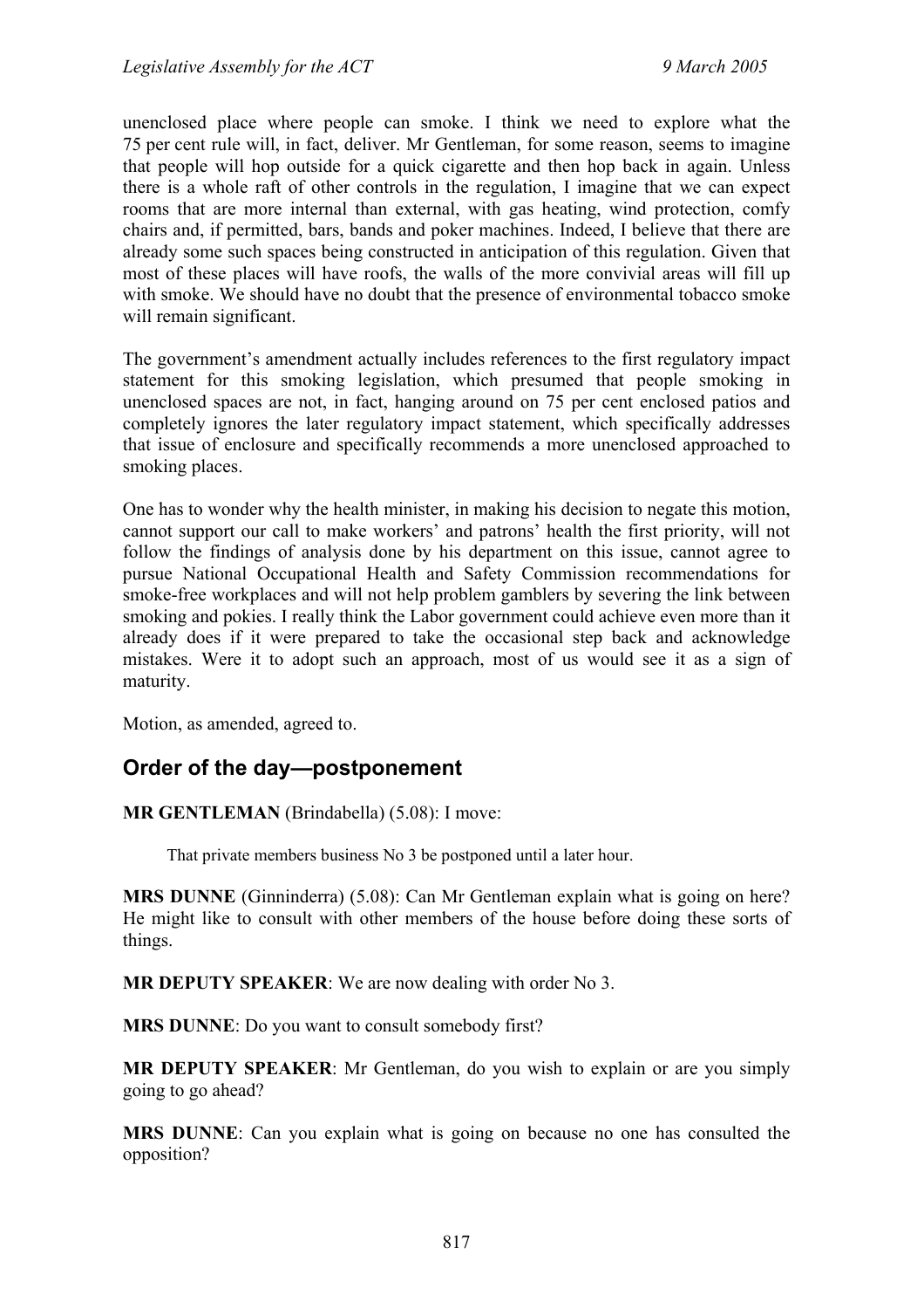unenclosed place where people can smoke. I think we need to explore what the 75 per cent rule will, in fact, deliver. Mr Gentleman, for some reason, seems to imagine that people will hop outside for a quick cigarette and then hop back in again. Unless there is a whole raft of other controls in the regulation, I imagine that we can expect rooms that are more internal than external, with gas heating, wind protection, comfy chairs and, if permitted, bars, bands and poker machines. Indeed, I believe that there are already some such spaces being constructed in anticipation of this regulation. Given that most of these places will have roofs, the walls of the more convivial areas will fill up with smoke. We should have no doubt that the presence of environmental tobacco smoke will remain significant.

The government's amendment actually includes references to the first regulatory impact statement for this smoking legislation, which presumed that people smoking in unenclosed spaces are not, in fact, hanging around on 75 per cent enclosed patios and completely ignores the later regulatory impact statement, which specifically addresses that issue of enclosure and specifically recommends a more unenclosed approached to smoking places.

One has to wonder why the health minister, in making his decision to negate this motion, cannot support our call to make workers' and patrons' health the first priority, will not follow the findings of analysis done by his department on this issue, cannot agree to pursue National Occupational Health and Safety Commission recommendations for smoke-free workplaces and will not help problem gamblers by severing the link between smoking and pokies. I really think the Labor government could achieve even more than it already does if it were prepared to take the occasional step back and acknowledge mistakes. Were it to adopt such an approach, most of us would see it as a sign of maturity.

Motion, as amended, agreed to.

## Order of the day—postponement

**MR GENTLEMAN** (Brindabella) (5.08): I move:

> That private members business No 3 be postponed until a later hour.

**MRS DUNNE** (Ginninderra) (5.08): Can Mr Gentleman explain what is going on here? He might like to consult with other members of the house before doing these sorts of things.

**MR DEPUTY SPEAKER**: We are now dealing with order No 3.

**MRS DUNNE**: Do you want to consult somebody first?

**MR DEPUTY SPEAKER**: Mr Gentleman, do you wish to explain or are you simply going to go ahead?

**MRS DUNNE**: Can you explain what is going on because no one has consulted the opposition?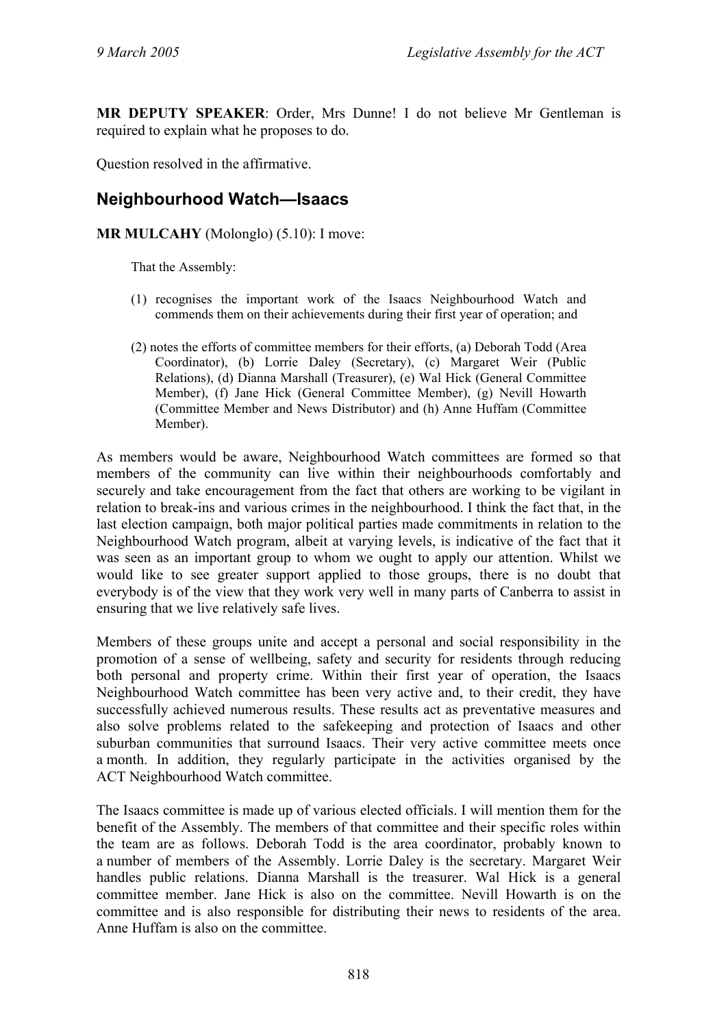**MR DEPUTY SPEAKER**: Order, Mrs Dunne! I do not believe Mr Gentleman is required to explain what he proposes to do.

Question resolved in the affirmative.

## Neighbourhood Watch—Isaacs

**MR MULCAHY** (Molonglo) (5.10): I move:

> That the Assembly:
>
> (1) recognises the important work of the Isaacs Neighbourhood Watch and commends them on their achievements during their first year of operation; and
>
> (2) notes the efforts of committee members for their efforts, (a) Deborah Todd (Area Coordinator), (b) Lorrie Daley (Secretary), (c) Margaret Weir (Public Relations), (d) Dianna Marshall (Treasurer), (e) Wal Hick (General Committee Member), (f) Jane Hick (General Committee Member), (g) Nevill Howarth (Committee Member and News Distributor) and (h) Anne Huffam (Committee Member).

As members would be aware, Neighbourhood Watch committees are formed so that members of the community can live within their neighbourhoods comfortably and securely and take encouragement from the fact that others are working to be vigilant in relation to break-ins and various crimes in the neighbourhood. I think the fact that, in the last election campaign, both major political parties made commitments in relation to the Neighbourhood Watch program, albeit at varying levels, is indicative of the fact that it was seen as an important group to whom we ought to apply our attention. Whilst we would like to see greater support applied to those groups, there is no doubt that everybody is of the view that they work very well in many parts of Canberra to assist in ensuring that we live relatively safe lives.

Members of these groups unite and accept a personal and social responsibility in the promotion of a sense of wellbeing, safety and security for residents through reducing both personal and property crime. Within their first year of operation, the Isaacs Neighbourhood Watch committee has been very active and, to their credit, they have successfully achieved numerous results. These results act as preventative measures and also solve problems related to the safekeeping and protection of Isaacs and other suburban communities that surround Isaacs. Their very active committee meets once a month. In addition, they regularly participate in the activities organised by the ACT Neighbourhood Watch committee.

The Isaacs committee is made up of various elected officials. I will mention them for the benefit of the Assembly. The members of that committee and their specific roles within the team are as follows. Deborah Todd is the area coordinator, probably known to a number of members of the Assembly. Lorrie Daley is the secretary. Margaret Weir handles public relations. Dianna Marshall is the treasurer. Wal Hick is a general committee member. Jane Hick is also on the committee. Nevill Howarth is on the committee and is also responsible for distributing their news to residents of the area. Anne Huffam is also on the committee.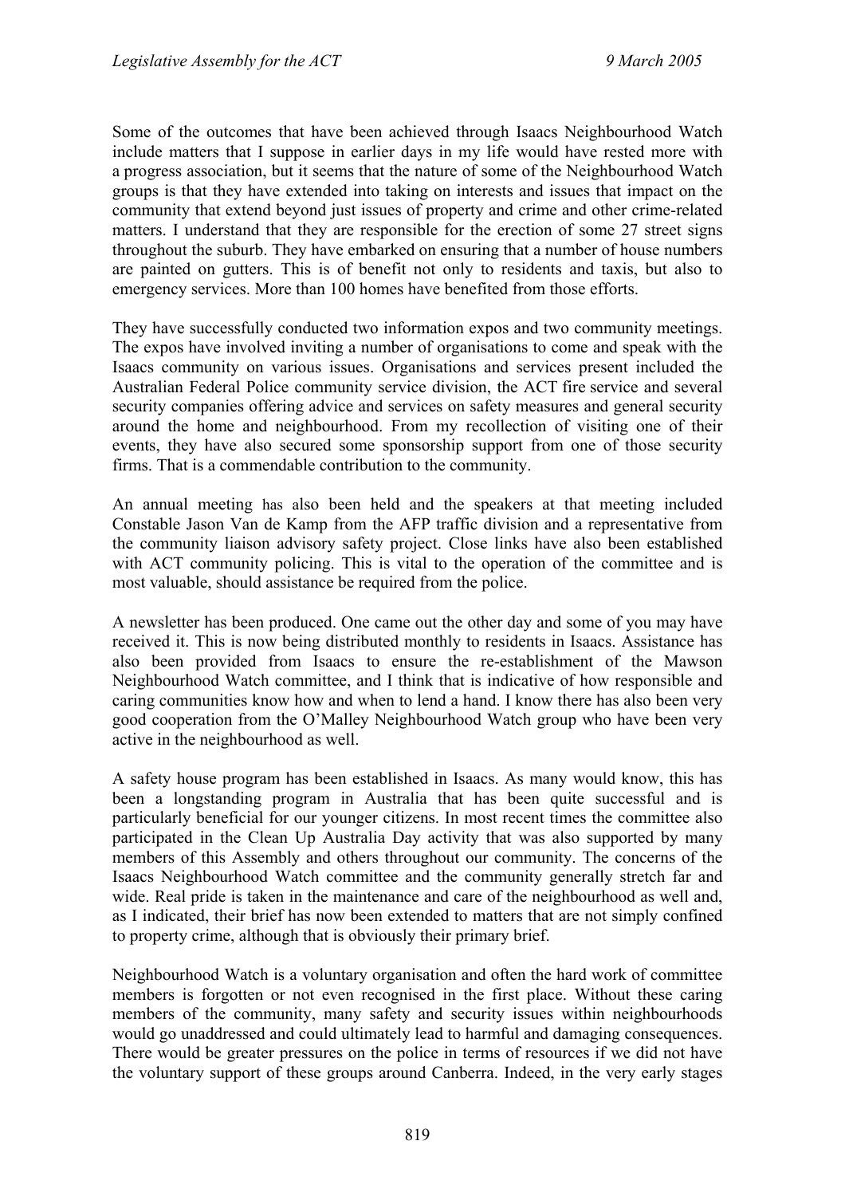Some of the outcomes that have been achieved through Isaacs Neighbourhood Watch include matters that I suppose in earlier days in my life would have rested more with a progress association, but it seems that the nature of some of the Neighbourhood Watch groups is that they have extended into taking on interests and issues that impact on the community that extend beyond just issues of property and crime and other crime-related matters. I understand that they are responsible for the erection of some 27 street signs throughout the suburb. They have embarked on ensuring that a number of house numbers are painted on gutters. This is of benefit not only to residents and taxis, but also to emergency services. More than 100 homes have benefited from those efforts.

They have successfully conducted two information expos and two community meetings. The expos have involved inviting a number of organisations to come and speak with the Isaacs community on various issues. Organisations and services present included the Australian Federal Police community service division, the ACT fire service and several security companies offering advice and services on safety measures and general security around the home and neighbourhood. From my recollection of visiting one of their events, they have also secured some sponsorship support from one of those security firms. That is a commendable contribution to the community.

An annual meeting has also been held and the speakers at that meeting included Constable Jason Van de Kamp from the AFP traffic division and a representative from the community liaison advisory safety project. Close links have also been established with ACT community policing. This is vital to the operation of the committee and is most valuable, should assistance be required from the police.

A newsletter has been produced. One came out the other day and some of you may have received it. This is now being distributed monthly to residents in Isaacs. Assistance has also been provided from Isaacs to ensure the re-establishment of the Mawson Neighbourhood Watch committee, and I think that is indicative of how responsible and caring communities know how and when to lend a hand. I know there has also been very good cooperation from the O'Malley Neighbourhood Watch group who have been very active in the neighbourhood as well.

A safety house program has been established in Isaacs. As many would know, this has been a longstanding program in Australia that has been quite successful and is particularly beneficial for our younger citizens. In most recent times the committee also participated in the Clean Up Australia Day activity that was also supported by many members of this Assembly and others throughout our community. The concerns of the Isaacs Neighbourhood Watch committee and the community generally stretch far and wide. Real pride is taken in the maintenance and care of the neighbourhood as well and, as I indicated, their brief has now been extended to matters that are not simply confined to property crime, although that is obviously their primary brief.

Neighbourhood Watch is a voluntary organisation and often the hard work of committee members is forgotten or not even recognised in the first place. Without these caring members of the community, many safety and security issues within neighbourhoods would go unaddressed and could ultimately lead to harmful and damaging consequences. There would be greater pressures on the police in terms of resources if we did not have the voluntary support of these groups around Canberra. Indeed, in the very early stages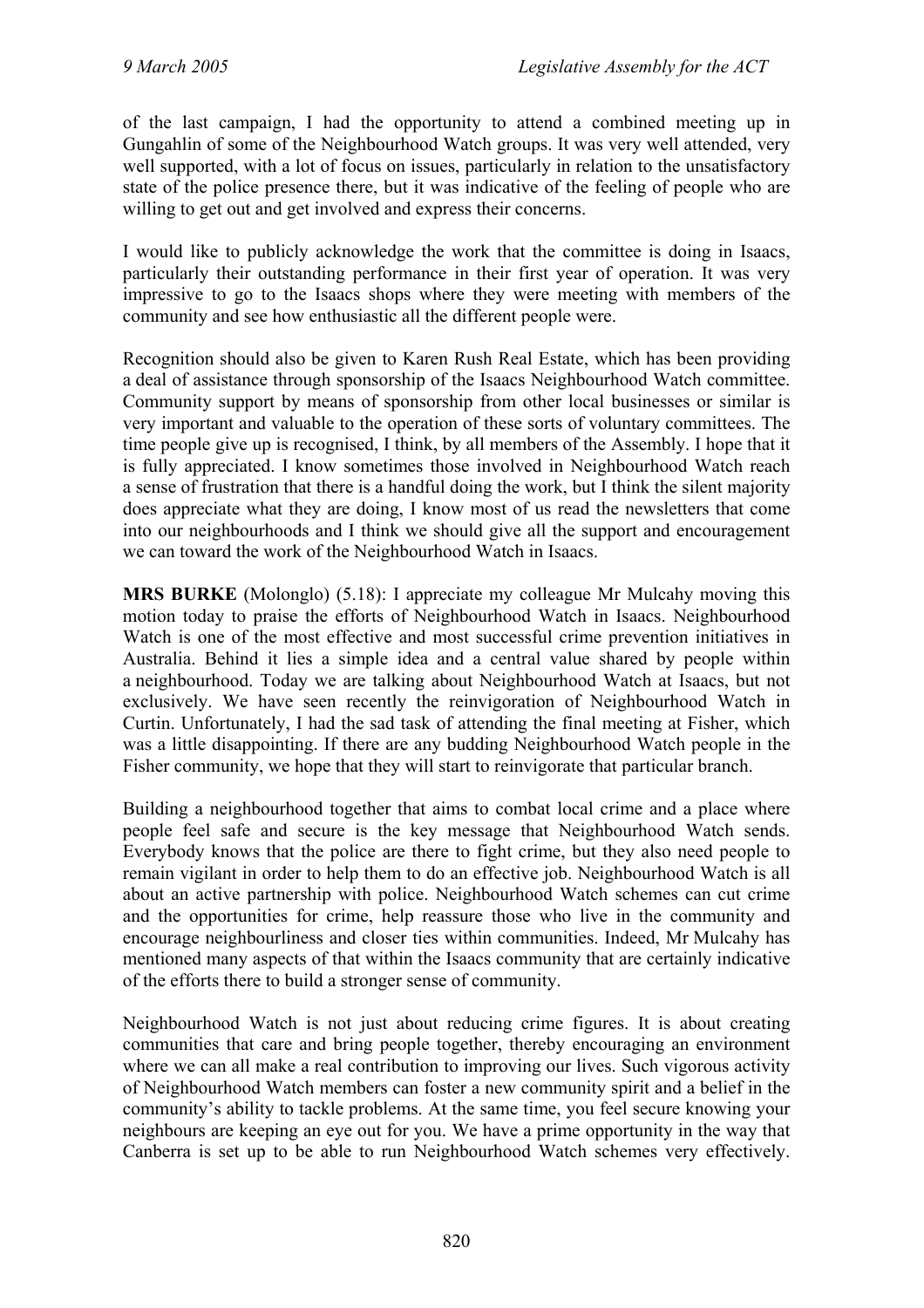of the last campaign, I had the opportunity to attend a combined meeting up in Gungahlin of some of the Neighbourhood Watch groups. It was very well attended, very well supported, with a lot of focus on issues, particularly in relation to the unsatisfactory state of the police presence there, but it was indicative of the feeling of people who are willing to get out and get involved and express their concerns.

I would like to publicly acknowledge the work that the committee is doing in Isaacs, particularly their outstanding performance in their first year of operation. It was very impressive to go to the Isaacs shops where they were meeting with members of the community and see how enthusiastic all the different people were.

Recognition should also be given to Karen Rush Real Estate, which has been providing a deal of assistance through sponsorship of the Isaacs Neighbourhood Watch committee. Community support by means of sponsorship from other local businesses or similar is very important and valuable to the operation of these sorts of voluntary committees. The time people give up is recognised, I think, by all members of the Assembly. I hope that it is fully appreciated. I know sometimes those involved in Neighbourhood Watch reach a sense of frustration that there is a handful doing the work, but I think the silent majority does appreciate what they are doing, I know most of us read the newsletters that come into our neighbourhoods and I think we should give all the support and encouragement we can toward the work of the Neighbourhood Watch in Isaacs.

**MRS BURKE** (Molonglo) (5.18): I appreciate my colleague Mr Mulcahy moving this motion today to praise the efforts of Neighbourhood Watch in Isaacs. Neighbourhood Watch is one of the most effective and most successful crime prevention initiatives in Australia. Behind it lies a simple idea and a central value shared by people within a neighbourhood. Today we are talking about Neighbourhood Watch at Isaacs, but not exclusively. We have seen recently the reinvigoration of Neighbourhood Watch in Curtin. Unfortunately, I had the sad task of attending the final meeting at Fisher, which was a little disappointing. If there are any budding Neighbourhood Watch people in the Fisher community, we hope that they will start to reinvigorate that particular branch.

Building a neighbourhood together that aims to combat local crime and a place where people feel safe and secure is the key message that Neighbourhood Watch sends. Everybody knows that the police are there to fight crime, but they also need people to remain vigilant in order to help them to do an effective job. Neighbourhood Watch is all about an active partnership with police. Neighbourhood Watch schemes can cut crime and the opportunities for crime, help reassure those who live in the community and encourage neighbourliness and closer ties within communities. Indeed, Mr Mulcahy has mentioned many aspects of that within the Isaacs community that are certainly indicative of the efforts there to build a stronger sense of community.

Neighbourhood Watch is not just about reducing crime figures. It is about creating communities that care and bring people together, thereby encouraging an environment where we can all make a real contribution to improving our lives. Such vigorous activity of Neighbourhood Watch members can foster a new community spirit and a belief in the community's ability to tackle problems. At the same time, you feel secure knowing your neighbours are keeping an eye out for you. We have a prime opportunity in the way that Canberra is set up to be able to run Neighbourhood Watch schemes very effectively.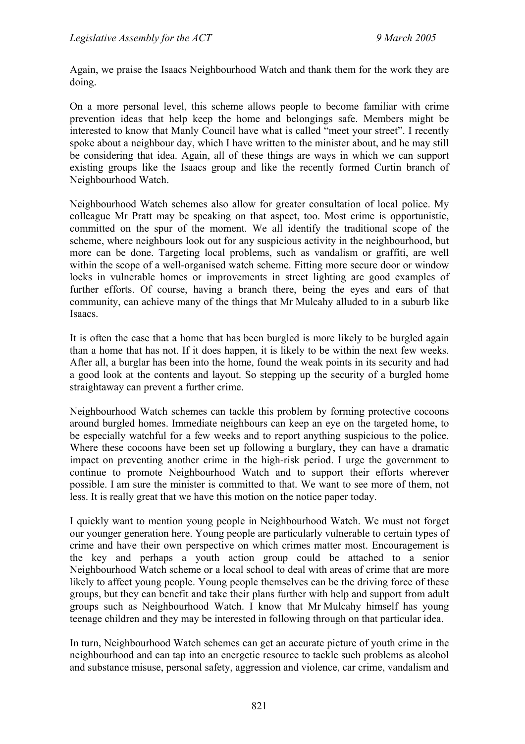Again, we praise the Isaacs Neighbourhood Watch and thank them for the work they are doing.

On a more personal level, this scheme allows people to become familiar with crime prevention ideas that help keep the home and belongings safe. Members might be interested to know that Manly Council have what is called "meet your street". I recently spoke about a neighbour day, which I have written to the minister about, and he may still be considering that idea. Again, all of these things are ways in which we can support existing groups like the Isaacs group and like the recently formed Curtin branch of Neighbourhood Watch.

Neighbourhood Watch schemes also allow for greater consultation of local police. My colleague Mr Pratt may be speaking on that aspect, too. Most crime is opportunistic, committed on the spur of the moment. We all identify the traditional scope of the scheme, where neighbours look out for any suspicious activity in the neighbourhood, but more can be done. Targeting local problems, such as vandalism or graffiti, are well within the scope of a well-organised watch scheme. Fitting more secure door or window locks in vulnerable homes or improvements in street lighting are good examples of further efforts. Of course, having a branch there, being the eyes and ears of that community, can achieve many of the things that Mr Mulcahy alluded to in a suburb like Isaacs.

It is often the case that a home that has been burgled is more likely to be burgled again than a home that has not. If it does happen, it is likely to be within the next few weeks. After all, a burglar has been into the home, found the weak points in its security and had a good look at the contents and layout. So stepping up the security of a burgled home straightaway can prevent a further crime.

Neighbourhood Watch schemes can tackle this problem by forming protective cocoons around burgled homes. Immediate neighbours can keep an eye on the targeted home, to be especially watchful for a few weeks and to report anything suspicious to the police. Where these cocoons have been set up following a burglary, they can have a dramatic impact on preventing another crime in the high-risk period. I urge the government to continue to promote Neighbourhood Watch and to support their efforts wherever possible. I am sure the minister is committed to that. We want to see more of them, not less. It is really great that we have this motion on the notice paper today.

I quickly want to mention young people in Neighbourhood Watch. We must not forget our younger generation here. Young people are particularly vulnerable to certain types of crime and have their own perspective on which crimes matter most. Encouragement is the key and perhaps a youth action group could be attached to a senior Neighbourhood Watch scheme or a local school to deal with areas of crime that are more likely to affect young people. Young people themselves can be the driving force of these groups, but they can benefit and take their plans further with help and support from adult groups such as Neighbourhood Watch. I know that Mr Mulcahy himself has young teenage children and they may be interested in following through on that particular idea.

In turn, Neighbourhood Watch schemes can get an accurate picture of youth crime in the neighbourhood and can tap into an energetic resource to tackle such problems as alcohol and substance misuse, personal safety, aggression and violence, car crime, vandalism and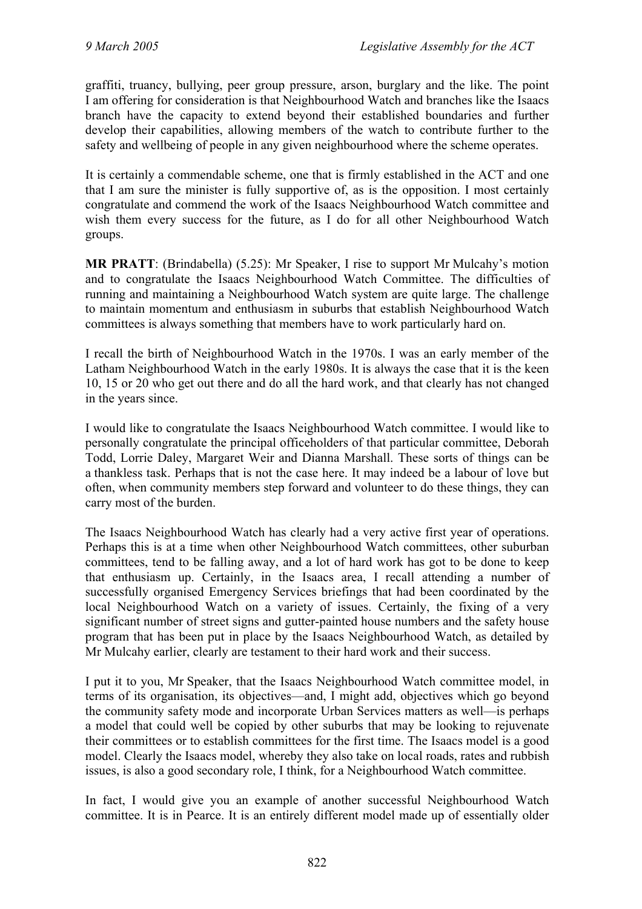graffiti, truancy, bullying, peer group pressure, arson, burglary and the like. The point I am offering for consideration is that Neighbourhood Watch and branches like the Isaacs branch have the capacity to extend beyond their established boundaries and further develop their capabilities, allowing members of the watch to contribute further to the safety and wellbeing of people in any given neighbourhood where the scheme operates.

It is certainly a commendable scheme, one that is firmly established in the ACT and one that I am sure the minister is fully supportive of, as is the opposition. I most certainly congratulate and commend the work of the Isaacs Neighbourhood Watch committee and wish them every success for the future, as I do for all other Neighbourhood Watch groups.

**MR PRATT**: (Brindabella) (5.25): Mr Speaker, I rise to support Mr Mulcahy's motion and to congratulate the Isaacs Neighbourhood Watch Committee. The difficulties of running and maintaining a Neighbourhood Watch system are quite large. The challenge to maintain momentum and enthusiasm in suburbs that establish Neighbourhood Watch committees is always something that members have to work particularly hard on.

I recall the birth of Neighbourhood Watch in the 1970s. I was an early member of the Latham Neighbourhood Watch in the early 1980s. It is always the case that it is the keen 10, 15 or 20 who get out there and do all the hard work, and that clearly has not changed in the years since.

I would like to congratulate the Isaacs Neighbourhood Watch committee. I would like to personally congratulate the principal officeholders of that particular committee, Deborah Todd, Lorrie Daley, Margaret Weir and Dianna Marshall. These sorts of things can be a thankless task. Perhaps that is not the case here. It may indeed be a labour of love but often, when community members step forward and volunteer to do these things, they can carry most of the burden.

The Isaacs Neighbourhood Watch has clearly had a very active first year of operations. Perhaps this is at a time when other Neighbourhood Watch committees, other suburban committees, tend to be falling away, and a lot of hard work has got to be done to keep that enthusiasm up. Certainly, in the Isaacs area, I recall attending a number of successfully organised Emergency Services briefings that had been coordinated by the local Neighbourhood Watch on a variety of issues. Certainly, the fixing of a very significant number of street signs and gutter-painted house numbers and the safety house program that has been put in place by the Isaacs Neighbourhood Watch, as detailed by Mr Mulcahy earlier, clearly are testament to their hard work and their success.

I put it to you, Mr Speaker, that the Isaacs Neighbourhood Watch committee model, in terms of its organisation, its objectives—and, I might add, objectives which go beyond the community safety mode and incorporate Urban Services matters as well—is perhaps a model that could well be copied by other suburbs that may be looking to rejuvenate their committees or to establish committees for the first time. The Isaacs model is a good model. Clearly the Isaacs model, whereby they also take on local roads, rates and rubbish issues, is also a good secondary role, I think, for a Neighbourhood Watch committee.

In fact, I would give you an example of another successful Neighbourhood Watch committee. It is in Pearce. It is an entirely different model made up of essentially older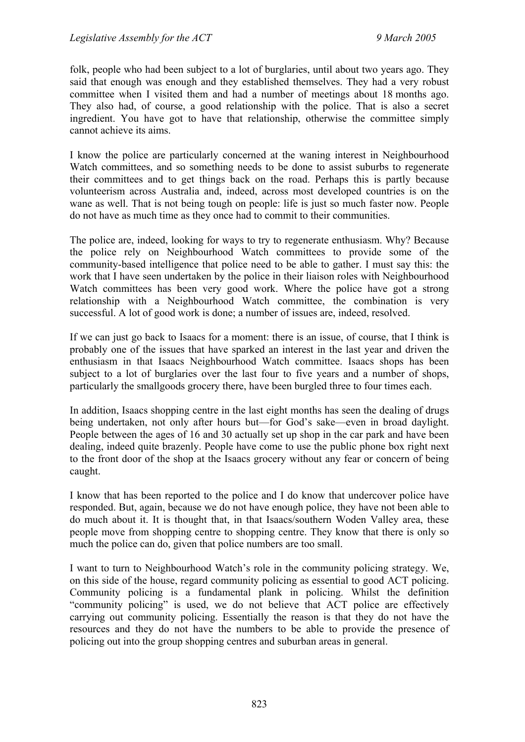folk, people who had been subject to a lot of burglaries, until about two years ago. They said that enough was enough and they established themselves. They had a very robust committee when I visited them and had a number of meetings about 18 months ago. They also had, of course, a good relationship with the police. That is also a secret ingredient. You have got to have that relationship, otherwise the committee simply cannot achieve its aims.

I know the police are particularly concerned at the waning interest in Neighbourhood Watch committees, and so something needs to be done to assist suburbs to regenerate their committees and to get things back on the road. Perhaps this is partly because volunteerism across Australia and, indeed, across most developed countries is on the wane as well. That is not being tough on people: life is just so much faster now. People do not have as much time as they once had to commit to their communities.

The police are, indeed, looking for ways to try to regenerate enthusiasm. Why? Because the police rely on Neighbourhood Watch committees to provide some of the community-based intelligence that police need to be able to gather. I must say this: the work that I have seen undertaken by the police in their liaison roles with Neighbourhood Watch committees has been very good work. Where the police have got a strong relationship with a Neighbourhood Watch committee, the combination is very successful. A lot of good work is done; a number of issues are, indeed, resolved.

If we can just go back to Isaacs for a moment: there is an issue, of course, that I think is probably one of the issues that have sparked an interest in the last year and driven the enthusiasm in that Isaacs Neighbourhood Watch committee. Isaacs shops has been subject to a lot of burglaries over the last four to five years and a number of shops, particularly the smallgoods grocery there, have been burgled three to four times each.

In addition, Isaacs shopping centre in the last eight months has seen the dealing of drugs being undertaken, not only after hours but—for God's sake—even in broad daylight. People between the ages of 16 and 30 actually set up shop in the car park and have been dealing, indeed quite brazenly. People have come to use the public phone box right next to the front door of the shop at the Isaacs grocery without any fear or concern of being caught.

I know that has been reported to the police and I do know that undercover police have responded. But, again, because we do not have enough police, they have not been able to do much about it. It is thought that, in that Isaacs/southern Woden Valley area, these people move from shopping centre to shopping centre. They know that there is only so much the police can do, given that police numbers are too small.

I want to turn to Neighbourhood Watch's role in the community policing strategy. We, on this side of the house, regard community policing as essential to good ACT policing. Community policing is a fundamental plank in policing. Whilst the definition "community policing" is used, we do not believe that ACT police are effectively carrying out community policing. Essentially the reason is that they do not have the resources and they do not have the numbers to be able to provide the presence of policing out into the group shopping centres and suburban areas in general.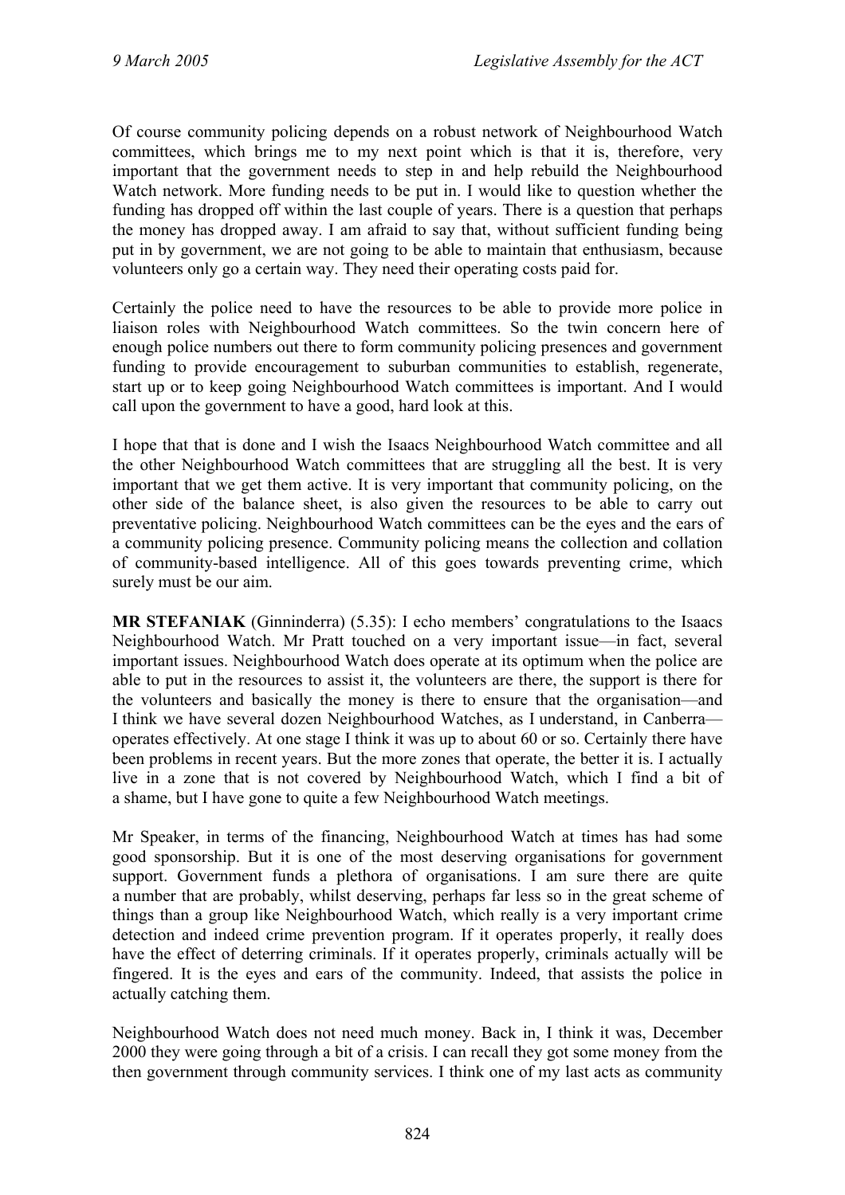Of course community policing depends on a robust network of Neighbourhood Watch committees, which brings me to my next point which is that it is, therefore, very important that the government needs to step in and help rebuild the Neighbourhood Watch network. More funding needs to be put in. I would like to question whether the funding has dropped off within the last couple of years. There is a question that perhaps the money has dropped away. I am afraid to say that, without sufficient funding being put in by government, we are not going to be able to maintain that enthusiasm, because volunteers only go a certain way. They need their operating costs paid for.

Certainly the police need to have the resources to be able to provide more police in liaison roles with Neighbourhood Watch committees. So the twin concern here of enough police numbers out there to form community policing presences and government funding to provide encouragement to suburban communities to establish, regenerate, start up or to keep going Neighbourhood Watch committees is important. And I would call upon the government to have a good, hard look at this.

I hope that that is done and I wish the Isaacs Neighbourhood Watch committee and all the other Neighbourhood Watch committees that are struggling all the best. It is very important that we get them active. It is very important that community policing, on the other side of the balance sheet, is also given the resources to be able to carry out preventative policing. Neighbourhood Watch committees can be the eyes and the ears of a community policing presence. Community policing means the collection and collation of community-based intelligence. All of this goes towards preventing crime, which surely must be our aim.

**MR STEFANIAK** (Ginninderra) (5.35): I echo members' congratulations to the Isaacs Neighbourhood Watch. Mr Pratt touched on a very important issue—in fact, several important issues. Neighbourhood Watch does operate at its optimum when the police are able to put in the resources to assist it, the volunteers are there, the support is there for the volunteers and basically the money is there to ensure that the organisation—and I think we have several dozen Neighbourhood Watches, as I understand, in Canberra—operates effectively. At one stage I think it was up to about 60 or so. Certainly there have been problems in recent years. But the more zones that operate, the better it is. I actually live in a zone that is not covered by Neighbourhood Watch, which I find a bit of a shame, but I have gone to quite a few Neighbourhood Watch meetings.

Mr Speaker, in terms of the financing, Neighbourhood Watch at times has had some good sponsorship. But it is one of the most deserving organisations for government support. Government funds a plethora of organisations. I am sure there are quite a number that are probably, whilst deserving, perhaps far less so in the great scheme of things than a group like Neighbourhood Watch, which really is a very important crime detection and indeed crime prevention program. If it operates properly, it really does have the effect of deterring criminals. If it operates properly, criminals actually will be fingered. It is the eyes and ears of the community. Indeed, that assists the police in actually catching them.

Neighbourhood Watch does not need much money. Back in, I think it was, December 2000 they were going through a bit of a crisis. I can recall they got some money from the then government through community services. I think one of my last acts as community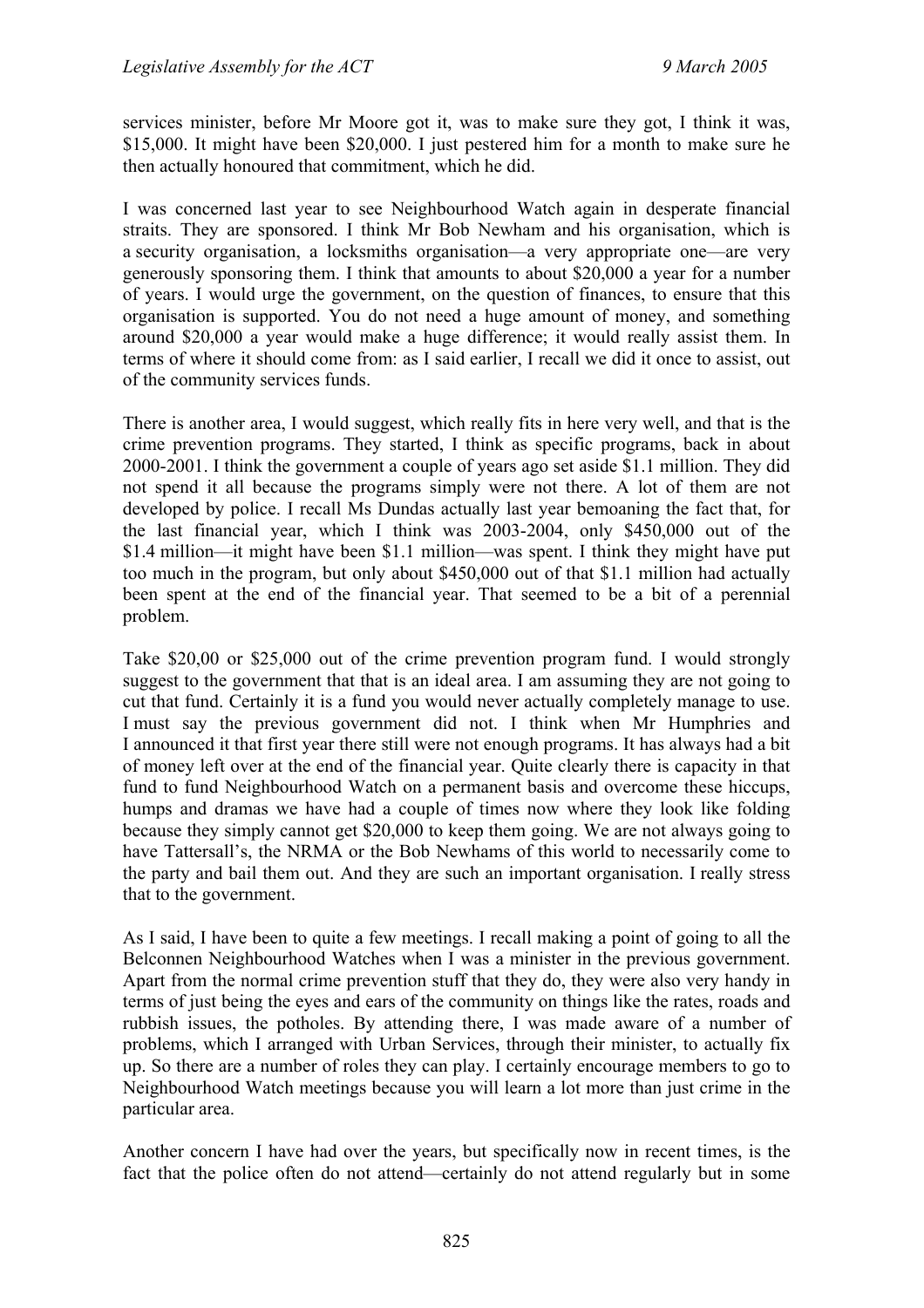services minister, before Mr Moore got it, was to make sure they got, I think it was, $15,000. It might have been $20,000. I just pestered him for a month to make sure he then actually honoured that commitment, which he did.

I was concerned last year to see Neighbourhood Watch again in desperate financial straits. They are sponsored. I think Mr Bob Newham and his organisation, which is a security organisation, a locksmiths organisation—a very appropriate one—are very generously sponsoring them. I think that amounts to about $20,000 a year for a number of years. I would urge the government, on the question of finances, to ensure that this organisation is supported. You do not need a huge amount of money, and something around $20,000 a year would make a huge difference; it would really assist them. In terms of where it should come from: as I said earlier, I recall we did it once to assist, out of the community services funds.

There is another area, I would suggest, which really fits in here very well, and that is the crime prevention programs. They started, I think as specific programs, back in about 2000-2001. I think the government a couple of years ago set aside $1.1 million. They did not spend it all because the programs simply were not there. A lot of them are not developed by police. I recall Ms Dundas actually last year bemoaning the fact that, for the last financial year, which I think was 2003-2004, only $450,000 out of the $1.4 million—it might have been $1.1 million—was spent. I think they might have put too much in the program, but only about $450,000 out of that $1.1 million had actually been spent at the end of the financial year. That seemed to be a bit of a perennial problem.

Take $20,00 or $25,000 out of the crime prevention program fund. I would strongly suggest to the government that that is an ideal area. I am assuming they are not going to cut that fund. Certainly it is a fund you would never actually completely manage to use. I must say the previous government did not. I think when Mr Humphries and I announced it that first year there still were not enough programs. It has always had a bit of money left over at the end of the financial year. Quite clearly there is capacity in that fund to fund Neighbourhood Watch on a permanent basis and overcome these hiccups, humps and dramas we have had a couple of times now where they look like folding because they simply cannot get $20,000 to keep them going. We are not always going to have Tattersall's, the NRMA or the Bob Newhams of this world to necessarily come to the party and bail them out. And they are such an important organisation. I really stress that to the government.

As I said, I have been to quite a few meetings. I recall making a point of going to all the Belconnen Neighbourhood Watches when I was a minister in the previous government. Apart from the normal crime prevention stuff that they do, they were also very handy in terms of just being the eyes and ears of the community on things like the rates, roads and rubbish issues, the potholes. By attending there, I was made aware of a number of problems, which I arranged with Urban Services, through their minister, to actually fix up. So there are a number of roles they can play. I certainly encourage members to go to Neighbourhood Watch meetings because you will learn a lot more than just crime in the particular area.

Another concern I have had over the years, but specifically now in recent times, is the fact that the police often do not attend—certainly do not attend regularly but in some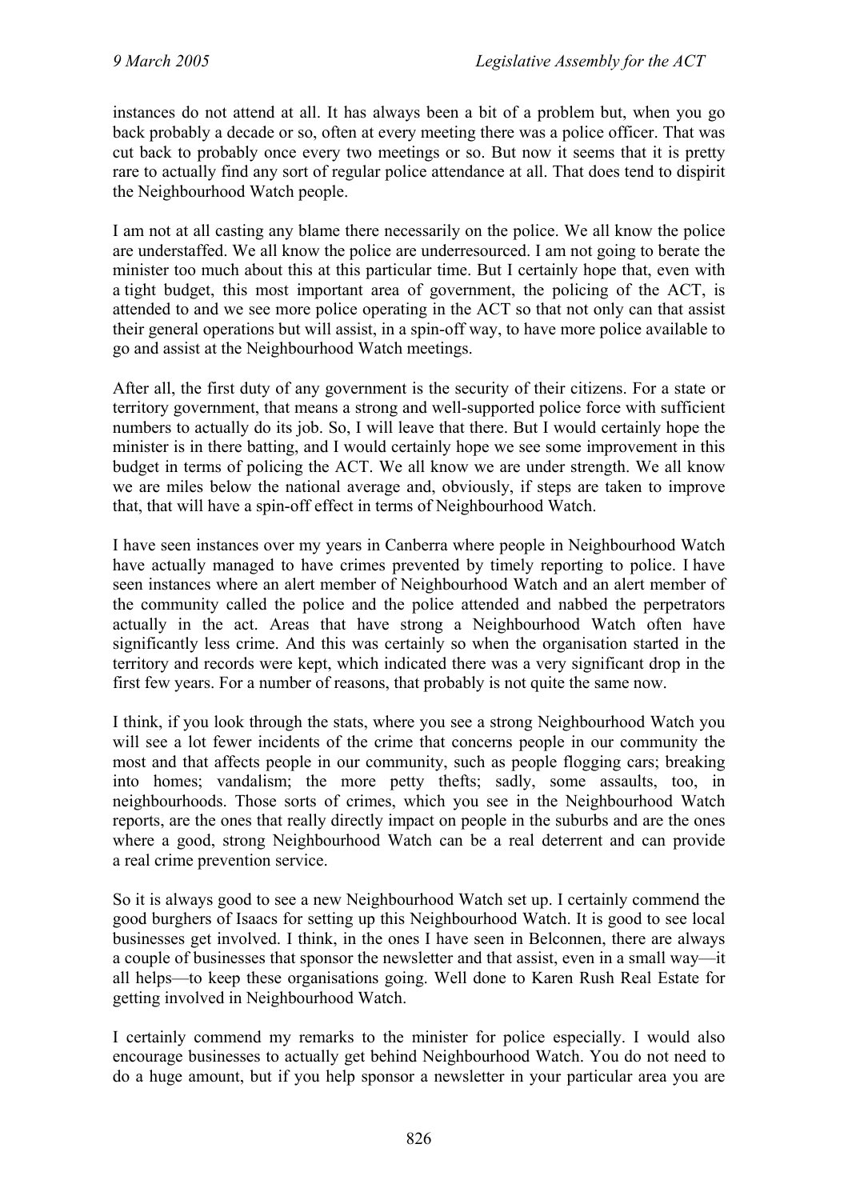instances do not attend at all. It has always been a bit of a problem but, when you go back probably a decade or so, often at every meeting there was a police officer. That was cut back to probably once every two meetings or so. But now it seems that it is pretty rare to actually find any sort of regular police attendance at all. That does tend to dispirit the Neighbourhood Watch people.

I am not at all casting any blame there necessarily on the police. We all know the police are understaffed. We all know the police are underresourced. I am not going to berate the minister too much about this at this particular time. But I certainly hope that, even with a tight budget, this most important area of government, the policing of the ACT, is attended to and we see more police operating in the ACT so that not only can that assist their general operations but will assist, in a spin-off way, to have more police available to go and assist at the Neighbourhood Watch meetings.

After all, the first duty of any government is the security of their citizens. For a state or territory government, that means a strong and well-supported police force with sufficient numbers to actually do its job. So, I will leave that there. But I would certainly hope the minister is in there batting, and I would certainly hope we see some improvement in this budget in terms of policing the ACT. We all know we are under strength. We all know we are miles below the national average and, obviously, if steps are taken to improve that, that will have a spin-off effect in terms of Neighbourhood Watch.

I have seen instances over my years in Canberra where people in Neighbourhood Watch have actually managed to have crimes prevented by timely reporting to police. I have seen instances where an alert member of Neighbourhood Watch and an alert member of the community called the police and the police attended and nabbed the perpetrators actually in the act. Areas that have strong a Neighbourhood Watch often have significantly less crime. And this was certainly so when the organisation started in the territory and records were kept, which indicated there was a very significant drop in the first few years. For a number of reasons, that probably is not quite the same now.

I think, if you look through the stats, where you see a strong Neighbourhood Watch you will see a lot fewer incidents of the crime that concerns people in our community the most and that affects people in our community, such as people flogging cars; breaking into homes; vandalism; the more petty thefts; sadly, some assaults, too, in neighbourhoods. Those sorts of crimes, which you see in the Neighbourhood Watch reports, are the ones that really directly impact on people in the suburbs and are the ones where a good, strong Neighbourhood Watch can be a real deterrent and can provide a real crime prevention service.

So it is always good to see a new Neighbourhood Watch set up. I certainly commend the good burghers of Isaacs for setting up this Neighbourhood Watch. It is good to see local businesses get involved. I think, in the ones I have seen in Belconnen, there are always a couple of businesses that sponsor the newsletter and that assist, even in a small way—it all helps—to keep these organisations going. Well done to Karen Rush Real Estate for getting involved in Neighbourhood Watch.

I certainly commend my remarks to the minister for police especially. I would also encourage businesses to actually get behind Neighbourhood Watch. You do not need to do a huge amount, but if you help sponsor a newsletter in your particular area you are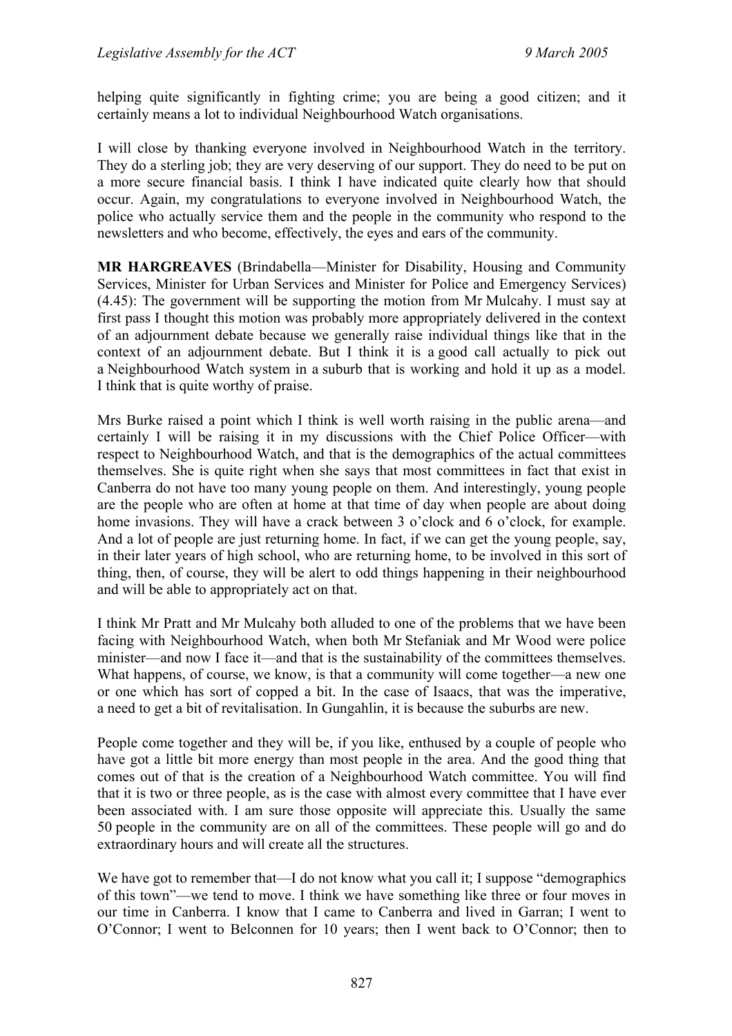helping quite significantly in fighting crime; you are being a good citizen; and it certainly means a lot to individual Neighbourhood Watch organisations.

I will close by thanking everyone involved in Neighbourhood Watch in the territory. They do a sterling job; they are very deserving of our support. They do need to be put on a more secure financial basis. I think I have indicated quite clearly how that should occur. Again, my congratulations to everyone involved in Neighbourhood Watch, the police who actually service them and the people in the community who respond to the newsletters and who become, effectively, the eyes and ears of the community.

**MR HARGREAVES** (Brindabella—Minister for Disability, Housing and Community Services, Minister for Urban Services and Minister for Police and Emergency Services) (4.45): The government will be supporting the motion from Mr Mulcahy. I must say at first pass I thought this motion was probably more appropriately delivered in the context of an adjournment debate because we generally raise individual things like that in the context of an adjournment debate. But I think it is a good call actually to pick out a Neighbourhood Watch system in a suburb that is working and hold it up as a model. I think that is quite worthy of praise.

Mrs Burke raised a point which I think is well worth raising in the public arena—and certainly I will be raising it in my discussions with the Chief Police Officer—with respect to Neighbourhood Watch, and that is the demographics of the actual committees themselves. She is quite right when she says that most committees in fact that exist in Canberra do not have too many young people on them. And interestingly, young people are the people who are often at home at that time of day when people are about doing home invasions. They will have a crack between 3 o'clock and 6 o'clock, for example. And a lot of people are just returning home. In fact, if we can get the young people, say, in their later years of high school, who are returning home, to be involved in this sort of thing, then, of course, they will be alert to odd things happening in their neighbourhood and will be able to appropriately act on that.

I think Mr Pratt and Mr Mulcahy both alluded to one of the problems that we have been facing with Neighbourhood Watch, when both Mr Stefaniak and Mr Wood were police minister—and now I face it—and that is the sustainability of the committees themselves. What happens, of course, we know, is that a community will come together—a new one or one which has sort of copped a bit. In the case of Isaacs, that was the imperative, a need to get a bit of revitalisation. In Gungahlin, it is because the suburbs are new.

People come together and they will be, if you like, enthused by a couple of people who have got a little bit more energy than most people in the area. And the good thing that comes out of that is the creation of a Neighbourhood Watch committee. You will find that it is two or three people, as is the case with almost every committee that I have ever been associated with. I am sure those opposite will appreciate this. Usually the same 50 people in the community are on all of the committees. These people will go and do extraordinary hours and will create all the structures.

We have got to remember that—I do not know what you call it; I suppose "demographics of this town"—we tend to move. I think we have something like three or four moves in our time in Canberra. I know that I came to Canberra and lived in Garran; I went to O'Connor; I went to Belconnen for 10 years; then I went back to O'Connor; then to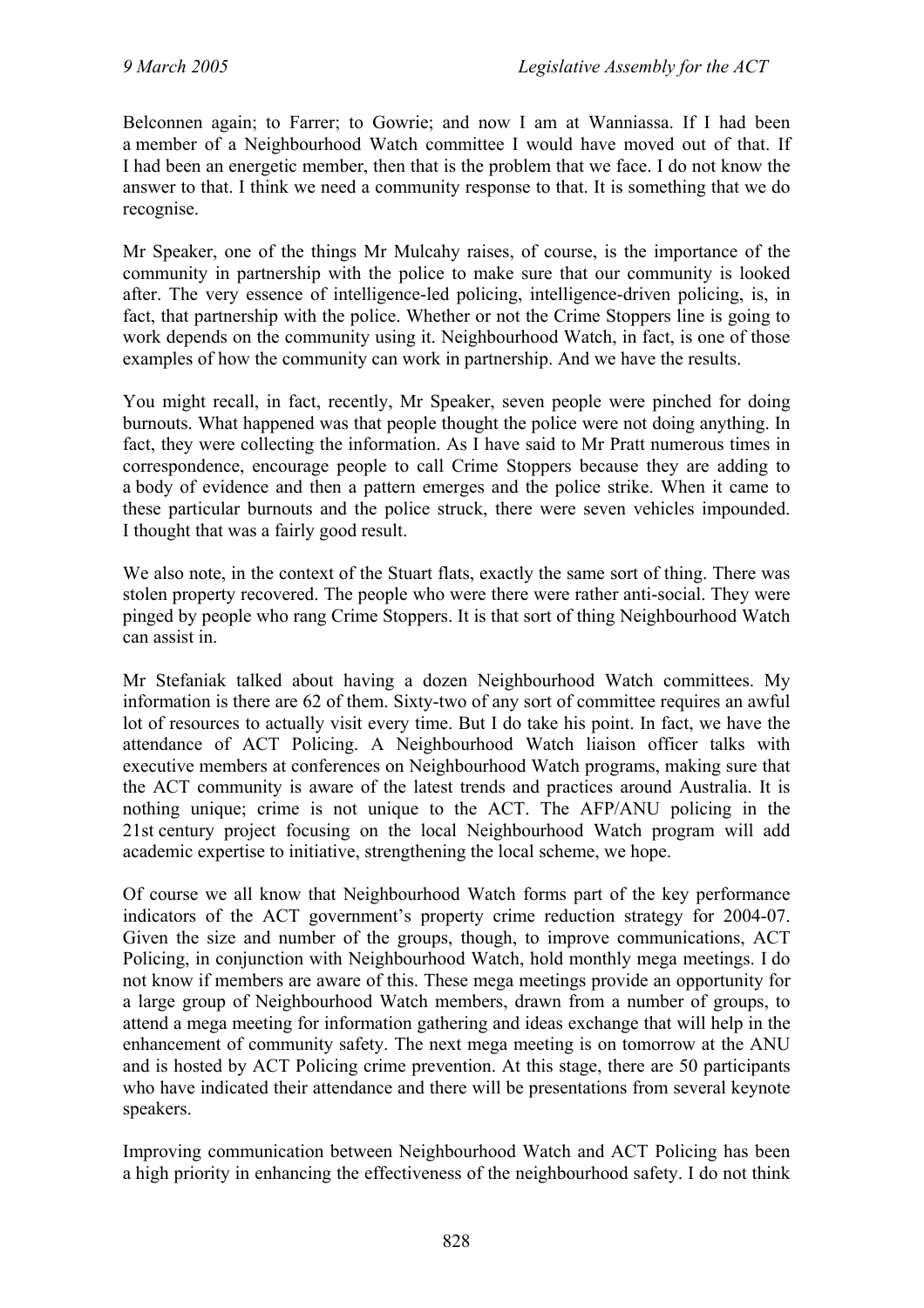Belconnen again; to Farrer; to Gowrie; and now I am at Wanniassa. If I had been a member of a Neighbourhood Watch committee I would have moved out of that. If I had been an energetic member, then that is the problem that we face. I do not know the answer to that. I think we need a community response to that. It is something that we do recognise.

Mr Speaker, one of the things Mr Mulcahy raises, of course, is the importance of the community in partnership with the police to make sure that our community is looked after. The very essence of intelligence-led policing, intelligence-driven policing, is, in fact, that partnership with the police. Whether or not the Crime Stoppers line is going to work depends on the community using it. Neighbourhood Watch, in fact, is one of those examples of how the community can work in partnership. And we have the results.

You might recall, in fact, recently, Mr Speaker, seven people were pinched for doing burnouts. What happened was that people thought the police were not doing anything. In fact, they were collecting the information. As I have said to Mr Pratt numerous times in correspondence, encourage people to call Crime Stoppers because they are adding to a body of evidence and then a pattern emerges and the police strike. When it came to these particular burnouts and the police struck, there were seven vehicles impounded. I thought that was a fairly good result.

We also note, in the context of the Stuart flats, exactly the same sort of thing. There was stolen property recovered. The people who were there were rather anti-social. They were pinged by people who rang Crime Stoppers. It is that sort of thing Neighbourhood Watch can assist in.

Mr Stefaniak talked about having a dozen Neighbourhood Watch committees. My information is there are 62 of them. Sixty-two of any sort of committee requires an awful lot of resources to actually visit every time. But I do take his point. In fact, we have the attendance of ACT Policing. A Neighbourhood Watch liaison officer talks with executive members at conferences on Neighbourhood Watch programs, making sure that the ACT community is aware of the latest trends and practices around Australia. It is nothing unique; crime is not unique to the ACT. The AFP/ANU policing in the 21st century project focusing on the local Neighbourhood Watch program will add academic expertise to initiative, strengthening the local scheme, we hope.

Of course we all know that Neighbourhood Watch forms part of the key performance indicators of the ACT government's property crime reduction strategy for 2004-07. Given the size and number of the groups, though, to improve communications, ACT Policing, in conjunction with Neighbourhood Watch, hold monthly mega meetings. I do not know if members are aware of this. These mega meetings provide an opportunity for a large group of Neighbourhood Watch members, drawn from a number of groups, to attend a mega meeting for information gathering and ideas exchange that will help in the enhancement of community safety. The next mega meeting is on tomorrow at the ANU and is hosted by ACT Policing crime prevention. At this stage, there are 50 participants who have indicated their attendance and there will be presentations from several keynote speakers.

Improving communication between Neighbourhood Watch and ACT Policing has been a high priority in enhancing the effectiveness of the neighbourhood safety. I do not think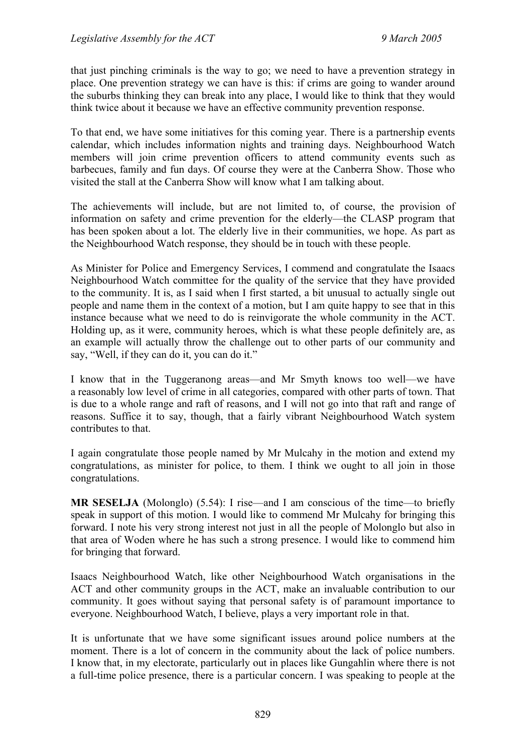that just pinching criminals is the way to go; we need to have a prevention strategy in place. One prevention strategy we can have is this: if crims are going to wander around the suburbs thinking they can break into any place, I would like to think that they would think twice about it because we have an effective community prevention response.

To that end, we have some initiatives for this coming year. There is a partnership events calendar, which includes information nights and training days. Neighbourhood Watch members will join crime prevention officers to attend community events such as barbecues, family and fun days. Of course they were at the Canberra Show. Those who visited the stall at the Canberra Show will know what I am talking about.

The achievements will include, but are not limited to, of course, the provision of information on safety and crime prevention for the elderly—the CLASP program that has been spoken about a lot. The elderly live in their communities, we hope. As part as the Neighbourhood Watch response, they should be in touch with these people.

As Minister for Police and Emergency Services, I commend and congratulate the Isaacs Neighbourhood Watch committee for the quality of the service that they have provided to the community. It is, as I said when I first started, a bit unusual to actually single out people and name them in the context of a motion, but I am quite happy to see that in this instance because what we need to do is reinvigorate the whole community in the ACT. Holding up, as it were, community heroes, which is what these people definitely are, as an example will actually throw the challenge out to other parts of our community and say, "Well, if they can do it, you can do it."

I know that in the Tuggeranong areas—and Mr Smyth knows too well—we have a reasonably low level of crime in all categories, compared with other parts of town. That is due to a whole range and raft of reasons, and I will not go into that raft and range of reasons. Suffice it to say, though, that a fairly vibrant Neighbourhood Watch system contributes to that.

I again congratulate those people named by Mr Mulcahy in the motion and extend my congratulations, as minister for police, to them. I think we ought to all join in those congratulations.

**MR SESELJA** (Molonglo) (5.54): I rise—and I am conscious of the time—to briefly speak in support of this motion. I would like to commend Mr Mulcahy for bringing this forward. I note his very strong interest not just in all the people of Molonglo but also in that area of Woden where he has such a strong presence. I would like to commend him for bringing that forward.

Isaacs Neighbourhood Watch, like other Neighbourhood Watch organisations in the ACT and other community groups in the ACT, make an invaluable contribution to our community. It goes without saying that personal safety is of paramount importance to everyone. Neighbourhood Watch, I believe, plays a very important role in that.

It is unfortunate that we have some significant issues around police numbers at the moment. There is a lot of concern in the community about the lack of police numbers. I know that, in my electorate, particularly out in places like Gungahlin where there is not a full-time police presence, there is a particular concern. I was speaking to people at the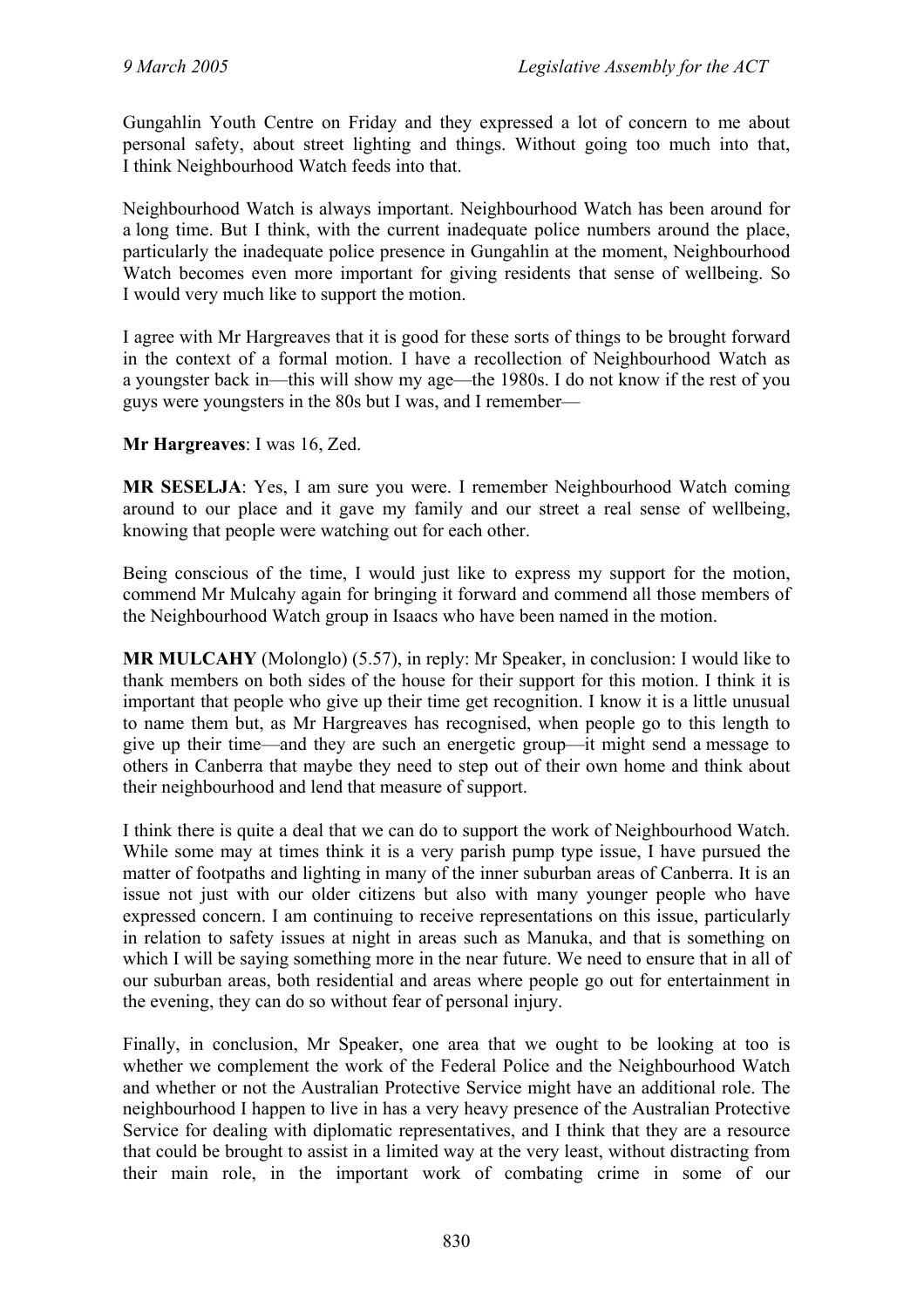Gungahlin Youth Centre on Friday and they expressed a lot of concern to me about personal safety, about street lighting and things. Without going too much into that, I think Neighbourhood Watch feeds into that.

Neighbourhood Watch is always important. Neighbourhood Watch has been around for a long time. But I think, with the current inadequate police numbers around the place, particularly the inadequate police presence in Gungahlin at the moment, Neighbourhood Watch becomes even more important for giving residents that sense of wellbeing. So I would very much like to support the motion.

I agree with Mr Hargreaves that it is good for these sorts of things to be brought forward in the context of a formal motion. I have a recollection of Neighbourhood Watch as a youngster back in—this will show my age—the 1980s. I do not know if the rest of you guys were youngsters in the 80s but I was, and I remember—

**Mr Hargreaves**: I was 16, Zed.

**MR SESELJA**: Yes, I am sure you were. I remember Neighbourhood Watch coming around to our place and it gave my family and our street a real sense of wellbeing, knowing that people were watching out for each other.

Being conscious of the time, I would just like to express my support for the motion, commend Mr Mulcahy again for bringing it forward and commend all those members of the Neighbourhood Watch group in Isaacs who have been named in the motion.

**MR MULCAHY** (Molonglo) (5.57), in reply: Mr Speaker, in conclusion: I would like to thank members on both sides of the house for their support for this motion. I think it is important that people who give up their time get recognition. I know it is a little unusual to name them but, as Mr Hargreaves has recognised, when people go to this length to give up their time—and they are such an energetic group—it might send a message to others in Canberra that maybe they need to step out of their own home and think about their neighbourhood and lend that measure of support.

I think there is quite a deal that we can do to support the work of Neighbourhood Watch. While some may at times think it is a very parish pump type issue, I have pursued the matter of footpaths and lighting in many of the inner suburban areas of Canberra. It is an issue not just with our older citizens but also with many younger people who have expressed concern. I am continuing to receive representations on this issue, particularly in relation to safety issues at night in areas such as Manuka, and that is something on which I will be saying something more in the near future. We need to ensure that in all of our suburban areas, both residential and areas where people go out for entertainment in the evening, they can do so without fear of personal injury.

Finally, in conclusion, Mr Speaker, one area that we ought to be looking at too is whether we complement the work of the Federal Police and the Neighbourhood Watch and whether or not the Australian Protective Service might have an additional role. The neighbourhood I happen to live in has a very heavy presence of the Australian Protective Service for dealing with diplomatic representatives, and I think that they are a resource that could be brought to assist in a limited way at the very least, without distracting from their main role, in the important work of combating crime in some of our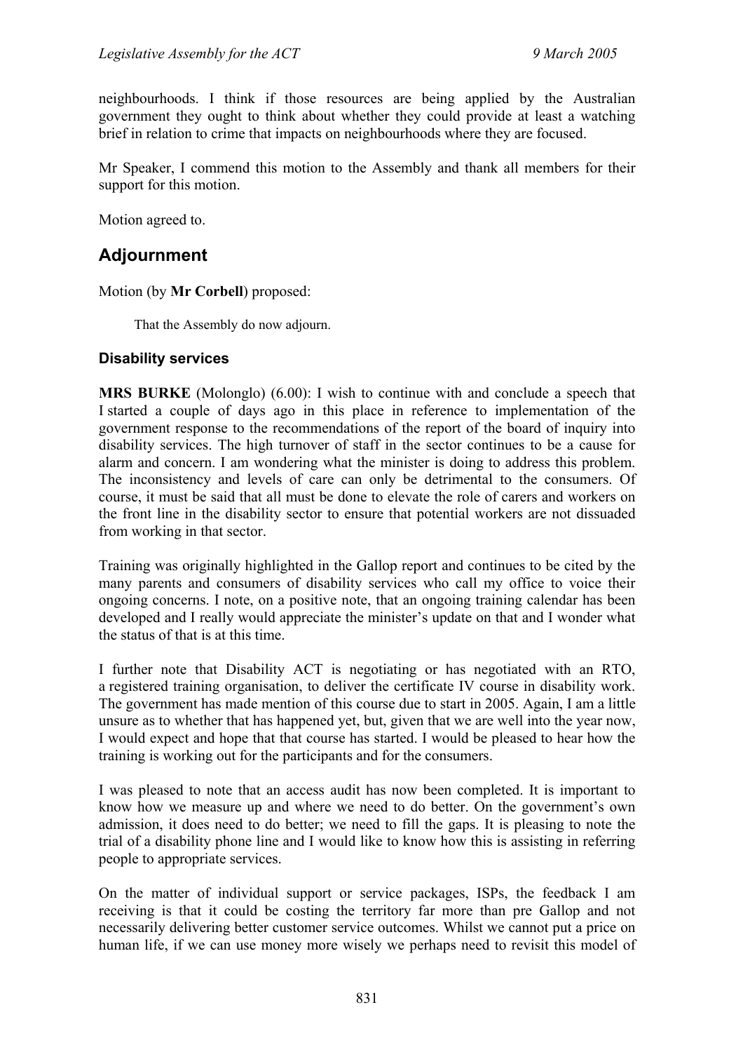neighbourhoods. I think if those resources are being applied by the Australian government they ought to think about whether they could provide at least a watching brief in relation to crime that impacts on neighbourhoods where they are focused.

Mr Speaker, I commend this motion to the Assembly and thank all members for their support for this motion.

Motion agreed to.

## Adjournment

Motion (by **Mr Corbell**) proposed:

> That the Assembly do now adjourn.

### Disability services

**MRS BURKE** (Molonglo) (6.00): I wish to continue with and conclude a speech that I started a couple of days ago in this place in reference to implementation of the government response to the recommendations of the report of the board of inquiry into disability services. The high turnover of staff in the sector continues to be a cause for alarm and concern. I am wondering what the minister is doing to address this problem. The inconsistency and levels of care can only be detrimental to the consumers. Of course, it must be said that all must be done to elevate the role of carers and workers on the front line in the disability sector to ensure that potential workers are not dissuaded from working in that sector.

Training was originally highlighted in the Gallop report and continues to be cited by the many parents and consumers of disability services who call my office to voice their ongoing concerns. I note, on a positive note, that an ongoing training calendar has been developed and I really would appreciate the minister's update on that and I wonder what the status of that is at this time.

I further note that Disability ACT is negotiating or has negotiated with an RTO, a registered training organisation, to deliver the certificate IV course in disability work. The government has made mention of this course due to start in 2005. Again, I am a little unsure as to whether that has happened yet, but, given that we are well into the year now, I would expect and hope that that course has started. I would be pleased to hear how the training is working out for the participants and for the consumers.

I was pleased to note that an access audit has now been completed. It is important to know how we measure up and where we need to do better. On the government's own admission, it does need to do better; we need to fill the gaps. It is pleasing to note the trial of a disability phone line and I would like to know how this is assisting in referring people to appropriate services.

On the matter of individual support or service packages, ISPs, the feedback I am receiving is that it could be costing the territory far more than pre Gallop and not necessarily delivering better customer service outcomes. Whilst we cannot put a price on human life, if we can use money more wisely we perhaps need to revisit this model of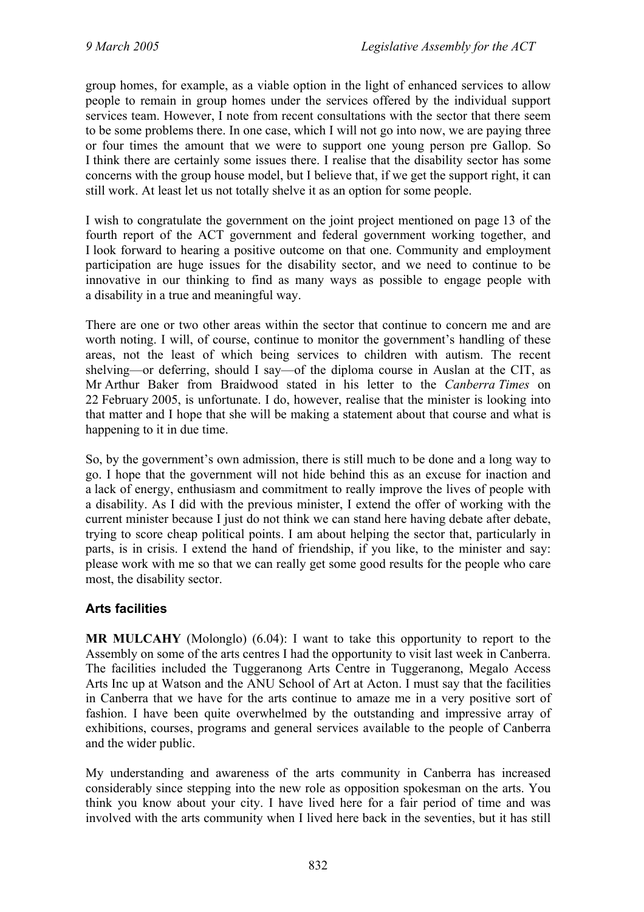group homes, for example, as a viable option in the light of enhanced services to allow people to remain in group homes under the services offered by the individual support services team. However, I note from recent consultations with the sector that there seem to be some problems there. In one case, which I will not go into now, we are paying three or four times the amount that we were to support one young person pre Gallop. So I think there are certainly some issues there. I realise that the disability sector has some concerns with the group house model, but I believe that, if we get the support right, it can still work. At least let us not totally shelve it as an option for some people.

I wish to congratulate the government on the joint project mentioned on page 13 of the fourth report of the ACT government and federal government working together, and I look forward to hearing a positive outcome on that one. Community and employment participation are huge issues for the disability sector, and we need to continue to be innovative in our thinking to find as many ways as possible to engage people with a disability in a true and meaningful way.

There are one or two other areas within the sector that continue to concern me and are worth noting. I will, of course, continue to monitor the government's handling of these areas, not the least of which being services to children with autism. The recent shelving—or deferring, should I say—of the diploma course in Auslan at the CIT, as Mr Arthur Baker from Braidwood stated in his letter to the *Canberra Times* on 22 February 2005, is unfortunate. I do, however, realise that the minister is looking into that matter and I hope that she will be making a statement about that course and what is happening to it in due time.

So, by the government's own admission, there is still much to be done and a long way to go. I hope that the government will not hide behind this as an excuse for inaction and a lack of energy, enthusiasm and commitment to really improve the lives of people with a disability. As I did with the previous minister, I extend the offer of working with the current minister because I just do not think we can stand here having debate after debate, trying to score cheap political points. I am about helping the sector that, particularly in parts, is in crisis. I extend the hand of friendship, if you like, to the minister and say: please work with me so that we can really get some good results for the people who care most, the disability sector.

## Arts facilities

**MR MULCAHY** (Molonglo) (6.04): I want to take this opportunity to report to the Assembly on some of the arts centres I had the opportunity to visit last week in Canberra. The facilities included the Tuggeranong Arts Centre in Tuggeranong, Megalo Access Arts Inc up at Watson and the ANU School of Art at Acton. I must say that the facilities in Canberra that we have for the arts continue to amaze me in a very positive sort of fashion. I have been quite overwhelmed by the outstanding and impressive array of exhibitions, courses, programs and general services available to the people of Canberra and the wider public.

My understanding and awareness of the arts community in Canberra has increased considerably since stepping into the new role as opposition spokesman on the arts. You think you know about your city. I have lived here for a fair period of time and was involved with the arts community when I lived here back in the seventies, but it has still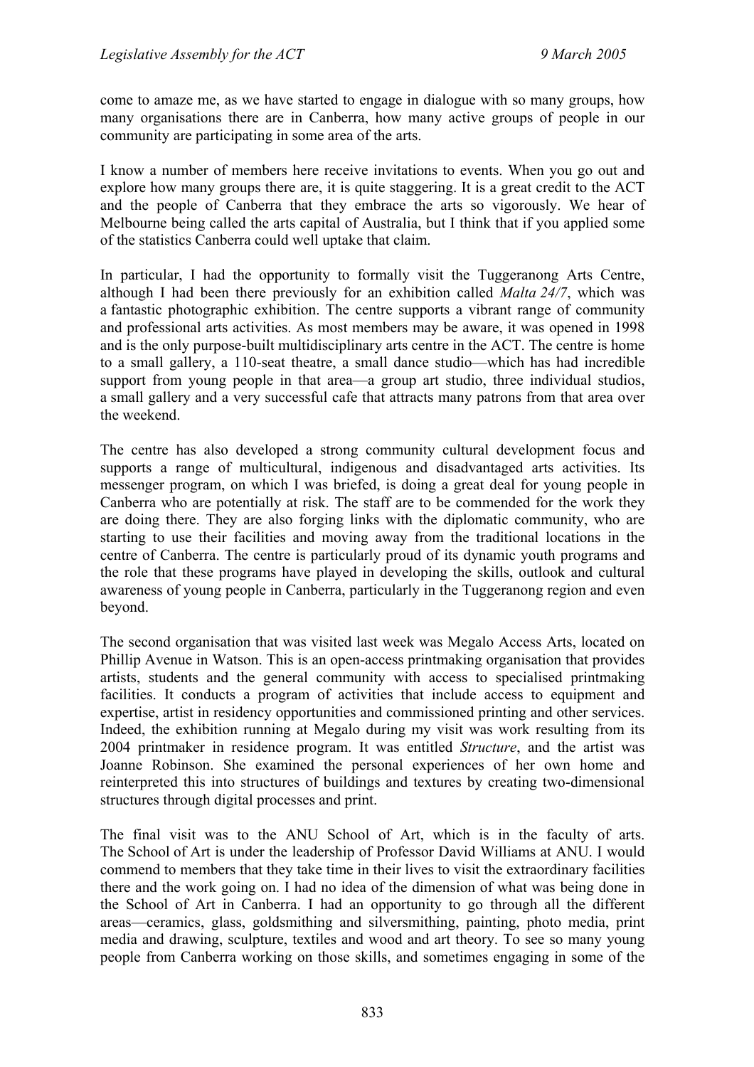come to amaze me, as we have started to engage in dialogue with so many groups, how many organisations there are in Canberra, how many active groups of people in our community are participating in some area of the arts.

I know a number of members here receive invitations to events. When you go out and explore how many groups there are, it is quite staggering. It is a great credit to the ACT and the people of Canberra that they embrace the arts so vigorously. We hear of Melbourne being called the arts capital of Australia, but I think that if you applied some of the statistics Canberra could well uptake that claim.

In particular, I had the opportunity to formally visit the Tuggeranong Arts Centre, although I had been there previously for an exhibition called *Malta 24/7*, which was a fantastic photographic exhibition. The centre supports a vibrant range of community and professional arts activities. As most members may be aware, it was opened in 1998 and is the only purpose-built multidisciplinary arts centre in the ACT. The centre is home to a small gallery, a 110-seat theatre, a small dance studio—which has had incredible support from young people in that area—a group art studio, three individual studios, a small gallery and a very successful cafe that attracts many patrons from that area over the weekend.

The centre has also developed a strong community cultural development focus and supports a range of multicultural, indigenous and disadvantaged arts activities. Its messenger program, on which I was briefed, is doing a great deal for young people in Canberra who are potentially at risk. The staff are to be commended for the work they are doing there. They are also forging links with the diplomatic community, who are starting to use their facilities and moving away from the traditional locations in the centre of Canberra. The centre is particularly proud of its dynamic youth programs and the role that these programs have played in developing the skills, outlook and cultural awareness of young people in Canberra, particularly in the Tuggeranong region and even beyond.

The second organisation that was visited last week was Megalo Access Arts, located on Phillip Avenue in Watson. This is an open-access printmaking organisation that provides artists, students and the general community with access to specialised printmaking facilities. It conducts a program of activities that include access to equipment and expertise, artist in residency opportunities and commissioned printing and other services. Indeed, the exhibition running at Megalo during my visit was work resulting from its 2004 printmaker in residence program. It was entitled *Structure*, and the artist was Joanne Robinson. She examined the personal experiences of her own home and reinterpreted this into structures of buildings and textures by creating two-dimensional structures through digital processes and print.

The final visit was to the ANU School of Art, which is in the faculty of arts. The School of Art is under the leadership of Professor David Williams at ANU. I would commend to members that they take time in their lives to visit the extraordinary facilities there and the work going on. I had no idea of the dimension of what was being done in the School of Art in Canberra. I had an opportunity to go through all the different areas—ceramics, glass, goldsmithing and silversmithing, painting, photo media, print media and drawing, sculpture, textiles and wood and art theory. To see so many young people from Canberra working on those skills, and sometimes engaging in some of the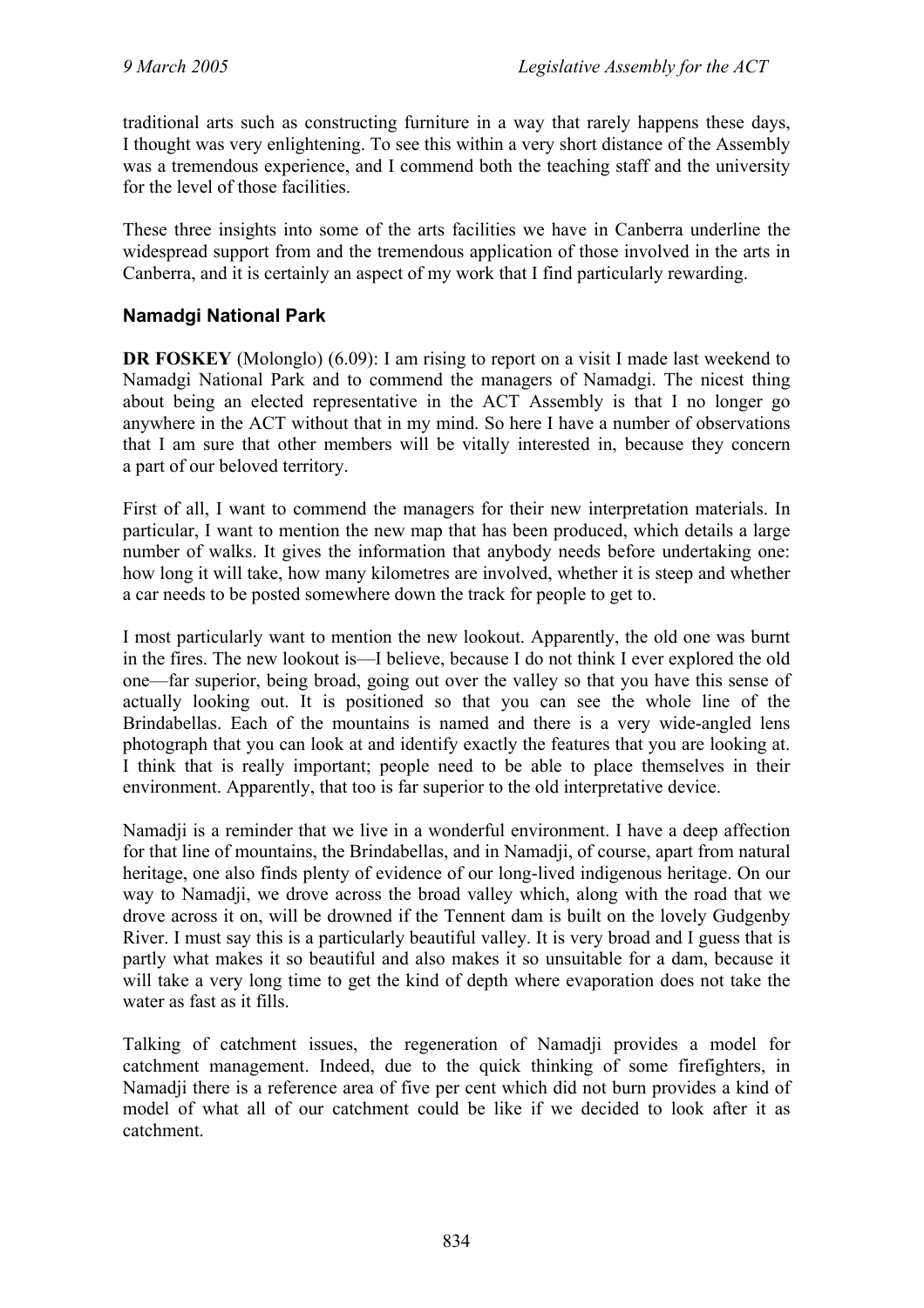traditional arts such as constructing furniture in a way that rarely happens these days, I thought was very enlightening. To see this within a very short distance of the Assembly was a tremendous experience, and I commend both the teaching staff and the university for the level of those facilities.

These three insights into some of the arts facilities we have in Canberra underline the widespread support from and the tremendous application of those involved in the arts in Canberra, and it is certainly an aspect of my work that I find particularly rewarding.

### Namadgi National Park

**DR FOSKEY** (Molonglo) (6.09): I am rising to report on a visit I made last weekend to Namadgi National Park and to commend the managers of Namadgi. The nicest thing about being an elected representative in the ACT Assembly is that I no longer go anywhere in the ACT without that in my mind. So here I have a number of observations that I am sure that other members will be vitally interested in, because they concern a part of our beloved territory.

First of all, I want to commend the managers for their new interpretation materials. In particular, I want to mention the new map that has been produced, which details a large number of walks. It gives the information that anybody needs before undertaking one: how long it will take, how many kilometres are involved, whether it is steep and whether a car needs to be posted somewhere down the track for people to get to.

I most particularly want to mention the new lookout. Apparently, the old one was burnt in the fires. The new lookout is—I believe, because I do not think I ever explored the old one—far superior, being broad, going out over the valley so that you have this sense of actually looking out. It is positioned so that you can see the whole line of the Brindabellas. Each of the mountains is named and there is a very wide-angled lens photograph that you can look at and identify exactly the features that you are looking at. I think that is really important; people need to be able to place themselves in their environment. Apparently, that too is far superior to the old interpretative device.

Namadji is a reminder that we live in a wonderful environment. I have a deep affection for that line of mountains, the Brindabellas, and in Namadji, of course, apart from natural heritage, one also finds plenty of evidence of our long-lived indigenous heritage. On our way to Namadji, we drove across the broad valley which, along with the road that we drove across it on, will be drowned if the Tennent dam is built on the lovely Gudgenby River. I must say this is a particularly beautiful valley. It is very broad and I guess that is partly what makes it so beautiful and also makes it so unsuitable for a dam, because it will take a very long time to get the kind of depth where evaporation does not take the water as fast as it fills.

Talking of catchment issues, the regeneration of Namadji provides a model for catchment management. Indeed, due to the quick thinking of some firefighters, in Namadji there is a reference area of five per cent which did not burn provides a kind of model of what all of our catchment could be like if we decided to look after it as catchment.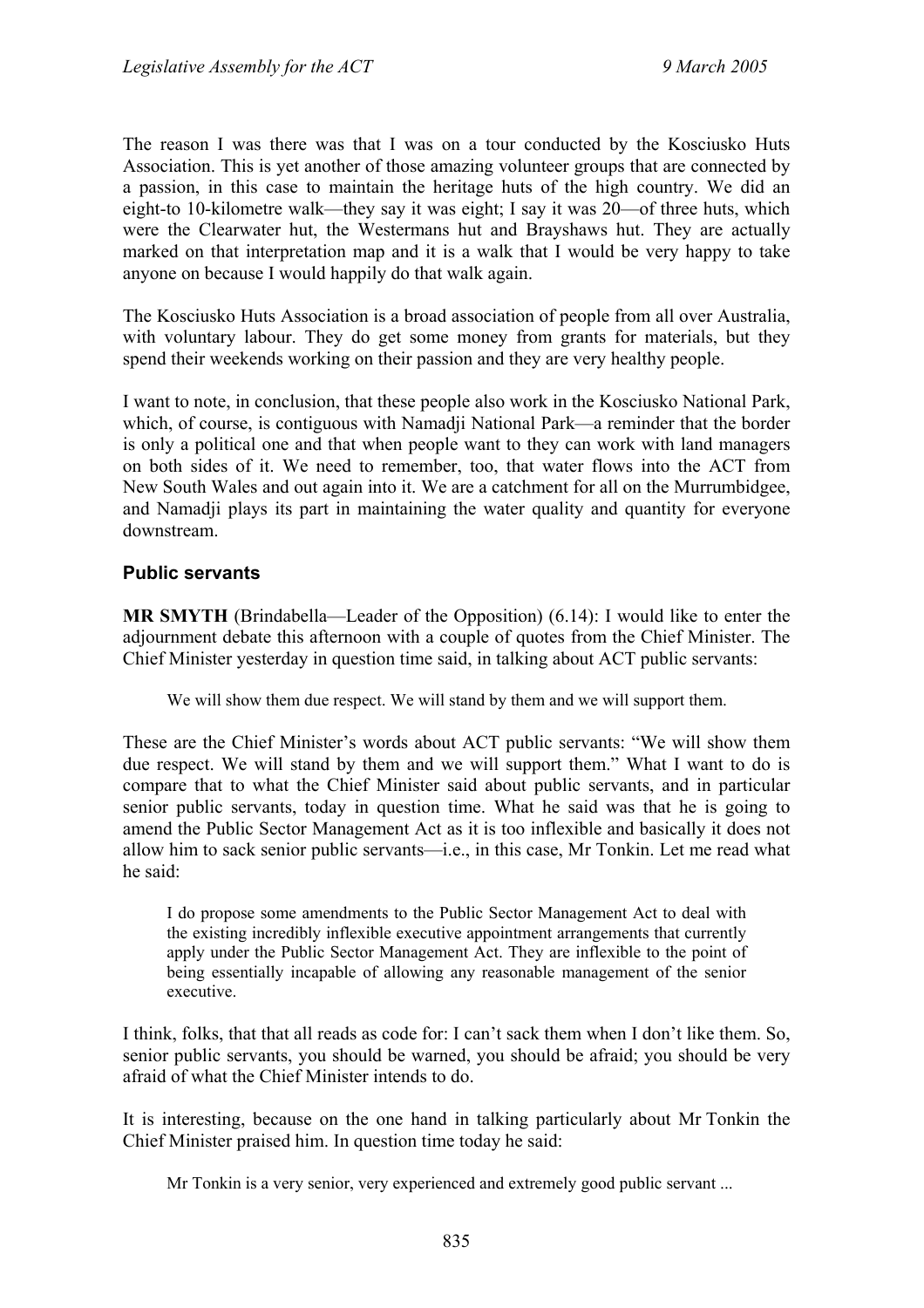The reason I was there was that I was on a tour conducted by the Kosciusko Huts Association. This is yet another of those amazing volunteer groups that are connected by a passion, in this case to maintain the heritage huts of the high country. We did an eight-to 10-kilometre walk—they say it was eight; I say it was 20—of three huts, which were the Clearwater hut, the Westermans hut and Brayshaws hut. They are actually marked on that interpretation map and it is a walk that I would be very happy to take anyone on because I would happily do that walk again.

The Kosciusko Huts Association is a broad association of people from all over Australia, with voluntary labour. They do get some money from grants for materials, but they spend their weekends working on their passion and they are very healthy people.

I want to note, in conclusion, that these people also work in the Kosciusko National Park, which, of course, is contiguous with Namadji National Park—a reminder that the border is only a political one and that when people want to they can work with land managers on both sides of it. We need to remember, too, that water flows into the ACT from New South Wales and out again into it. We are a catchment for all on the Murrumbidgee, and Namadji plays its part in maintaining the water quality and quantity for everyone downstream.

### Public servants

**MR SMYTH** (Brindabella—Leader of the Opposition) (6.14): I would like to enter the adjournment debate this afternoon with a couple of quotes from the Chief Minister. The Chief Minister yesterday in question time said, in talking about ACT public servants:

> We will show them due respect. We will stand by them and we will support them.

These are the Chief Minister's words about ACT public servants: "We will show them due respect. We will stand by them and we will support them." What I want to do is compare that to what the Chief Minister said about public servants, and in particular senior public servants, today in question time. What he said was that he is going to amend the Public Sector Management Act as it is too inflexible and basically it does not allow him to sack senior public servants—i.e., in this case, Mr Tonkin. Let me read what he said:

> I do propose some amendments to the Public Sector Management Act to deal with the existing incredibly inflexible executive appointment arrangements that currently apply under the Public Sector Management Act. They are inflexible to the point of being essentially incapable of allowing any reasonable management of the senior executive.

I think, folks, that that all reads as code for: I can't sack them when I don't like them. So, senior public servants, you should be warned, you should be afraid; you should be very afraid of what the Chief Minister intends to do.

It is interesting, because on the one hand in talking particularly about Mr Tonkin the Chief Minister praised him. In question time today he said:

> Mr Tonkin is a very senior, very experienced and extremely good public servant ...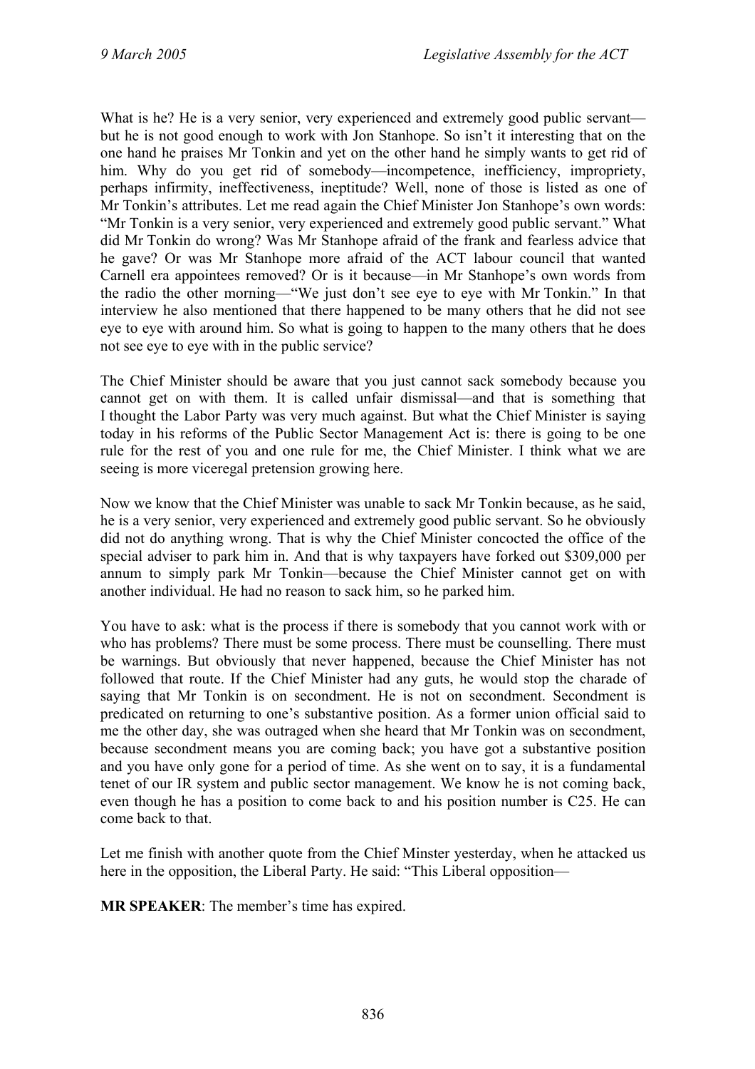What is he? He is a very senior, very experienced and extremely good public servant—but he is not good enough to work with Jon Stanhope. So isn't it interesting that on the one hand he praises Mr Tonkin and yet on the other hand he simply wants to get rid of him. Why do you get rid of somebody—incompetence, inefficiency, impropriety, perhaps infirmity, ineffectiveness, ineptitude? Well, none of those is listed as one of Mr Tonkin's attributes. Let me read again the Chief Minister Jon Stanhope's own words: "Mr Tonkin is a very senior, very experienced and extremely good public servant." What did Mr Tonkin do wrong? Was Mr Stanhope afraid of the frank and fearless advice that he gave? Or was Mr Stanhope more afraid of the ACT labour council that wanted Carnell era appointees removed? Or is it because—in Mr Stanhope's own words from the radio the other morning—"We just don't see eye to eye with Mr Tonkin." In that interview he also mentioned that there happened to be many others that he did not see eye to eye with around him. So what is going to happen to the many others that he does not see eye to eye with in the public service?

The Chief Minister should be aware that you just cannot sack somebody because you cannot get on with them. It is called unfair dismissal—and that is something that I thought the Labor Party was very much against. But what the Chief Minister is saying today in his reforms of the Public Sector Management Act is: there is going to be one rule for the rest of you and one rule for me, the Chief Minister. I think what we are seeing is more viceregal pretension growing here.

Now we know that the Chief Minister was unable to sack Mr Tonkin because, as he said, he is a very senior, very experienced and extremely good public servant. So he obviously did not do anything wrong. That is why the Chief Minister concocted the office of the special adviser to park him in. And that is why taxpayers have forked out $309,000 per annum to simply park Mr Tonkin—because the Chief Minister cannot get on with another individual. He had no reason to sack him, so he parked him.

You have to ask: what is the process if there is somebody that you cannot work with or who has problems? There must be some process. There must be counselling. There must be warnings. But obviously that never happened, because the Chief Minister has not followed that route. If the Chief Minister had any guts, he would stop the charade of saying that Mr Tonkin is on secondment. He is not on secondment. Secondment is predicated on returning to one's substantive position. As a former union official said to me the other day, she was outraged when she heard that Mr Tonkin was on secondment, because secondment means you are coming back; you have got a substantive position and you have only gone for a period of time. As she went on to say, it is a fundamental tenet of our IR system and public sector management. We know he is not coming back, even though he has a position to come back to and his position number is C25. He can come back to that.

Let me finish with another quote from the Chief Minster yesterday, when he attacked us here in the opposition, the Liberal Party. He said: "This Liberal opposition—

**MR SPEAKER**: The member's time has expired.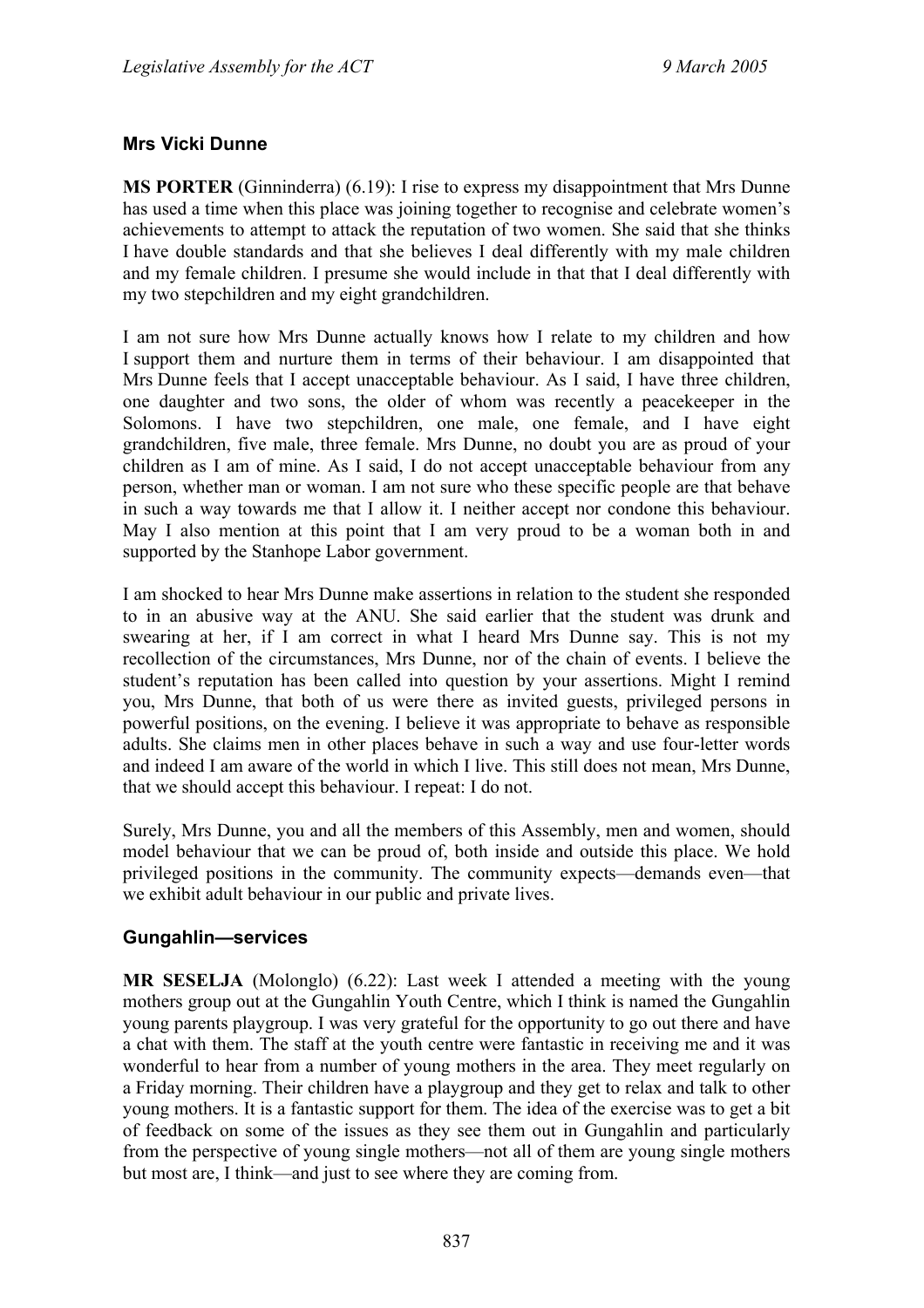## Mrs Vicki Dunne

**MS PORTER** (Ginninderra) (6.19): I rise to express my disappointment that Mrs Dunne has used a time when this place was joining together to recognise and celebrate women's achievements to attempt to attack the reputation of two women. She said that she thinks I have double standards and that she believes I deal differently with my male children and my female children. I presume she would include in that that I deal differently with my two stepchildren and my eight grandchildren.

I am not sure how Mrs Dunne actually knows how I relate to my children and how I support them and nurture them in terms of their behaviour. I am disappointed that Mrs Dunne feels that I accept unacceptable behaviour. As I said, I have three children, one daughter and two sons, the older of whom was recently a peacekeeper in the Solomons. I have two stepchildren, one male, one female, and I have eight grandchildren, five male, three female. Mrs Dunne, no doubt you are as proud of your children as I am of mine. As I said, I do not accept unacceptable behaviour from any person, whether man or woman. I am not sure who these specific people are that behave in such a way towards me that I allow it. I neither accept nor condone this behaviour. May I also mention at this point that I am very proud to be a woman both in and supported by the Stanhope Labor government.

I am shocked to hear Mrs Dunne make assertions in relation to the student she responded to in an abusive way at the ANU. She said earlier that the student was drunk and swearing at her, if I am correct in what I heard Mrs Dunne say. This is not my recollection of the circumstances, Mrs Dunne, nor of the chain of events. I believe the student's reputation has been called into question by your assertions. Might I remind you, Mrs Dunne, that both of us were there as invited guests, privileged persons in powerful positions, on the evening. I believe it was appropriate to behave as responsible adults. She claims men in other places behave in such a way and use four-letter words and indeed I am aware of the world in which I live. This still does not mean, Mrs Dunne, that we should accept this behaviour. I repeat: I do not.

Surely, Mrs Dunne, you and all the members of this Assembly, men and women, should model behaviour that we can be proud of, both inside and outside this place. We hold privileged positions in the community. The community expects—demands even—that we exhibit adult behaviour in our public and private lives.

## Gungahlin—services

**MR SESELJA** (Molonglo) (6.22): Last week I attended a meeting with the young mothers group out at the Gungahlin Youth Centre, which I think is named the Gungahlin young parents playgroup. I was very grateful for the opportunity to go out there and have a chat with them. The staff at the youth centre were fantastic in receiving me and it was wonderful to hear from a number of young mothers in the area. They meet regularly on a Friday morning. Their children have a playgroup and they get to relax and talk to other young mothers. It is a fantastic support for them. The idea of the exercise was to get a bit of feedback on some of the issues as they see them out in Gungahlin and particularly from the perspective of young single mothers—not all of them are young single mothers but most are, I think—and just to see where they are coming from.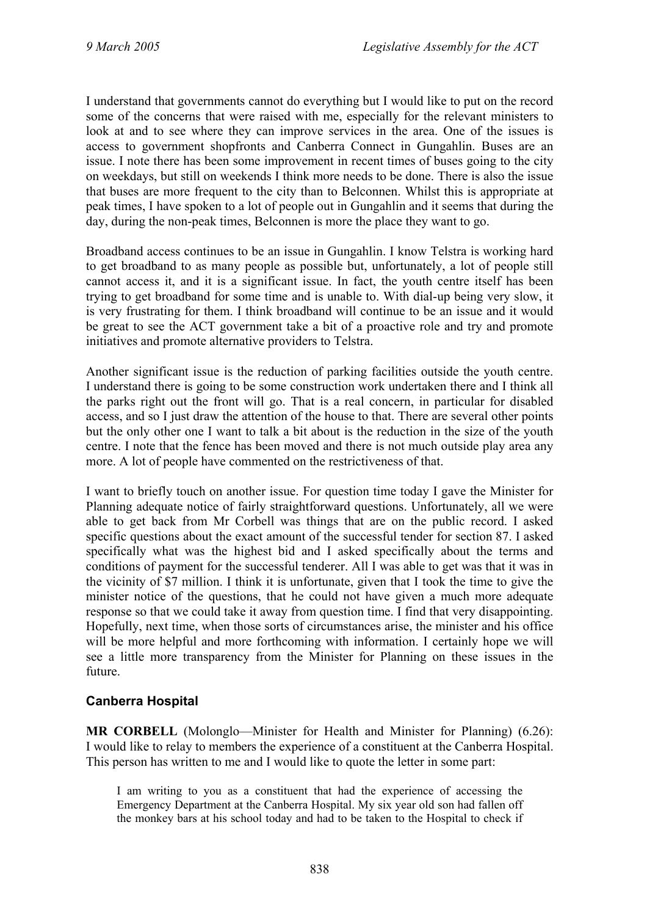I understand that governments cannot do everything but I would like to put on the record some of the concerns that were raised with me, especially for the relevant ministers to look at and to see where they can improve services in the area. One of the issues is access to government shopfronts and Canberra Connect in Gungahlin. Buses are an issue. I note there has been some improvement in recent times of buses going to the city on weekdays, but still on weekends I think more needs to be done. There is also the issue that buses are more frequent to the city than to Belconnen. Whilst this is appropriate at peak times, I have spoken to a lot of people out in Gungahlin and it seems that during the day, during the non-peak times, Belconnen is more the place they want to go.

Broadband access continues to be an issue in Gungahlin. I know Telstra is working hard to get broadband to as many people as possible but, unfortunately, a lot of people still cannot access it, and it is a significant issue. In fact, the youth centre itself has been trying to get broadband for some time and is unable to. With dial-up being very slow, it is very frustrating for them. I think broadband will continue to be an issue and it would be great to see the ACT government take a bit of a proactive role and try and promote initiatives and promote alternative providers to Telstra.

Another significant issue is the reduction of parking facilities outside the youth centre. I understand there is going to be some construction work undertaken there and I think all the parks right out the front will go. That is a real concern, in particular for disabled access, and so I just draw the attention of the house to that. There are several other points but the only other one I want to talk a bit about is the reduction in the size of the youth centre. I note that the fence has been moved and there is not much outside play area any more. A lot of people have commented on the restrictiveness of that.

I want to briefly touch on another issue. For question time today I gave the Minister for Planning adequate notice of fairly straightforward questions. Unfortunately, all we were able to get back from Mr Corbell was things that are on the public record. I asked specific questions about the exact amount of the successful tender for section 87. I asked specifically what was the highest bid and I asked specifically about the terms and conditions of payment for the successful tenderer. All I was able to get was that it was in the vicinity of $7 million. I think it is unfortunate, given that I took the time to give the minister notice of the questions, that he could not have given a much more adequate response so that we could take it away from question time. I find that very disappointing. Hopefully, next time, when those sorts of circumstances arise, the minister and his office will be more helpful and more forthcoming with information. I certainly hope we will see a little more transparency from the Minister for Planning on these issues in the future.

## Canberra Hospital

**MR CORBELL** (Molonglo—Minister for Health and Minister for Planning) (6.26): I would like to relay to members the experience of a constituent at the Canberra Hospital. This person has written to me and I would like to quote the letter in some part:

> I am writing to you as a constituent that had the experience of accessing the Emergency Department at the Canberra Hospital. My six year old son had fallen off the monkey bars at his school today and had to be taken to the Hospital to check if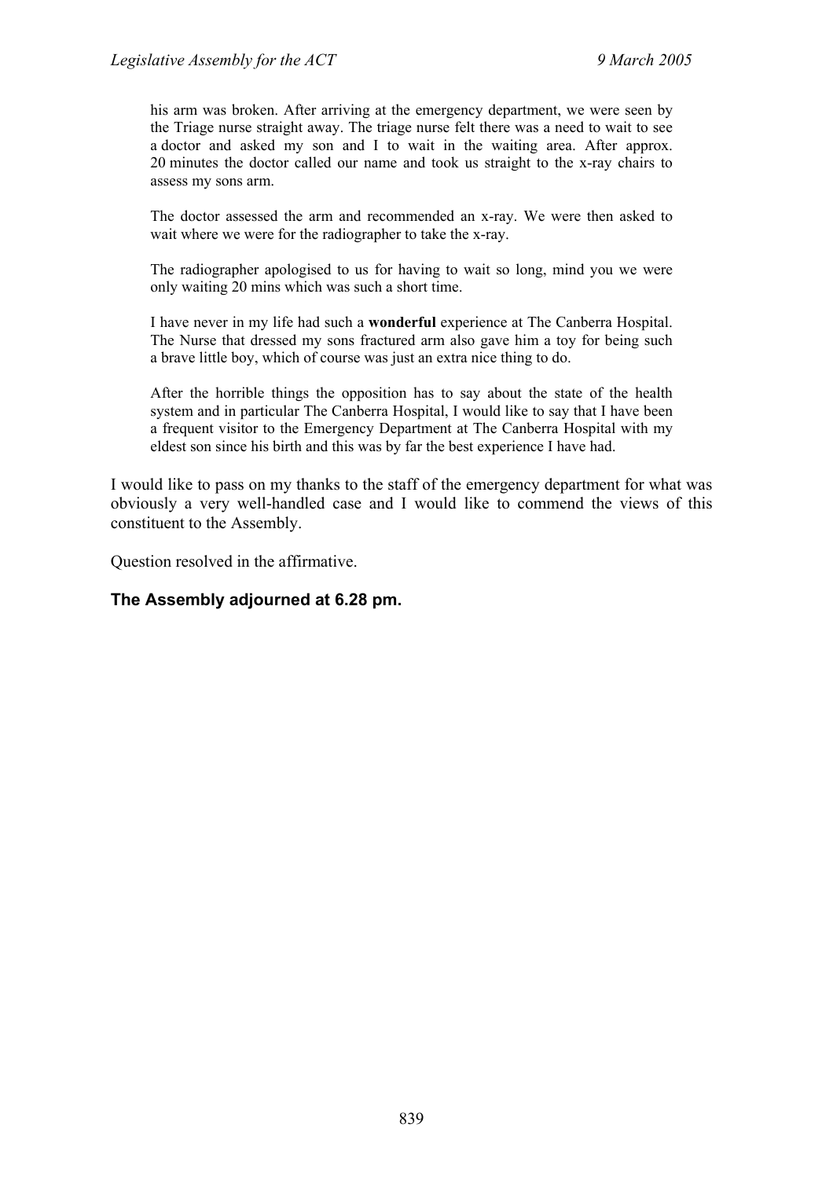> his arm was broken. After arriving at the emergency department, we were seen by the Triage nurse straight away. The triage nurse felt there was a need to wait to see a doctor and asked my son and I to wait in the waiting area. After approx. 20 minutes the doctor called our name and took us straight to the x-ray chairs to assess my sons arm.
>
> The doctor assessed the arm and recommended an x-ray. We were then asked to wait where we were for the radiographer to take the x-ray.
>
> The radiographer apologised to us for having to wait so long, mind you we were only waiting 20 mins which was such a short time.
>
> I have never in my life had such a **wonderful** experience at The Canberra Hospital. The Nurse that dressed my sons fractured arm also gave him a toy for being such a brave little boy, which of course was just an extra nice thing to do.
>
> After the horrible things the opposition has to say about the state of the health system and in particular The Canberra Hospital, I would like to say that I have been a frequent visitor to the Emergency Department at The Canberra Hospital with my eldest son since his birth and this was by far the best experience I have had.

I would like to pass on my thanks to the staff of the emergency department for what was obviously a very well-handled case and I would like to commend the views of this constituent to the Assembly.

Question resolved in the affirmative.

**The Assembly adjourned at 6.28 pm.**